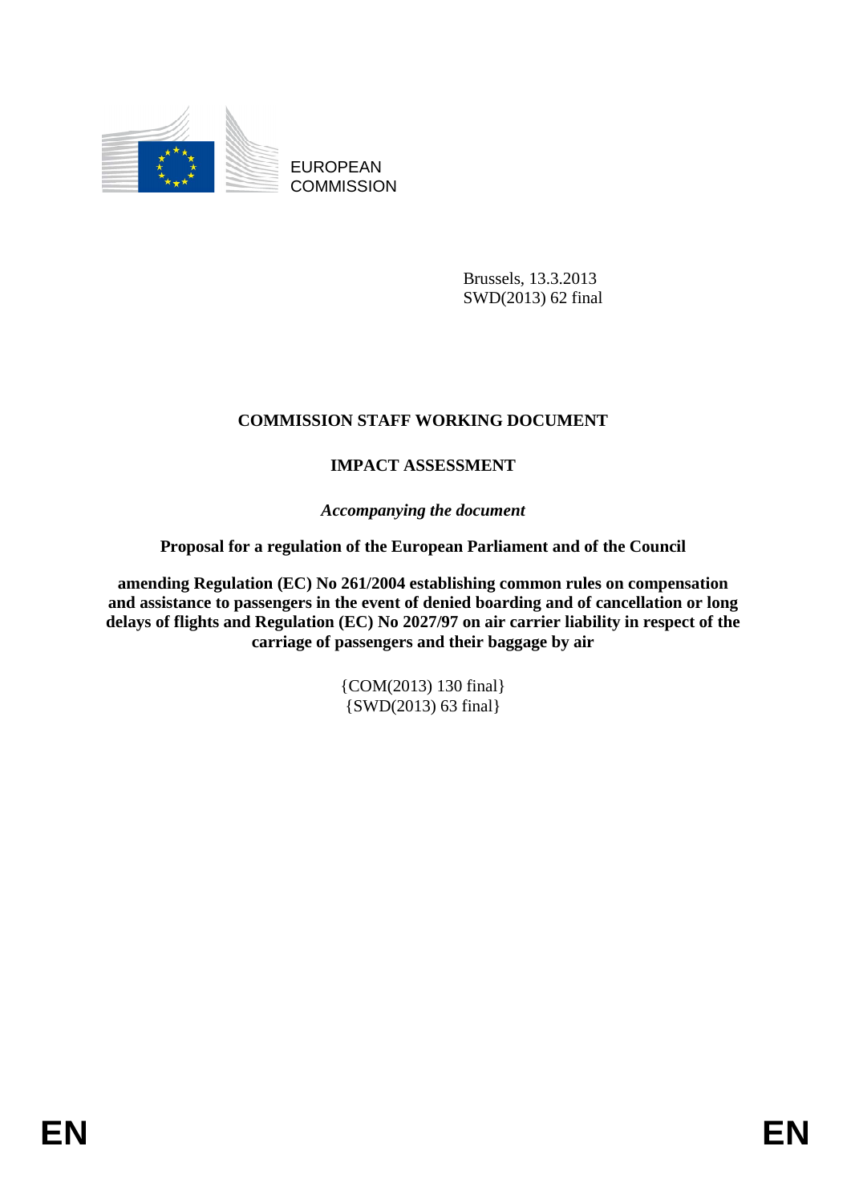EUROPEAN COMMISSION

Brussels, 13.3.2013
SWD(2013) 62 final

# COMMISSION STAFF WORKING DOCUMENT

## IMPACT ASSESSMENT

*Accompanying the document*

**Proposal for a regulation of the European Parliament and of the Council**

**amending Regulation (EC) No 261/2004 establishing common rules on compensation and assistance to passengers in the event of denied boarding and of cancellation or long delays of flights and Regulation (EC) No 2027/97 on air carrier liability in respect of the carriage of passengers and their baggage by air**

{COM(2013) 130 final}
{SWD(2013) 63 final}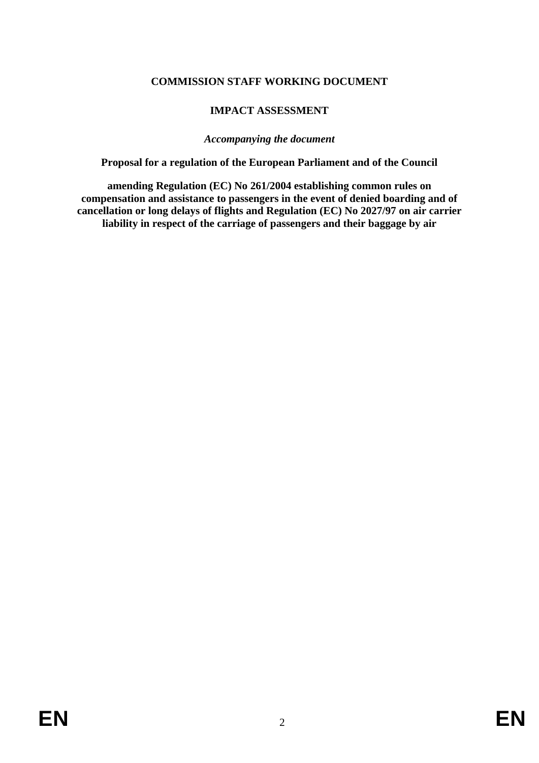**COMMISSION STAFF WORKING DOCUMENT**

**IMPACT ASSESSMENT**

***Accompanying the document***

**Proposal for a regulation of the European Parliament and of the Council**

**amending Regulation (EC) No 261/2004 establishing common rules on compensation and assistance to passengers in the event of denied boarding and of cancellation or long delays of flights and Regulation (EC) No 2027/97 on air carrier liability in respect of the carriage of passengers and their baggage by air**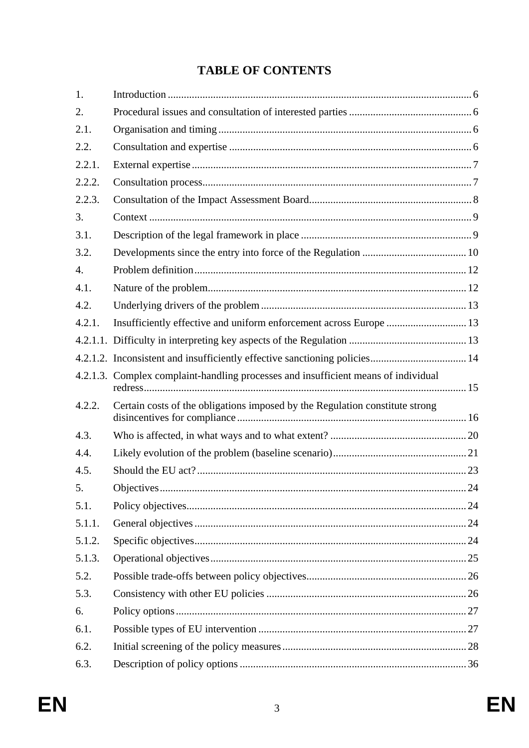# TABLE OF CONTENTS

| | | |
|---|---|---|
| 1. | Introduction | 6 |
| 2. | Procedural issues and consultation of interested parties | 6 |
| 2.1. | Organisation and timing | 6 |
| 2.2. | Consultation and expertise | 6 |
| 2.2.1. | External expertise | 7 |
| 2.2.2. | Consultation process | 7 |
| 2.2.3. | Consultation of the Impact Assessment Board | 8 |
| 3. | Context | 9 |
| 3.1. | Description of the legal framework in place | 9 |
| 3.2. | Developments since the entry into force of the Regulation | 10 |
| 4. | Problem definition | 12 |
| 4.1. | Nature of the problem | 12 |
| 4.2. | Underlying drivers of the problem | 13 |
| 4.2.1. | Insufficiently effective and uniform enforcement across Europe | 13 |
| 4.2.1.1. | Difficulty in interpreting key aspects of the Regulation | 13 |
| 4.2.1.2. | Inconsistent and insufficiently effective sanctioning policies | 14 |
| 4.2.1.3. | Complex complaint-handling processes and insufficient means of individual redress | 15 |
| 4.2.2. | Certain costs of the obligations imposed by the Regulation constitute strong disincentives for compliance | 16 |
| 4.3. | Who is affected, in what ways and to what extent? | 20 |
| 4.4. | Likely evolution of the problem (baseline scenario) | 21 |
| 4.5. | Should the EU act? | 23 |
| 5. | Objectives | 24 |
| 5.1. | Policy objectives | 24 |
| 5.1.1. | General objectives | 24 |
| 5.1.2. | Specific objectives | 24 |
| 5.1.3. | Operational objectives | 25 |
| 5.2. | Possible trade-offs between policy objectives | 26 |
| 5.3. | Consistency with other EU policies | 26 |
| 6. | Policy options | 27 |
| 6.1. | Possible types of EU intervention | 27 |
| 6.2. | Initial screening of the policy measures | 28 |
| 6.3. | Description of policy options | 36 |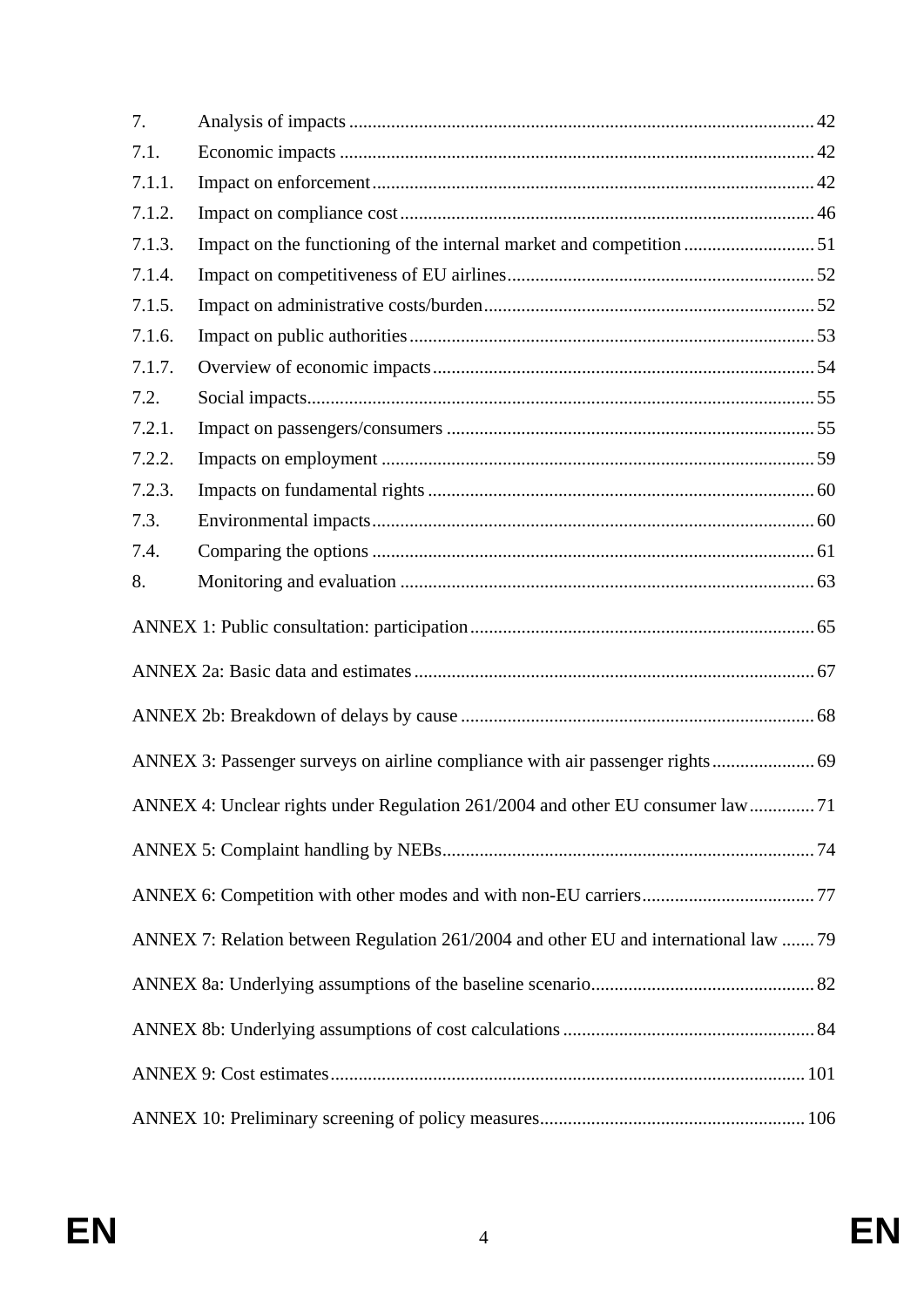7. Analysis of impacts ..... 42

7.1. Economic impacts ..... 42

7.1.1. Impact on enforcement ..... 42

7.1.2. Impact on compliance cost ..... 46

7.1.3. Impact on the functioning of the internal market and competition ..... 51

7.1.4. Impact on competitiveness of EU airlines ..... 52

7.1.5. Impact on administrative costs/burden ..... 52

7.1.6. Impact on public authorities ..... 53

7.1.7. Overview of economic impacts ..... 54

7.2. Social impacts ..... 55

7.2.1. Impact on passengers/consumers ..... 55

7.2.2. Impacts on employment ..... 59

7.2.3. Impacts on fundamental rights ..... 60

7.3. Environmental impacts ..... 60

7.4. Comparing the options ..... 61

8. Monitoring and evaluation ..... 63

ANNEX 1: Public consultation: participation ..... 65

ANNEX 2a: Basic data and estimates ..... 67

ANNEX 2b: Breakdown of delays by cause ..... 68

ANNEX 3: Passenger surveys on airline compliance with air passenger rights ..... 69

ANNEX 4: Unclear rights under Regulation 261/2004 and other EU consumer law ..... 71

ANNEX 5: Complaint handling by NEBs ..... 74

ANNEX 6: Competition with other modes and with non-EU carriers ..... 77

ANNEX 7: Relation between Regulation 261/2004 and other EU and international law ..... 79

ANNEX 8a: Underlying assumptions of the baseline scenario ..... 82

ANNEX 8b: Underlying assumptions of cost calculations ..... 84

ANNEX 9: Cost estimates ..... 101

ANNEX 10: Preliminary screening of policy measures ..... 106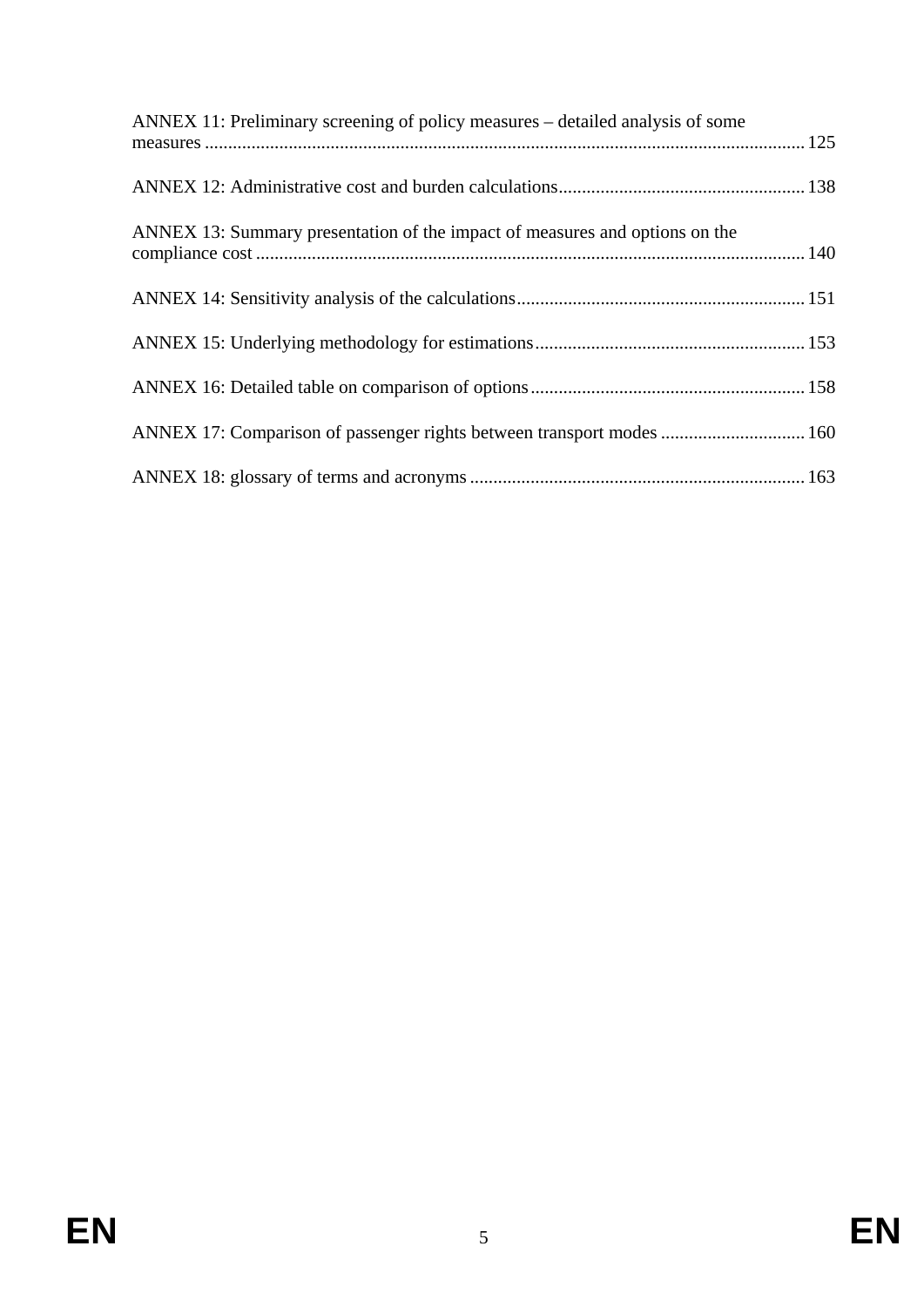ANNEX 11: Preliminary screening of policy measures – detailed analysis of some measures ........ 125

ANNEX 12: Administrative cost and burden calculations ........ 138

ANNEX 13: Summary presentation of the impact of measures and options on the compliance cost ........ 140

ANNEX 14: Sensitivity analysis of the calculations ........ 151

ANNEX 15: Underlying methodology for estimations ........ 153

ANNEX 16: Detailed table on comparison of options ........ 158

ANNEX 17: Comparison of passenger rights between transport modes ........ 160

ANNEX 18: glossary of terms and acronyms ........ 163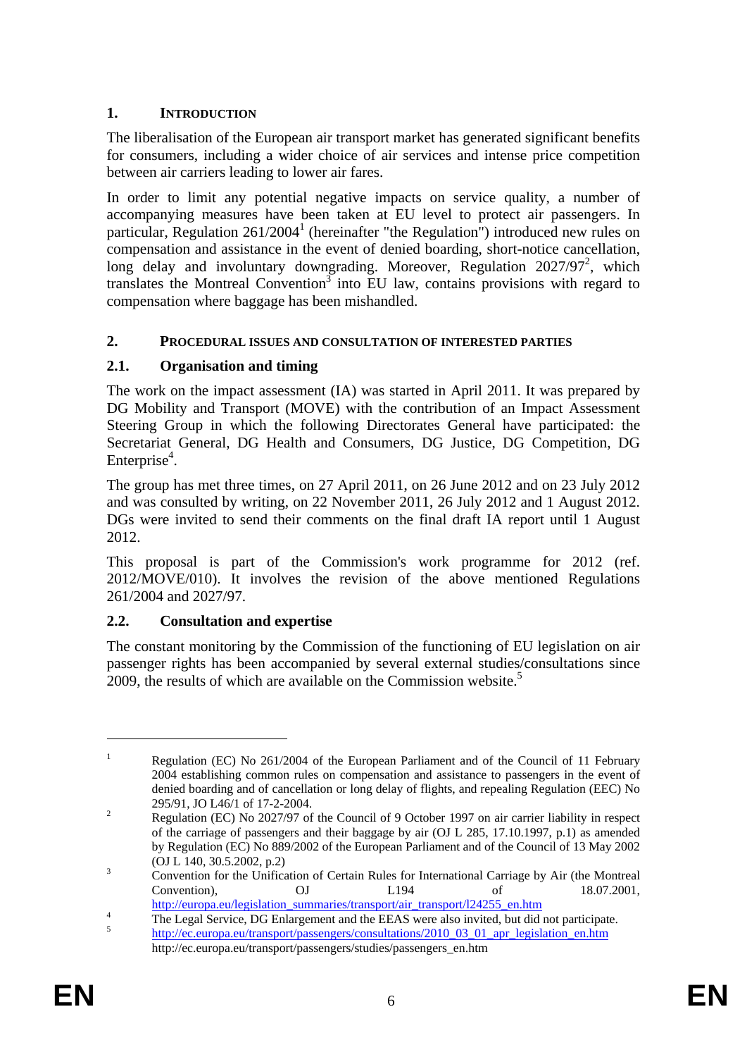## 1. INTRODUCTION

The liberalisation of the European air transport market has generated significant benefits for consumers, including a wider choice of air services and intense price competition between air carriers leading to lower air fares.

In order to limit any potential negative impacts on service quality, a number of accompanying measures have been taken at EU level to protect air passengers. In particular, Regulation 261/2004[1] (hereinafter "the Regulation") introduced new rules on compensation and assistance in the event of denied boarding, short-notice cancellation, long delay and involuntary downgrading. Moreover, Regulation 2027/97[2], which translates the Montreal Convention[3] into EU law, contains provisions with regard to compensation where baggage has been mishandled.

## 2. PROCEDURAL ISSUES AND CONSULTATION OF INTERESTED PARTIES

### 2.1. Organisation and timing

The work on the impact assessment (IA) was started in April 2011. It was prepared by DG Mobility and Transport (MOVE) with the contribution of an Impact Assessment Steering Group in which the following Directorates General have participated: the Secretariat General, DG Health and Consumers, DG Justice, DG Competition, DG Enterprise[4].

The group has met three times, on 27 April 2011, on 26 June 2012 and on 23 July 2012 and was consulted by writing, on 22 November 2011, 26 July 2012 and 1 August 2012. DGs were invited to send their comments on the final draft IA report until 1 August 2012.

This proposal is part of the Commission's work programme for 2012 (ref. 2012/MOVE/010). It involves the revision of the above mentioned Regulations 261/2004 and 2027/97.

### 2.2. Consultation and expertise

The constant monitoring by the Commission of the functioning of EU legislation on air passenger rights has been accompanied by several external studies/consultations since 2009, the results of which are available on the Commission website.[5]

---

[1] Regulation (EC) No 261/2004 of the European Parliament and of the Council of 11 February 2004 establishing common rules on compensation and assistance to passengers in the event of denied boarding and of cancellation or long delay of flights, and repealing Regulation (EEC) No 295/91, JO L46/1 of 17-2-2004.

[2] Regulation (EC) No 2027/97 of the Council of 9 October 1997 on air carrier liability in respect of the carriage of passengers and their baggage by air (OJ L 285, 17.10.1997, p.1) as amended by Regulation (EC) No 889/2002 of the European Parliament and of the Council of 13 May 2002 (OJ L 140, 30.5.2002, p.2)

[3] Convention for the Unification of Certain Rules for International Carriage by Air (the Montreal Convention), OJ L194 of 18.07.2001, http://europa.eu/legislation_summaries/transport/air_transport/l24255_en.htm

[4] The Legal Service, DG Enlargement and the EEAS were also invited, but did not participate.

[5] http://ec.europa.eu/transport/passengers/consultations/2010_03_01_apr_legislation_en.htm
http://ec.europa.eu/transport/passengers/studies/passengers_en.htm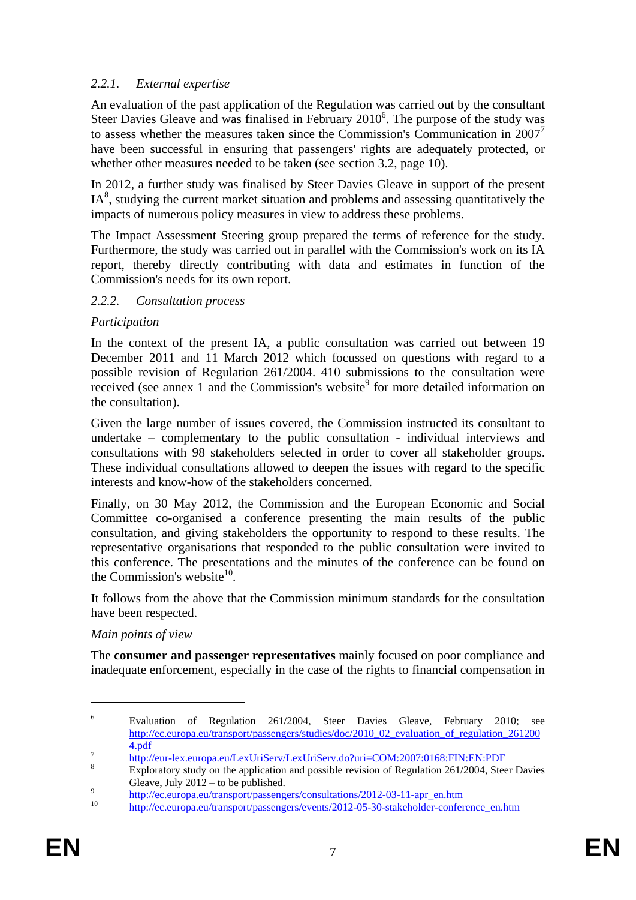### *2.2.1. External expertise*

An evaluation of the past application of the Regulation was carried out by the consultant Steer Davies Gleave and was finalised in February 2010[6]. The purpose of the study was to assess whether the measures taken since the Commission's Communication in 2007[7] have been successful in ensuring that passengers' rights are adequately protected, or whether other measures needed to be taken (see section 3.2, page 10).

In 2012, a further study was finalised by Steer Davies Gleave in support of the present IA[8], studying the current market situation and problems and assessing quantitatively the impacts of numerous policy measures in view to address these problems.

The Impact Assessment Steering group prepared the terms of reference for the study. Furthermore, the study was carried out in parallel with the Commission's work on its IA report, thereby directly contributing with data and estimates in function of the Commission's needs for its own report.

### *2.2.2. Consultation process*

*Participation*

In the context of the present IA, a public consultation was carried out between 19 December 2011 and 11 March 2012 which focussed on questions with regard to a possible revision of Regulation 261/2004. 410 submissions to the consultation were received (see annex 1 and the Commission's website[9] for more detailed information on the consultation).

Given the large number of issues covered, the Commission instructed its consultant to undertake – complementary to the public consultation - individual interviews and consultations with 98 stakeholders selected in order to cover all stakeholder groups. These individual consultations allowed to deepen the issues with regard to the specific interests and know-how of the stakeholders concerned.

Finally, on 30 May 2012, the Commission and the European Economic and Social Committee co-organised a conference presenting the main results of the public consultation, and giving stakeholders the opportunity to respond to these results. The representative organisations that responded to the public consultation were invited to this conference. The presentations and the minutes of the conference can be found on the Commission's website[10].

It follows from the above that the Commission minimum standards for the consultation have been respected.

*Main points of view*

The **consumer and passenger representatives** mainly focused on poor compliance and inadequate enforcement, especially in the case of the rights to financial compensation in

---

[6] Evaluation of Regulation 261/2004, Steer Davies Gleave, February 2010; see http://ec.europa.eu/transport/passengers/studies/doc/2010_02_evaluation_of_regulation_2612004.pdf

[7] http://eur-lex.europa.eu/LexUriServ/LexUriServ.do?uri=COM:2007:0168:FIN:EN:PDF

[8] Exploratory study on the application and possible revision of Regulation 261/2004, Steer Davies Gleave, July 2012 – to be published.

[9] http://ec.europa.eu/transport/passengers/consultations/2012-03-11-apr_en.htm

[10] http://ec.europa.eu/transport/passengers/events/2012-05-30-stakeholder-conference_en.htm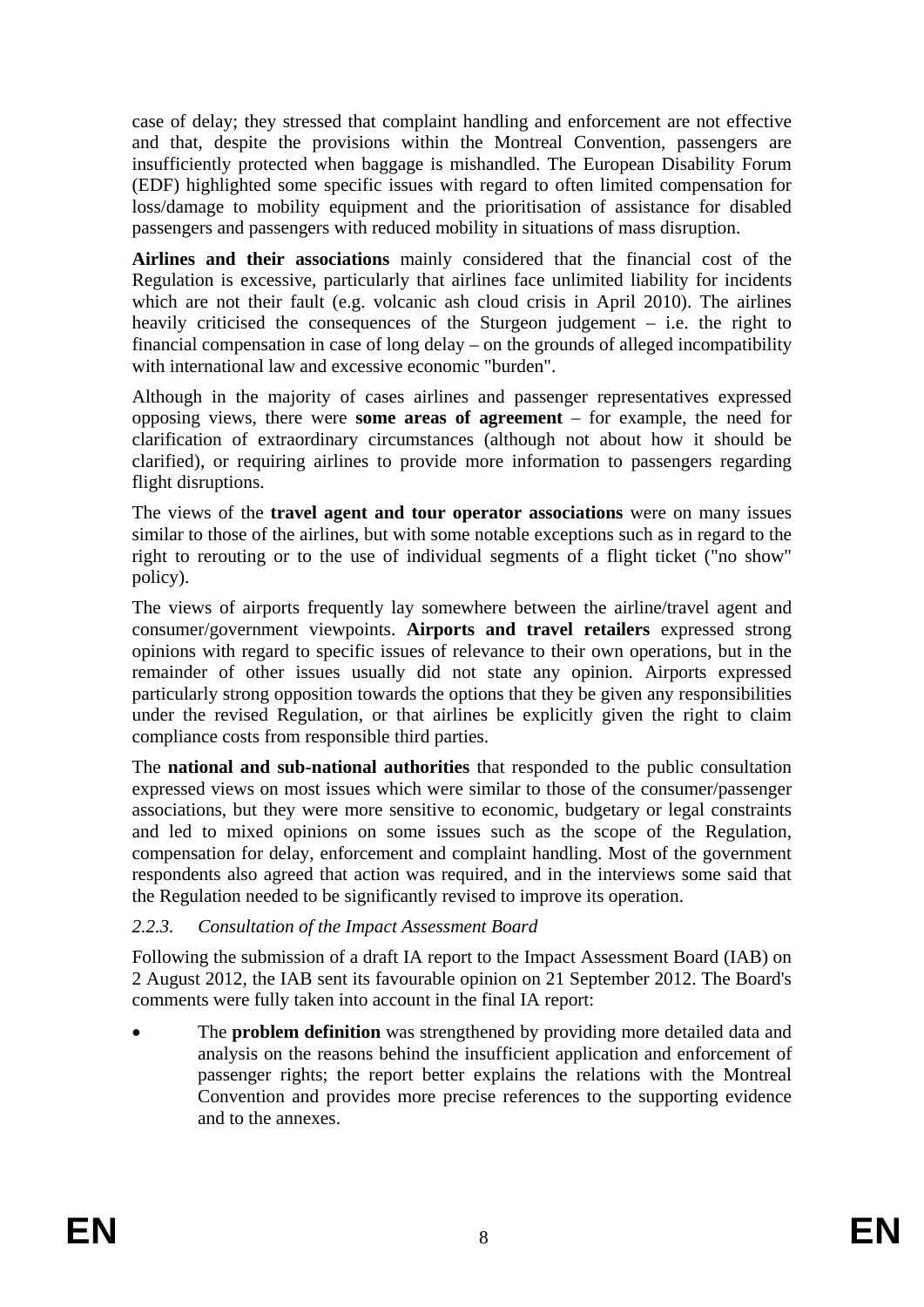case of delay; they stressed that complaint handling and enforcement are not effective and that, despite the provisions within the Montreal Convention, passengers are insufficiently protected when baggage is mishandled. The European Disability Forum (EDF) highlighted some specific issues with regard to often limited compensation for loss/damage to mobility equipment and the prioritisation of assistance for disabled passengers and passengers with reduced mobility in situations of mass disruption.

**Airlines and their associations** mainly considered that the financial cost of the Regulation is excessive, particularly that airlines face unlimited liability for incidents which are not their fault (e.g. volcanic ash cloud crisis in April 2010). The airlines heavily criticised the consequences of the Sturgeon judgement – i.e. the right to financial compensation in case of long delay – on the grounds of alleged incompatibility with international law and excessive economic "burden".

Although in the majority of cases airlines and passenger representatives expressed opposing views, there were **some areas of agreement** – for example, the need for clarification of extraordinary circumstances (although not about how it should be clarified), or requiring airlines to provide more information to passengers regarding flight disruptions.

The views of the **travel agent and tour operator associations** were on many issues similar to those of the airlines, but with some notable exceptions such as in regard to the right to rerouting or to the use of individual segments of a flight ticket ("no show" policy).

The views of airports frequently lay somewhere between the airline/travel agent and consumer/government viewpoints. **Airports and travel retailers** expressed strong opinions with regard to specific issues of relevance to their own operations, but in the remainder of other issues usually did not state any opinion. Airports expressed particularly strong opposition towards the options that they be given any responsibilities under the revised Regulation, or that airlines be explicitly given the right to claim compliance costs from responsible third parties.

The **national and sub-national authorities** that responded to the public consultation expressed views on most issues which were similar to those of the consumer/passenger associations, but they were more sensitive to economic, budgetary or legal constraints and led to mixed opinions on some issues such as the scope of the Regulation, compensation for delay, enforcement and complaint handling. Most of the government respondents also agreed that action was required, and in the interviews some said that the Regulation needed to be significantly revised to improve its operation.

### *2.2.3. Consultation of the Impact Assessment Board*

Following the submission of a draft IA report to the Impact Assessment Board (IAB) on 2 August 2012, the IAB sent its favourable opinion on 21 September 2012. The Board's comments were fully taken into account in the final IA report:

- The **problem definition** was strengthened by providing more detailed data and analysis on the reasons behind the insufficient application and enforcement of passenger rights; the report better explains the relations with the Montreal Convention and provides more precise references to the supporting evidence and to the annexes.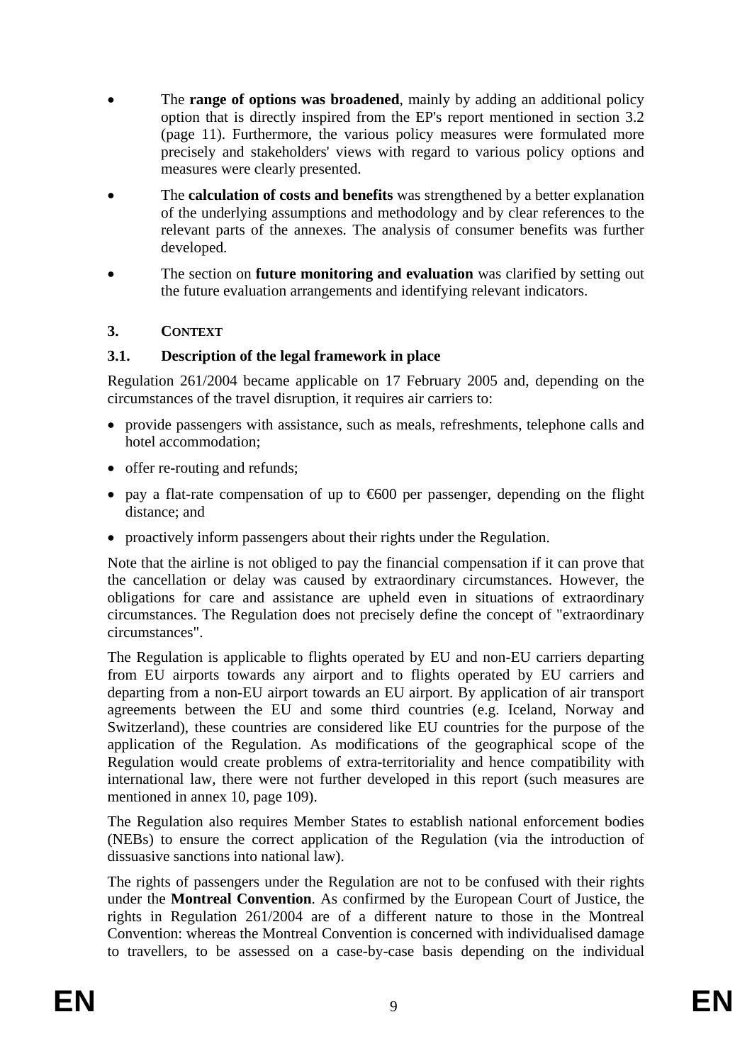- The **range of options was broadened**, mainly by adding an additional policy option that is directly inspired from the EP's report mentioned in section 3.2 (page 11). Furthermore, the various policy measures were formulated more precisely and stakeholders' views with regard to various policy options and measures were clearly presented.
- The **calculation of costs and benefits** was strengthened by a better explanation of the underlying assumptions and methodology and by clear references to the relevant parts of the annexes. The analysis of consumer benefits was further developed.
- The section on **future monitoring and evaluation** was clarified by setting out the future evaluation arrangements and identifying relevant indicators.

## 3. CONTEXT

### 3.1. Description of the legal framework in place

Regulation 261/2004 became applicable on 17 February 2005 and, depending on the circumstances of the travel disruption, it requires air carriers to:

- provide passengers with assistance, such as meals, refreshments, telephone calls and hotel accommodation;
- offer re-routing and refunds;
- pay a flat-rate compensation of up to €600 per passenger, depending on the flight distance; and
- proactively inform passengers about their rights under the Regulation.

Note that the airline is not obliged to pay the financial compensation if it can prove that the cancellation or delay was caused by extraordinary circumstances. However, the obligations for care and assistance are upheld even in situations of extraordinary circumstances. The Regulation does not precisely define the concept of "extraordinary circumstances".

The Regulation is applicable to flights operated by EU and non-EU carriers departing from EU airports towards any airport and to flights operated by EU carriers and departing from a non-EU airport towards an EU airport. By application of air transport agreements between the EU and some third countries (e.g. Iceland, Norway and Switzerland), these countries are considered like EU countries for the purpose of the application of the Regulation. As modifications of the geographical scope of the Regulation would create problems of extra-territoriality and hence compatibility with international law, there were not further developed in this report (such measures are mentioned in annex 10, page 109).

The Regulation also requires Member States to establish national enforcement bodies (NEBs) to ensure the correct application of the Regulation (via the introduction of dissuasive sanctions into national law).

The rights of passengers under the Regulation are not to be confused with their rights under the **Montreal Convention**. As confirmed by the European Court of Justice, the rights in Regulation 261/2004 are of a different nature to those in the Montreal Convention: whereas the Montreal Convention is concerned with individualised damage to travellers, to be assessed on a case-by-case basis depending on the individual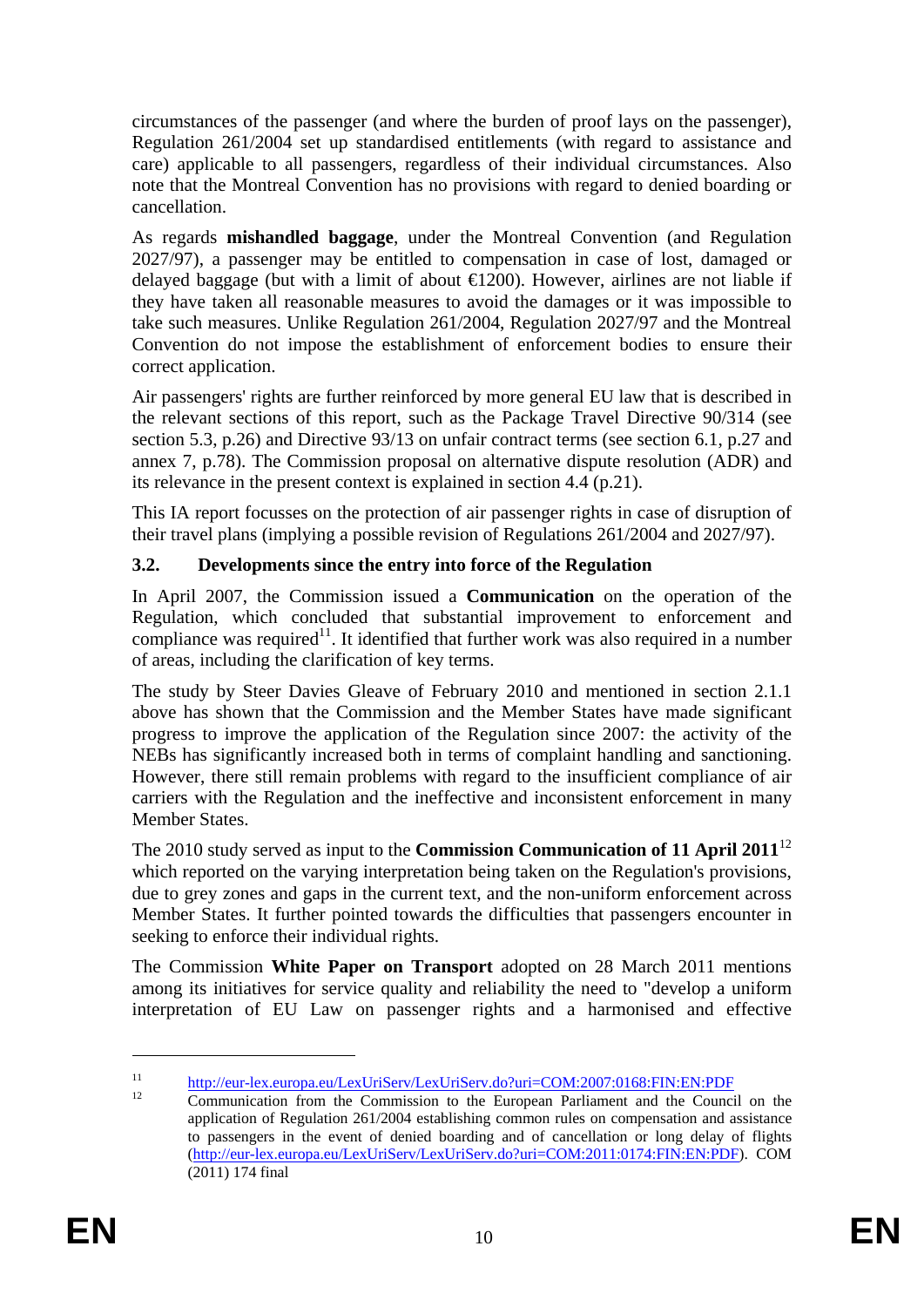circumstances of the passenger (and where the burden of proof lays on the passenger), Regulation 261/2004 set up standardised entitlements (with regard to assistance and care) applicable to all passengers, regardless of their individual circumstances. Also note that the Montreal Convention has no provisions with regard to denied boarding or cancellation.

As regards **mishandled baggage**, under the Montreal Convention (and Regulation 2027/97), a passenger may be entitled to compensation in case of lost, damaged or delayed baggage (but with a limit of about €1200). However, airlines are not liable if they have taken all reasonable measures to avoid the damages or it was impossible to take such measures. Unlike Regulation 261/2004, Regulation 2027/97 and the Montreal Convention do not impose the establishment of enforcement bodies to ensure their correct application.

Air passengers' rights are further reinforced by more general EU law that is described in the relevant sections of this report, such as the Package Travel Directive 90/314 (see section 5.3, p.26) and Directive 93/13 on unfair contract terms (see section 6.1, p.27 and annex 7, p.78). The Commission proposal on alternative dispute resolution (ADR) and its relevance in the present context is explained in section 4.4 (p.21).

This IA report focusses on the protection of air passenger rights in case of disruption of their travel plans (implying a possible revision of Regulations 261/2004 and 2027/97).

### 3.2. Developments since the entry into force of the Regulation

In April 2007, the Commission issued a **Communication** on the operation of the Regulation, which concluded that substantial improvement to enforcement and compliance was required[11]. It identified that further work was also required in a number of areas, including the clarification of key terms.

The study by Steer Davies Gleave of February 2010 and mentioned in section 2.1.1 above has shown that the Commission and the Member States have made significant progress to improve the application of the Regulation since 2007: the activity of the NEBs has significantly increased both in terms of complaint handling and sanctioning. However, there still remain problems with regard to the insufficient compliance of air carriers with the Regulation and the ineffective and inconsistent enforcement in many Member States.

The 2010 study served as input to the **Commission Communication of 11 April 2011**[12] which reported on the varying interpretation being taken on the Regulation's provisions, due to grey zones and gaps in the current text, and the non-uniform enforcement across Member States. It further pointed towards the difficulties that passengers encounter in seeking to enforce their individual rights.

The Commission **White Paper on Transport** adopted on 28 March 2011 mentions among its initiatives for service quality and reliability the need to "develop a uniform interpretation of EU Law on passenger rights and a harmonised and effective

---

[11] http://eur-lex.europa.eu/LexUriServ/LexUriServ.do?uri=COM:2007:0168:FIN:EN:PDF

[12] Communication from the Commission to the European Parliament and the Council on the application of Regulation 261/2004 establishing common rules on compensation and assistance to passengers in the event of denied boarding and of cancellation or long delay of flights (http://eur-lex.europa.eu/LexUriServ/LexUriServ.do?uri=COM:2011:0174:FIN:EN:PDF). COM (2011) 174 final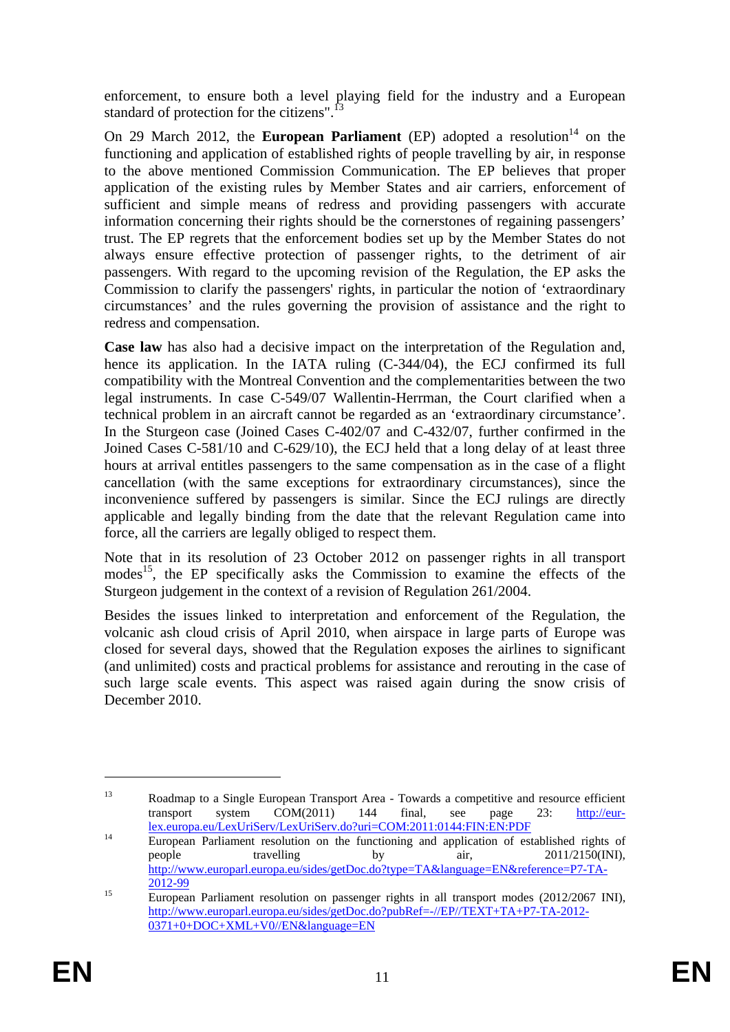enforcement, to ensure both a level playing field for the industry and a European standard of protection for the citizens".[13]

On 29 March 2012, the **European Parliament** (EP) adopted a resolution[14] on the functioning and application of established rights of people travelling by air, in response to the above mentioned Commission Communication. The EP believes that proper application of the existing rules by Member States and air carriers, enforcement of sufficient and simple means of redress and providing passengers with accurate information concerning their rights should be the cornerstones of regaining passengers' trust. The EP regrets that the enforcement bodies set up by the Member States do not always ensure effective protection of passenger rights, to the detriment of air passengers. With regard to the upcoming revision of the Regulation, the EP asks the Commission to clarify the passengers' rights, in particular the notion of 'extraordinary circumstances' and the rules governing the provision of assistance and the right to redress and compensation.

**Case law** has also had a decisive impact on the interpretation of the Regulation and, hence its application. In the IATA ruling (C-344/04), the ECJ confirmed its full compatibility with the Montreal Convention and the complementarities between the two legal instruments. In case C-549/07 Wallentin-Herrman, the Court clarified when a technical problem in an aircraft cannot be regarded as an 'extraordinary circumstance'. In the Sturgeon case (Joined Cases C-402/07 and C-432/07, further confirmed in the Joined Cases C-581/10 and C-629/10), the ECJ held that a long delay of at least three hours at arrival entitles passengers to the same compensation as in the case of a flight cancellation (with the same exceptions for extraordinary circumstances), since the inconvenience suffered by passengers is similar. Since the ECJ rulings are directly applicable and legally binding from the date that the relevant Regulation came into force, all the carriers are legally obliged to respect them.

Note that in its resolution of 23 October 2012 on passenger rights in all transport modes[15], the EP specifically asks the Commission to examine the effects of the Sturgeon judgement in the context of a revision of Regulation 261/2004.

Besides the issues linked to interpretation and enforcement of the Regulation, the volcanic ash cloud crisis of April 2010, when airspace in large parts of Europe was closed for several days, showed that the Regulation exposes the airlines to significant (and unlimited) costs and practical problems for assistance and rerouting in the case of such large scale events. This aspect was raised again during the snow crisis of December 2010.

---

[13] Roadmap to a Single European Transport Area - Towards a competitive and resource efficient transport system COM(2011) 144 final, see page 23: http://eur-lex.europa.eu/LexUriServ/LexUriServ.do?uri=COM:2011:0144:FIN:EN:PDF

[14] European Parliament resolution on the functioning and application of established rights of people travelling by air, 2011/2150(INI), http://www.europarl.europa.eu/sides/getDoc.do?type=TA&language=EN&reference=P7-TA-2012-99

[15] European Parliament resolution on passenger rights in all transport modes (2012/2067 INI), http://www.europarl.europa.eu/sides/getDoc.do?pubRef=-//EP//TEXT+TA+P7-TA-2012-0371+0+DOC+XML+V0//EN&language=EN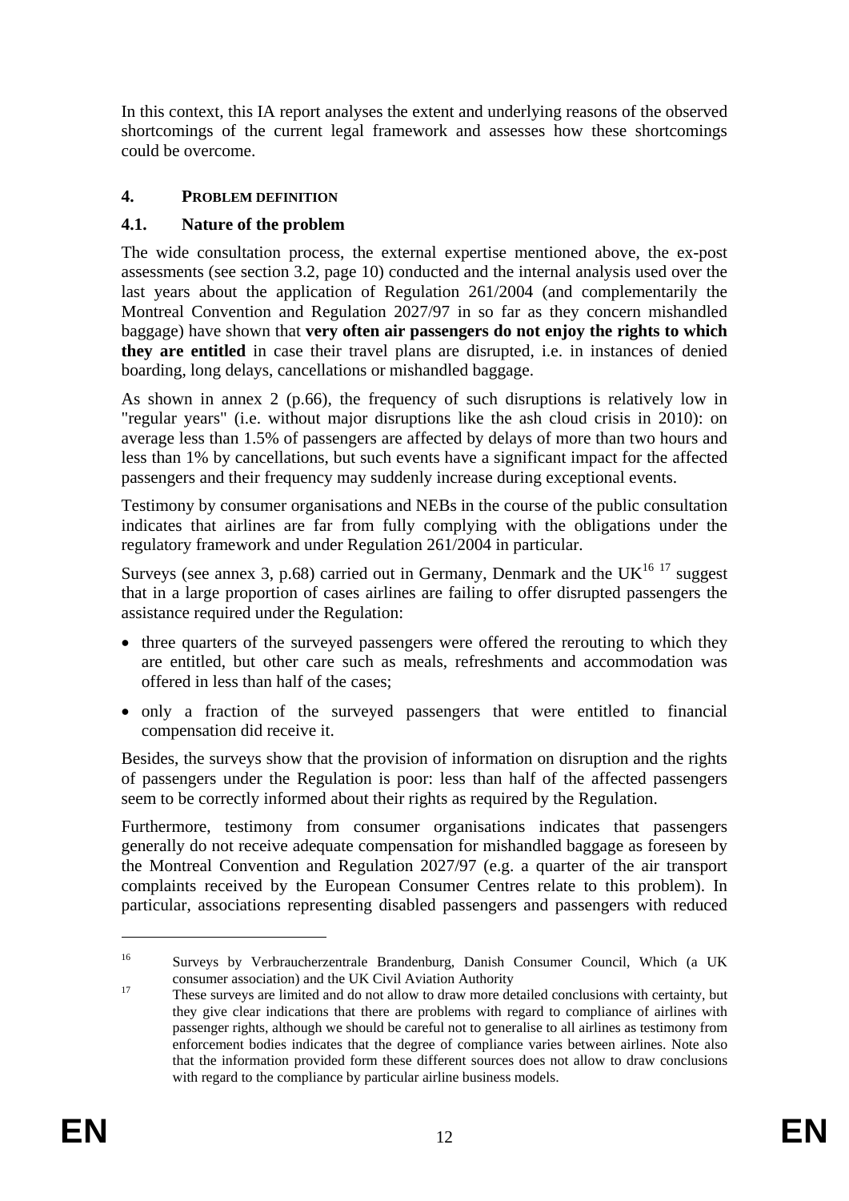In this context, this IA report analyses the extent and underlying reasons of the observed shortcomings of the current legal framework and assesses how these shortcomings could be overcome.

## 4. PROBLEM DEFINITION

### 4.1. Nature of the problem

The wide consultation process, the external expertise mentioned above, the ex-post assessments (see section 3.2, page 10) conducted and the internal analysis used over the last years about the application of Regulation 261/2004 (and complementarily the Montreal Convention and Regulation 2027/97 in so far as they concern mishandled baggage) have shown that **very often air passengers do not enjoy the rights to which they are entitled** in case their travel plans are disrupted, i.e. in instances of denied boarding, long delays, cancellations or mishandled baggage.

As shown in annex 2 (p.66), the frequency of such disruptions is relatively low in "regular years" (i.e. without major disruptions like the ash cloud crisis in 2010): on average less than 1.5% of passengers are affected by delays of more than two hours and less than 1% by cancellations, but such events have a significant impact for the affected passengers and their frequency may suddenly increase during exceptional events.

Testimony by consumer organisations and NEBs in the course of the public consultation indicates that airlines are far from fully complying with the obligations under the regulatory framework and under Regulation 261/2004 in particular.

Surveys (see annex 3, p.68) carried out in Germany, Denmark and the UK[16] [17] suggest that in a large proportion of cases airlines are failing to offer disrupted passengers the assistance required under the Regulation:

- three quarters of the surveyed passengers were offered the rerouting to which they are entitled, but other care such as meals, refreshments and accommodation was offered in less than half of the cases;
- only a fraction of the surveyed passengers that were entitled to financial compensation did receive it.

Besides, the surveys show that the provision of information on disruption and the rights of passengers under the Regulation is poor: less than half of the affected passengers seem to be correctly informed about their rights as required by the Regulation.

Furthermore, testimony from consumer organisations indicates that passengers generally do not receive adequate compensation for mishandled baggage as foreseen by the Montreal Convention and Regulation 2027/97 (e.g. a quarter of the air transport complaints received by the European Consumer Centres relate to this problem). In particular, associations representing disabled passengers and passengers with reduced

---

[16] Surveys by Verbraucherzentrale Brandenburg, Danish Consumer Council, Which (a UK consumer association) and the UK Civil Aviation Authority

[17] These surveys are limited and do not allow to draw more detailed conclusions with certainty, but they give clear indications that there are problems with regard to compliance of airlines with passenger rights, although we should be careful not to generalise to all airlines as testimony from enforcement bodies indicates that the degree of compliance varies between airlines. Note also that the information provided form these different sources does not allow to draw conclusions with regard to the compliance by particular airline business models.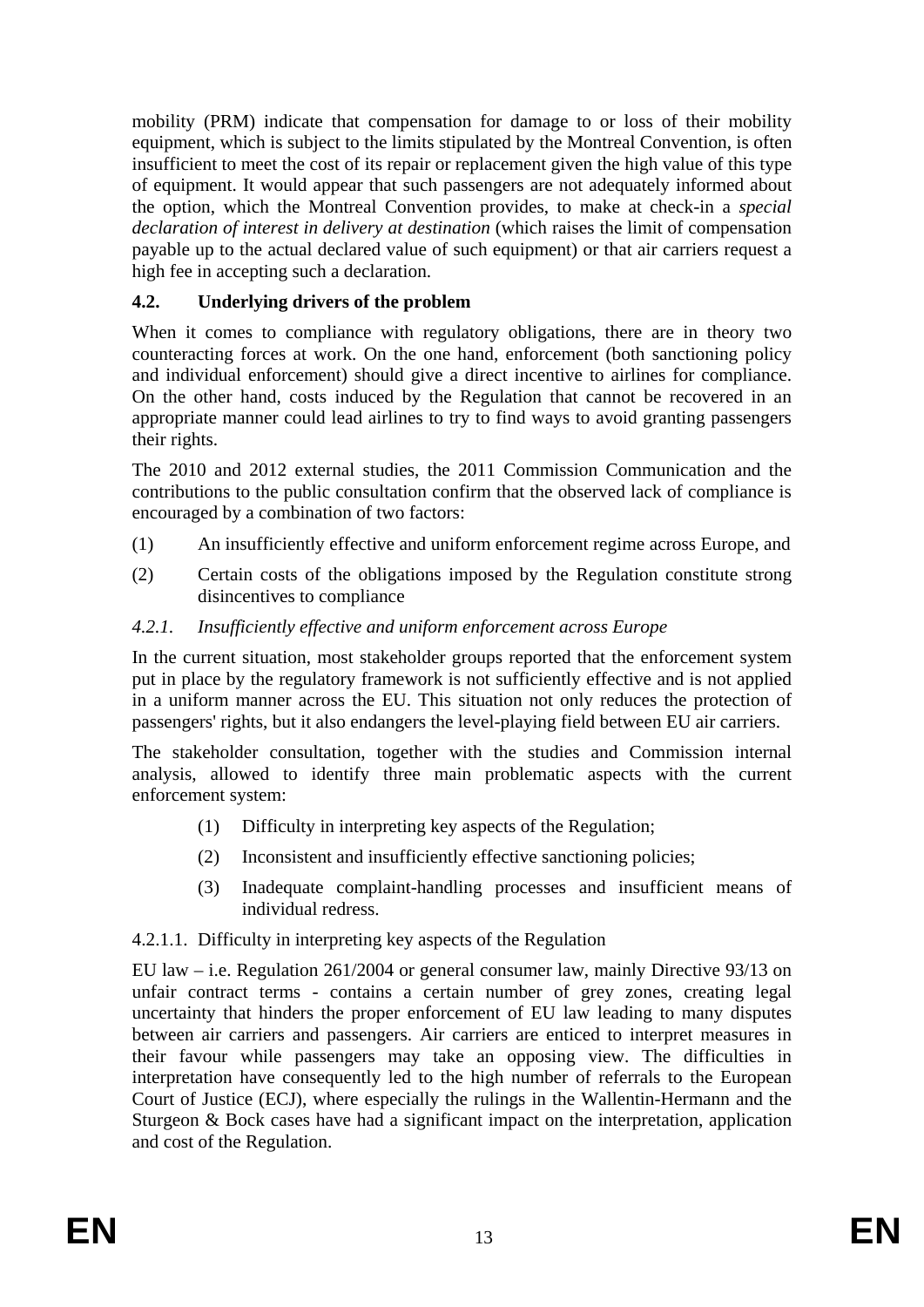mobility (PRM) indicate that compensation for damage to or loss of their mobility equipment, which is subject to the limits stipulated by the Montreal Convention, is often insufficient to meet the cost of its repair or replacement given the high value of this type of equipment. It would appear that such passengers are not adequately informed about the option, which the Montreal Convention provides, to make at check-in a *special declaration of interest in delivery at destination* (which raises the limit of compensation payable up to the actual declared value of such equipment) or that air carriers request a high fee in accepting such a declaration.

## 4.2. Underlying drivers of the problem

When it comes to compliance with regulatory obligations, there are in theory two counteracting forces at work. On the one hand, enforcement (both sanctioning policy and individual enforcement) should give a direct incentive to airlines for compliance. On the other hand, costs induced by the Regulation that cannot be recovered in an appropriate manner could lead airlines to try to find ways to avoid granting passengers their rights.

The 2010 and 2012 external studies, the 2011 Commission Communication and the contributions to the public consultation confirm that the observed lack of compliance is encouraged by a combination of two factors:

(1) An insufficiently effective and uniform enforcement regime across Europe, and

(2) Certain costs of the obligations imposed by the Regulation constitute strong disincentives to compliance

### *4.2.1. Insufficiently effective and uniform enforcement across Europe*

In the current situation, most stakeholder groups reported that the enforcement system put in place by the regulatory framework is not sufficiently effective and is not applied in a uniform manner across the EU. This situation not only reduces the protection of passengers' rights, but it also endangers the level-playing field between EU air carriers.

The stakeholder consultation, together with the studies and Commission internal analysis, allowed to identify three main problematic aspects with the current enforcement system:

(1) Difficulty in interpreting key aspects of the Regulation;

(2) Inconsistent and insufficiently effective sanctioning policies;

(3) Inadequate complaint-handling processes and insufficient means of individual redress.

#### 4.2.1.1. Difficulty in interpreting key aspects of the Regulation

EU law – i.e. Regulation 261/2004 or general consumer law, mainly Directive 93/13 on unfair contract terms - contains a certain number of grey zones, creating legal uncertainty that hinders the proper enforcement of EU law leading to many disputes between air carriers and passengers. Air carriers are enticed to interpret measures in their favour while passengers may take an opposing view. The difficulties in interpretation have consequently led to the high number of referrals to the European Court of Justice (ECJ), where especially the rulings in the Wallentin-Hermann and the Sturgeon & Bock cases have had a significant impact on the interpretation, application and cost of the Regulation.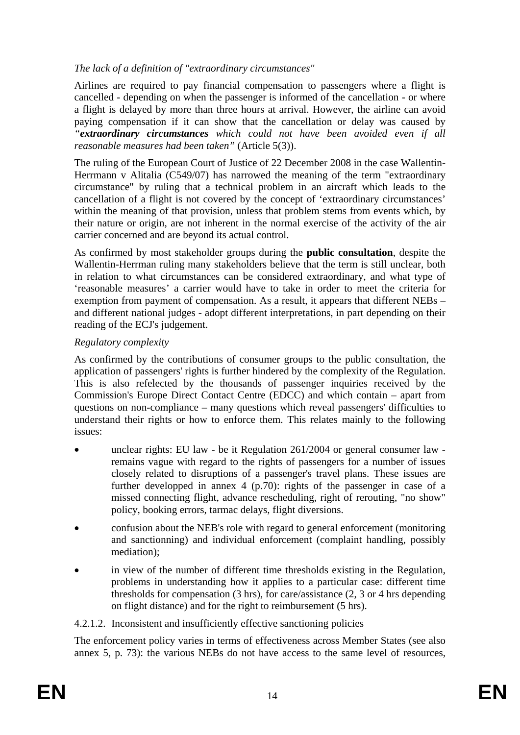*The lack of a definition of "extraordinary circumstances"*

Airlines are required to pay financial compensation to passengers where a flight is cancelled - depending on when the passenger is informed of the cancellation - or where a flight is delayed by more than three hours at arrival. However, the airline can avoid paying compensation if it can show that the cancellation or delay was caused by *"**extraordinary circumstances** which could not have been avoided even if all reasonable measures had been taken"* (Article 5(3)).

The ruling of the European Court of Justice of 22 December 2008 in the case Wallentin-Herrmann v Alitalia (C549/07) has narrowed the meaning of the term "extraordinary circumstance" by ruling that a technical problem in an aircraft which leads to the cancellation of a flight is not covered by the concept of 'extraordinary circumstances' within the meaning of that provision, unless that problem stems from events which, by their nature or origin, are not inherent in the normal exercise of the activity of the air carrier concerned and are beyond its actual control.

As confirmed by most stakeholder groups during the **public consultation**, despite the Wallentin-Herrman ruling many stakeholders believe that the term is still unclear, both in relation to what circumstances can be considered extraordinary, and what type of 'reasonable measures' a carrier would have to take in order to meet the criteria for exemption from payment of compensation. As a result, it appears that different NEBs – and different national judges - adopt different interpretations, in part depending on their reading of the ECJ's judgement.

*Regulatory complexity*

As confirmed by the contributions of consumer groups to the public consultation, the application of passengers' rights is further hindered by the complexity of the Regulation. This is also refelected by the thousands of passenger inquiries received by the Commission's Europe Direct Contact Centre (EDCC) and which contain – apart from questions on non-compliance – many questions which reveal passengers' difficulties to understand their rights or how to enforce them. This relates mainly to the following issues:

- unclear rights: EU law - be it Regulation 261/2004 or general consumer law - remains vague with regard to the rights of passengers for a number of issues closely related to disruptions of a passenger's travel plans. These issues are further developped in annex 4 (p.70): rights of the passenger in case of a missed connecting flight, advance rescheduling, right of rerouting, "no show" policy, booking errors, tarmac delays, flight diversions.
- confusion about the NEB's role with regard to general enforcement (monitoring and sanctionning) and individual enforcement (complaint handling, possibly mediation);
- in view of the number of different time thresholds existing in the Regulation, problems in understanding how it applies to a particular case: different time thresholds for compensation (3 hrs), for care/assistance (2, 3 or 4 hrs depending on flight distance) and for the right to reimbursement (5 hrs).

4.2.1.2. Inconsistent and insufficiently effective sanctioning policies

The enforcement policy varies in terms of effectiveness across Member States (see also annex 5, p. 73): the various NEBs do not have access to the same level of resources,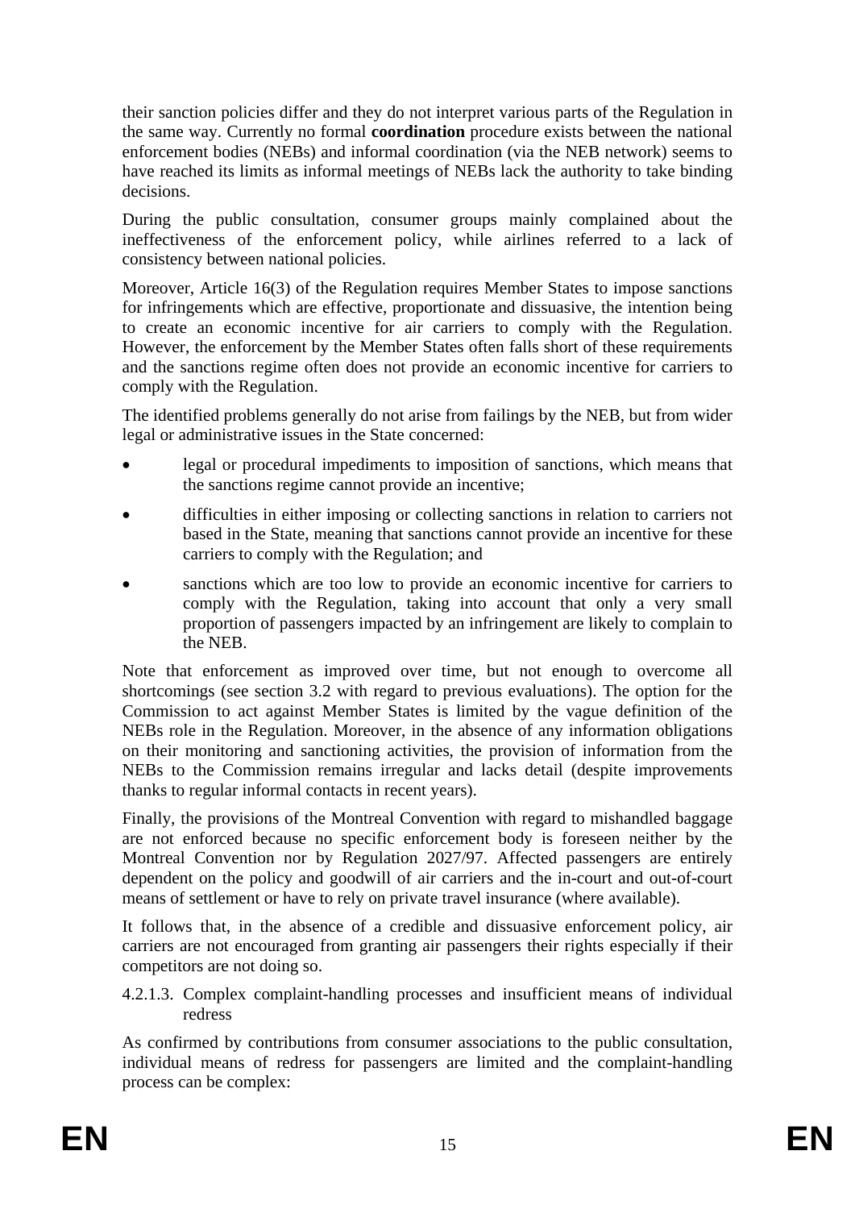their sanction policies differ and they do not interpret various parts of the Regulation in the same way. Currently no formal **coordination** procedure exists between the national enforcement bodies (NEBs) and informal coordination (via the NEB network) seems to have reached its limits as informal meetings of NEBs lack the authority to take binding decisions.

During the public consultation, consumer groups mainly complained about the ineffectiveness of the enforcement policy, while airlines referred to a lack of consistency between national policies.

Moreover, Article 16(3) of the Regulation requires Member States to impose sanctions for infringements which are effective, proportionate and dissuasive, the intention being to create an economic incentive for air carriers to comply with the Regulation. However, the enforcement by the Member States often falls short of these requirements and the sanctions regime often does not provide an economic incentive for carriers to comply with the Regulation.

The identified problems generally do not arise from failings by the NEB, but from wider legal or administrative issues in the State concerned:

- legal or procedural impediments to imposition of sanctions, which means that the sanctions regime cannot provide an incentive;
- difficulties in either imposing or collecting sanctions in relation to carriers not based in the State, meaning that sanctions cannot provide an incentive for these carriers to comply with the Regulation; and
- sanctions which are too low to provide an economic incentive for carriers to comply with the Regulation, taking into account that only a very small proportion of passengers impacted by an infringement are likely to complain to the NEB.

Note that enforcement as improved over time, but not enough to overcome all shortcomings (see section 3.2 with regard to previous evaluations). The option for the Commission to act against Member States is limited by the vague definition of the NEBs role in the Regulation. Moreover, in the absence of any information obligations on their monitoring and sanctioning activities, the provision of information from the NEBs to the Commission remains irregular and lacks detail (despite improvements thanks to regular informal contacts in recent years).

Finally, the provisions of the Montreal Convention with regard to mishandled baggage are not enforced because no specific enforcement body is foreseen neither by the Montreal Convention nor by Regulation 2027/97. Affected passengers are entirely dependent on the policy and goodwill of air carriers and the in-court and out-of-court means of settlement or have to rely on private travel insurance (where available).

It follows that, in the absence of a credible and dissuasive enforcement policy, air carriers are not encouraged from granting air passengers their rights especially if their competitors are not doing so.

#### 4.2.1.3. Complex complaint-handling processes and insufficient means of individual redress

As confirmed by contributions from consumer associations to the public consultation, individual means of redress for passengers are limited and the complaint-handling process can be complex: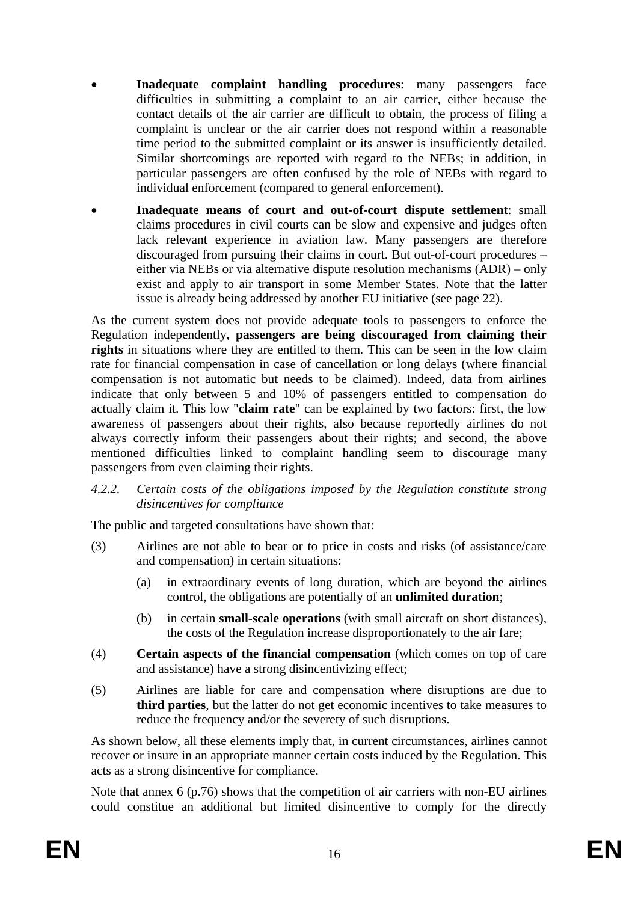- **Inadequate complaint handling procedures**: many passengers face difficulties in submitting a complaint to an air carrier, either because the contact details of the air carrier are difficult to obtain, the process of filing a complaint is unclear or the air carrier does not respond within a reasonable time period to the submitted complaint or its answer is insufficiently detailed. Similar shortcomings are reported with regard to the NEBs; in addition, in particular passengers are often confused by the role of NEBs with regard to individual enforcement (compared to general enforcement).
- **Inadequate means of court and out-of-court dispute settlement**: small claims procedures in civil courts can be slow and expensive and judges often lack relevant experience in aviation law. Many passengers are therefore discouraged from pursuing their claims in court. But out-of-court procedures – either via NEBs or via alternative dispute resolution mechanisms (ADR) – only exist and apply to air transport in some Member States. Note that the latter issue is already being addressed by another EU initiative (see page 22).

As the current system does not provide adequate tools to passengers to enforce the Regulation independently, **passengers are being discouraged from claiming their rights** in situations where they are entitled to them. This can be seen in the low claim rate for financial compensation in case of cancellation or long delays (where financial compensation is not automatic but needs to be claimed). Indeed, data from airlines indicate that only between 5 and 10% of passengers entitled to compensation do actually claim it. This low "**claim rate**" can be explained by two factors: first, the low awareness of passengers about their rights, also because reportedly airlines do not always correctly inform their passengers about their rights; and second, the above mentioned difficulties linked to complaint handling seem to discourage many passengers from even claiming their rights.

*4.2.2. Certain costs of the obligations imposed by the Regulation constitute strong disincentives for compliance*

The public and targeted consultations have shown that:

(3) Airlines are not able to bear or to price in costs and risks (of assistance/care and compensation) in certain situations:

  (a) in extraordinary events of long duration, which are beyond the airlines control, the obligations are potentially of an **unlimited duration**;

  (b) in certain **small-scale operations** (with small aircraft on short distances), the costs of the Regulation increase disproportionately to the air fare;

(4) **Certain aspects of the financial compensation** (which comes on top of care and assistance) have a strong disincentivizing effect;

(5) Airlines are liable for care and compensation where disruptions are due to **third parties**, but the latter do not get economic incentives to take measures to reduce the frequency and/or the severety of such disruptions.

As shown below, all these elements imply that, in current circumstances, airlines cannot recover or insure in an appropriate manner certain costs induced by the Regulation. This acts as a strong disincentive for compliance.

Note that annex 6 (p.76) shows that the competition of air carriers with non-EU airlines could constitue an additional but limited disincentive to comply for the directly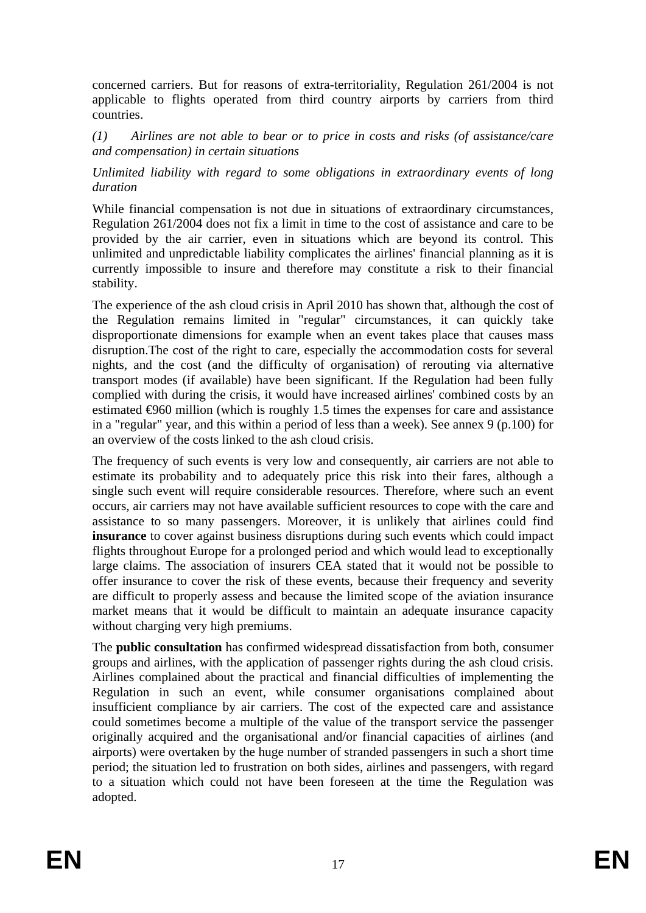concerned carriers. But for reasons of extra-territoriality, Regulation 261/2004 is not applicable to flights operated from third country airports by carriers from third countries.

*(1) Airlines are not able to bear or to price in costs and risks (of assistance/care and compensation) in certain situations*

*Unlimited liability with regard to some obligations in extraordinary events of long duration*

While financial compensation is not due in situations of extraordinary circumstances, Regulation 261/2004 does not fix a limit in time to the cost of assistance and care to be provided by the air carrier, even in situations which are beyond its control. This unlimited and unpredictable liability complicates the airlines' financial planning as it is currently impossible to insure and therefore may constitute a risk to their financial stability.

The experience of the ash cloud crisis in April 2010 has shown that, although the cost of the Regulation remains limited in "regular" circumstances, it can quickly take disproportionate dimensions for example when an event takes place that causes mass disruption.The cost of the right to care, especially the accommodation costs for several nights, and the cost (and the difficulty of organisation) of rerouting via alternative transport modes (if available) have been significant. If the Regulation had been fully complied with during the crisis, it would have increased airlines' combined costs by an estimated €960 million (which is roughly 1.5 times the expenses for care and assistance in a "regular" year, and this within a period of less than a week). See annex 9 (p.100) for an overview of the costs linked to the ash cloud crisis.

The frequency of such events is very low and consequently, air carriers are not able to estimate its probability and to adequately price this risk into their fares, although a single such event will require considerable resources. Therefore, where such an event occurs, air carriers may not have available sufficient resources to cope with the care and assistance to so many passengers. Moreover, it is unlikely that airlines could find **insurance** to cover against business disruptions during such events which could impact flights throughout Europe for a prolonged period and which would lead to exceptionally large claims. The association of insurers CEA stated that it would not be possible to offer insurance to cover the risk of these events, because their frequency and severity are difficult to properly assess and because the limited scope of the aviation insurance market means that it would be difficult to maintain an adequate insurance capacity without charging very high premiums.

The **public consultation** has confirmed widespread dissatisfaction from both, consumer groups and airlines, with the application of passenger rights during the ash cloud crisis. Airlines complained about the practical and financial difficulties of implementing the Regulation in such an event, while consumer organisations complained about insufficient compliance by air carriers. The cost of the expected care and assistance could sometimes become a multiple of the value of the transport service the passenger originally acquired and the organisational and/or financial capacities of airlines (and airports) were overtaken by the huge number of stranded passengers in such a short time period; the situation led to frustration on both sides, airlines and passengers, with regard to a situation which could not have been foreseen at the time the Regulation was adopted.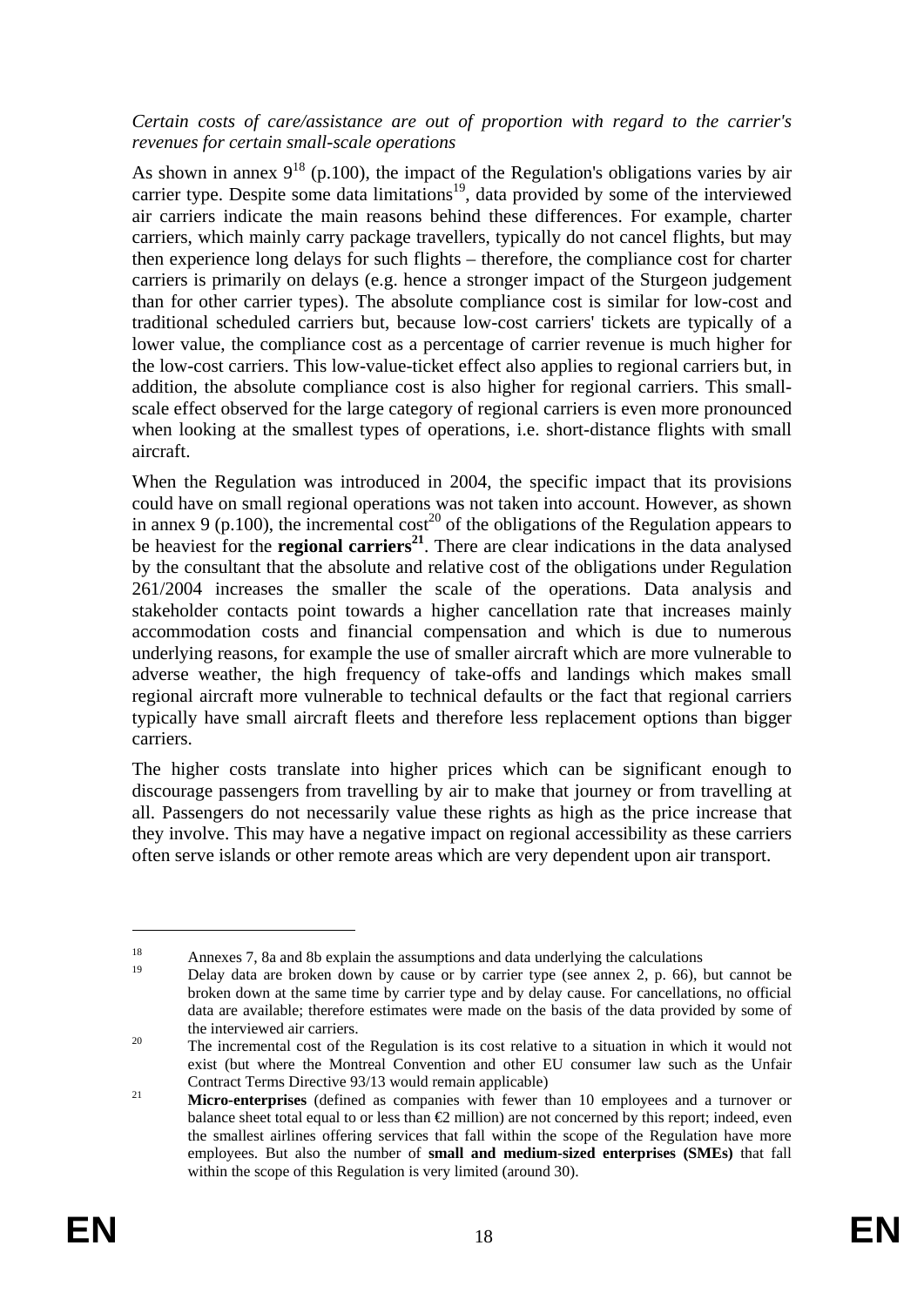*Certain costs of care/assistance are out of proportion with regard to the carrier's revenues for certain small-scale operations*

As shown in annex 9[18] (p.100), the impact of the Regulation's obligations varies by air carrier type. Despite some data limitations[19], data provided by some of the interviewed air carriers indicate the main reasons behind these differences. For example, charter carriers, which mainly carry package travellers, typically do not cancel flights, but may then experience long delays for such flights – therefore, the compliance cost for charter carriers is primarily on delays (e.g. hence a stronger impact of the Sturgeon judgement than for other carrier types). The absolute compliance cost is similar for low-cost and traditional scheduled carriers but, because low-cost carriers' tickets are typically of a lower value, the compliance cost as a percentage of carrier revenue is much higher for the low-cost carriers. This low-value-ticket effect also applies to regional carriers but, in addition, the absolute compliance cost is also higher for regional carriers. This small-scale effect observed for the large category of regional carriers is even more pronounced when looking at the smallest types of operations, i.e. short-distance flights with small aircraft.

When the Regulation was introduced in 2004, the specific impact that its provisions could have on small regional operations was not taken into account. However, as shown in annex 9 (p.100), the incremental cost[20] of the obligations of the Regulation appears to be heaviest for the **regional carriers**[21]. There are clear indications in the data analysed by the consultant that the absolute and relative cost of the obligations under Regulation 261/2004 increases the smaller the scale of the operations. Data analysis and stakeholder contacts point towards a higher cancellation rate that increases mainly accommodation costs and financial compensation and which is due to numerous underlying reasons, for example the use of smaller aircraft which are more vulnerable to adverse weather, the high frequency of take-offs and landings which makes small regional aircraft more vulnerable to technical defaults or the fact that regional carriers typically have small aircraft fleets and therefore less replacement options than bigger carriers.

The higher costs translate into higher prices which can be significant enough to discourage passengers from travelling by air to make that journey or from travelling at all. Passengers do not necessarily value these rights as high as the price increase that they involve. This may have a negative impact on regional accessibility as these carriers often serve islands or other remote areas which are very dependent upon air transport.

---

[18] Annexes 7, 8a and 8b explain the assumptions and data underlying the calculations

[19] Delay data are broken down by cause or by carrier type (see annex 2, p. 66), but cannot be broken down at the same time by carrier type and by delay cause. For cancellations, no official data are available; therefore estimates were made on the basis of the data provided by some of the interviewed air carriers.

[20] The incremental cost of the Regulation is its cost relative to a situation in which it would not exist (but where the Montreal Convention and other EU consumer law such as the Unfair Contract Terms Directive 93/13 would remain applicable)

[21] **Micro-enterprises** (defined as companies with fewer than 10 employees and a turnover or balance sheet total equal to or less than €2 million) are not concerned by this report; indeed, even the smallest airlines offering services that fall within the scope of the Regulation have more employees. But also the number of **small and medium-sized enterprises (SMEs)** that fall within the scope of this Regulation is very limited (around 30).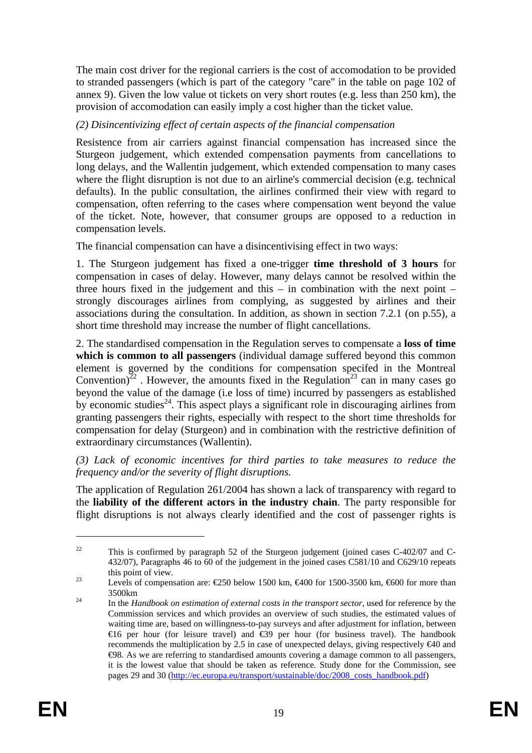The main cost driver for the regional carriers is the cost of accomodation to be provided to stranded passengers (which is part of the category "care" in the table on page 102 of annex 9). Given the low value ot tickets on very short routes (e.g. less than 250 km), the provision of accomodation can easily imply a cost higher than the ticket value.

*(2) Disincentivizing effect of certain aspects of the financial compensation*

Resistence from air carriers against financial compensation has increased since the Sturgeon judgement, which extended compensation payments from cancellations to long delays, and the Wallentin judgement, which extended compensation to many cases where the flight disruption is not due to an airline's commercial decision (e.g. technical defaults). In the public consultation, the airlines confirmed their view with regard to compensation, often referring to the cases where compensation went beyond the value of the ticket. Note, however, that consumer groups are opposed to a reduction in compensation levels.

The financial compensation can have a disincentivising effect in two ways:

1. The Sturgeon judgement has fixed a one-trigger **time threshold of 3 hours** for compensation in cases of delay. However, many delays cannot be resolved within the three hours fixed in the judgement and this – in combination with the next point – strongly discourages airlines from complying, as suggested by airlines and their associations during the consultation. In addition, as shown in section 7.2.1 (on p.55), a short time threshold may increase the number of flight cancellations.

2. The standardised compensation in the Regulation serves to compensate a **loss of time which is common to all passengers** (individual damage suffered beyond this common element is governed by the conditions for compensation specifed in the Montreal Convention)[22] . However, the amounts fixed in the Regulation[23] can in many cases go beyond the value of the damage (i.e loss of time) incurred by passengers as established by economic studies[24]. This aspect plays a significant role in discouraging airlines from granting passengers their rights, especially with respect to the short time thresholds for compensation for delay (Sturgeon) and in combination with the restrictive definition of extraordinary circumstances (Wallentin).

*(3) Lack of economic incentives for third parties to take measures to reduce the frequency and/or the severity of flight disruptions.*

The application of Regulation 261/2004 has shown a lack of transparency with regard to the **liability of the different actors in the industry chain**. The party responsible for flight disruptions is not always clearly identified and the cost of passenger rights is

---

[22] This is confirmed by paragraph 52 of the Sturgeon judgement (joined cases C-402/07 and C-432/07), Paragraphs 46 to 60 of the judgement in the joined cases C581/10 and C629/10 repeats this point of view.

[23] Levels of compensation are: €250 below 1500 km, €400 for 1500-3500 km, €600 for more than 3500km

[24] In the *Handbook on estimation of external costs in the transport sector*, used for reference by the Commission services and which provides an overview of such studies, the estimated values of waiting time are, based on willingness-to-pay surveys and after adjustment for inflation, between €16 per hour (for leisure travel) and €39 per hour (for business travel). The handbook recommends the multiplication by 2.5 in case of unexpected delays, giving respectively €40 and €98. As we are referring to standardised amounts covering a damage common to all passengers, it is the lowest value that should be taken as reference. Study done for the Commission, see pages 29 and 30 (http://ec.europa.eu/transport/sustainable/doc/2008_costs_handbook.pdf)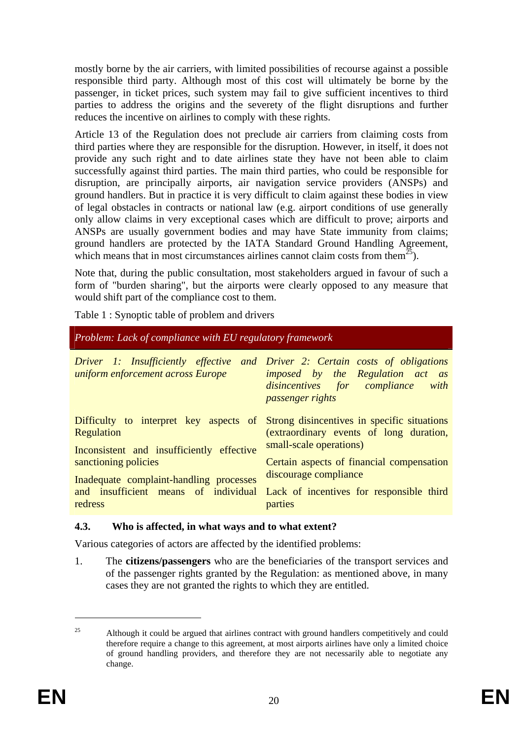mostly borne by the air carriers, with limited possibilities of recourse against a possible responsible third party. Although most of this cost will ultimately be borne by the passenger, in ticket prices, such system may fail to give sufficient incentives to third parties to address the origins and the severety of the flight disruptions and further reduces the incentive on airlines to comply with these rights.

Article 13 of the Regulation does not preclude air carriers from claiming costs from third parties where they are responsible for the disruption. However, in itself, it does not provide any such right and to date airlines state they have not been able to claim successfully against third parties. The main third parties, who could be responsible for disruption, are principally airports, air navigation service providers (ANSPs) and ground handlers. But in practice it is very difficult to claim against these bodies in view of legal obstacles in contracts or national law (e.g. airport conditions of use generally only allow claims in very exceptional cases which are difficult to prove; airports and ANSPs are usually government bodies and may have State immunity from claims; ground handlers are protected by the IATA Standard Ground Handling Agreement, which means that in most circumstances airlines cannot claim costs from them[25]).

Note that, during the public consultation, most stakeholders argued in favour of such a form of "burden sharing", but the airports were clearly opposed to any measure that would shift part of the compliance cost to them.

Table 1 : Synoptic table of problem and drivers

| *Problem: Lack of compliance with EU regulatory framework* | |
|---|---|
| *Driver 1: Insufficiently effective and uniform enforcement across Europe* | *Driver 2: Certain costs of obligations imposed by the Regulation act as disincentives for compliance with passenger rights* |
| Difficulty to interpret key aspects of Regulation<br>Inconsistent and insufficiently effective sanctioning policies<br>Inadequate complaint-handling processes and insufficient means of individual redress | Strong disincentives in specific situations (extraordinary events of long duration, small-scale operations)<br>Certain aspects of financial compensation discourage compliance<br>Lack of incentives for responsible third parties |

### 4.3. Who is affected, in what ways and to what extent?

Various categories of actors are affected by the identified problems:

1. The **citizens/passengers** who are the beneficiaries of the transport services and of the passenger rights granted by the Regulation: as mentioned above, in many cases they are not granted the rights to which they are entitled.

---

[25] Although it could be argued that airlines contract with ground handlers competitively and could therefore require a change to this agreement, at most airports airlines have only a limited choice of ground handling providers, and therefore they are not necessarily able to negotiate any change.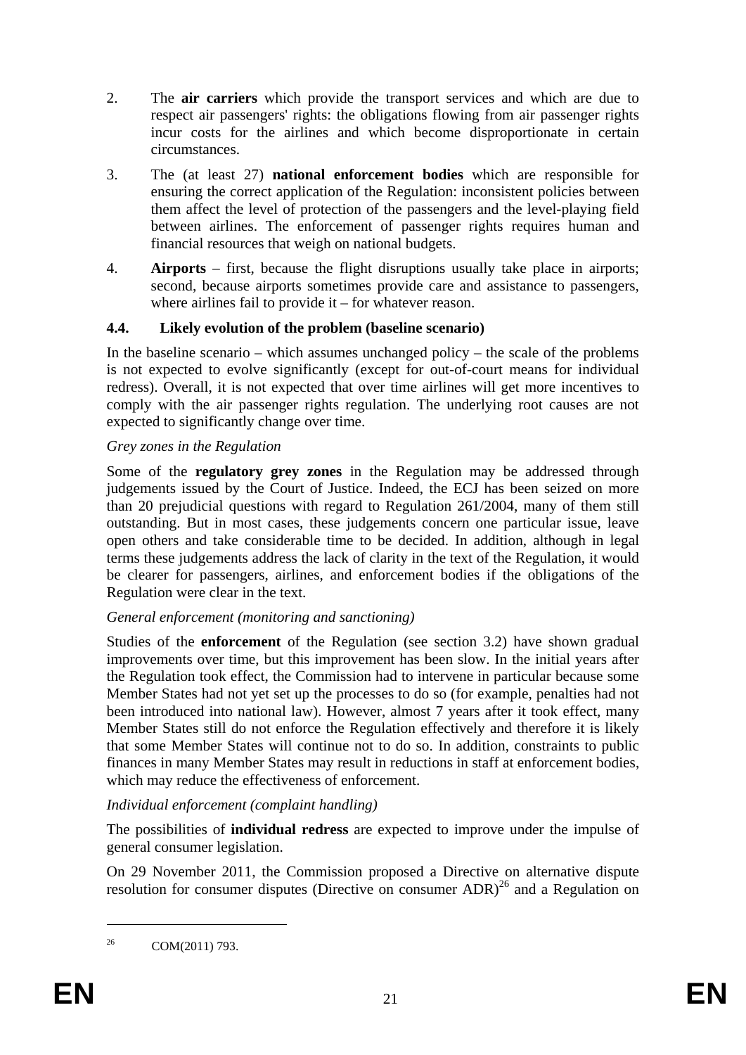2. The **air carriers** which provide the transport services and which are due to respect air passengers' rights: the obligations flowing from air passenger rights incur costs for the airlines and which become disproportionate in certain circumstances.

3. The (at least 27) **national enforcement bodies** which are responsible for ensuring the correct application of the Regulation: inconsistent policies between them affect the level of protection of the passengers and the level-playing field between airlines. The enforcement of passenger rights requires human and financial resources that weigh on national budgets.

4. **Airports** – first, because the flight disruptions usually take place in airports; second, because airports sometimes provide care and assistance to passengers, where airlines fail to provide it – for whatever reason.

### 4.4. Likely evolution of the problem (baseline scenario)

In the baseline scenario – which assumes unchanged policy – the scale of the problems is not expected to evolve significantly (except for out-of-court means for individual redress). Overall, it is not expected that over time airlines will get more incentives to comply with the air passenger rights regulation. The underlying root causes are not expected to significantly change over time.

*Grey zones in the Regulation*

Some of the **regulatory grey zones** in the Regulation may be addressed through judgements issued by the Court of Justice. Indeed, the ECJ has been seized on more than 20 prejudicial questions with regard to Regulation 261/2004, many of them still outstanding. But in most cases, these judgements concern one particular issue, leave open others and take considerable time to be decided. In addition, although in legal terms these judgements address the lack of clarity in the text of the Regulation, it would be clearer for passengers, airlines, and enforcement bodies if the obligations of the Regulation were clear in the text.

*General enforcement (monitoring and sanctioning)*

Studies of the **enforcement** of the Regulation (see section 3.2) have shown gradual improvements over time, but this improvement has been slow. In the initial years after the Regulation took effect, the Commission had to intervene in particular because some Member States had not yet set up the processes to do so (for example, penalties had not been introduced into national law). However, almost 7 years after it took effect, many Member States still do not enforce the Regulation effectively and therefore it is likely that some Member States will continue not to do so. In addition, constraints to public finances in many Member States may result in reductions in staff at enforcement bodies, which may reduce the effectiveness of enforcement.

*Individual enforcement (complaint handling)*

The possibilities of **individual redress** are expected to improve under the impulse of general consumer legislation.

On 29 November 2011, the Commission proposed a Directive on alternative dispute resolution for consumer disputes (Directive on consumer ADR)[26] and a Regulation on

---

[26] COM(2011) 793.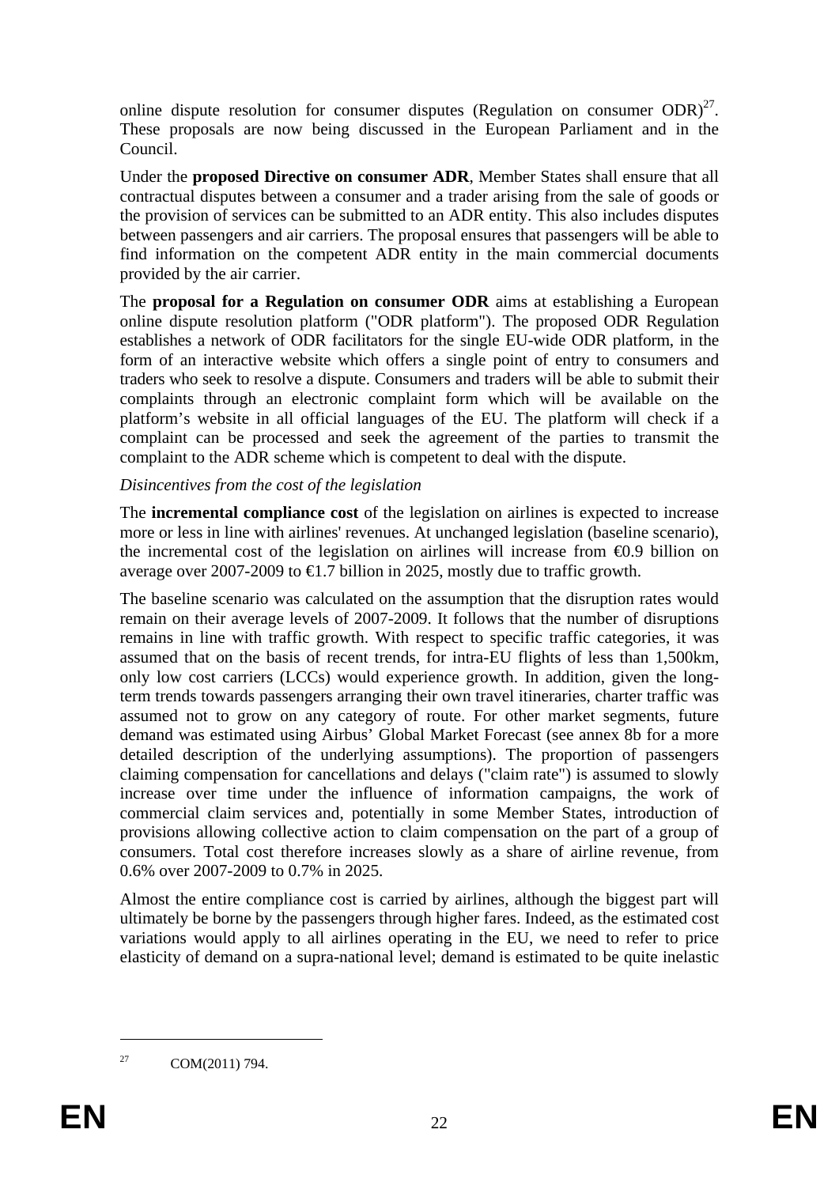online dispute resolution for consumer disputes (Regulation on consumer ODR)[27]. These proposals are now being discussed in the European Parliament and in the Council.

Under the **proposed Directive on consumer ADR**, Member States shall ensure that all contractual disputes between a consumer and a trader arising from the sale of goods or the provision of services can be submitted to an ADR entity. This also includes disputes between passengers and air carriers. The proposal ensures that passengers will be able to find information on the competent ADR entity in the main commercial documents provided by the air carrier.

The **proposal for a Regulation on consumer ODR** aims at establishing a European online dispute resolution platform ("ODR platform"). The proposed ODR Regulation establishes a network of ODR facilitators for the single EU-wide ODR platform, in the form of an interactive website which offers a single point of entry to consumers and traders who seek to resolve a dispute. Consumers and traders will be able to submit their complaints through an electronic complaint form which will be available on the platform's website in all official languages of the EU. The platform will check if a complaint can be processed and seek the agreement of the parties to transmit the complaint to the ADR scheme which is competent to deal with the dispute.

*Disincentives from the cost of the legislation*

The **incremental compliance cost** of the legislation on airlines is expected to increase more or less in line with airlines' revenues. At unchanged legislation (baseline scenario), the incremental cost of the legislation on airlines will increase from €0.9 billion on average over 2007-2009 to €1.7 billion in 2025, mostly due to traffic growth.

The baseline scenario was calculated on the assumption that the disruption rates would remain on their average levels of 2007-2009. It follows that the number of disruptions remains in line with traffic growth. With respect to specific traffic categories, it was assumed that on the basis of recent trends, for intra-EU flights of less than 1,500km, only low cost carriers (LCCs) would experience growth. In addition, given the long-term trends towards passengers arranging their own travel itineraries, charter traffic was assumed not to grow on any category of route. For other market segments, future demand was estimated using Airbus' Global Market Forecast (see annex 8b for a more detailed description of the underlying assumptions). The proportion of passengers claiming compensation for cancellations and delays ("claim rate") is assumed to slowly increase over time under the influence of information campaigns, the work of commercial claim services and, potentially in some Member States, introduction of provisions allowing collective action to claim compensation on the part of a group of consumers. Total cost therefore increases slowly as a share of airline revenue, from 0.6% over 2007-2009 to 0.7% in 2025.

Almost the entire compliance cost is carried by airlines, although the biggest part will ultimately be borne by the passengers through higher fares. Indeed, as the estimated cost variations would apply to all airlines operating in the EU, we need to refer to price elasticity of demand on a supra-national level; demand is estimated to be quite inelastic

[27] COM(2011) 794.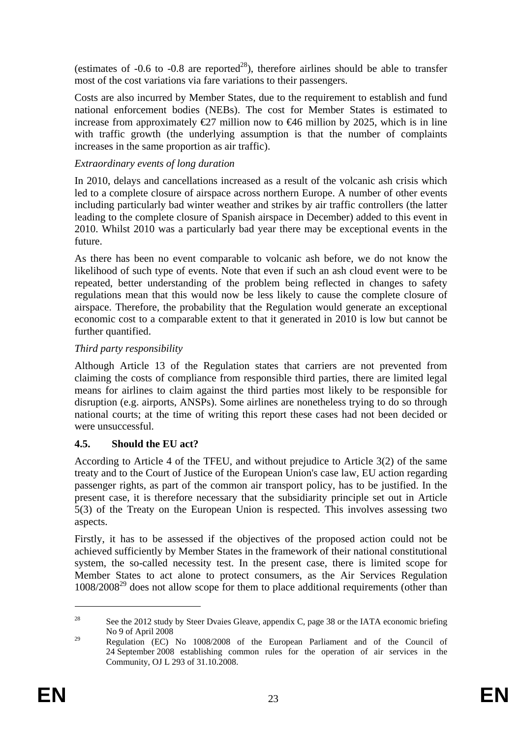(estimates of -0.6 to -0.8 are reported[28]), therefore airlines should be able to transfer most of the cost variations via fare variations to their passengers.

Costs are also incurred by Member States, due to the requirement to establish and fund national enforcement bodies (NEBs). The cost for Member States is estimated to increase from approximately €27 million now to €46 million by 2025, which is in line with traffic growth (the underlying assumption is that the number of complaints increases in the same proportion as air traffic).

*Extraordinary events of long duration*

In 2010, delays and cancellations increased as a result of the volcanic ash crisis which led to a complete closure of airspace across northern Europe. A number of other events including particularly bad winter weather and strikes by air traffic controllers (the latter leading to the complete closure of Spanish airspace in December) added to this event in 2010. Whilst 2010 was a particularly bad year there may be exceptional events in the future.

As there has been no event comparable to volcanic ash before, we do not know the likelihood of such type of events. Note that even if such an ash cloud event were to be repeated, better understanding of the problem being reflected in changes to safety regulations mean that this would now be less likely to cause the complete closure of airspace. Therefore, the probability that the Regulation would generate an exceptional economic cost to a comparable extent to that it generated in 2010 is low but cannot be further quantified.

*Third party responsibility*

Although Article 13 of the Regulation states that carriers are not prevented from claiming the costs of compliance from responsible third parties, there are limited legal means for airlines to claim against the third parties most likely to be responsible for disruption (e.g. airports, ANSPs). Some airlines are nonetheless trying to do so through national courts; at the time of writing this report these cases had not been decided or were unsuccessful.

### 4.5. Should the EU act?

According to Article 4 of the TFEU, and without prejudice to Article 3(2) of the same treaty and to the Court of Justice of the European Union's case law, EU action regarding passenger rights, as part of the common air transport policy, has to be justified. In the present case, it is therefore necessary that the subsidiarity principle set out in Article 5(3) of the Treaty on the European Union is respected. This involves assessing two aspects.

Firstly, it has to be assessed if the objectives of the proposed action could not be achieved sufficiently by Member States in the framework of their national constitutional system, the so-called necessity test. In the present case, there is limited scope for Member States to act alone to protect consumers, as the Air Services Regulation 1008/2008[29] does not allow scope for them to place additional requirements (other than

---

[28] See the 2012 study by Steer Dvaies Gleave, appendix C, page 38 or the IATA economic briefing No 9 of April 2008

[29] Regulation (EC) No 1008/2008 of the European Parliament and of the Council of 24 September 2008 establishing common rules for the operation of air services in the Community, OJ L 293 of 31.10.2008.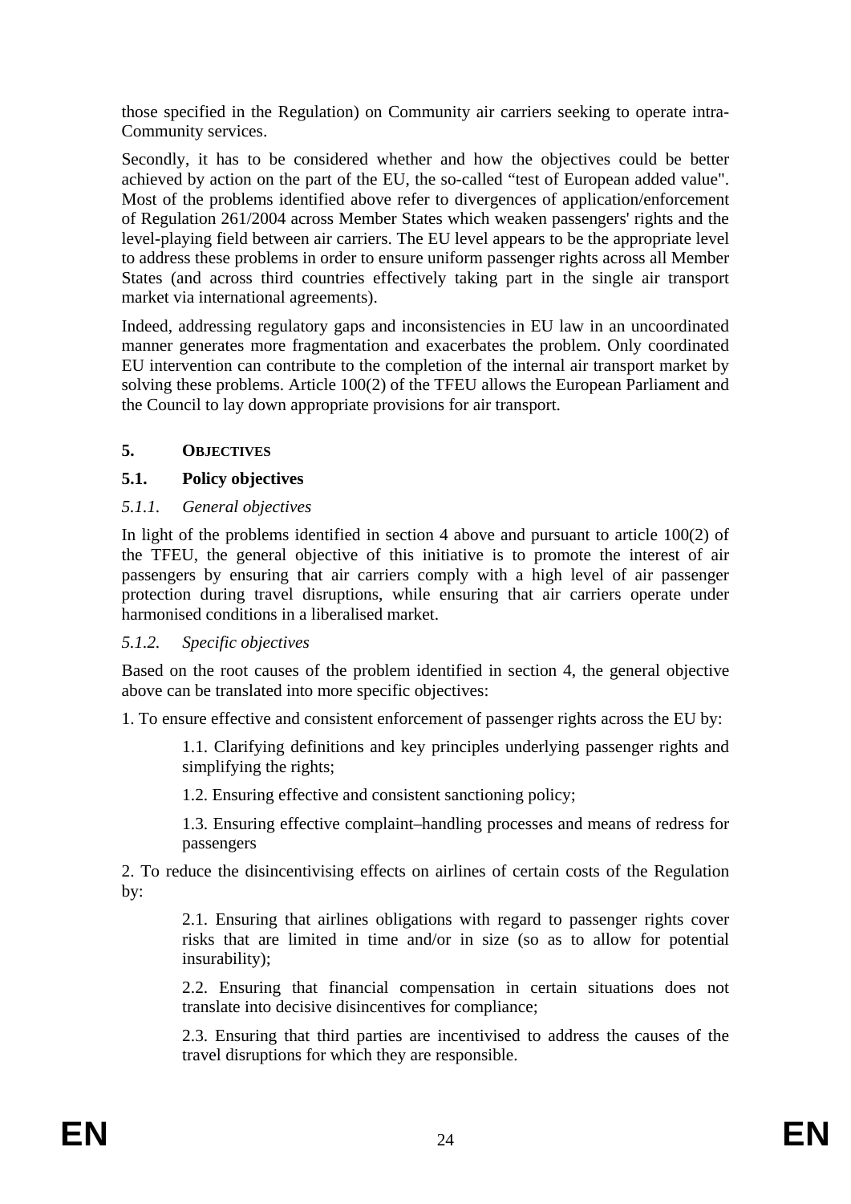those specified in the Regulation) on Community air carriers seeking to operate intra-Community services.

Secondly, it has to be considered whether and how the objectives could be better achieved by action on the part of the EU, the so-called "test of European added value". Most of the problems identified above refer to divergences of application/enforcement of Regulation 261/2004 across Member States which weaken passengers' rights and the level-playing field between air carriers. The EU level appears to be the appropriate level to address these problems in order to ensure uniform passenger rights across all Member States (and across third countries effectively taking part in the single air transport market via international agreements).

Indeed, addressing regulatory gaps and inconsistencies in EU law in an uncoordinated manner generates more fragmentation and exacerbates the problem. Only coordinated EU intervention can contribute to the completion of the internal air transport market by solving these problems. Article 100(2) of the TFEU allows the European Parliament and the Council to lay down appropriate provisions for air transport.

## 5. OBJECTIVES

### 5.1. Policy objectives

#### *5.1.1. General objectives*

In light of the problems identified in section 4 above and pursuant to article 100(2) of the TFEU, the general objective of this initiative is to promote the interest of air passengers by ensuring that air carriers comply with a high level of air passenger protection during travel disruptions, while ensuring that air carriers operate under harmonised conditions in a liberalised market.

#### *5.1.2. Specific objectives*

Based on the root causes of the problem identified in section 4, the general objective above can be translated into more specific objectives:

1. To ensure effective and consistent enforcement of passenger rights across the EU by:

   1.1. Clarifying definitions and key principles underlying passenger rights and simplifying the rights;

   1.2. Ensuring effective and consistent sanctioning policy;

   1.3. Ensuring effective complaint–handling processes and means of redress for passengers

2. To reduce the disincentivising effects on airlines of certain costs of the Regulation by:

   2.1. Ensuring that airlines obligations with regard to passenger rights cover risks that are limited in time and/or in size (so as to allow for potential insurability);

   2.2. Ensuring that financial compensation in certain situations does not translate into decisive disincentives for compliance;

   2.3. Ensuring that third parties are incentivised to address the causes of the travel disruptions for which they are responsible.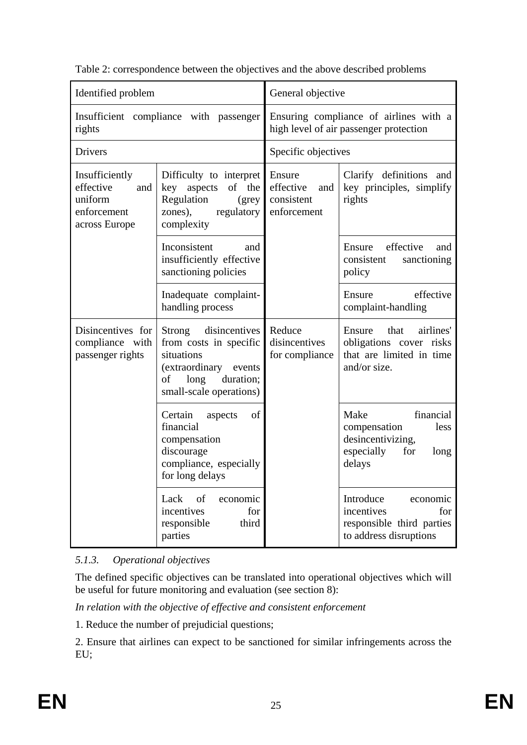Table 2: correspondence between the objectives and the above described problems

| Identified problem | | General objective | |
|---|---|---|---|
| Insufficient compliance with passenger rights | | Ensuring compliance of airlines with a high level of air passenger protection | |
| Drivers | | Specific objectives | |
| Insufficiently effective and uniform enforcement across Europe | Difficulty to interpret key aspects of the Regulation (grey zones), regulatory complexity | Ensure effective and consistent enforcement | Clarify definitions and key principles, simplify rights |
| | Inconsistent and insufficiently effective sanctioning policies | | Ensure effective and consistent sanctioning policy |
| | Inadequate complaint-handling process | | Ensure effective complaint-handling |
| Disincentives for compliance with passenger rights | Strong disincentives from costs in specific situations (extraordinary events of long duration; small-scale operations) | Reduce disincentives for compliance | Ensure that airlines' obligations cover risks that are limited in time and/or size. |
| | Certain aspects of financial compensation discourage compliance, especially for long delays | | Make financial compensation less desincentivizing, especially for long delays |
| | Lack of economic incentives for responsible third parties | | Introduce economic incentives for responsible third parties to address disruptions |

### 5.1.3. Operational objectives

The defined specific objectives can be translated into operational objectives which will be useful for future monitoring and evaluation (see section 8):

*In relation with the objective of effective and consistent enforcement*

1. Reduce the number of prejudicial questions;

2. Ensure that airlines can expect to be sanctioned for similar infringements across the EU;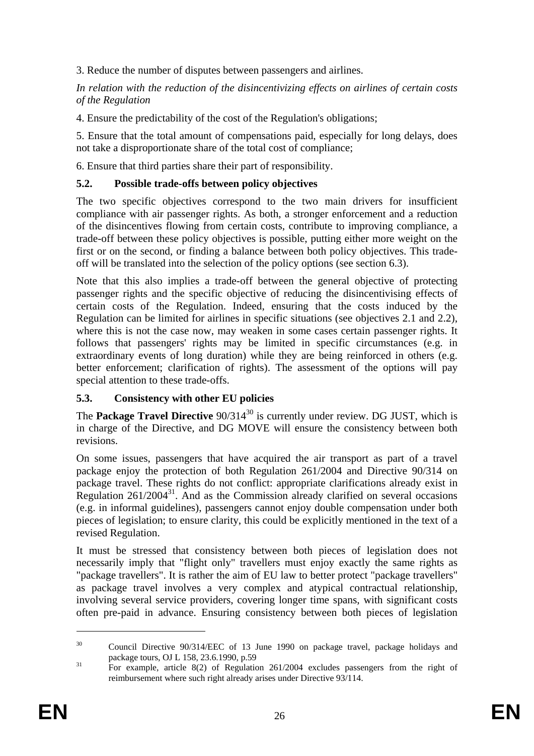3. Reduce the number of disputes between passengers and airlines.

*In relation with the reduction of the disincentivizing effects on airlines of certain costs of the Regulation*

4. Ensure the predictability of the cost of the Regulation's obligations;

5. Ensure that the total amount of compensations paid, especially for long delays, does not take a disproportionate share of the total cost of compliance;

6. Ensure that third parties share their part of responsibility.

### 5.2. Possible trade-offs between policy objectives

The two specific objectives correspond to the two main drivers for insufficient compliance with air passenger rights. As both, a stronger enforcement and a reduction of the disincentives flowing from certain costs, contribute to improving compliance, a trade-off between these policy objectives is possible, putting either more weight on the first or on the second, or finding a balance between both policy objectives. This trade-off will be translated into the selection of the policy options (see section 6.3).

Note that this also implies a trade-off between the general objective of protecting passenger rights and the specific objective of reducing the disincentivising effects of certain costs of the Regulation. Indeed, ensuring that the costs induced by the Regulation can be limited for airlines in specific situations (see objectives 2.1 and 2.2), where this is not the case now, may weaken in some cases certain passenger rights. It follows that passengers' rights may be limited in specific circumstances (e.g. in extraordinary events of long duration) while they are being reinforced in others (e.g. better enforcement; clarification of rights). The assessment of the options will pay special attention to these trade-offs.

### 5.3. Consistency with other EU policies

The **Package Travel Directive** 90/314[30] is currently under review. DG JUST, which is in charge of the Directive, and DG MOVE will ensure the consistency between both revisions.

On some issues, passengers that have acquired the air transport as part of a travel package enjoy the protection of both Regulation 261/2004 and Directive 90/314 on package travel. These rights do not conflict: appropriate clarifications already exist in Regulation 261/2004[31]. And as the Commission already clarified on several occasions (e.g. in informal guidelines), passengers cannot enjoy double compensation under both pieces of legislation; to ensure clarity, this could be explicitly mentioned in the text of a revised Regulation.

It must be stressed that consistency between both pieces of legislation does not necessarily imply that "flight only" travellers must enjoy exactly the same rights as "package travellers". It is rather the aim of EU law to better protect "package travellers" as package travel involves a very complex and atypical contractual relationship, involving several service providers, covering longer time spans, with significant costs often pre-paid in advance. Ensuring consistency between both pieces of legislation

---

[30] Council Directive 90/314/EEC of 13 June 1990 on package travel, package holidays and package tours, OJ L 158, 23.6.1990, p.59

[31] For example, article 8(2) of Regulation 261/2004 excludes passengers from the right of reimbursement where such right already arises under Directive 93/114.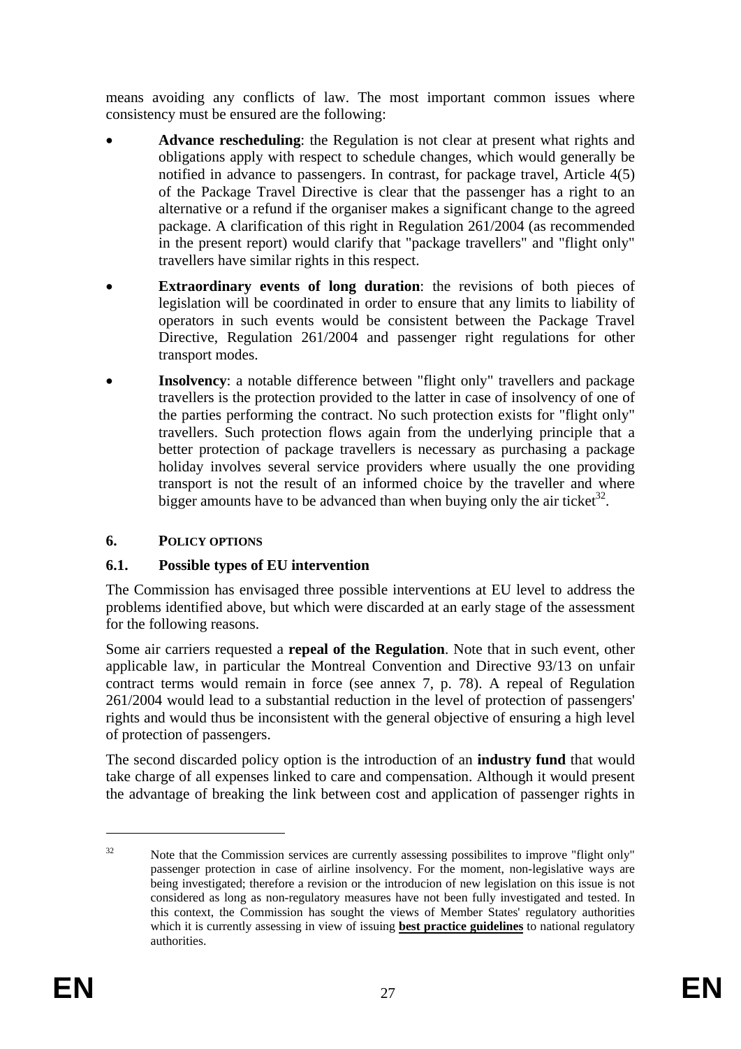means avoiding any conflicts of law. The most important common issues where consistency must be ensured are the following:

- **Advance rescheduling**: the Regulation is not clear at present what rights and obligations apply with respect to schedule changes, which would generally be notified in advance to passengers. In contrast, for package travel, Article 4(5) of the Package Travel Directive is clear that the passenger has a right to an alternative or a refund if the organiser makes a significant change to the agreed package. A clarification of this right in Regulation 261/2004 (as recommended in the present report) would clarify that "package travellers" and "flight only" travellers have similar rights in this respect.
- **Extraordinary events of long duration**: the revisions of both pieces of legislation will be coordinated in order to ensure that any limits to liability of operators in such events would be consistent between the Package Travel Directive, Regulation 261/2004 and passenger right regulations for other transport modes.
- **Insolvency**: a notable difference between "flight only" travellers and package travellers is the protection provided to the latter in case of insolvency of one of the parties performing the contract. No such protection exists for "flight only" travellers. Such protection flows again from the underlying principle that a better protection of package travellers is necessary as purchasing a package holiday involves several service providers where usually the one providing transport is not the result of an informed choice by the traveller and where bigger amounts have to be advanced than when buying only the air ticket[32].

## 6. POLICY OPTIONS

### 6.1. Possible types of EU intervention

The Commission has envisaged three possible interventions at EU level to address the problems identified above, but which were discarded at an early stage of the assessment for the following reasons.

Some air carriers requested a **repeal of the Regulation**. Note that in such event, other applicable law, in particular the Montreal Convention and Directive 93/13 on unfair contract terms would remain in force (see annex 7, p. 78). A repeal of Regulation 261/2004 would lead to a substantial reduction in the level of protection of passengers' rights and would thus be inconsistent with the general objective of ensuring a high level of protection of passengers.

The second discarded policy option is the introduction of an **industry fund** that would take charge of all expenses linked to care and compensation. Although it would present the advantage of breaking the link between cost and application of passenger rights in

---

[32] Note that the Commission services are currently assessing possibilites to improve "flight only" passenger protection in case of airline insolvency. For the moment, non-legislative ways are being investigated; therefore a revision or the introducion of new legislation on this issue is not considered as long as non-regulatory measures have not been fully investigated and tested. In this context, the Commission has sought the views of Member States' regulatory authorities which it is currently assessing in view of issuing **best practice guidelines** to national regulatory authorities.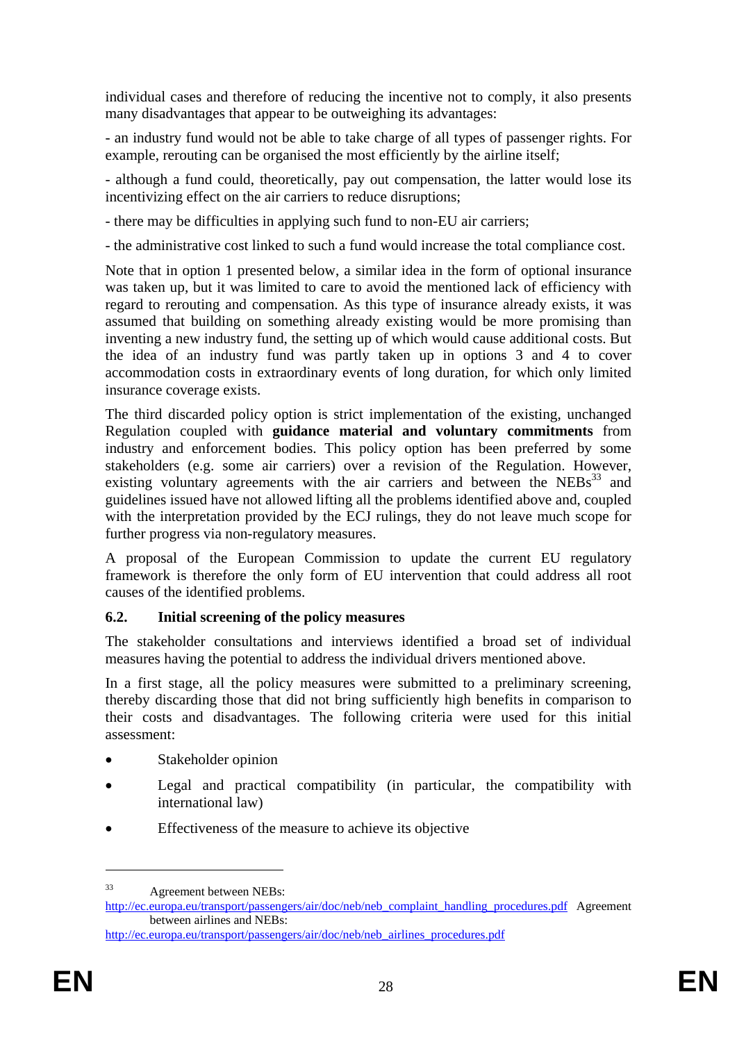individual cases and therefore of reducing the incentive not to comply, it also presents many disadvantages that appear to be outweighing its advantages:

- an industry fund would not be able to take charge of all types of passenger rights. For example, rerouting can be organised the most efficiently by the airline itself;

- although a fund could, theoretically, pay out compensation, the latter would lose its incentivizing effect on the air carriers to reduce disruptions;

- there may be difficulties in applying such fund to non-EU air carriers;

- the administrative cost linked to such a fund would increase the total compliance cost.

Note that in option 1 presented below, a similar idea in the form of optional insurance was taken up, but it was limited to care to avoid the mentioned lack of efficiency with regard to rerouting and compensation. As this type of insurance already exists, it was assumed that building on something already existing would be more promising than inventing a new industry fund, the setting up of which would cause additional costs. But the idea of an industry fund was partly taken up in options 3 and 4 to cover accommodation costs in extraordinary events of long duration, for which only limited insurance coverage exists.

The third discarded policy option is strict implementation of the existing, unchanged Regulation coupled with **guidance material and voluntary commitments** from industry and enforcement bodies. This policy option has been preferred by some stakeholders (e.g. some air carriers) over a revision of the Regulation. However, existing voluntary agreements with the air carriers and between the NEBs[33] and guidelines issued have not allowed lifting all the problems identified above and, coupled with the interpretation provided by the ECJ rulings, they do not leave much scope for further progress via non-regulatory measures.

A proposal of the European Commission to update the current EU regulatory framework is therefore the only form of EU intervention that could address all root causes of the identified problems.

## 6.2. Initial screening of the policy measures

The stakeholder consultations and interviews identified a broad set of individual measures having the potential to address the individual drivers mentioned above.

In a first stage, all the policy measures were submitted to a preliminary screening, thereby discarding those that did not bring sufficiently high benefits in comparison to their costs and disadvantages. The following criteria were used for this initial assessment:

- Stakeholder opinion
- Legal and practical compatibility (in particular, the compatibility with international law)
- Effectiveness of the measure to achieve its objective

---

[33] Agreement between NEBs: http://ec.europa.eu/transport/passengers/air/doc/neb/neb_complaint_handling_procedures.pdf Agreement between airlines and NEBs: http://ec.europa.eu/transport/passengers/air/doc/neb/neb_airlines_procedures.pdf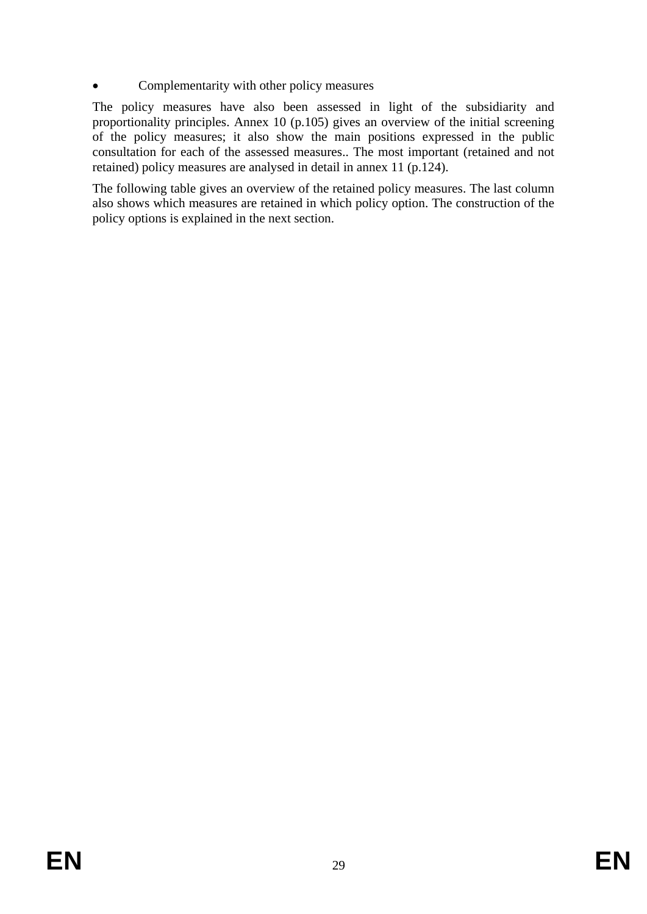- Complementarity with other policy measures

The policy measures have also been assessed in light of the subsidiarity and proportionality principles. Annex 10 (p.105) gives an overview of the initial screening of the policy measures; it also show the main positions expressed in the public consultation for each of the assessed measures.. The most important (retained and not retained) policy measures are analysed in detail in annex 11 (p.124).

The following table gives an overview of the retained policy measures. The last column also shows which measures are retained in which policy option. The construction of the policy options is explained in the next section.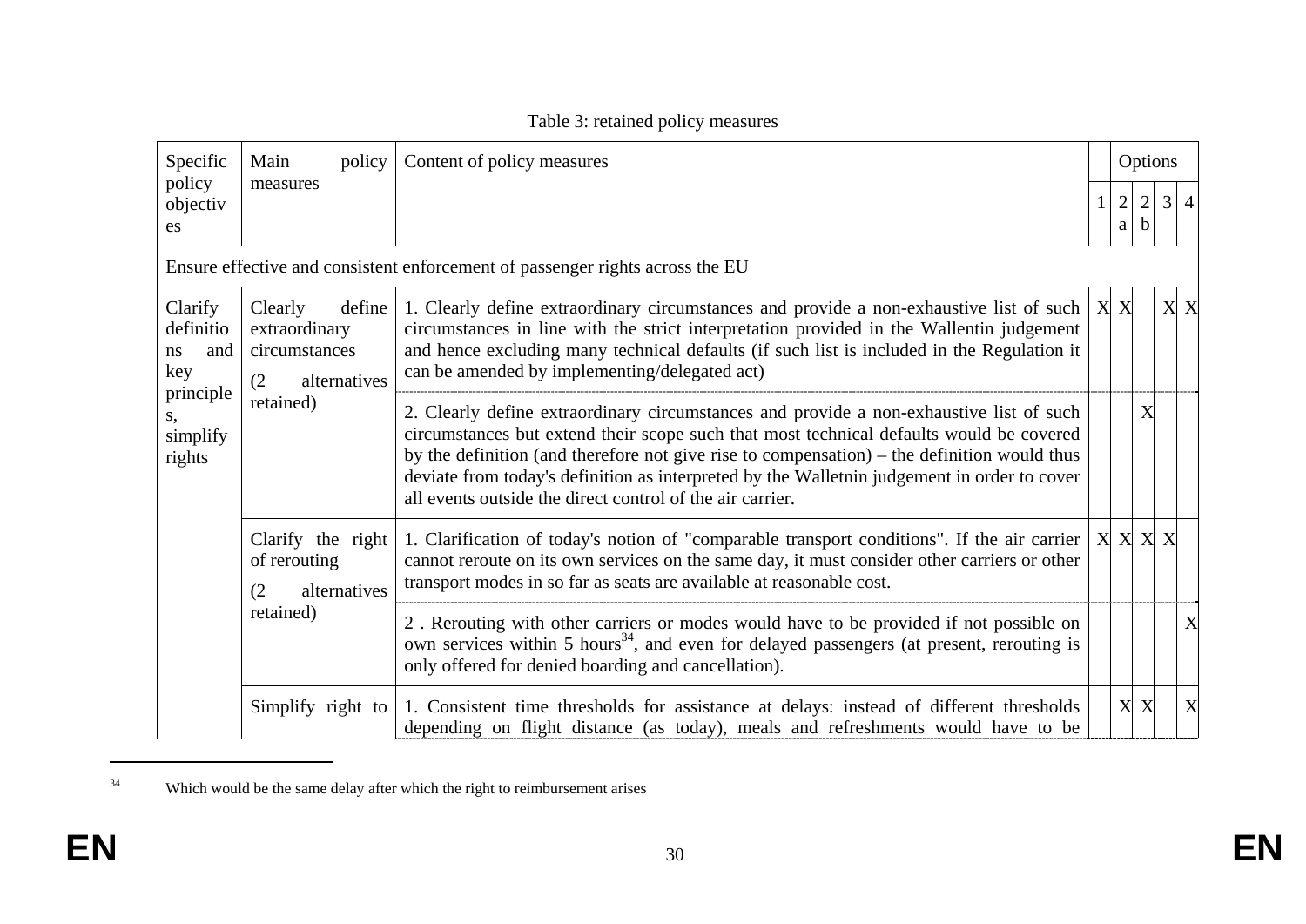Table 3: retained policy measures

| Specific policy objectives | Main policy measures | Content of policy measures | Options | | | | |
|---|---|---|---|---|---|---|---|
| | | | 1 | 2a | 2b | 3 | 4 |
| Ensure effective and consistent enforcement of passenger rights across the EU | | | | | | | |
| Clarify definitions and key principles, simplify rights | Clearly define extraordinary circumstances (2 alternatives retained) | 1. Clearly define extraordinary circumstances and provide a non-exhaustive list of such circumstances in line with the strict interpretation provided in the Wallentin judgement and hence excluding many technical defaults (if such list is included in the Regulation it can be amended by implementing/delegated act) | X | X | | X | X |
| | | 2. Clearly define extraordinary circumstances and provide a non-exhaustive list of such circumstances but extend their scope such that most technical defaults would be covered by the definition (and therefore not give rise to compensation) – the definition would thus deviate from today's definition as interpreted by the Walletnin judgement in order to cover all events outside the direct control of the air carrier. | | | X | | |
| | Clarify the right of rerouting (2 alternatives retained) | 1. Clarification of today's notion of "comparable transport conditions". If the air carrier cannot reroute on its own services on the same day, it must consider other carriers or other transport modes in so far as seats are available at reasonable cost. | X | X | X | X | |
| | | 2 . Rerouting with other carriers or modes would have to be provided if not possible on own services within 5 hours[34], and even for delayed passengers (at present, rerouting is only offered for denied boarding and cancellation). | | | | | X |
| | Simplify right to | 1. Consistent time thresholds for assistance at delays: instead of different thresholds depending on flight distance (as today), meals and refreshments would have to be | | X | X | | X |

[34] Which would be the same delay after which the right to reimbursement arises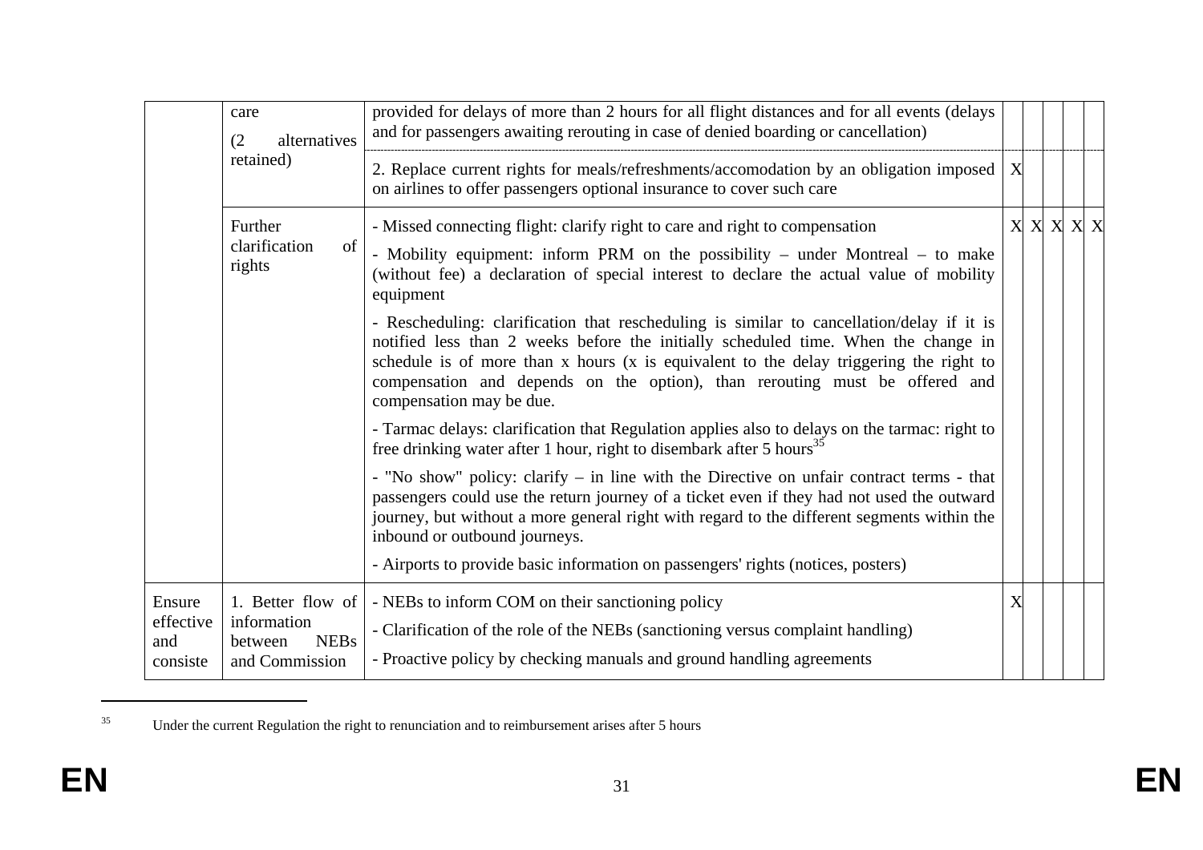| | | | | | | | |
|---|---|---|---|---|---|---|---|
| | care (2 alternatives retained) | provided for delays of more than 2 hours for all flight distances and for all events (delays and for passengers awaiting rerouting in case of denied boarding or cancellation) | | | | | |
| | | 2. Replace current rights for meals/refreshments/accomodation by an obligation imposed on airlines to offer passengers optional insurance to cover such care | X | | | | |
| | Further clarification of rights | - Missed connecting flight: clarify right to care and right to compensation<br>- Mobility equipment: inform PRM on the possibility – under Montreal – to make (without fee) a declaration of special interest to declare the actual value of mobility equipment<br>- Rescheduling: clarification that rescheduling is similar to cancellation/delay if it is notified less than 2 weeks before the initially scheduled time. When the change in schedule is of more than x hours (x is equivalent to the delay triggering the right to compensation and depends on the option), than rerouting must be offered and compensation may be due.<br>- Tarmac delays: clarification that Regulation applies also to delays on the tarmac: right to free drinking water after 1 hour, right to disembark after 5 hours[35]<br>- "No show" policy: clarify – in line with the Directive on unfair contract terms - that passengers could use the return journey of a ticket even if they had not used the outward journey, but without a more general right with regard to the different segments within the inbound or outbound journeys.<br>- Airports to provide basic information on passengers' rights (notices, posters) | X | X | X | X | X |
| Ensure effective and consiste | 1. Better flow of information between NEBs and Commission | - NEBs to inform COM on their sanctioning policy<br>- Clarification of the role of the NEBs (sanctioning versus complaint handling)<br>- Proactive policy by checking manuals and ground handling agreements | X | | | | |

[35] Under the current Regulation the right to renunciation and to reimbursement arises after 5 hours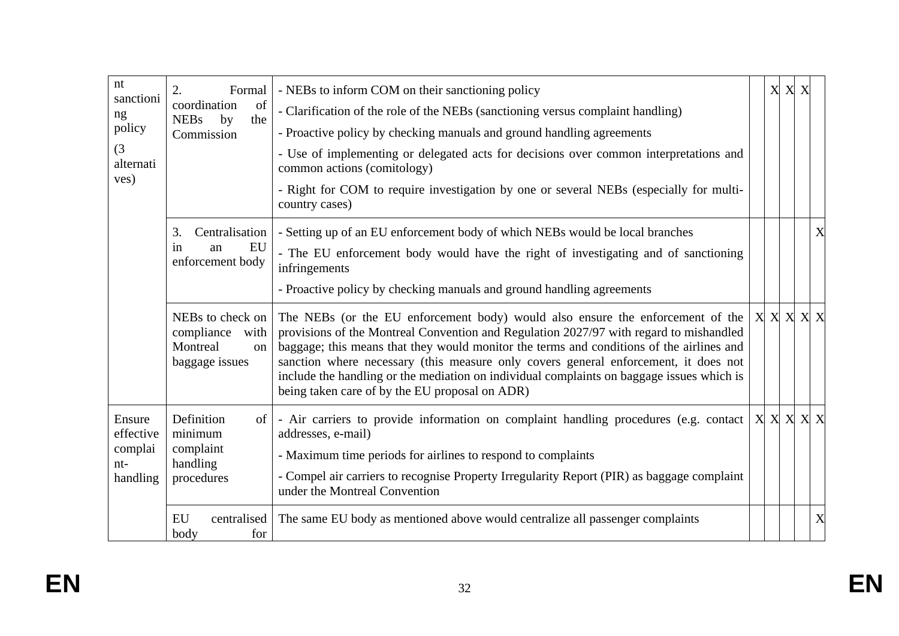| | | | | | | | |
|---|---|---|---|---|---|---|---|
| nt sanctioning policy (3 alternatives) | 2. Formal coordination of NEBs by the Commission | - NEBs to inform COM on their sanctioning policy<br>- Clarification of the role of the NEBs (sanctioning versus complaint handling)<br>- Proactive policy by checking manuals and ground handling agreements<br>- Use of implementing or delegated acts for decisions over common interpretations and common actions (comitology)<br>- Right for COM to require investigation by one or several NEBs (especially for multi-country cases) | | X | X | X | |
| | 3. Centralisation in an EU enforcement body | - Setting up of an EU enforcement body of which NEBs would be local branches<br>- The EU enforcement body would have the right of investigating and of sanctioning infringements<br>- Proactive policy by checking manuals and ground handling agreements | | | | | X |
| | NEBs to check on compliance with Montreal on baggage issues | The NEBs (or the EU enforcement body) would also ensure the enforcement of the provisions of the Montreal Convention and Regulation 2027/97 with regard to mishandled baggage; this means that they would monitor the terms and conditions of the airlines and sanction where necessary (this measure only covers general enforcement, it does not include the handling or the mediation on individual complaints on baggage issues which is being taken care of by the EU proposal on ADR) | X | X | X | X | X |
| Ensure effective complaint-handling | Definition of minimum complaint handling procedures | - Air carriers to provide information on complaint handling procedures (e.g. contact addresses, e-mail)<br>- Maximum time periods for airlines to respond to complaints<br>- Compel air carriers to recognise Property Irregularity Report (PIR) as baggage complaint under the Montreal Convention | X | X | X | X | X |
| | EU centralised body for | The same EU body as mentioned above would centralize all passenger complaints | | | | | X |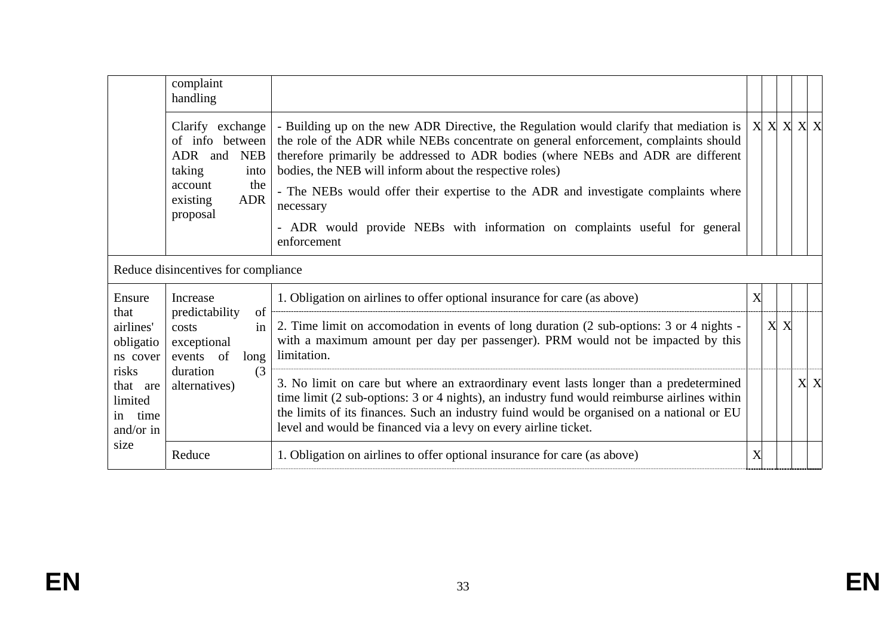| | | | | | | | |
|---|---|---|---|---|---|---|---|
| | complaint handling | | | | | | |
| | Clarify exchange of info between ADR and NEB taking into account the existing ADR proposal | - Building up on the new ADR Directive, the Regulation would clarify that mediation is the role of the ADR while NEBs concentrate on general enforcement, complaints should therefore primarily be addressed to ADR bodies (where NEBs and ADR are different bodies, the NEB will inform about the respective roles)<br>- The NEBs would offer their expertise to the ADR and investigate complaints where necessary<br>- ADR would provide NEBs with information on complaints useful for general enforcement | X | X | X | X | X |
| Reduce disincentives for compliance | | | | | | | |
| Ensure that airlines' obligations cover risks that are limited in time and/or in size | Increase predictability of costs in exceptional events of long duration (3 alternatives) | 1. Obligation on airlines to offer optional insurance for care (as above) | X | | | | |
| | | 2. Time limit on accomodation in events of long duration (2 sub-options: 3 or 4 nights - with a maximum amount per day per passenger). PRM would not be impacted by this limitation. | | X | X | | |
| | | 3. No limit on care but where an extraordinary event lasts longer than a predetermined time limit (2 sub-options: 3 or 4 nights), an industry fund would reimburse airlines within the limits of its finances. Such an industry fuind would be organised on a national or EU level and would be financed via a levy on every airline ticket. | | | | X | X |
| | Reduce | 1. Obligation on airlines to offer optional insurance for care (as above) | X | | | | |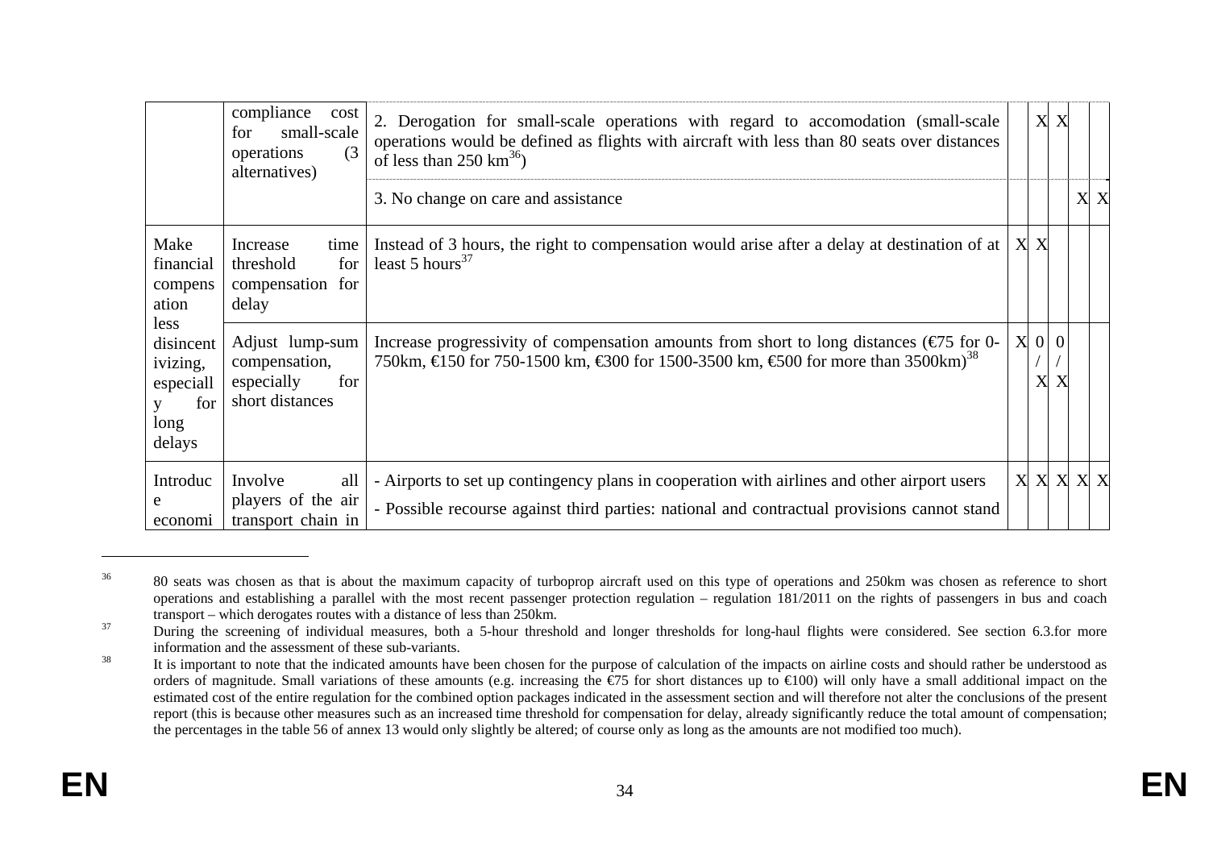| | | | | | | | |
|---|---|---|---|---|---|---|---|
| | compliance cost for small-scale operations (3 alternatives) | 2. Derogation for small-scale operations with regard to accomodation (small-scale operations would be defined as flights with aircraft with less than 80 seats over distances of less than 250 km[36]) | | X | X | | |
| | | 3. No change on care and assistance | | | | X | X |
| Make financial compensation less disincentivizing, especially for long delays | Increase time threshold for compensation for delay | Instead of 3 hours, the right to compensation would arise after a delay at destination of at least 5 hours[37] | X | X | | | |
| | Adjust lump-sum compensation, especially for short distances | Increase progressivity of compensation amounts from short to long distances (€75 for 0-750km, €150 for 750-1500 km, €300 for 1500-3500 km, €500 for more than 3500km)[38] | X | 0 / X | 0 / X | | |
| Introduce economi | Involve all players of the air transport chain in | - Airports to set up contingency plans in cooperation with airlines and other airport users<br>- Possible recourse against third parties: national and contractual provisions cannot stand | X | X | X | X | X |

[36] 80 seats was chosen as that is about the maximum capacity of turboprop aircraft used on this type of operations and 250km was chosen as reference to short operations and establishing a parallel with the most recent passenger protection regulation – regulation 181/2011 on the rights of passengers in bus and coach transport – which derogates routes with a distance of less than 250km.

[37] During the screening of individual measures, both a 5-hour threshold and longer thresholds for long-haul flights were considered. See section 6.3.for more information and the assessment of these sub-variants.

[38] It is important to note that the indicated amounts have been chosen for the purpose of calculation of the impacts on airline costs and should rather be understood as orders of magnitude. Small variations of these amounts (e.g. increasing the €75 for short distances up to €100) will only have a small additional impact on the estimated cost of the entire regulation for the combined option packages indicated in the assessment section and will therefore not alter the conclusions of the present report (this is because other measures such as an increased time threshold for compensation for delay, already significantly reduce the total amount of compensation; the percentages in the table 56 of annex 13 would only slightly be altered; of course only as long as the amounts are not modified too much).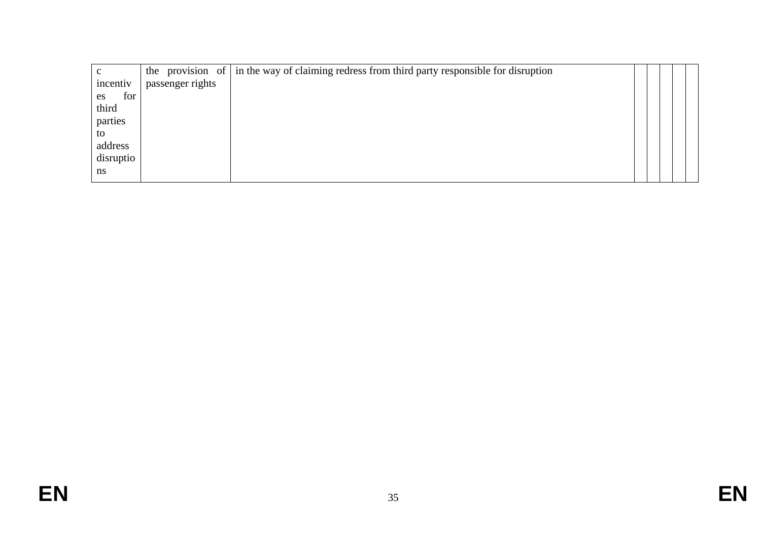| | | | | | | | |
|---|---|---|---|---|---|---|---|
| c incentives for third parties to address disruptions | the provision of passenger rights | in the way of claiming redress from third party responsible for disruption | | | | | |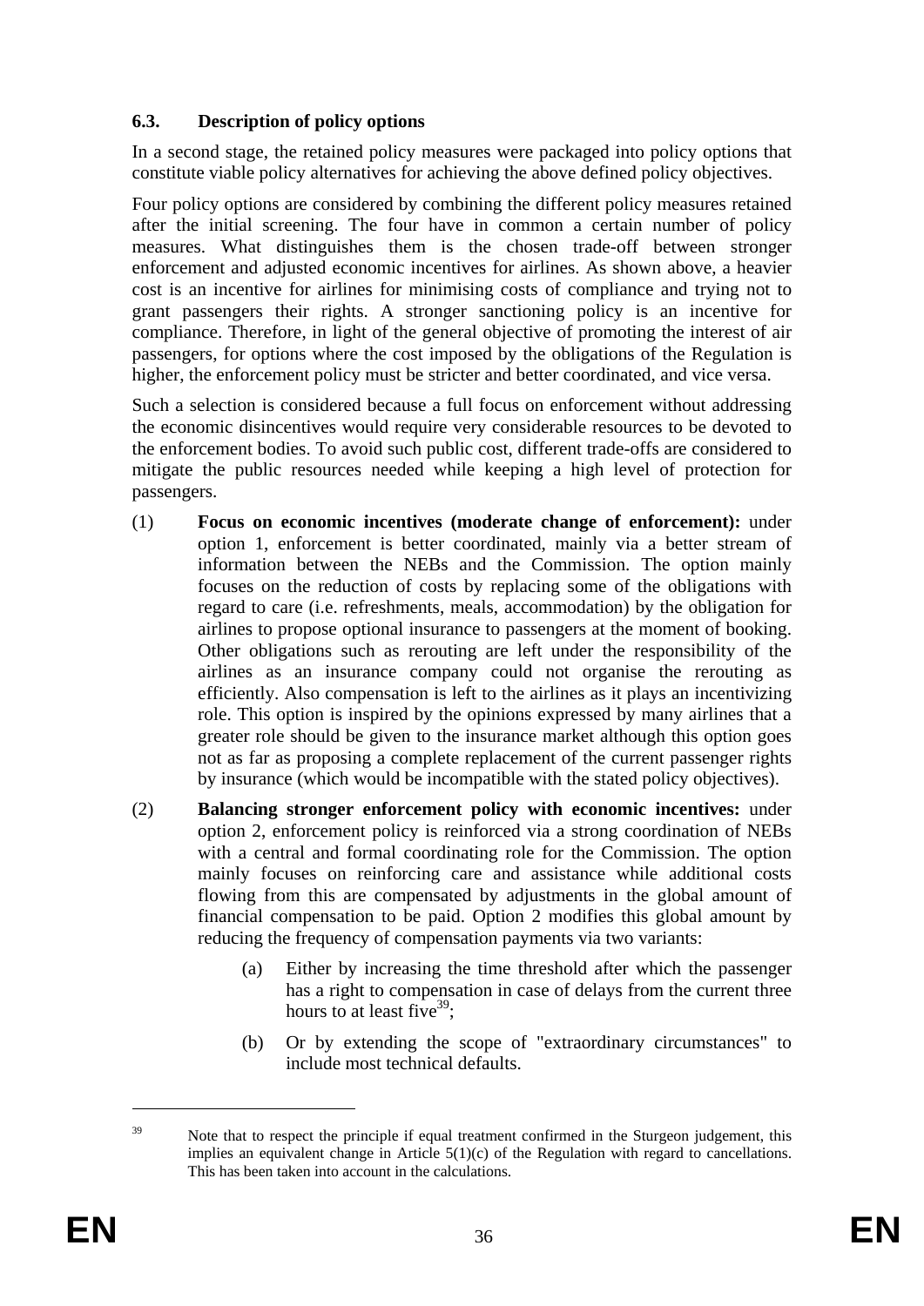### 6.3. Description of policy options

In a second stage, the retained policy measures were packaged into policy options that constitute viable policy alternatives for achieving the above defined policy objectives.

Four policy options are considered by combining the different policy measures retained after the initial screening. The four have in common a certain number of policy measures. What distinguishes them is the chosen trade-off between stronger enforcement and adjusted economic incentives for airlines. As shown above, a heavier cost is an incentive for airlines for minimising costs of compliance and trying not to grant passengers their rights. A stronger sanctioning policy is an incentive for compliance. Therefore, in light of the general objective of promoting the interest of air passengers, for options where the cost imposed by the obligations of the Regulation is higher, the enforcement policy must be stricter and better coordinated, and vice versa.

Such a selection is considered because a full focus on enforcement without addressing the economic disincentives would require very considerable resources to be devoted to the enforcement bodies. To avoid such public cost, different trade-offs are considered to mitigate the public resources needed while keeping a high level of protection for passengers.

(1) **Focus on economic incentives (moderate change of enforcement):** under option 1, enforcement is better coordinated, mainly via a better stream of information between the NEBs and the Commission. The option mainly focuses on the reduction of costs by replacing some of the obligations with regard to care (i.e. refreshments, meals, accommodation) by the obligation for airlines to propose optional insurance to passengers at the moment of booking. Other obligations such as rerouting are left under the responsibility of the airlines as an insurance company could not organise the rerouting as efficiently. Also compensation is left to the airlines as it plays an incentivizing role. This option is inspired by the opinions expressed by many airlines that a greater role should be given to the insurance market although this option goes not as far as proposing a complete replacement of the current passenger rights by insurance (which would be incompatible with the stated policy objectives).

(2) **Balancing stronger enforcement policy with economic incentives:** under option 2, enforcement policy is reinforced via a strong coordination of NEBs with a central and formal coordinating role for the Commission. The option mainly focuses on reinforcing care and assistance while additional costs flowing from this are compensated by adjustments in the global amount of financial compensation to be paid. Option 2 modifies this global amount by reducing the frequency of compensation payments via two variants:

   (a) Either by increasing the time threshold after which the passenger has a right to compensation in case of delays from the current three hours to at least five[39];

   (b) Or by extending the scope of "extraordinary circumstances" to include most technical defaults.

[39] Note that to respect the principle if equal treatment confirmed in the Sturgeon judgement, this implies an equivalent change in Article 5(1)(c) of the Regulation with regard to cancellations. This has been taken into account in the calculations.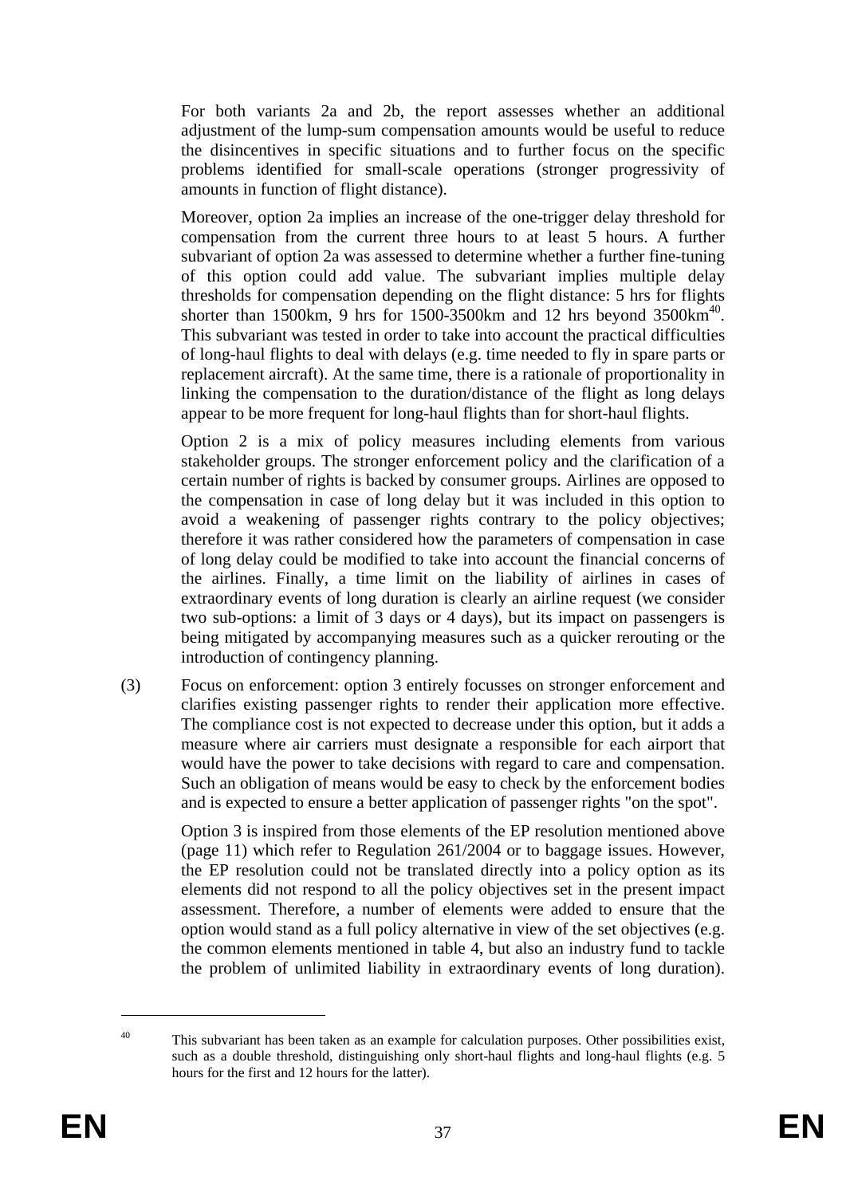For both variants 2a and 2b, the report assesses whether an additional adjustment of the lump-sum compensation amounts would be useful to reduce the disincentives in specific situations and to further focus on the specific problems identified for small-scale operations (stronger progressivity of amounts in function of flight distance).

Moreover, option 2a implies an increase of the one-trigger delay threshold for compensation from the current three hours to at least 5 hours. A further subvariant of option 2a was assessed to determine whether a further fine-tuning of this option could add value. The subvariant implies multiple delay thresholds for compensation depending on the flight distance: 5 hrs for flights shorter than 1500km, 9 hrs for 1500-3500km and 12 hrs beyond 3500km[40]. This subvariant was tested in order to take into account the practical difficulties of long-haul flights to deal with delays (e.g. time needed to fly in spare parts or replacement aircraft). At the same time, there is a rationale of proportionality in linking the compensation to the duration/distance of the flight as long delays appear to be more frequent for long-haul flights than for short-haul flights.

Option 2 is a mix of policy measures including elements from various stakeholder groups. The stronger enforcement policy and the clarification of a certain number of rights is backed by consumer groups. Airlines are opposed to the compensation in case of long delay but it was included in this option to avoid a weakening of passenger rights contrary to the policy objectives; therefore it was rather considered how the parameters of compensation in case of long delay could be modified to take into account the financial concerns of the airlines. Finally, a time limit on the liability of airlines in cases of extraordinary events of long duration is clearly an airline request (we consider two sub-options: a limit of 3 days or 4 days), but its impact on passengers is being mitigated by accompanying measures such as a quicker rerouting or the introduction of contingency planning.

(3) Focus on enforcement: option 3 entirely focusses on stronger enforcement and clarifies existing passenger rights to render their application more effective. The compliance cost is not expected to decrease under this option, but it adds a measure where air carriers must designate a responsible for each airport that would have the power to take decisions with regard to care and compensation. Such an obligation of means would be easy to check by the enforcement bodies and is expected to ensure a better application of passenger rights "on the spot".

Option 3 is inspired from those elements of the EP resolution mentioned above (page 11) which refer to Regulation 261/2004 or to baggage issues. However, the EP resolution could not be translated directly into a policy option as its elements did not respond to all the policy objectives set in the present impact assessment. Therefore, a number of elements were added to ensure that the option would stand as a full policy alternative in view of the set objectives (e.g. the common elements mentioned in table 4, but also an industry fund to tackle the problem of unlimited liability in extraordinary events of long duration).

---

[40] This subvariant has been taken as an example for calculation purposes. Other possibilities exist, such as a double threshold, distinguishing only short-haul flights and long-haul flights (e.g. 5 hours for the first and 12 hours for the latter).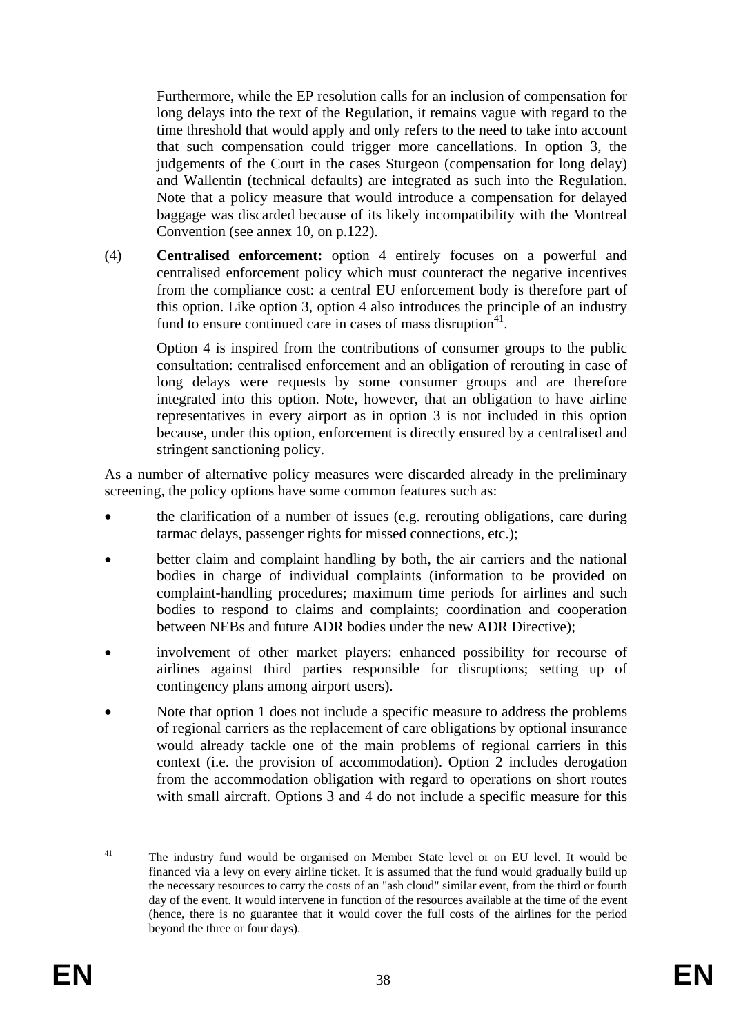Furthermore, while the EP resolution calls for an inclusion of compensation for long delays into the text of the Regulation, it remains vague with regard to the time threshold that would apply and only refers to the need to take into account that such compensation could trigger more cancellations. In option 3, the judgements of the Court in the cases Sturgeon (compensation for long delay) and Wallentin (technical defaults) are integrated as such into the Regulation. Note that a policy measure that would introduce a compensation for delayed baggage was discarded because of its likely incompatibility with the Montreal Convention (see annex 10, on p.122).

(4) **Centralised enforcement:** option 4 entirely focuses on a powerful and centralised enforcement policy which must counteract the negative incentives from the compliance cost: a central EU enforcement body is therefore part of this option. Like option 3, option 4 also introduces the principle of an industry fund to ensure continued care in cases of mass disruption[41].

Option 4 is inspired from the contributions of consumer groups to the public consultation: centralised enforcement and an obligation of rerouting in case of long delays were requests by some consumer groups and are therefore integrated into this option. Note, however, that an obligation to have airline representatives in every airport as in option 3 is not included in this option because, under this option, enforcement is directly ensured by a centralised and stringent sanctioning policy.

As a number of alternative policy measures were discarded already in the preliminary screening, the policy options have some common features such as:

- the clarification of a number of issues (e.g. rerouting obligations, care during tarmac delays, passenger rights for missed connections, etc.);
- better claim and complaint handling by both, the air carriers and the national bodies in charge of individual complaints (information to be provided on complaint-handling procedures; maximum time periods for airlines and such bodies to respond to claims and complaints; coordination and cooperation between NEBs and future ADR bodies under the new ADR Directive);
- involvement of other market players: enhanced possibility for recourse of airlines against third parties responsible for disruptions; setting up of contingency plans among airport users).
- Note that option 1 does not include a specific measure to address the problems of regional carriers as the replacement of care obligations by optional insurance would already tackle one of the main problems of regional carriers in this context (i.e. the provision of accommodation). Option 2 includes derogation from the accommodation obligation with regard to operations on short routes with small aircraft. Options 3 and 4 do not include a specific measure for this

---

[41] The industry fund would be organised on Member State level or on EU level. It would be financed via a levy on every airline ticket. It is assumed that the fund would gradually build up the necessary resources to carry the costs of an "ash cloud" similar event, from the third or fourth day of the event. It would intervene in function of the resources available at the time of the event (hence, there is no guarantee that it would cover the full costs of the airlines for the period beyond the three or four days).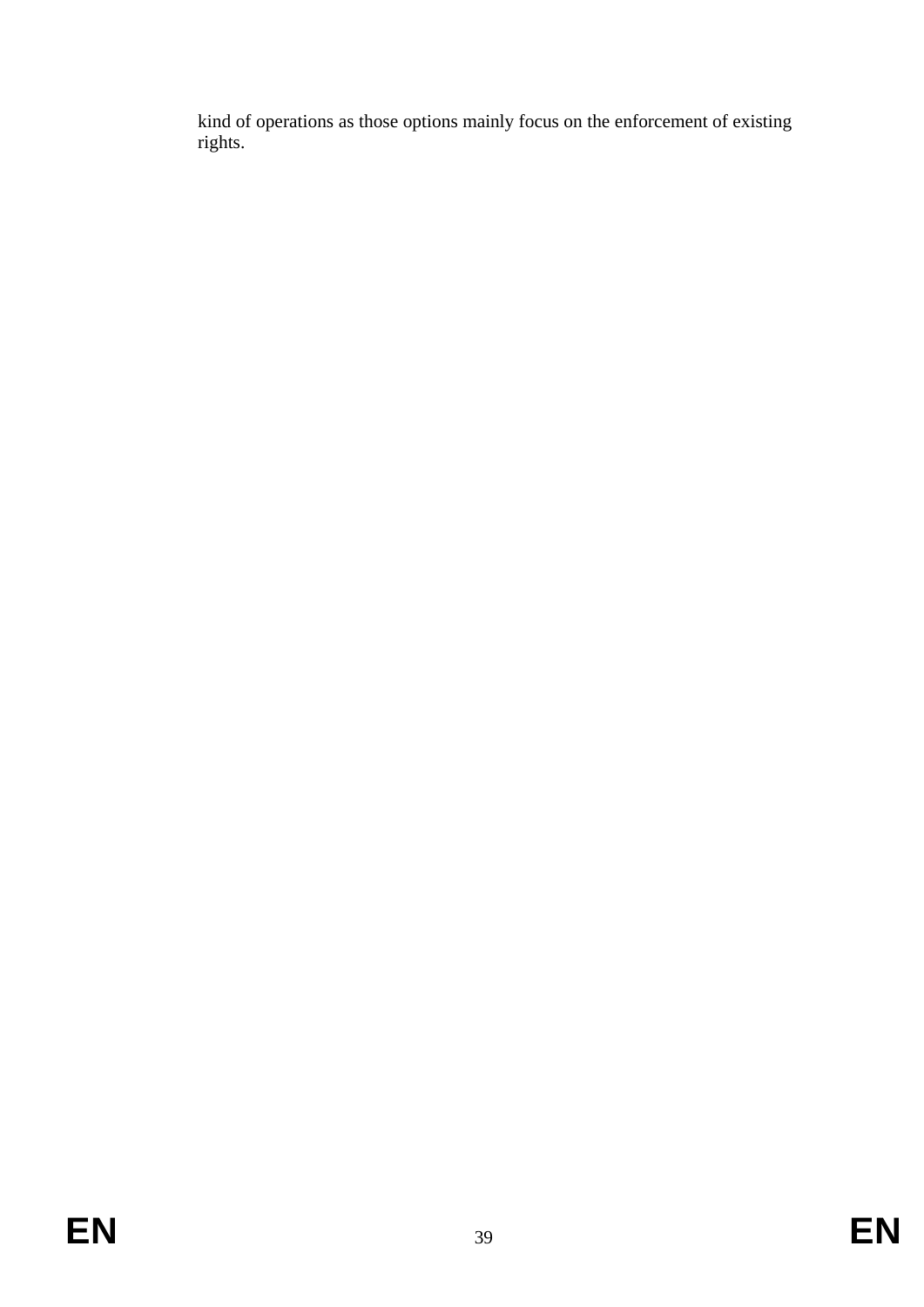kind of operations as those options mainly focus on the enforcement of existing rights.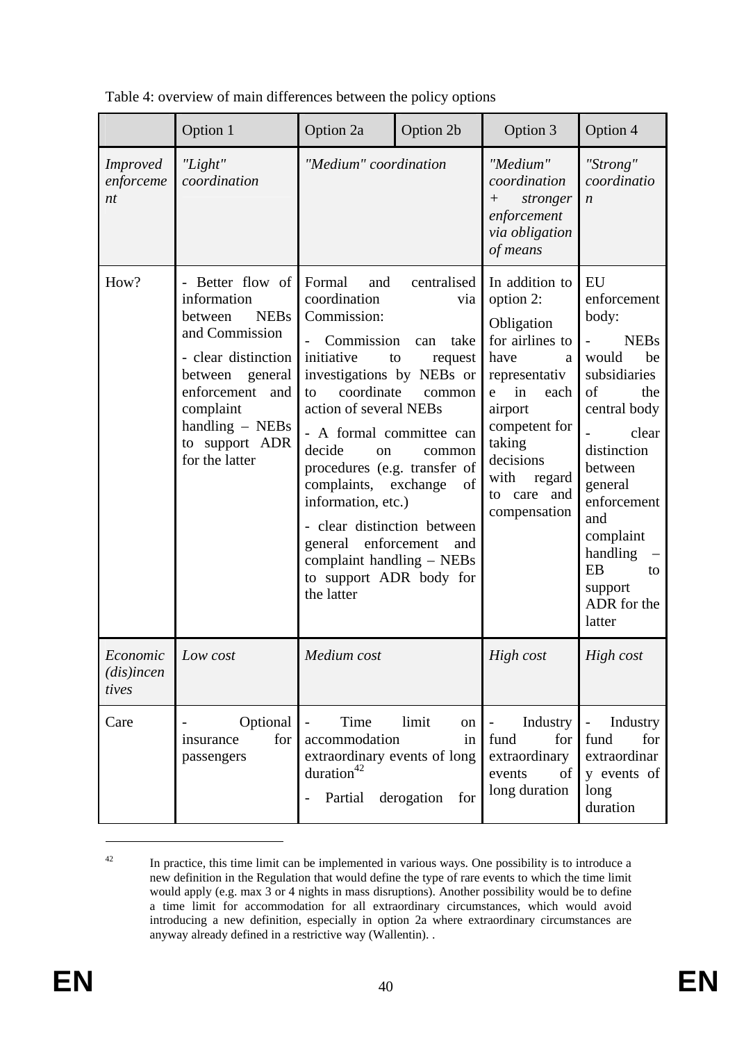Table 4: overview of main differences between the policy options

| | Option 1 | Option 2a | Option 2b | Option 3 | Option 4 |
|---|---|---|---|---|---|
| *Improved enforcement* | *"Light" coordination* | *"Medium" coordination* | | *"Medium" coordination + stronger enforcement via obligation of means* | *"Strong" coordination* |
| How? | - Better flow of information between NEBs and Commission<br>- clear distinction between general enforcement and complaint handling – NEBs to support ADR for the latter | Formal and centralised coordination via Commission:<br>- Commission can take initiative to request investigations by NEBs or to coordinate common action of several NEBs<br>- A formal committee can decide on common procedures (e.g. transfer of complaints, exchange of information, etc.)<br>- clear distinction between general enforcement and complaint handling – NEBs to support ADR body for the latter | | In addition to option 2:<br>Obligation for airlines to have a representative in each airport competent for taking decisions with regard to care and compensation | EU enforcement body:<br>- NEBs would be subsidiaries of the central body<br>- clear distinction between general enforcement and complaint handling – EB to support ADR for the latter |
| *Economic (dis)incentives* | *Low cost* | *Medium cost* | | *High cost* | *High cost* |
| Care | - Optional insurance for passengers | - Time limit on accommodation in extraordinary events of long duration[42]<br>- Partial derogation for | | - Industry fund for extraordinary events of long duration | - Industry fund for extraordinary events of long duration |

[42] In practice, this time limit can be implemented in various ways. One possibility is to introduce a new definition in the Regulation that would define the type of rare events to which the time limit would apply (e.g. max 3 or 4 nights in mass disruptions). Another possibility would be to define a time limit for accommodation for all extraordinary circumstances, which would avoid introducing a new definition, especially in option 2a where extraordinary circumstances are anyway already defined in a restrictive way (Wallentin). .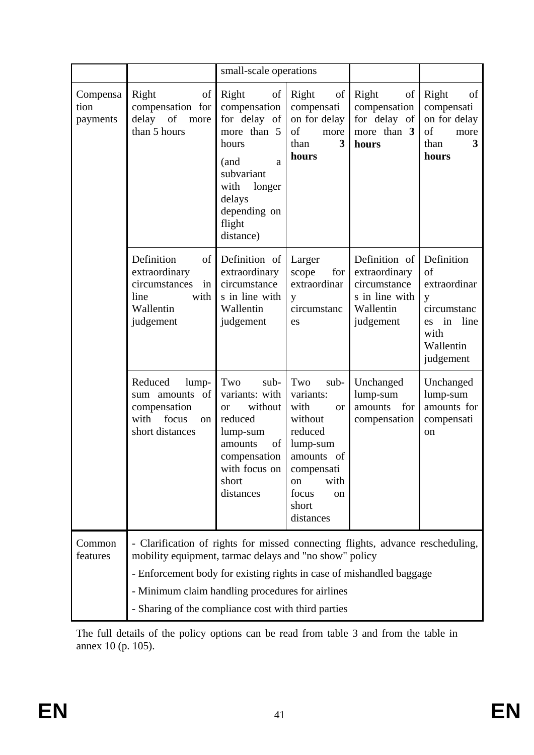| | | small-scale operations | | | |
|---|---|---|---|---|---|
| Compensation payments | Right of compensation for delay of more than 5 hours | Right of compensation for delay of more than 5 hours (and a subvariant with longer delays depending on flight distance) | Right of compensation for delay of more than **3 hours** | Right of compensation for delay of more than **3 hours** | Right of compensation for delay of more than **3 hours** |
| | Definition of extraordinary circumstances in line with Wallentin judgement | Definition of extraordinary circumstances in line with Wallentin judgement | Larger scope for extraordinary circumstances | Definition of extraordinary circumstances in line with Wallentin judgement | Definition of extraordinary circumstances in line with Wallentin judgement |
| | Reduced lump-sum amounts of compensation with focus on short distances | Two sub-variants: with or without reduced lump-sum amounts of compensation with focus on short distances | Two sub-variants: with or without reduced lump-sum amounts of compensation with focus on short distances | Unchanged lump-sum amounts for compensation | Unchanged lump-sum amounts for compensation |
| Common features | - Clarification of rights for missed connecting flights, advance rescheduling, mobility equipment, tarmac delays and "no show" policy<br>- Enforcement body for existing rights in case of mishandled baggage<br>- Minimum claim handling procedures for airlines<br>- Sharing of the compliance cost with third parties | | | | |

The full details of the policy options can be read from table 3 and from the table in annex 10 (p. 105).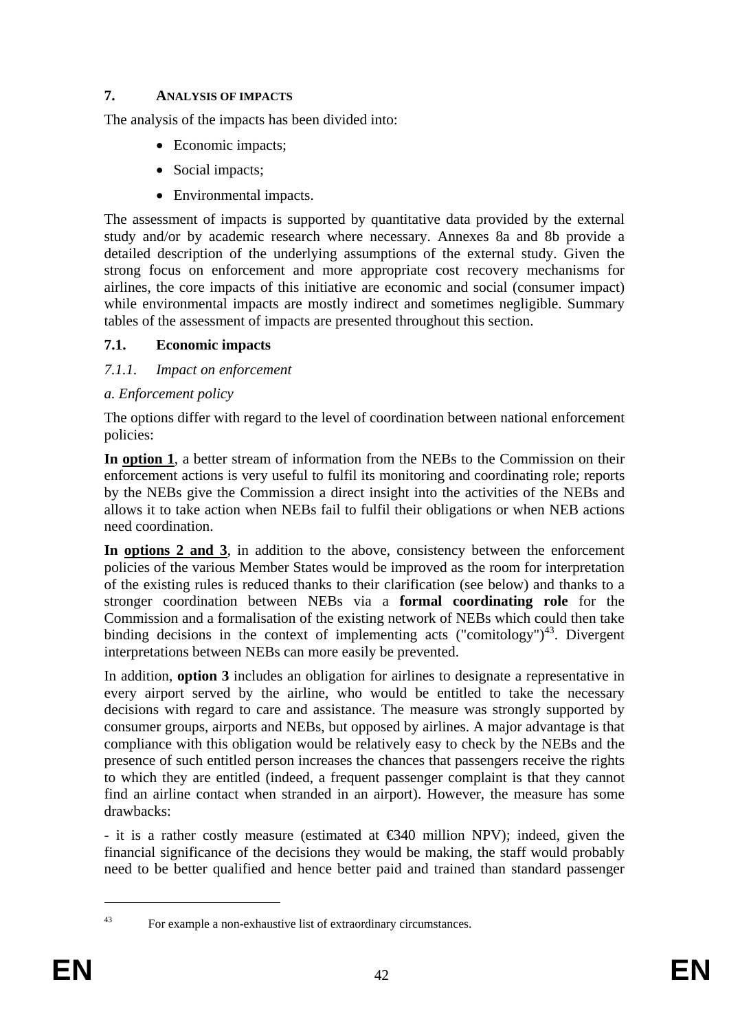## 7. ANALYSIS OF IMPACTS

The analysis of the impacts has been divided into:

- Economic impacts;
- Social impacts;
- Environmental impacts.

The assessment of impacts is supported by quantitative data provided by the external study and/or by academic research where necessary. Annexes 8a and 8b provide a detailed description of the underlying assumptions of the external study. Given the strong focus on enforcement and more appropriate cost recovery mechanisms for airlines, the core impacts of this initiative are economic and social (consumer impact) while environmental impacts are mostly indirect and sometimes negligible. Summary tables of the assessment of impacts are presented throughout this section.

### 7.1. Economic impacts

#### *7.1.1. Impact on enforcement*

*a. Enforcement policy*

The options differ with regard to the level of coordination between national enforcement policies:

**In option 1**, a better stream of information from the NEBs to the Commission on their enforcement actions is very useful to fulfil its monitoring and coordinating role; reports by the NEBs give the Commission a direct insight into the activities of the NEBs and allows it to take action when NEBs fail to fulfil their obligations or when NEB actions need coordination.

**In options 2 and 3**, in addition to the above, consistency between the enforcement policies of the various Member States would be improved as the room for interpretation of the existing rules is reduced thanks to their clarification (see below) and thanks to a stronger coordination between NEBs via a **formal coordinating role** for the Commission and a formalisation of the existing network of NEBs which could then take binding decisions in the context of implementing acts ("comitology")[43]. Divergent interpretations between NEBs can more easily be prevented.

In addition, **option 3** includes an obligation for airlines to designate a representative in every airport served by the airline, who would be entitled to take the necessary decisions with regard to care and assistance. The measure was strongly supported by consumer groups, airports and NEBs, but opposed by airlines. A major advantage is that compliance with this obligation would be relatively easy to check by the NEBs and the presence of such entitled person increases the chances that passengers receive the rights to which they are entitled (indeed, a frequent passenger complaint is that they cannot find an airline contact when stranded in an airport). However, the measure has some drawbacks:

- it is a rather costly measure (estimated at €340 million NPV); indeed, given the financial significance of the decisions they would be making, the staff would probably need to be better qualified and hence better paid and trained than standard passenger

[43] For example a non-exhaustive list of extraordinary circumstances.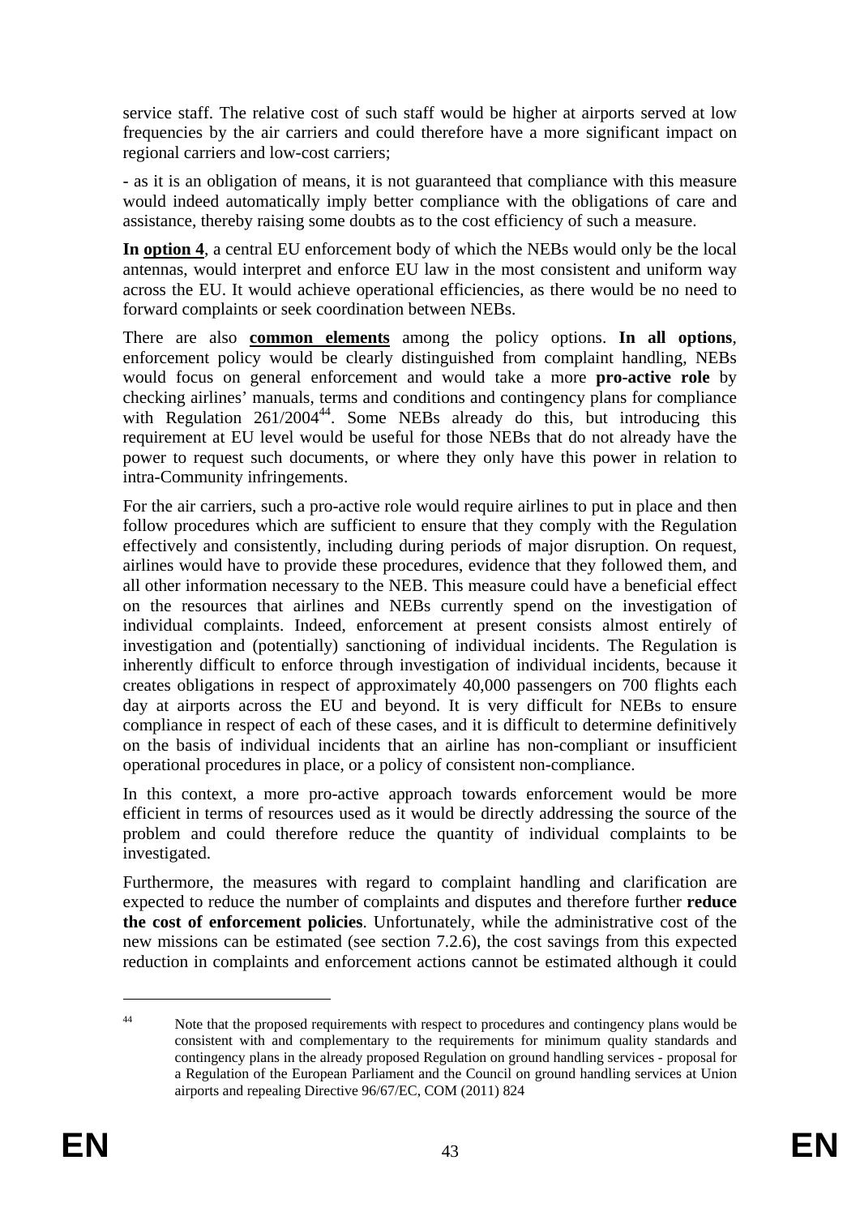service staff. The relative cost of such staff would be higher at airports served at low frequencies by the air carriers and could therefore have a more significant impact on regional carriers and low-cost carriers;

- as it is an obligation of means, it is not guaranteed that compliance with this measure would indeed automatically imply better compliance with the obligations of care and assistance, thereby raising some doubts as to the cost efficiency of such a measure.

**In option 4**, a central EU enforcement body of which the NEBs would only be the local antennas, would interpret and enforce EU law in the most consistent and uniform way across the EU. It would achieve operational efficiencies, as there would be no need to forward complaints or seek coordination between NEBs.

There are also **common elements** among the policy options. **In all options**, enforcement policy would be clearly distinguished from complaint handling, NEBs would focus on general enforcement and would take a more **pro-active role** by checking airlines' manuals, terms and conditions and contingency plans for compliance with Regulation 261/2004[44]. Some NEBs already do this, but introducing this requirement at EU level would be useful for those NEBs that do not already have the power to request such documents, or where they only have this power in relation to intra-Community infringements.

For the air carriers, such a pro-active role would require airlines to put in place and then follow procedures which are sufficient to ensure that they comply with the Regulation effectively and consistently, including during periods of major disruption. On request, airlines would have to provide these procedures, evidence that they followed them, and all other information necessary to the NEB. This measure could have a beneficial effect on the resources that airlines and NEBs currently spend on the investigation of individual complaints. Indeed, enforcement at present consists almost entirely of investigation and (potentially) sanctioning of individual incidents. The Regulation is inherently difficult to enforce through investigation of individual incidents, because it creates obligations in respect of approximately 40,000 passengers on 700 flights each day at airports across the EU and beyond. It is very difficult for NEBs to ensure compliance in respect of each of these cases, and it is difficult to determine definitively on the basis of individual incidents that an airline has non-compliant or insufficient operational procedures in place, or a policy of consistent non-compliance.

In this context, a more pro-active approach towards enforcement would be more efficient in terms of resources used as it would be directly addressing the source of the problem and could therefore reduce the quantity of individual complaints to be investigated.

Furthermore, the measures with regard to complaint handling and clarification are expected to reduce the number of complaints and disputes and therefore further **reduce the cost of enforcement policies**. Unfortunately, while the administrative cost of the new missions can be estimated (see section 7.2.6), the cost savings from this expected reduction in complaints and enforcement actions cannot be estimated although it could

[44] Note that the proposed requirements with respect to procedures and contingency plans would be consistent with and complementary to the requirements for minimum quality standards and contingency plans in the already proposed Regulation on ground handling services - proposal for a Regulation of the European Parliament and the Council on ground handling services at Union airports and repealing Directive 96/67/EC, COM (2011) 824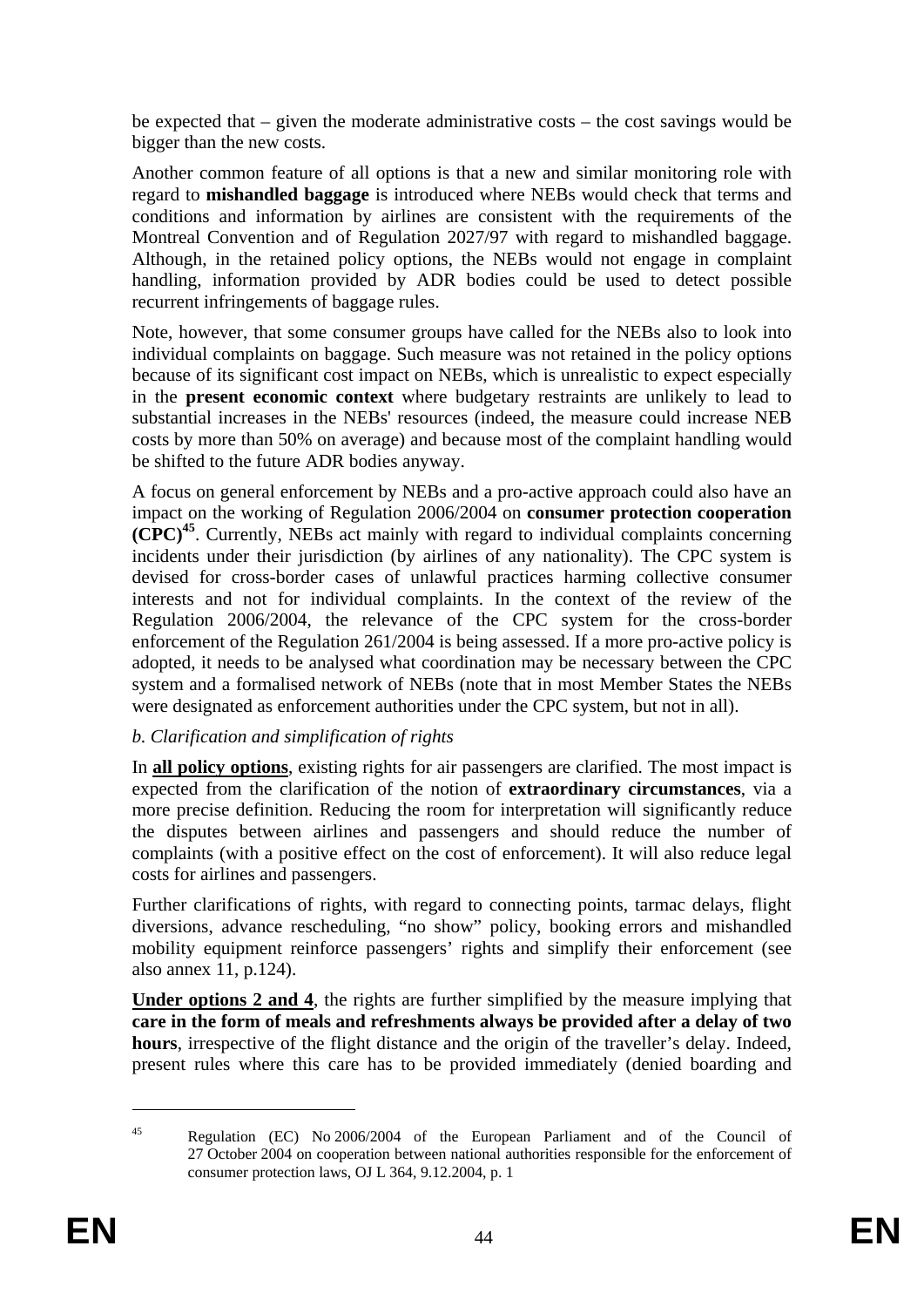be expected that – given the moderate administrative costs – the cost savings would be bigger than the new costs.

Another common feature of all options is that a new and similar monitoring role with regard to **mishandled baggage** is introduced where NEBs would check that terms and conditions and information by airlines are consistent with the requirements of the Montreal Convention and of Regulation 2027/97 with regard to mishandled baggage. Although, in the retained policy options, the NEBs would not engage in complaint handling, information provided by ADR bodies could be used to detect possible recurrent infringements of baggage rules.

Note, however, that some consumer groups have called for the NEBs also to look into individual complaints on baggage. Such measure was not retained in the policy options because of its significant cost impact on NEBs, which is unrealistic to expect especially in the **present economic context** where budgetary restraints are unlikely to lead to substantial increases in the NEBs' resources (indeed, the measure could increase NEB costs by more than 50% on average) and because most of the complaint handling would be shifted to the future ADR bodies anyway.

A focus on general enforcement by NEBs and a pro-active approach could also have an impact on the working of Regulation 2006/2004 on **consumer protection cooperation (CPC)**[45]. Currently, NEBs act mainly with regard to individual complaints concerning incidents under their jurisdiction (by airlines of any nationality). The CPC system is devised for cross-border cases of unlawful practices harming collective consumer interests and not for individual complaints. In the context of the review of the Regulation 2006/2004, the relevance of the CPC system for the cross-border enforcement of the Regulation 261/2004 is being assessed. If a more pro-active policy is adopted, it needs to be analysed what coordination may be necessary between the CPC system and a formalised network of NEBs (note that in most Member States the NEBs were designated as enforcement authorities under the CPC system, but not in all).

*b. Clarification and simplification of rights*

In **<u>all policy options</u>**, existing rights for air passengers are clarified. The most impact is expected from the clarification of the notion of **extraordinary circumstances**, via a more precise definition. Reducing the room for interpretation will significantly reduce the disputes between airlines and passengers and should reduce the number of complaints (with a positive effect on the cost of enforcement). It will also reduce legal costs for airlines and passengers.

Further clarifications of rights, with regard to connecting points, tarmac delays, flight diversions, advance rescheduling, "no show" policy, booking errors and mishandled mobility equipment reinforce passengers' rights and simplify their enforcement (see also annex 11, p.124).

**<u>Under options 2 and 4</u>**, the rights are further simplified by the measure implying that **care in the form of meals and refreshments always be provided after a delay of two hours**, irrespective of the flight distance and the origin of the traveller's delay. Indeed, present rules where this care has to be provided immediately (denied boarding and

---

[45] Regulation (EC) No 2006/2004 of the European Parliament and of the Council of 27 October 2004 on cooperation between national authorities responsible for the enforcement of consumer protection laws, OJ L 364, 9.12.2004, p. 1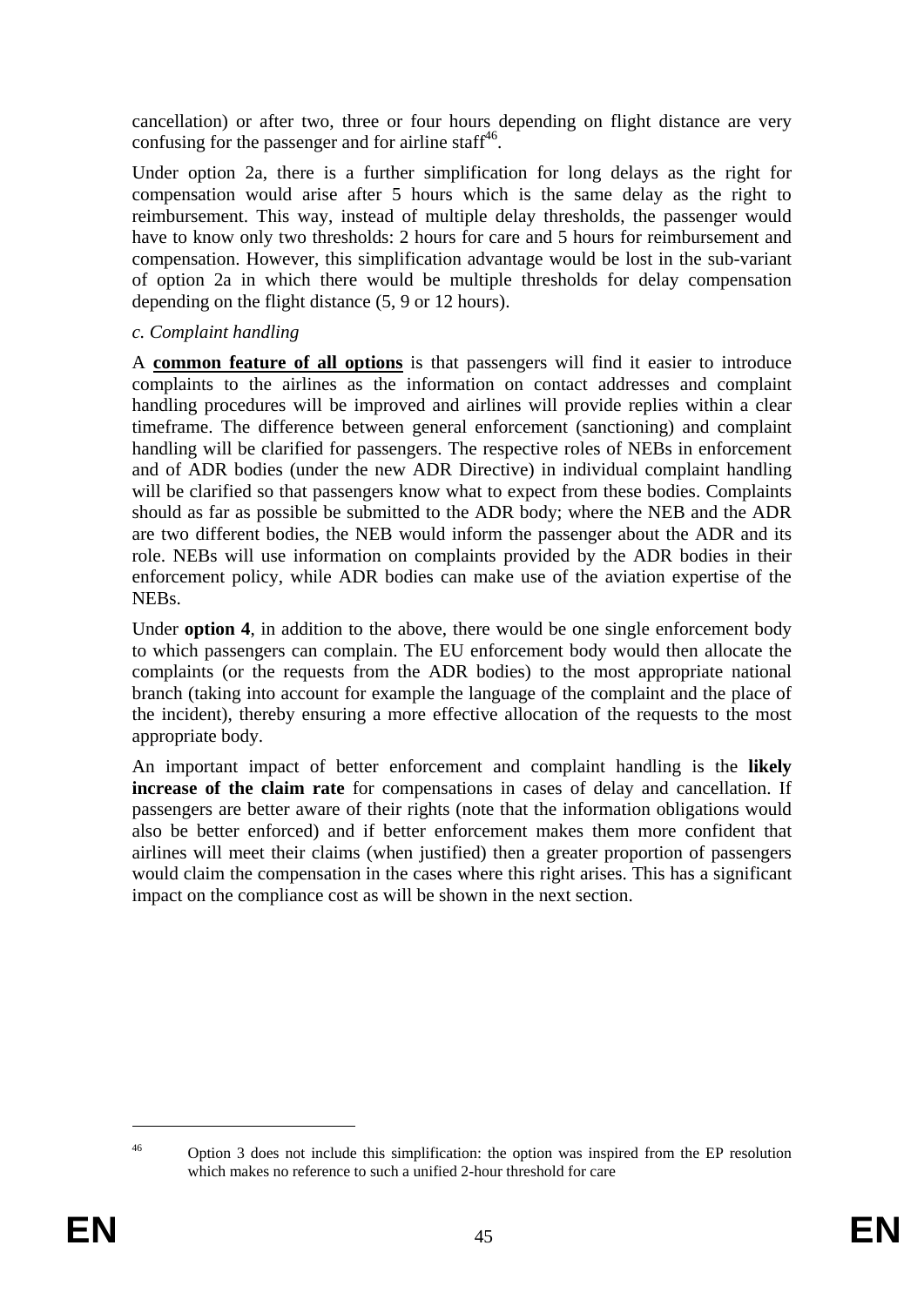cancellation) or after two, three or four hours depending on flight distance are very confusing for the passenger and for airline staff[46].

Under option 2a, there is a further simplification for long delays as the right for compensation would arise after 5 hours which is the same delay as the right to reimbursement. This way, instead of multiple delay thresholds, the passenger would have to know only two thresholds: 2 hours for care and 5 hours for reimbursement and compensation. However, this simplification advantage would be lost in the sub-variant of option 2a in which there would be multiple thresholds for delay compensation depending on the flight distance (5, 9 or 12 hours).

*c. Complaint handling*

A **common feature of all options** is that passengers will find it easier to introduce complaints to the airlines as the information on contact addresses and complaint handling procedures will be improved and airlines will provide replies within a clear timeframe. The difference between general enforcement (sanctioning) and complaint handling will be clarified for passengers. The respective roles of NEBs in enforcement and of ADR bodies (under the new ADR Directive) in individual complaint handling will be clarified so that passengers know what to expect from these bodies. Complaints should as far as possible be submitted to the ADR body; where the NEB and the ADR are two different bodies, the NEB would inform the passenger about the ADR and its role. NEBs will use information on complaints provided by the ADR bodies in their enforcement policy, while ADR bodies can make use of the aviation expertise of the NEBs.

Under **option 4**, in addition to the above, there would be one single enforcement body to which passengers can complain. The EU enforcement body would then allocate the complaints (or the requests from the ADR bodies) to the most appropriate national branch (taking into account for example the language of the complaint and the place of the incident), thereby ensuring a more effective allocation of the requests to the most appropriate body.

An important impact of better enforcement and complaint handling is the **likely increase of the claim rate** for compensations in cases of delay and cancellation. If passengers are better aware of their rights (note that the information obligations would also be better enforced) and if better enforcement makes them more confident that airlines will meet their claims (when justified) then a greater proportion of passengers would claim the compensation in the cases where this right arises. This has a significant impact on the compliance cost as will be shown in the next section.

[46] Option 3 does not include this simplification: the option was inspired from the EP resolution which makes no reference to such a unified 2-hour threshold for care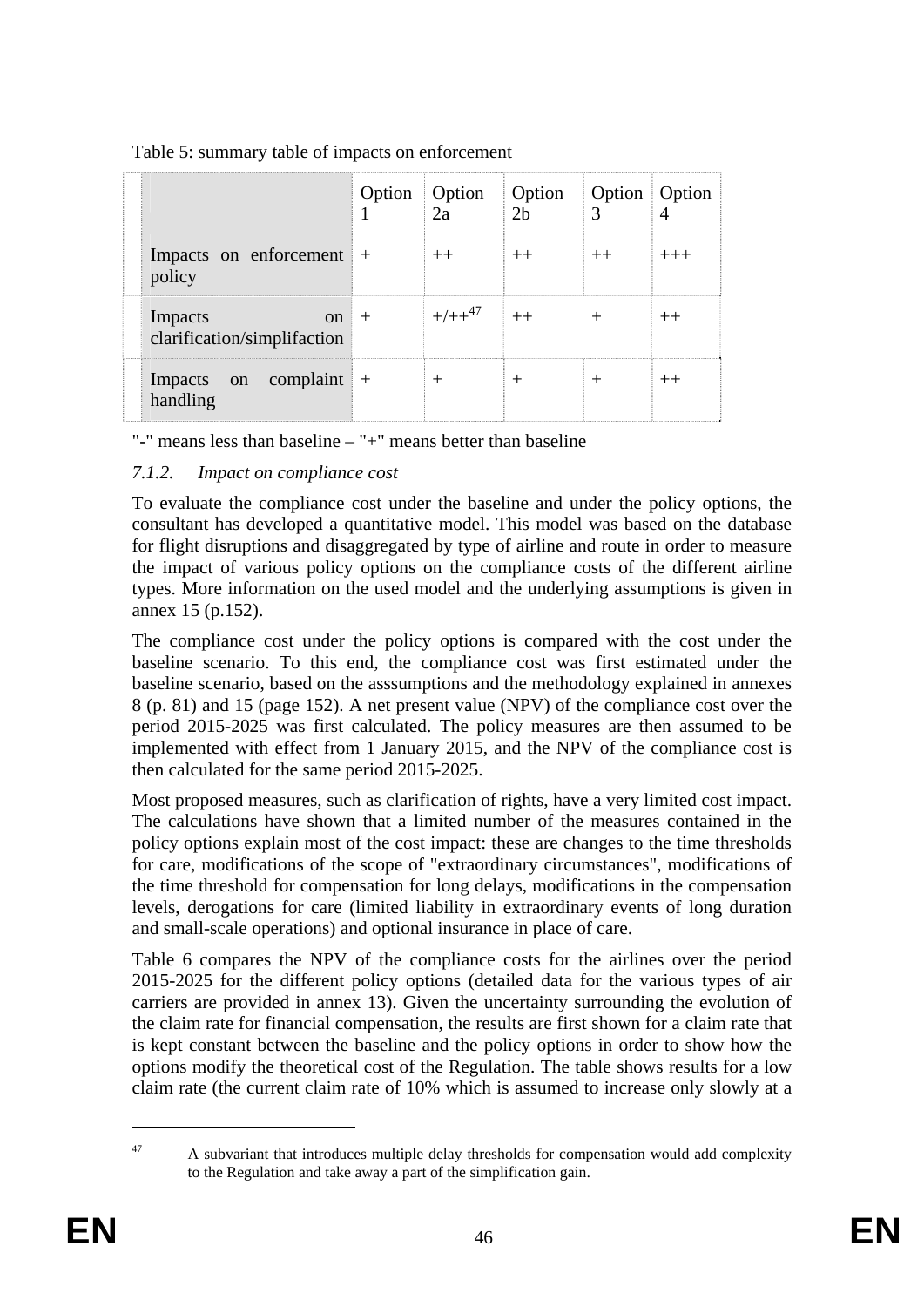Table 5: summary table of impacts on enforcement

| | Option 1 | Option 2a | Option 2b | Option 3 | Option 4 |
|---|---|---|---|---|---|
| Impacts on enforcement policy | + | ++ | ++ | ++ | +++ |
| Impacts on clarification/simplifaction | + | +/++[47] | ++ | + | ++ |
| Impacts on complaint handling | + | + | + | + | ++ |

"-" means less than baseline – "+" means better than baseline

### 7.1.2. *Impact on compliance cost*

To evaluate the compliance cost under the baseline and under the policy options, the consultant has developed a quantitative model. This model was based on the database for flight disruptions and disaggregated by type of airline and route in order to measure the impact of various policy options on the compliance costs of the different airline types. More information on the used model and the underlying assumptions is given in annex 15 (p.152).

The compliance cost under the policy options is compared with the cost under the baseline scenario. To this end, the compliance cost was first estimated under the baseline scenario, based on the asssumptions and the methodology explained in annexes 8 (p. 81) and 15 (page 152). A net present value (NPV) of the compliance cost over the period 2015-2025 was first calculated. The policy measures are then assumed to be implemented with effect from 1 January 2015, and the NPV of the compliance cost is then calculated for the same period 2015-2025.

Most proposed measures, such as clarification of rights, have a very limited cost impact. The calculations have shown that a limited number of the measures contained in the policy options explain most of the cost impact: these are changes to the time thresholds for care, modifications of the scope of "extraordinary circumstances", modifications of the time threshold for compensation for long delays, modifications in the compensation levels, derogations for care (limited liability in extraordinary events of long duration and small-scale operations) and optional insurance in place of care.

Table 6 compares the NPV of the compliance costs for the airlines over the period 2015-2025 for the different policy options (detailed data for the various types of air carriers are provided in annex 13). Given the uncertainty surrounding the evolution of the claim rate for financial compensation, the results are first shown for a claim rate that is kept constant between the baseline and the policy options in order to show how the options modify the theoretical cost of the Regulation. The table shows results for a low claim rate (the current claim rate of 10% which is assumed to increase only slowly at a

---

[47] A subvariant that introduces multiple delay thresholds for compensation would add complexity to the Regulation and take away a part of the simplification gain.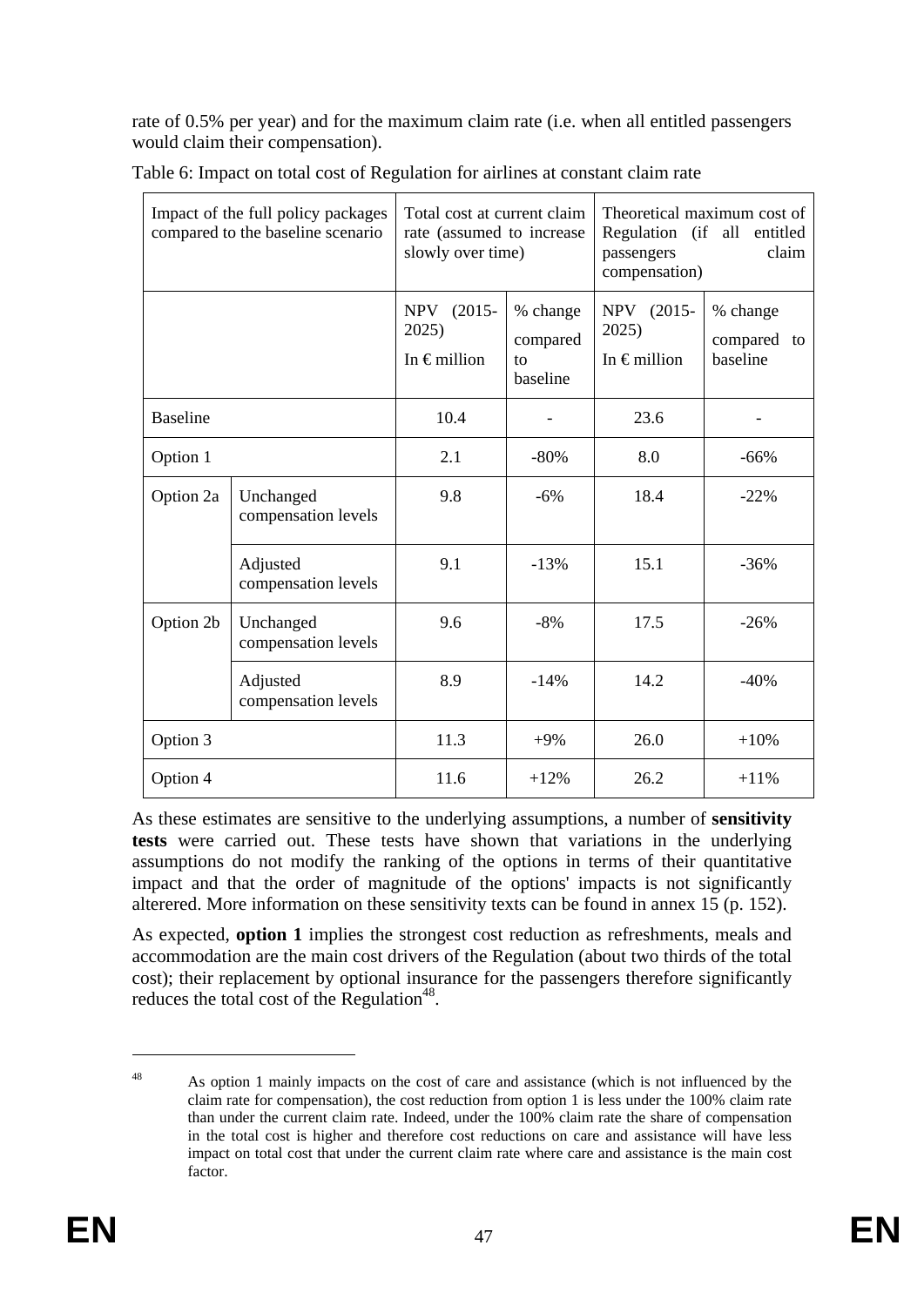rate of 0.5% per year) and for the maximum claim rate (i.e. when all entitled passengers would claim their compensation).

Table 6: Impact on total cost of Regulation for airlines at constant claim rate

| Impact of the full policy packages compared to the baseline scenario | | Total cost at current claim rate (assumed to increase slowly over time) | | Theoretical maximum cost of Regulation (if all entitled passengers claim compensation) | |
|---|---|---|---|---|---|
| | | NPV (2015-2025) In € million | % change compared to baseline | NPV (2015-2025) In € million | % change compared to baseline |
| Baseline | | 10.4 | - | 23.6 | - |
| Option 1 | | 2.1 | -80% | 8.0 | -66% |
| Option 2a | Unchanged compensation levels | 9.8 | -6% | 18.4 | -22% |
| | Adjusted compensation levels | 9.1 | -13% | 15.1 | -36% |
| Option 2b | Unchanged compensation levels | 9.6 | -8% | 17.5 | -26% |
| | Adjusted compensation levels | 8.9 | -14% | 14.2 | -40% |
| Option 3 | | 11.3 | +9% | 26.0 | +10% |
| Option 4 | | 11.6 | +12% | 26.2 | +11% |

As these estimates are sensitive to the underlying assumptions, a number of **sensitivity tests** were carried out. These tests have shown that variations in the underlying assumptions do not modify the ranking of the options in terms of their quantitative impact and that the order of magnitude of the options' impacts is not significantly alterered. More information on these sensitivity texts can be found in annex 15 (p. 152).

As expected, **option 1** implies the strongest cost reduction as refreshments, meals and accommodation are the main cost drivers of the Regulation (about two thirds of the total cost); their replacement by optional insurance for the passengers therefore significantly reduces the total cost of the Regulation[48].

[48] As option 1 mainly impacts on the cost of care and assistance (which is not influenced by the claim rate for compensation), the cost reduction from option 1 is less under the 100% claim rate than under the current claim rate. Indeed, under the 100% claim rate the share of compensation in the total cost is higher and therefore cost reductions on care and assistance will have less impact on total cost that under the current claim rate where care and assistance is the main cost factor.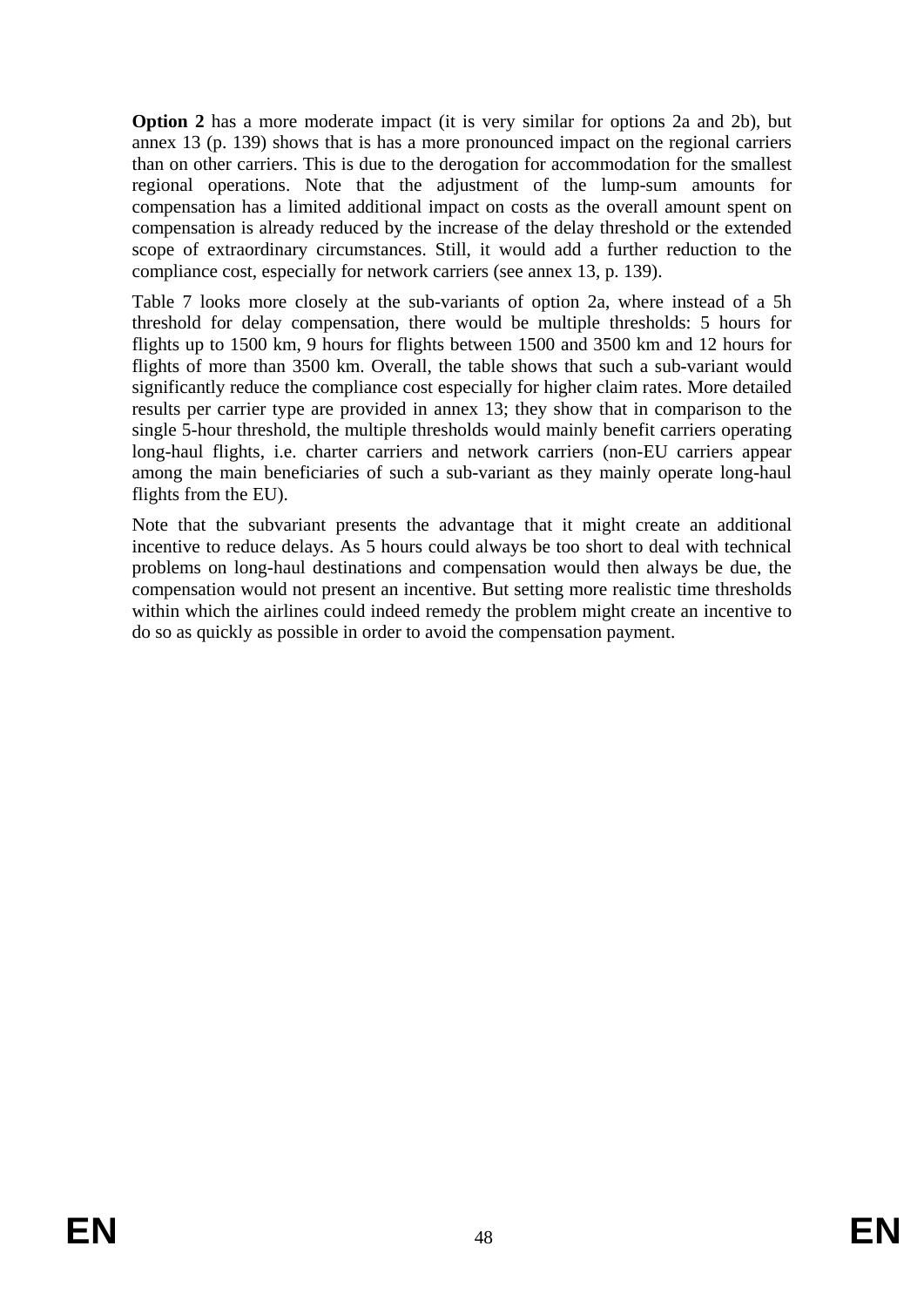**Option 2** has a more moderate impact (it is very similar for options 2a and 2b), but annex 13 (p. 139) shows that is has a more pronounced impact on the regional carriers than on other carriers. This is due to the derogation for accommodation for the smallest regional operations. Note that the adjustment of the lump-sum amounts for compensation has a limited additional impact on costs as the overall amount spent on compensation is already reduced by the increase of the delay threshold or the extended scope of extraordinary circumstances. Still, it would add a further reduction to the compliance cost, especially for network carriers (see annex 13, p. 139).

Table 7 looks more closely at the sub-variants of option 2a, where instead of a 5h threshold for delay compensation, there would be multiple thresholds: 5 hours for flights up to 1500 km, 9 hours for flights between 1500 and 3500 km and 12 hours for flights of more than 3500 km. Overall, the table shows that such a sub-variant would significantly reduce the compliance cost especially for higher claim rates. More detailed results per carrier type are provided in annex 13; they show that in comparison to the single 5-hour threshold, the multiple thresholds would mainly benefit carriers operating long-haul flights, i.e. charter carriers and network carriers (non-EU carriers appear among the main beneficiaries of such a sub-variant as they mainly operate long-haul flights from the EU).

Note that the subvariant presents the advantage that it might create an additional incentive to reduce delays. As 5 hours could always be too short to deal with technical problems on long-haul destinations and compensation would then always be due, the compensation would not present an incentive. But setting more realistic time thresholds within which the airlines could indeed remedy the problem might create an incentive to do so as quickly as possible in order to avoid the compensation payment.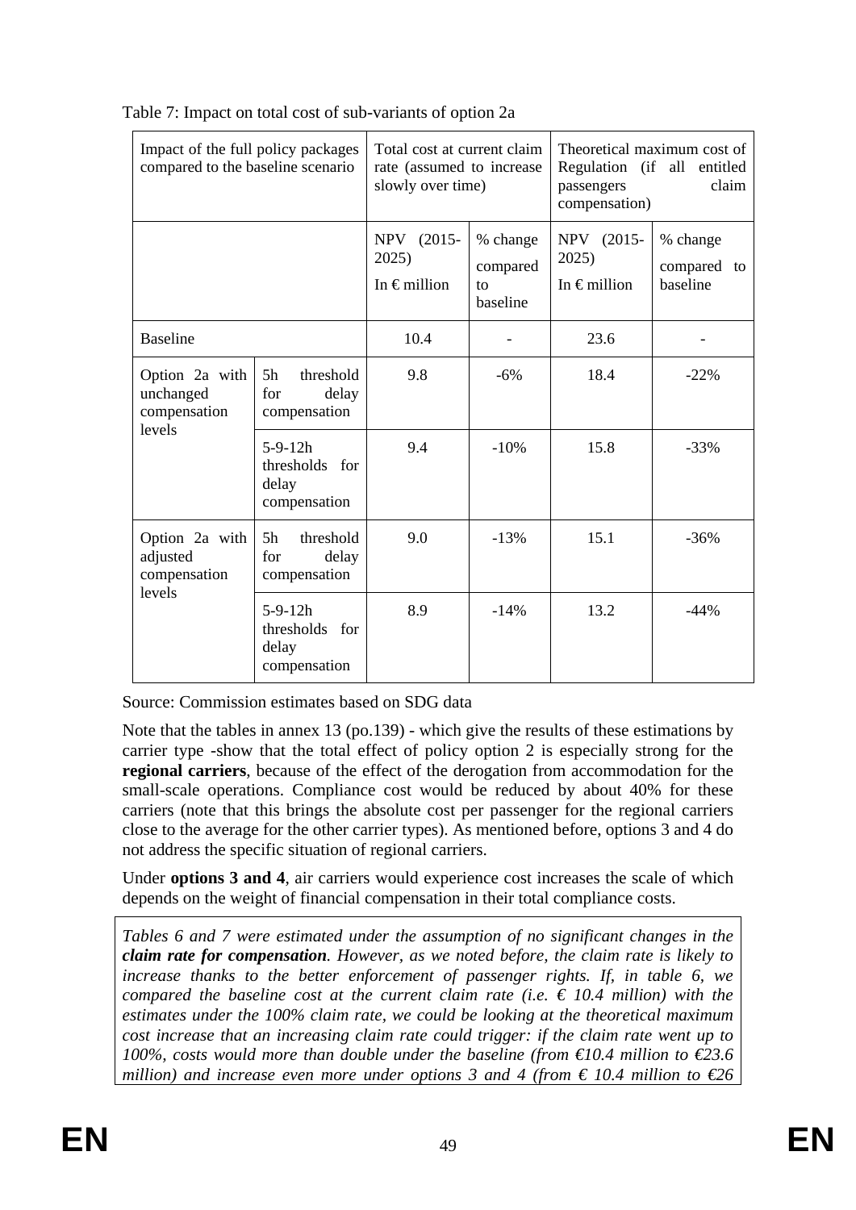Table 7: Impact on total cost of sub-variants of option 2a

| Impact of the full policy packages compared to the baseline scenario | | Total cost at current claim rate (assumed to increase slowly over time) | | Theoretical maximum cost of Regulation (if all entitled passengers claim compensation) | |
|---|---|---|---|---|---|
| | | NPV (2015-2025) In € million | % change compared to baseline | NPV (2015-2025) In € million | % change compared to baseline |
| Baseline | | 10.4 | - | 23.6 | - |
| Option 2a with unchanged compensation levels | 5h threshold for delay compensation | 9.8 | -6% | 18.4 | -22% |
| | 5-9-12h thresholds for delay compensation | 9.4 | -10% | 15.8 | -33% |
| Option 2a with adjusted compensation levels | 5h threshold for delay compensation | 9.0 | -13% | 15.1 | -36% |
| | 5-9-12h thresholds for delay compensation | 8.9 | -14% | 13.2 | -44% |

Source: Commission estimates based on SDG data

Note that the tables in annex 13 (po.139) - which give the results of these estimations by carrier type -show that the total effect of policy option 2 is especially strong for the **regional carriers**, because of the effect of the derogation from accommodation for the small-scale operations. Compliance cost would be reduced by about 40% for these carriers (note that this brings the absolute cost per passenger for the regional carriers close to the average for the other carrier types). As mentioned before, options 3 and 4 do not address the specific situation of regional carriers.

Under **options 3 and 4**, air carriers would experience cost increases the scale of which depends on the weight of financial compensation in their total compliance costs.

*Tables 6 and 7 were estimated under the assumption of no significant changes in the* ***claim rate for compensation****. However, as we noted before, the claim rate is likely to increase thanks to the better enforcement of passenger rights. If, in table 6, we compared the baseline cost at the current claim rate (i.e. € 10.4 million) with the estimates under the 100% claim rate, we could be looking at the theoretical maximum cost increase that an increasing claim rate could trigger: if the claim rate went up to 100%, costs would more than double under the baseline (from €10.4 million to €23.6 million) and increase even more under options 3 and 4 (from € 10.4 million to €26*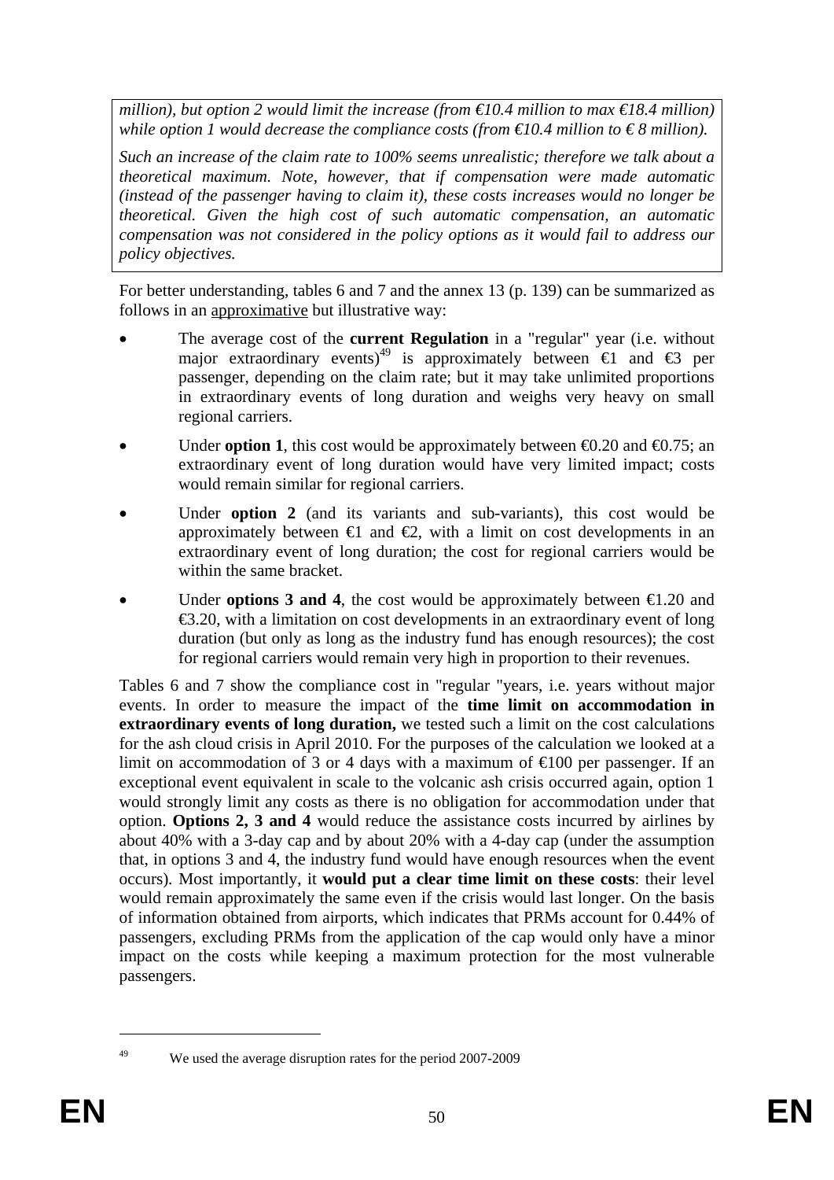*million), but option 2 would limit the increase (from €10.4 million to max €18.4 million) while option 1 would decrease the compliance costs (from €10.4 million to € 8 million).*

*Such an increase of the claim rate to 100% seems unrealistic; therefore we talk about a theoretical maximum. Note, however, that if compensation were made automatic (instead of the passenger having to claim it), these costs increases would no longer be theoretical. Given the high cost of such automatic compensation, an automatic compensation was not considered in the policy options as it would fail to address our policy objectives.*

For better understanding, tables 6 and 7 and the annex 13 (p. 139) can be summarized as follows in an approximative but illustrative way:

- The average cost of the **current Regulation** in a "regular" year (i.e. without major extraordinary events)[49] is approximately between €1 and €3 per passenger, depending on the claim rate; but it may take unlimited proportions in extraordinary events of long duration and weighs very heavy on small regional carriers.
- Under **option 1**, this cost would be approximately between €0.20 and €0.75; an extraordinary event of long duration would have very limited impact; costs would remain similar for regional carriers.
- Under **option 2** (and its variants and sub-variants), this cost would be approximately between €1 and €2, with a limit on cost developments in an extraordinary event of long duration; the cost for regional carriers would be within the same bracket.
- Under **options 3 and 4**, the cost would be approximately between €1.20 and €3.20, with a limitation on cost developments in an extraordinary event of long duration (but only as long as the industry fund has enough resources); the cost for regional carriers would remain very high in proportion to their revenues.

Tables 6 and 7 show the compliance cost in "regular "years, i.e. years without major events. In order to measure the impact of the **time limit on accommodation in extraordinary events of long duration,** we tested such a limit on the cost calculations for the ash cloud crisis in April 2010. For the purposes of the calculation we looked at a limit on accommodation of 3 or 4 days with a maximum of €100 per passenger. If an exceptional event equivalent in scale to the volcanic ash crisis occurred again, option 1 would strongly limit any costs as there is no obligation for accommodation under that option. **Options 2, 3 and 4** would reduce the assistance costs incurred by airlines by about 40% with a 3-day cap and by about 20% with a 4-day cap (under the assumption that, in options 3 and 4, the industry fund would have enough resources when the event occurs). Most importantly, it **would put a clear time limit on these costs**: their level would remain approximately the same even if the crisis would last longer. On the basis of information obtained from airports, which indicates that PRMs account for 0.44% of passengers, excluding PRMs from the application of the cap would only have a minor impact on the costs while keeping a maximum protection for the most vulnerable passengers.

[49] We used the average disruption rates for the period 2007-2009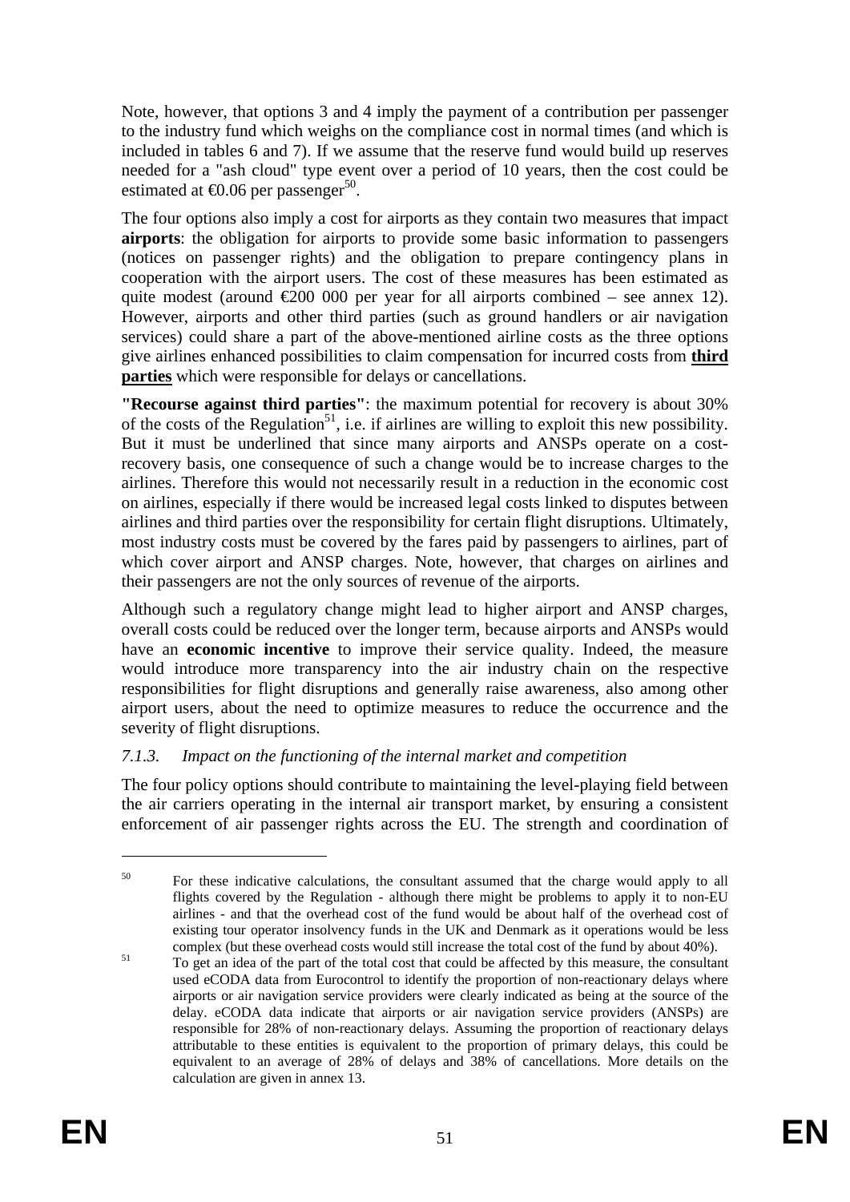Note, however, that options 3 and 4 imply the payment of a contribution per passenger to the industry fund which weighs on the compliance cost in normal times (and which is included in tables 6 and 7). If we assume that the reserve fund would build up reserves needed for a "ash cloud" type event over a period of 10 years, then the cost could be estimated at €0.06 per passenger[50].

The four options also imply a cost for airports as they contain two measures that impact **airports**: the obligation for airports to provide some basic information to passengers (notices on passenger rights) and the obligation to prepare contingency plans in cooperation with the airport users. The cost of these measures has been estimated as quite modest (around €200 000 per year for all airports combined – see annex 12). However, airports and other third parties (such as ground handlers or air navigation services) could share a part of the above-mentioned airline costs as the three options give airlines enhanced possibilities to claim compensation for incurred costs from <u>**third parties**</u> which were responsible for delays or cancellations.

**"Recourse against third parties"**: the maximum potential for recovery is about 30% of the costs of the Regulation[51], i.e. if airlines are willing to exploit this new possibility. But it must be underlined that since many airports and ANSPs operate on a cost-recovery basis, one consequence of such a change would be to increase charges to the airlines. Therefore this would not necessarily result in a reduction in the economic cost on airlines, especially if there would be increased legal costs linked to disputes between airlines and third parties over the responsibility for certain flight disruptions. Ultimately, most industry costs must be covered by the fares paid by passengers to airlines, part of which cover airport and ANSP charges. Note, however, that charges on airlines and their passengers are not the only sources of revenue of the airports.

Although such a regulatory change might lead to higher airport and ANSP charges, overall costs could be reduced over the longer term, because airports and ANSPs would have an **economic incentive** to improve their service quality. Indeed, the measure would introduce more transparency into the air industry chain on the respective responsibilities for flight disruptions and generally raise awareness, also among other airport users, about the need to optimize measures to reduce the occurrence and the severity of flight disruptions.

### *7.1.3. Impact on the functioning of the internal market and competition*

The four policy options should contribute to maintaining the level-playing field between the air carriers operating in the internal air transport market, by ensuring a consistent enforcement of air passenger rights across the EU. The strength and coordination of

---

[50] For these indicative calculations, the consultant assumed that the charge would apply to all flights covered by the Regulation - although there might be problems to apply it to non-EU airlines - and that the overhead cost of the fund would be about half of the overhead cost of existing tour operator insolvency funds in the UK and Denmark as it operations would be less complex (but these overhead costs would still increase the total cost of the fund by about 40%).

[51] To get an idea of the part of the total cost that could be affected by this measure, the consultant used eCODA data from Eurocontrol to identify the proportion of non-reactionary delays where airports or air navigation service providers were clearly indicated as being at the source of the delay. eCODA data indicate that airports or air navigation service providers (ANSPs) are responsible for 28% of non-reactionary delays. Assuming the proportion of reactionary delays attributable to these entities is equivalent to the proportion of primary delays, this could be equivalent to an average of 28% of delays and 38% of cancellations. More details on the calculation are given in annex 13.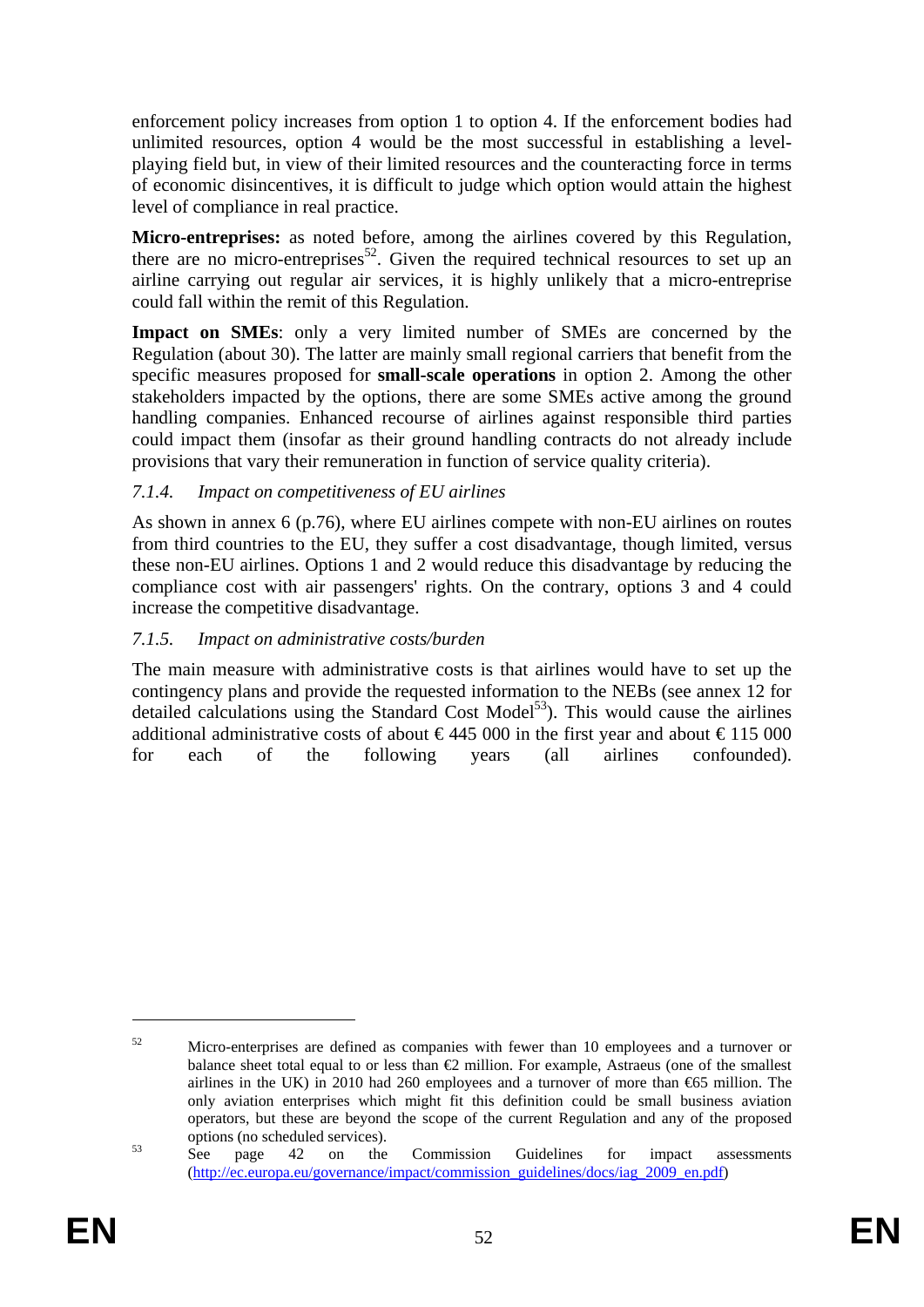enforcement policy increases from option 1 to option 4. If the enforcement bodies had unlimited resources, option 4 would be the most successful in establishing a level-playing field but, in view of their limited resources and the counteracting force in terms of economic disincentives, it is difficult to judge which option would attain the highest level of compliance in real practice.

**Micro-entreprises:** as noted before, among the airlines covered by this Regulation, there are no micro-entreprises[52]. Given the required technical resources to set up an airline carrying out regular air services, it is highly unlikely that a micro-entreprise could fall within the remit of this Regulation.

**Impact on SMEs**: only a very limited number of SMEs are concerned by the Regulation (about 30). The latter are mainly small regional carriers that benefit from the specific measures proposed for **small-scale operations** in option 2. Among the other stakeholders impacted by the options, there are some SMEs active among the ground handling companies. Enhanced recourse of airlines against responsible third parties could impact them (insofar as their ground handling contracts do not already include provisions that vary their remuneration in function of service quality criteria).

#### *7.1.4. Impact on competitiveness of EU airlines*

As shown in annex 6 (p.76), where EU airlines compete with non-EU airlines on routes from third countries to the EU, they suffer a cost disadvantage, though limited, versus these non-EU airlines. Options 1 and 2 would reduce this disadvantage by reducing the compliance cost with air passengers' rights. On the contrary, options 3 and 4 could increase the competitive disadvantage.

#### *7.1.5. Impact on administrative costs/burden*

The main measure with administrative costs is that airlines would have to set up the contingency plans and provide the requested information to the NEBs (see annex 12 for detailed calculations using the Standard Cost Model[53]). This would cause the airlines additional administrative costs of about € 445 000 in the first year and about € 115 000 for each of the following years (all airlines confounded).

---

[52] Micro-enterprises are defined as companies with fewer than 10 employees and a turnover or balance sheet total equal to or less than €2 million. For example, Astraeus (one of the smallest airlines in the UK) in 2010 had 260 employees and a turnover of more than €65 million. The only aviation enterprises which might fit this definition could be small business aviation operators, but these are beyond the scope of the current Regulation and any of the proposed options (no scheduled services).

[53] See page 42 on the Commission Guidelines for impact assessments (http://ec.europa.eu/governance/impact/commission_guidelines/docs/iag_2009_en.pdf)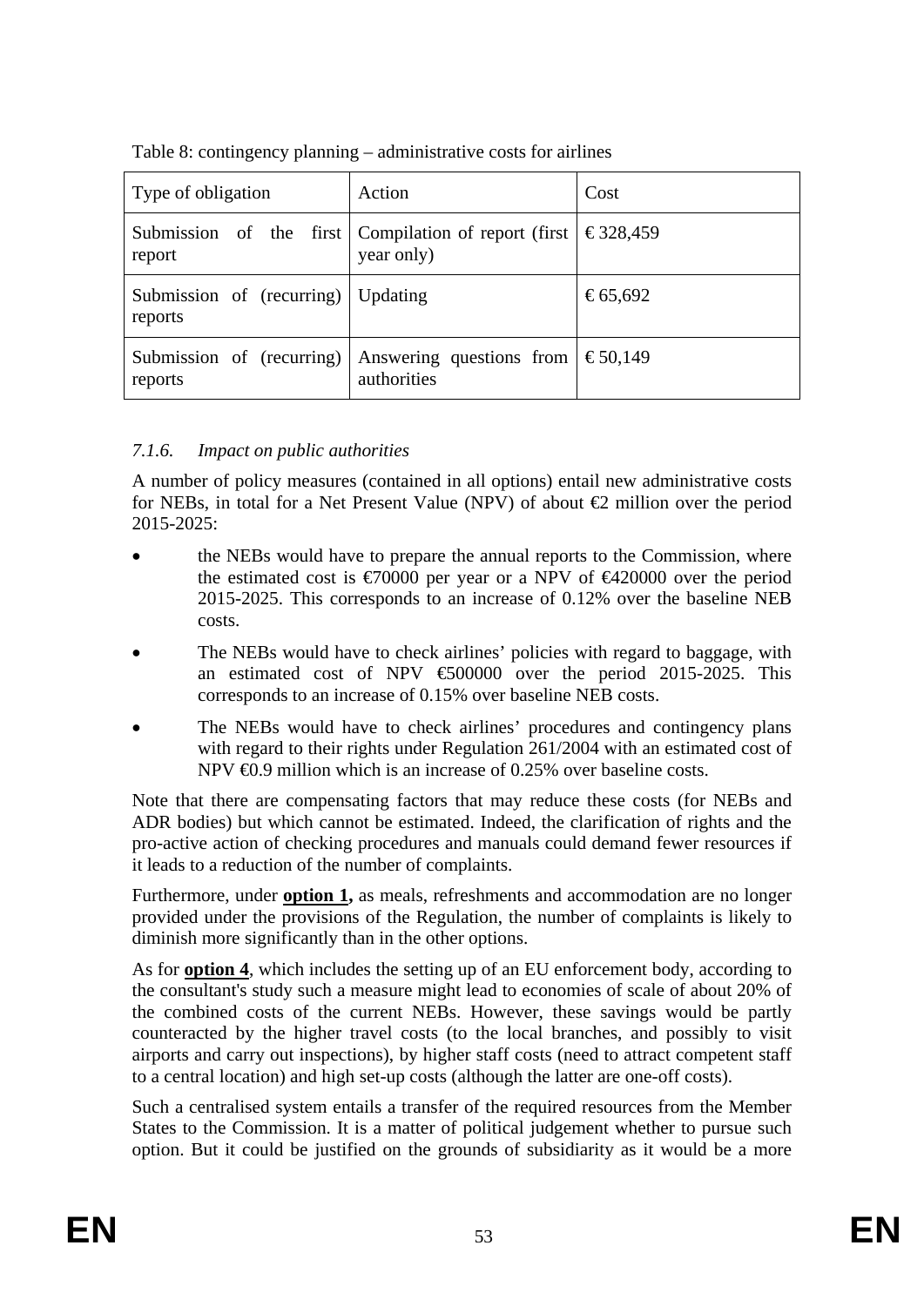Table 8: contingency planning – administrative costs for airlines

| Type of obligation | Action | Cost |
|---|---|---|
| Submission of the first report | Compilation of report (first year only) | € 328,459 |
| Submission of (recurring) reports | Updating | € 65,692 |
| Submission of (recurring) reports | Answering questions from authorities | € 50,149 |

### *7.1.6. Impact on public authorities*

A number of policy measures (contained in all options) entail new administrative costs for NEBs, in total for a Net Present Value (NPV) of about €2 million over the period 2015-2025:

- the NEBs would have to prepare the annual reports to the Commission, where the estimated cost is €70000 per year or a NPV of €420000 over the period 2015-2025. This corresponds to an increase of 0.12% over the baseline NEB costs.
- The NEBs would have to check airlines' policies with regard to baggage, with an estimated cost of NPV €500000 over the period 2015-2025. This corresponds to an increase of 0.15% over baseline NEB costs.
- The NEBs would have to check airlines' procedures and contingency plans with regard to their rights under Regulation 261/2004 with an estimated cost of NPV €0.9 million which is an increase of 0.25% over baseline costs.

Note that there are compensating factors that may reduce these costs (for NEBs and ADR bodies) but which cannot be estimated. Indeed, the clarification of rights and the pro-active action of checking procedures and manuals could demand fewer resources if it leads to a reduction of the number of complaints.

Furthermore, under **option 1,** as meals, refreshments and accommodation are no longer provided under the provisions of the Regulation, the number of complaints is likely to diminish more significantly than in the other options.

As for **option 4**, which includes the setting up of an EU enforcement body, according to the consultant's study such a measure might lead to economies of scale of about 20% of the combined costs of the current NEBs. However, these savings would be partly counteracted by the higher travel costs (to the local branches, and possibly to visit airports and carry out inspections), by higher staff costs (need to attract competent staff to a central location) and high set-up costs (although the latter are one-off costs).

Such a centralised system entails a transfer of the required resources from the Member States to the Commission. It is a matter of political judgement whether to pursue such option. But it could be justified on the grounds of subsidiarity as it would be a more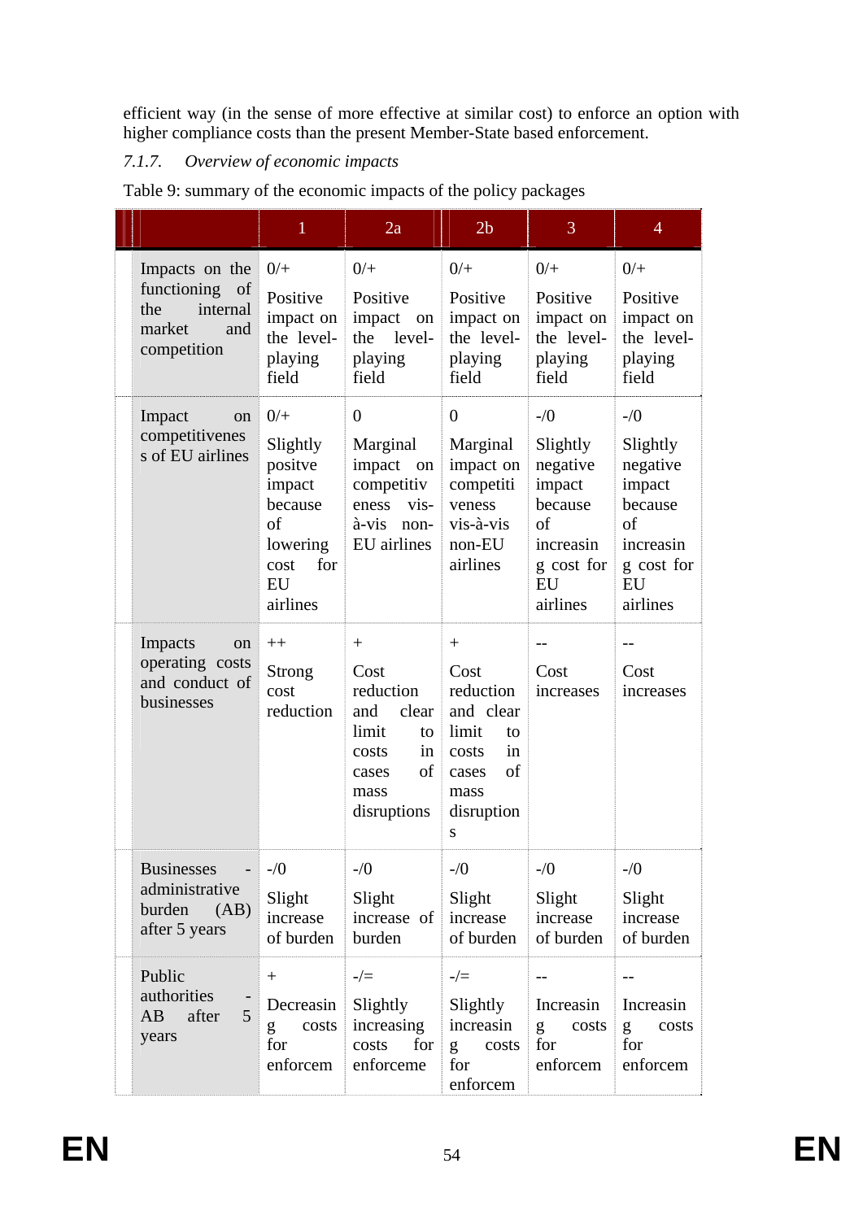efficient way (in the sense of more effective at similar cost) to enforce an option with higher compliance costs than the present Member-State based enforcement.

### 7.1.7. *Overview of economic impacts*

Table 9: summary of the economic impacts of the policy packages

| | 1 | 2a | 2b | 3 | 4 |
|---|---|---|---|---|---|
| Impacts on the functioning of the internal market and competition | 0/+<br>Positive impact on the level-playing field | 0/+<br>Positive impact on the level-playing field | 0/+<br>Positive impact on the level-playing field | 0/+<br>Positive impact on the level-playing field | 0/+<br>Positive impact on the level-playing field |
| Impact on competitiveness of EU airlines | 0/+<br>Slightly positve impact because of lowering cost for EU airlines | 0<br>Marginal impact on competitiveness vis-à-vis non-EU airlines | 0<br>Marginal impact on competitiveness vis-à-vis non-EU airlines | -/0<br>Slightly negative impact because of increasing cost for EU airlines | -/0<br>Slightly negative impact because of increasing cost for EU airlines |
| Impacts on operating costs and conduct of businesses | ++<br>Strong cost reduction | +<br>Cost reduction and clear limit to costs in cases of mass disruptions | +<br>Cost reduction and clear limit to costs in cases of mass disruptions | --<br>Cost increases | --<br>Cost increases |
| Businesses - administrative burden (AB) after 5 years | -/0<br>Slight increase of burden | -/0<br>Slight increase of burden | -/0<br>Slight increase of burden | -/0<br>Slight increase of burden | -/0<br>Slight increase of burden |
| Public authorities - AB after 5 years | +<br>Decreasing costs for enforcem | -/=<br>Slightly increasing costs for enforceme | -/=<br>Slightly increasing costs for enforcem | --<br>Increasing costs for enforcem | --<br>Increasing costs for enforcem |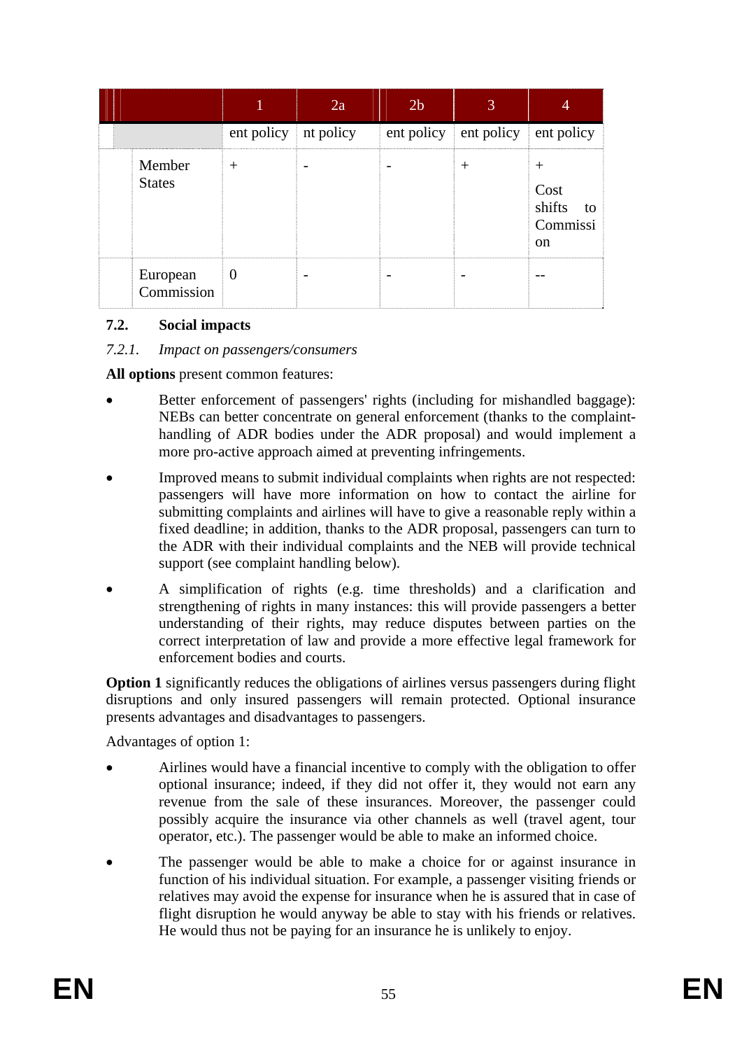| | 1 | 2a | 2b | 3 | 4 |
|---|---|---|---|---|---|
| | ent policy | nt policy | ent policy | ent policy | ent policy |
| Member States | + | - | - | + | + Cost shifts to Commission |
| European Commission | 0 | - | - | - | -- |

### 7.2. Social impacts

*7.2.1. Impact on passengers/consumers*

**All options** present common features:

- Better enforcement of passengers' rights (including for mishandled baggage): NEBs can better concentrate on general enforcement (thanks to the complaint-handling of ADR bodies under the ADR proposal) and would implement a more pro-active approach aimed at preventing infringements.
- Improved means to submit individual complaints when rights are not respected: passengers will have more information on how to contact the airline for submitting complaints and airlines will have to give a reasonable reply within a fixed deadline; in addition, thanks to the ADR proposal, passengers can turn to the ADR with their individual complaints and the NEB will provide technical support (see complaint handling below).
- A simplification of rights (e.g. time thresholds) and a clarification and strengthening of rights in many instances: this will provide passengers a better understanding of their rights, may reduce disputes between parties on the correct interpretation of law and provide a more effective legal framework for enforcement bodies and courts.

**Option 1** significantly reduces the obligations of airlines versus passengers during flight disruptions and only insured passengers will remain protected. Optional insurance presents advantages and disadvantages to passengers.

Advantages of option 1:

- Airlines would have a financial incentive to comply with the obligation to offer optional insurance; indeed, if they did not offer it, they would not earn any revenue from the sale of these insurances. Moreover, the passenger could possibly acquire the insurance via other channels as well (travel agent, tour operator, etc.). The passenger would be able to make an informed choice.
- The passenger would be able to make a choice for or against insurance in function of his individual situation. For example, a passenger visiting friends or relatives may avoid the expense for insurance when he is assured that in case of flight disruption he would anyway be able to stay with his friends or relatives. He would thus not be paying for an insurance he is unlikely to enjoy.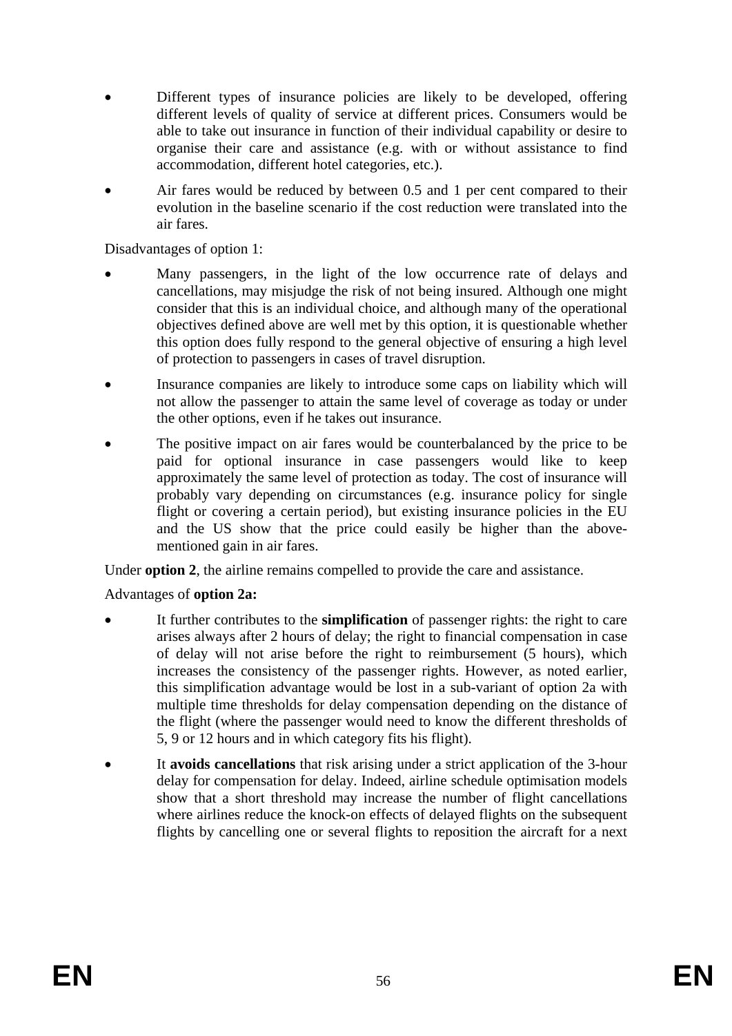- Different types of insurance policies are likely to be developed, offering different levels of quality of service at different prices. Consumers would be able to take out insurance in function of their individual capability or desire to organise their care and assistance (e.g. with or without assistance to find accommodation, different hotel categories, etc.).
- Air fares would be reduced by between 0.5 and 1 per cent compared to their evolution in the baseline scenario if the cost reduction were translated into the air fares.

Disadvantages of option 1:

- Many passengers, in the light of the low occurrence rate of delays and cancellations, may misjudge the risk of not being insured. Although one might consider that this is an individual choice, and although many of the operational objectives defined above are well met by this option, it is questionable whether this option does fully respond to the general objective of ensuring a high level of protection to passengers in cases of travel disruption.
- Insurance companies are likely to introduce some caps on liability which will not allow the passenger to attain the same level of coverage as today or under the other options, even if he takes out insurance.
- The positive impact on air fares would be counterbalanced by the price to be paid for optional insurance in case passengers would like to keep approximately the same level of protection as today. The cost of insurance will probably vary depending on circumstances (e.g. insurance policy for single flight or covering a certain period), but existing insurance policies in the EU and the US show that the price could easily be higher than the above-mentioned gain in air fares.

Under **option 2**, the airline remains compelled to provide the care and assistance.

Advantages of **option 2a:**

- It further contributes to the **simplification** of passenger rights: the right to care arises always after 2 hours of delay; the right to financial compensation in case of delay will not arise before the right to reimbursement (5 hours), which increases the consistency of the passenger rights. However, as noted earlier, this simplification advantage would be lost in a sub-variant of option 2a with multiple time thresholds for delay compensation depending on the distance of the flight (where the passenger would need to know the different thresholds of 5, 9 or 12 hours and in which category fits his flight).
- It **avoids cancellations** that risk arising under a strict application of the 3-hour delay for compensation for delay. Indeed, airline schedule optimisation models show that a short threshold may increase the number of flight cancellations where airlines reduce the knock-on effects of delayed flights on the subsequent flights by cancelling one or several flights to reposition the aircraft for a next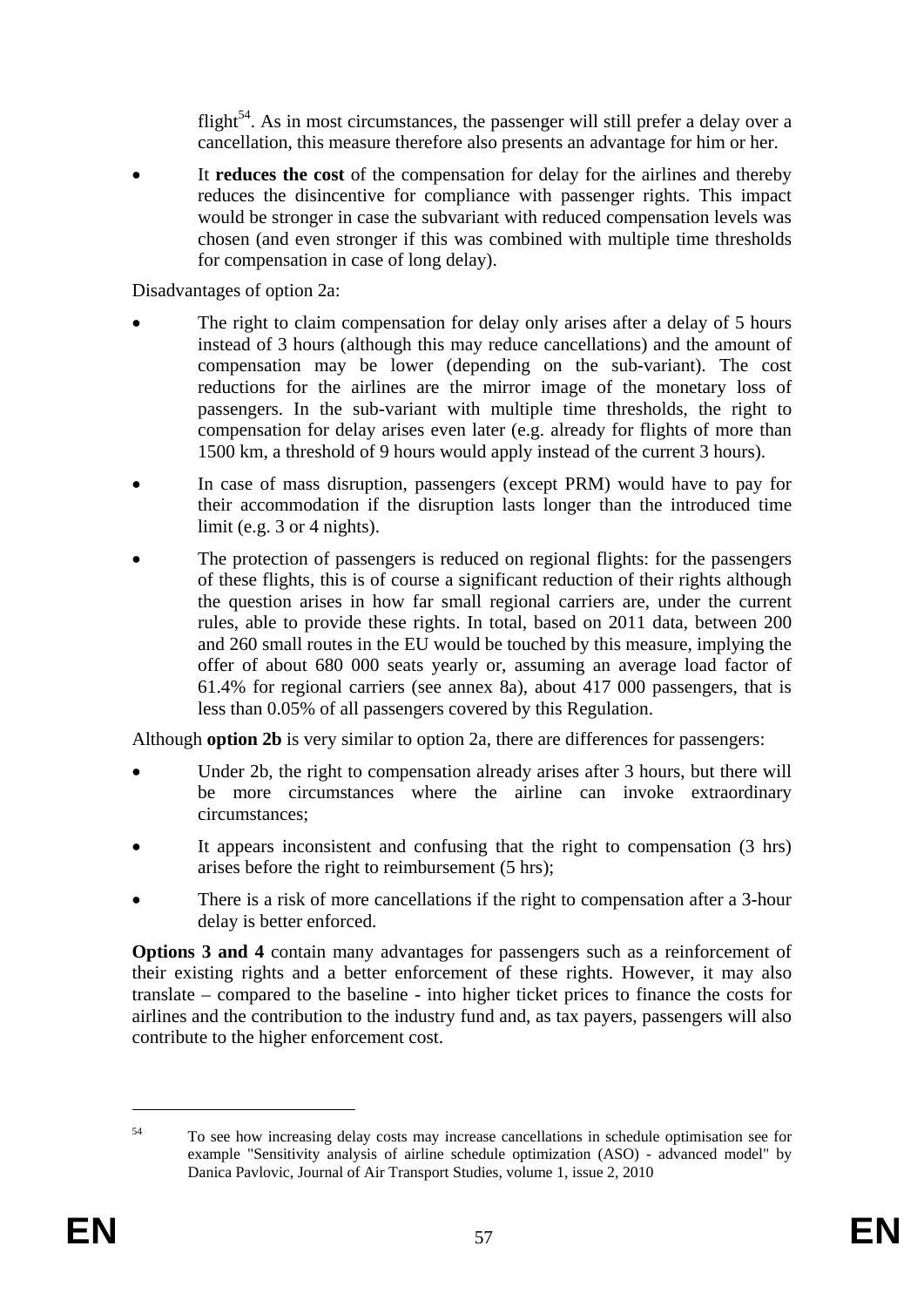flight[54]. As in most circumstances, the passenger will still prefer a delay over a cancellation, this measure therefore also presents an advantage for him or her.

- It **reduces the cost** of the compensation for delay for the airlines and thereby reduces the disincentive for compliance with passenger rights. This impact would be stronger in case the subvariant with reduced compensation levels was chosen (and even stronger if this was combined with multiple time thresholds for compensation in case of long delay).

Disadvantages of option 2a:

- The right to claim compensation for delay only arises after a delay of 5 hours instead of 3 hours (although this may reduce cancellations) and the amount of compensation may be lower (depending on the sub-variant). The cost reductions for the airlines are the mirror image of the monetary loss of passengers. In the sub-variant with multiple time thresholds, the right to compensation for delay arises even later (e.g. already for flights of more than 1500 km, a threshold of 9 hours would apply instead of the current 3 hours).
- In case of mass disruption, passengers (except PRM) would have to pay for their accommodation if the disruption lasts longer than the introduced time limit (e.g. 3 or 4 nights).
- The protection of passengers is reduced on regional flights: for the passengers of these flights, this is of course a significant reduction of their rights although the question arises in how far small regional carriers are, under the current rules, able to provide these rights. In total, based on 2011 data, between 200 and 260 small routes in the EU would be touched by this measure, implying the offer of about 680 000 seats yearly or, assuming an average load factor of 61.4% for regional carriers (see annex 8a), about 417 000 passengers, that is less than 0.05% of all passengers covered by this Regulation.

Although **option 2b** is very similar to option 2a, there are differences for passengers:

- Under 2b, the right to compensation already arises after 3 hours, but there will be more circumstances where the airline can invoke extraordinary circumstances;
- It appears inconsistent and confusing that the right to compensation (3 hrs) arises before the right to reimbursement (5 hrs);
- There is a risk of more cancellations if the right to compensation after a 3-hour delay is better enforced.

**Options 3 and 4** contain many advantages for passengers such as a reinforcement of their existing rights and a better enforcement of these rights. However, it may also translate – compared to the baseline - into higher ticket prices to finance the costs for airlines and the contribution to the industry fund and, as tax payers, passengers will also contribute to the higher enforcement cost.

[54] To see how increasing delay costs may increase cancellations in schedule optimisation see for example "Sensitivity analysis of airline schedule optimization (ASO) - advanced model" by Danica Pavlovic, Journal of Air Transport Studies, volume 1, issue 2, 2010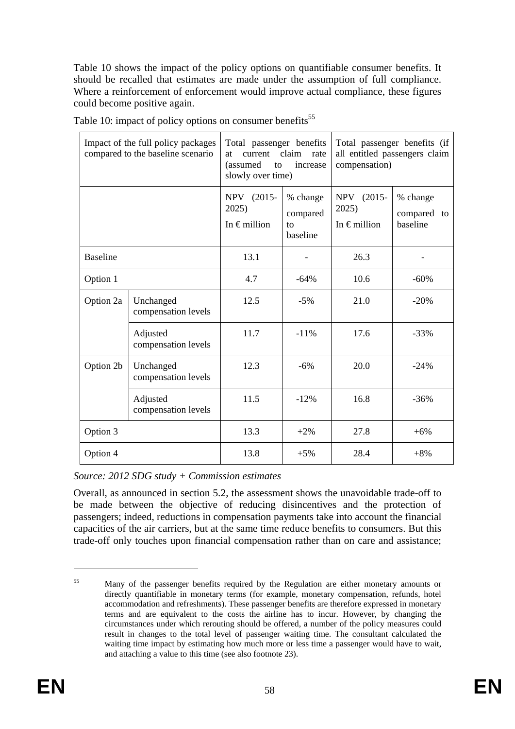Table 10 shows the impact of the policy options on quantifiable consumer benefits. It should be recalled that estimates are made under the assumption of full compliance. Where a reinforcement of enforcement would improve actual compliance, these figures could become positive again.

Table 10: impact of policy options on consumer benefits[55]

| Impact of the full policy packages compared to the baseline scenario | | Total passenger benefits at current claim rate (assumed to increase slowly over time) | | Total passenger benefits (if all entitled passengers claim compensation) | |
|---|---|---|---|---|---|
| | | NPV (2015-2025) In € million | % change compared to baseline | NPV (2015-2025) In € million | % change compared to baseline |
| Baseline | | 13.1 | - | 26.3 | - |
| Option 1 | | 4.7 | -64% | 10.6 | -60% |
| Option 2a | Unchanged compensation levels | 12.5 | -5% | 21.0 | -20% |
| | Adjusted compensation levels | 11.7 | -11% | 17.6 | -33% |
| Option 2b | Unchanged compensation levels | 12.3 | -6% | 20.0 | -24% |
| | Adjusted compensation levels | 11.5 | -12% | 16.8 | -36% |
| Option 3 | | 13.3 | +2% | 27.8 | +6% |
| Option 4 | | 13.8 | +5% | 28.4 | +8% |

*Source: 2012 SDG study + Commission estimates*

Overall, as announced in section 5.2, the assessment shows the unavoidable trade-off to be made between the objective of reducing disincentives and the protection of passengers; indeed, reductions in compensation payments take into account the financial capacities of the air carriers, but at the same time reduce benefits to consumers. But this trade-off only touches upon financial compensation rather than on care and assistance;

[55] Many of the passenger benefits required by the Regulation are either monetary amounts or directly quantifiable in monetary terms (for example, monetary compensation, refunds, hotel accommodation and refreshments). These passenger benefits are therefore expressed in monetary terms and are equivalent to the costs the airline has to incur. However, by changing the circumstances under which rerouting should be offered, a number of the policy measures could result in changes to the total level of passenger waiting time. The consultant calculated the waiting time impact by estimating how much more or less time a passenger would have to wait, and attaching a value to this time (see also footnote 23).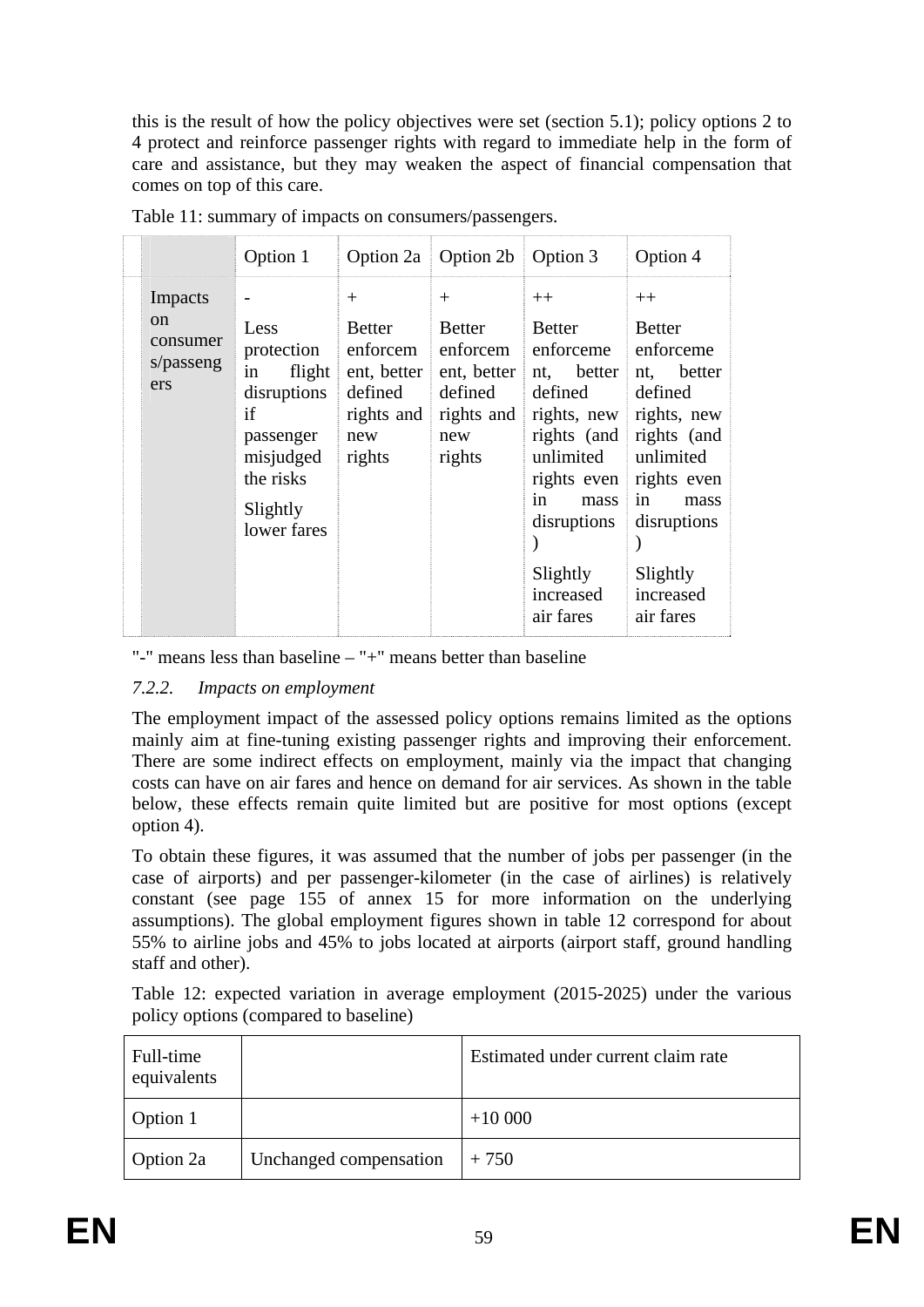this is the result of how the policy objectives were set (section 5.1); policy options 2 to 4 protect and reinforce passenger rights with regard to immediate help in the form of care and assistance, but they may weaken the aspect of financial compensation that comes on top of this care.

Table 11: summary of impacts on consumers/passengers.

| | Option 1 | Option 2a | Option 2b | Option 3 | Option 4 |
|---|---|---|---|---|---|
| Impacts on consumers/passengers | - <br>Less protection in flight disruptions if passenger misjudged the risks <br>Slightly lower fares | + <br>Better enforcement, better defined rights and new rights | + <br>Better enforcement, better defined rights and new rights | ++ <br>Better enforcement, better defined rights, new rights (and unlimited rights even in mass disruptions) <br>Slightly increased air fares | ++ <br>Better enforcement, better defined rights, new rights (and unlimited rights even in mass disruptions) <br>Slightly increased air fares |

"-" means less than baseline – "+" means better than baseline

### *7.2.2. Impacts on employment*

The employment impact of the assessed policy options remains limited as the options mainly aim at fine-tuning existing passenger rights and improving their enforcement. There are some indirect effects on employment, mainly via the impact that changing costs can have on air fares and hence on demand for air services. As shown in the table below, these effects remain quite limited but are positive for most options (except option 4).

To obtain these figures, it was assumed that the number of jobs per passenger (in the case of airports) and per passenger-kilometer (in the case of airlines) is relatively constant (see page 155 of annex 15 for more information on the underlying assumptions). The global employment figures shown in table 12 correspond for about 55% to airline jobs and 45% to jobs located at airports (airport staff, ground handling staff and other).

Table 12: expected variation in average employment (2015-2025) under the various policy options (compared to baseline)

| Full-time equivalents | | Estimated under current claim rate |
|---|---|---|
| Option 1 | | +10 000 |
| Option 2a | Unchanged compensation | + 750 |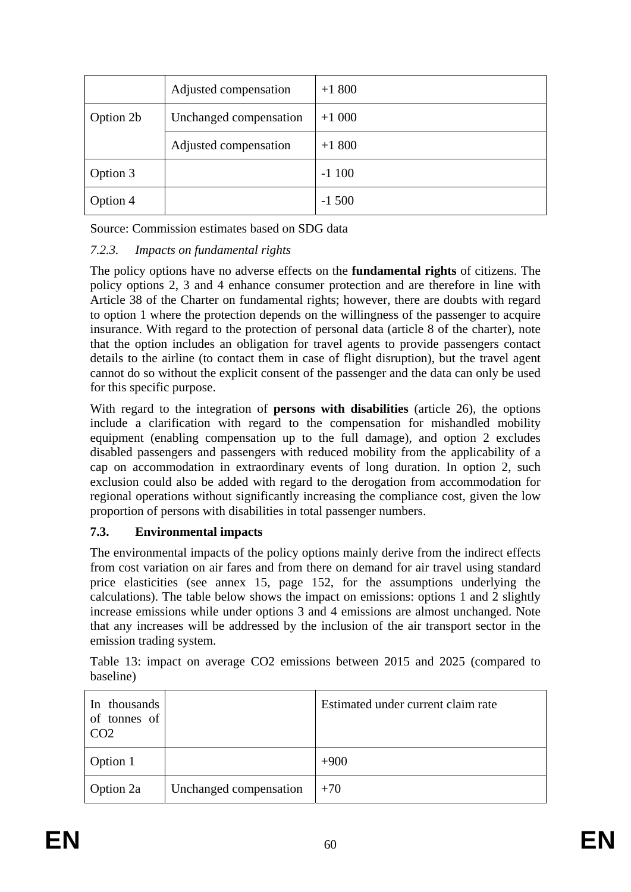| | | |
|---|---|---|
| | Adjusted compensation | +1 800 |
| Option 2b | Unchanged compensation | +1 000 |
| | Adjusted compensation | +1 800 |
| Option 3 | | -1 100 |
| Option 4 | | -1 500 |

Source: Commission estimates based on SDG data

### 7.2.3. *Impacts on fundamental rights*

The policy options have no adverse effects on the **fundamental rights** of citizens. The policy options 2, 3 and 4 enhance consumer protection and are therefore in line with Article 38 of the Charter on fundamental rights; however, there are doubts with regard to option 1 where the protection depends on the willingness of the passenger to acquire insurance. With regard to the protection of personal data (article 8 of the charter), note that the option includes an obligation for travel agents to provide passengers contact details to the airline (to contact them in case of flight disruption), but the travel agent cannot do so without the explicit consent of the passenger and the data can only be used for this specific purpose.

With regard to the integration of **persons with disabilities** (article 26), the options include a clarification with regard to the compensation for mishandled mobility equipment (enabling compensation up to the full damage), and option 2 excludes disabled passengers and passengers with reduced mobility from the applicability of a cap on accommodation in extraordinary events of long duration. In option 2, such exclusion could also be added with regard to the derogation from accommodation for regional operations without significantly increasing the compliance cost, given the low proportion of persons with disabilities in total passenger numbers.

## 7.3. Environmental impacts

The environmental impacts of the policy options mainly derive from the indirect effects from cost variation on air fares and from there on demand for air travel using standard price elasticities (see annex 15, page 152, for the assumptions underlying the calculations). The table below shows the impact on emissions: options 1 and 2 slightly increase emissions while under options 3 and 4 emissions are almost unchanged. Note that any increases will be addressed by the inclusion of the air transport sector in the emission trading system.

Table 13: impact on average CO2 emissions between 2015 and 2025 (compared to baseline)

| In thousands of tonnes of CO2 | | Estimated under current claim rate |
|---|---|---|
| Option 1 | | +900 |
| Option 2a | Unchanged compensation | +70 |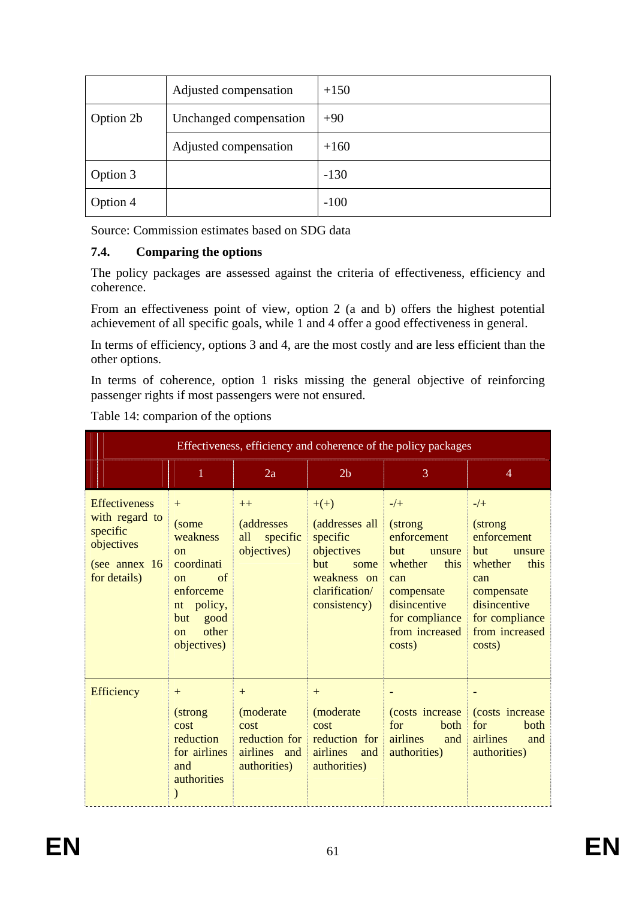| | | |
|---|---|---|
| | Adjusted compensation | +150 |
| Option 2b | Unchanged compensation | +90 |
| | Adjusted compensation | +160 |
| Option 3 | | -130 |
| Option 4 | | -100 |

Source: Commission estimates based on SDG data

### 7.4. Comparing the options

The policy packages are assessed against the criteria of effectiveness, efficiency and coherence.

From an effectiveness point of view, option 2 (a and b) offers the highest potential achievement of all specific goals, while 1 and 4 offer a good effectiveness in general.

In terms of efficiency, options 3 and 4, are the most costly and are less efficient than the other options.

In terms of coherence, option 1 risks missing the general objective of reinforcing passenger rights if most passengers were not ensured.

Table 14: comparion of the options

| Effectiveness, efficiency and coherence of the policy packages | | | | | |
|---|---|---|---|---|---|
| | 1 | 2a | 2b | 3 | 4 |
| Effectiveness with regard to specific objectives (see annex 16 for details) | + (some weakness on coordination of enforcement policy, but good on other objectives) | ++ (addresses all specific objectives) | +(+) (addresses all specific objectives but some weakness on clarification/ consistency) | -/+ (strong enforcement but unsure whether this can compensate disincentive for compliance from increased costs) | -/+ (strong enforcement but unsure whether this can compensate disincentive for compliance from increased costs) |
| Efficiency | + (strong cost reduction for airlines and authorities ) | + (moderate cost reduction for airlines and authorities) | + (moderate cost reduction for airlines and authorities) | - (costs increase for both airlines and authorities) | - (costs increase for both airlines and authorities) |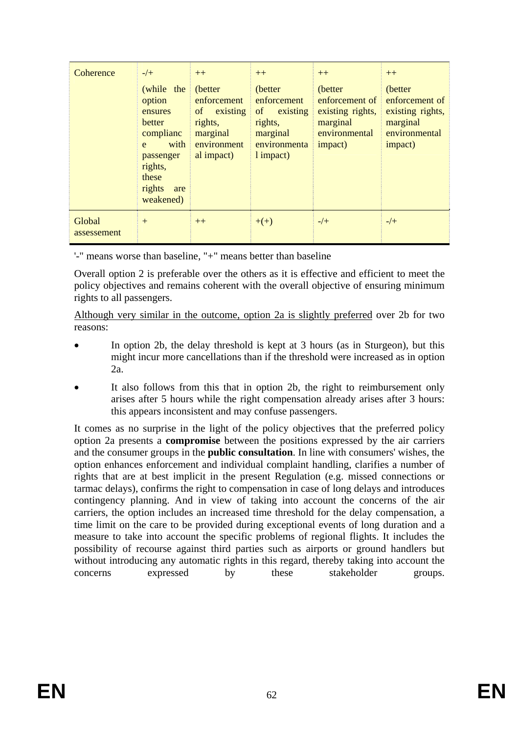| Coherence | -/+ (while the option ensures better compliance with passenger rights, these rights are weakened) | ++ (better enforcement of existing rights, marginal environmental impact) | ++ (better enforcement of existing rights, marginal environmental impact) | ++ (better enforcement of existing rights, marginal environmental impact) | ++ (better enforcement of existing rights, marginal environmental impact) |
|---|---|---|---|---|---|
| Global assessement | + | ++ | +(+) | -/+ | -/+ |

'-" means worse than baseline, "+" means better than baseline

Overall option 2 is preferable over the others as it is effective and efficient to meet the policy objectives and remains coherent with the overall objective of ensuring minimum rights to all passengers.

<u>Although very similar in the outcome, option 2a is slightly preferred</u> over 2b for two reasons:

- In option 2b, the delay threshold is kept at 3 hours (as in Sturgeon), but this might incur more cancellations than if the threshold were increased as in option 2a.
- It also follows from this that in option 2b, the right to reimbursement only arises after 5 hours while the right compensation already arises after 3 hours: this appears inconsistent and may confuse passengers.

It comes as no surprise in the light of the policy objectives that the preferred policy option 2a presents a **compromise** between the positions expressed by the air carriers and the consumer groups in the **public consultation**. In line with consumers' wishes, the option enhances enforcement and individual complaint handling, clarifies a number of rights that are at best implicit in the present Regulation (e.g. missed connections or tarmac delays), confirms the right to compensation in case of long delays and introduces contingency planning. And in view of taking into account the concerns of the air carriers, the option includes an increased time threshold for the delay compensation, a time limit on the care to be provided during exceptional events of long duration and a measure to take into account the specific problems of regional flights. It includes the possibility of recourse against third parties such as airports or ground handlers but without introducing any automatic rights in this regard, thereby taking into account the concerns expressed by these stakeholder groups.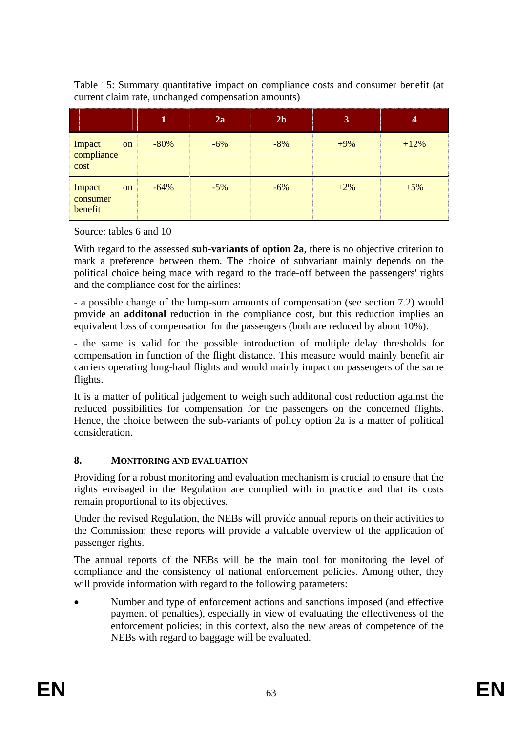Table 15: Summary quantitative impact on compliance costs and consumer benefit (at current claim rate, unchanged compensation amounts)

| | 1 | 2a | 2b | 3 | 4 |
|---|---|---|---|---|---|
| Impact on compliance cost | -80% | -6% | -8% | +9% | +12% |
| Impact on consumer benefit | -64% | -5% | -6% | +2% | +5% |

Source: tables 6 and 10

With regard to the assessed **sub-variants of option 2a**, there is no objective criterion to mark a preference between them. The choice of subvariant mainly depends on the political choice being made with regard to the trade-off between the passengers' rights and the compliance cost for the airlines:

- a possible change of the lump-sum amounts of compensation (see section 7.2) would provide an **additonal** reduction in the compliance cost, but this reduction implies an equivalent loss of compensation for the passengers (both are reduced by about 10%).

- the same is valid for the possible introduction of multiple delay thresholds for compensation in function of the flight distance. This measure would mainly benefit air carriers operating long-haul flights and would mainly impact on passengers of the same flights.

It is a matter of political judgement to weigh such additonal cost reduction against the reduced possibilities for compensation for the passengers on the concerned flights. Hence, the choice between the sub-variants of policy option 2a is a matter of political consideration.

## 8. MONITORING AND EVALUATION

Providing for a robust monitoring and evaluation mechanism is crucial to ensure that the rights envisaged in the Regulation are complied with in practice and that its costs remain proportional to its objectives.

Under the revised Regulation, the NEBs will provide annual reports on their activities to the Commission; these reports will provide a valuable overview of the application of passenger rights.

The annual reports of the NEBs will be the main tool for monitoring the level of compliance and the consistency of national enforcement policies. Among other, they will provide information with regard to the following parameters:

- Number and type of enforcement actions and sanctions imposed (and effective payment of penalties), especially in view of evaluating the effectiveness of the enforcement policies; in this context, also the new areas of competence of the NEBs with regard to baggage will be evaluated.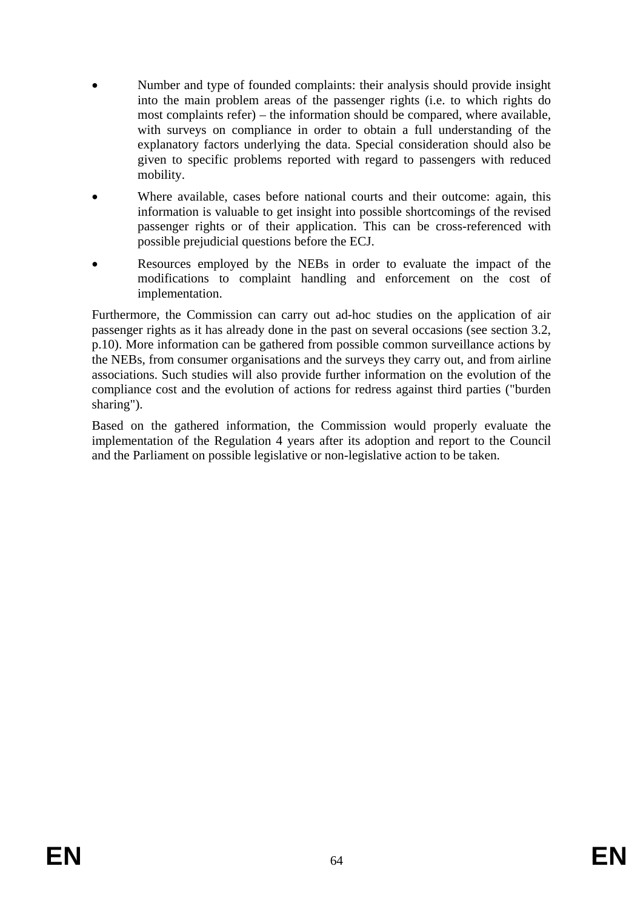- Number and type of founded complaints: their analysis should provide insight into the main problem areas of the passenger rights (i.e. to which rights do most complaints refer) – the information should be compared, where available, with surveys on compliance in order to obtain a full understanding of the explanatory factors underlying the data. Special consideration should also be given to specific problems reported with regard to passengers with reduced mobility.
- Where available, cases before national courts and their outcome: again, this information is valuable to get insight into possible shortcomings of the revised passenger rights or of their application. This can be cross-referenced with possible prejudicial questions before the ECJ.
- Resources employed by the NEBs in order to evaluate the impact of the modifications to complaint handling and enforcement on the cost of implementation.

Furthermore, the Commission can carry out ad-hoc studies on the application of air passenger rights as it has already done in the past on several occasions (see section 3.2, p.10). More information can be gathered from possible common surveillance actions by the NEBs, from consumer organisations and the surveys they carry out, and from airline associations. Such studies will also provide further information on the evolution of the compliance cost and the evolution of actions for redress against third parties ("burden sharing").

Based on the gathered information, the Commission would properly evaluate the implementation of the Regulation 4 years after its adoption and report to the Council and the Parliament on possible legislative or non-legislative action to be taken.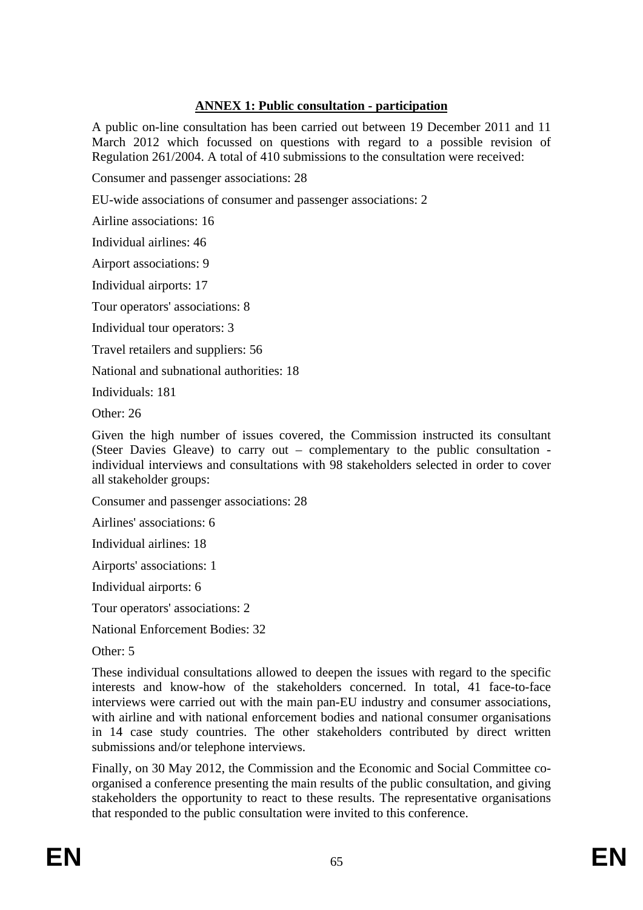## ANNEX 1: Public consultation - participation

A public on-line consultation has been carried out between 19 December 2011 and 11 March 2012 which focussed on questions with regard to a possible revision of Regulation 261/2004. A total of 410 submissions to the consultation were received:

Consumer and passenger associations: 28

EU-wide associations of consumer and passenger associations: 2

Airline associations: 16

Individual airlines: 46

Airport associations: 9

Individual airports: 17

Tour operators' associations: 8

Individual tour operators: 3

Travel retailers and suppliers: 56

National and subnational authorities: 18

Individuals: 181

Other: 26

Given the high number of issues covered, the Commission instructed its consultant (Steer Davies Gleave) to carry out – complementary to the public consultation - individual interviews and consultations with 98 stakeholders selected in order to cover all stakeholder groups:

Consumer and passenger associations: 28

Airlines' associations: 6

Individual airlines: 18

Airports' associations: 1

Individual airports: 6

Tour operators' associations: 2

National Enforcement Bodies: 32

Other: 5

These individual consultations allowed to deepen the issues with regard to the specific interests and know-how of the stakeholders concerned. In total, 41 face-to-face interviews were carried out with the main pan-EU industry and consumer associations, with airline and with national enforcement bodies and national consumer organisations in 14 case study countries. The other stakeholders contributed by direct written submissions and/or telephone interviews.

Finally, on 30 May 2012, the Commission and the Economic and Social Committee co-organised a conference presenting the main results of the public consultation, and giving stakeholders the opportunity to react to these results. The representative organisations that responded to the public consultation were invited to this conference.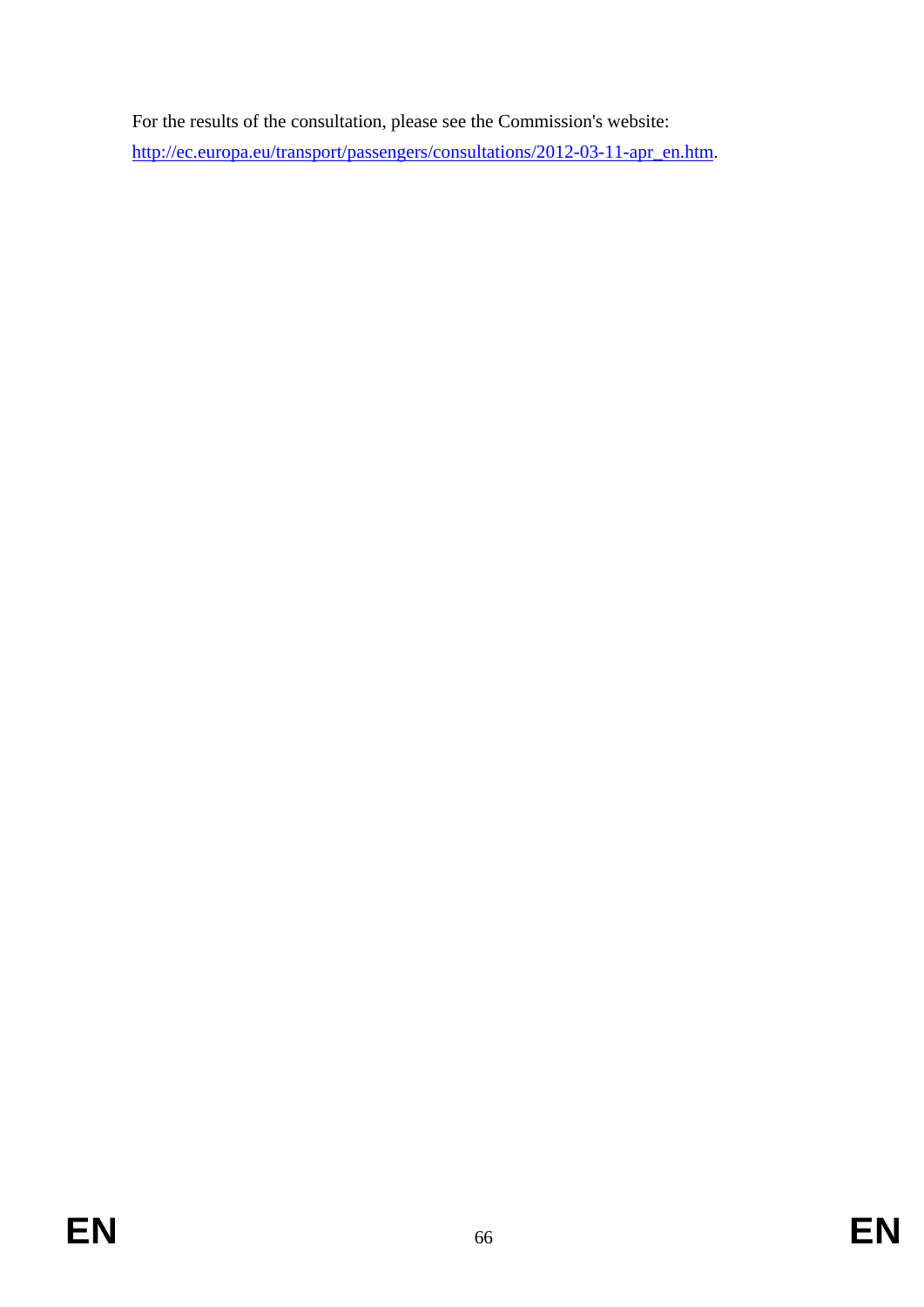For the results of the consultation, please see the Commission's website: [http://ec.europa.eu/transport/passengers/consultations/2012-03-11-apr_en.htm](http://ec.europa.eu/transport/passengers/consultations/2012-03-11-apr_en.htm).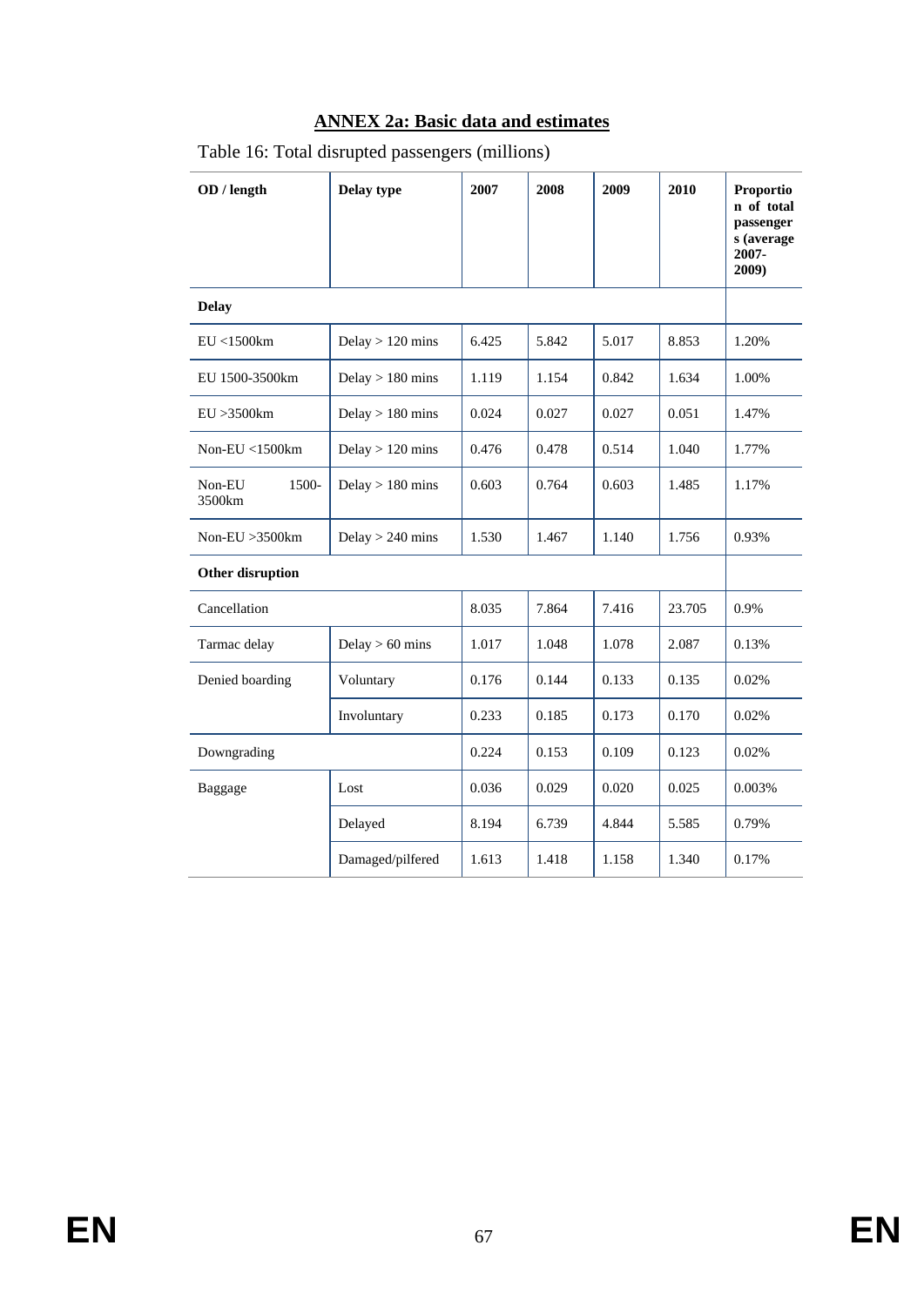## ANNEX 2a: Basic data and estimates

Table 16: Total disrupted passengers (millions)

| OD / length | Delay type | 2007 | 2008 | 2009 | 2010 | Proportion of total passengers (average 2007-2009) |
|---|---|---|---|---|---|---|
| **Delay** | | | | | | |
| EU <1500km | Delay > 120 mins | 6.425 | 5.842 | 5.017 | 8.853 | 1.20% |
| EU 1500-3500km | Delay > 180 mins | 1.119 | 1.154 | 0.842 | 1.634 | 1.00% |
| EU >3500km | Delay > 180 mins | 0.024 | 0.027 | 0.027 | 0.051 | 1.47% |
| Non-EU <1500km | Delay > 120 mins | 0.476 | 0.478 | 0.514 | 1.040 | 1.77% |
| Non-EU 1500-3500km | Delay > 180 mins | 0.603 | 0.764 | 0.603 | 1.485 | 1.17% |
| Non-EU >3500km | Delay > 240 mins | 1.530 | 1.467 | 1.140 | 1.756 | 0.93% |
| **Other disruption** | | | | | | |
| Cancellation | | 8.035 | 7.864 | 7.416 | 23.705 | 0.9% |
| Tarmac delay | Delay > 60 mins | 1.017 | 1.048 | 1.078 | 2.087 | 0.13% |
| Denied boarding | Voluntary | 0.176 | 0.144 | 0.133 | 0.135 | 0.02% |
| | Involuntary | 0.233 | 0.185 | 0.173 | 0.170 | 0.02% |
| Downgrading | | 0.224 | 0.153 | 0.109 | 0.123 | 0.02% |
| Baggage | Lost | 0.036 | 0.029 | 0.020 | 0.025 | 0.003% |
| | Delayed | 8.194 | 6.739 | 4.844 | 5.585 | 0.79% |
| | Damaged/pilfered | 1.613 | 1.418 | 1.158 | 1.340 | 0.17% |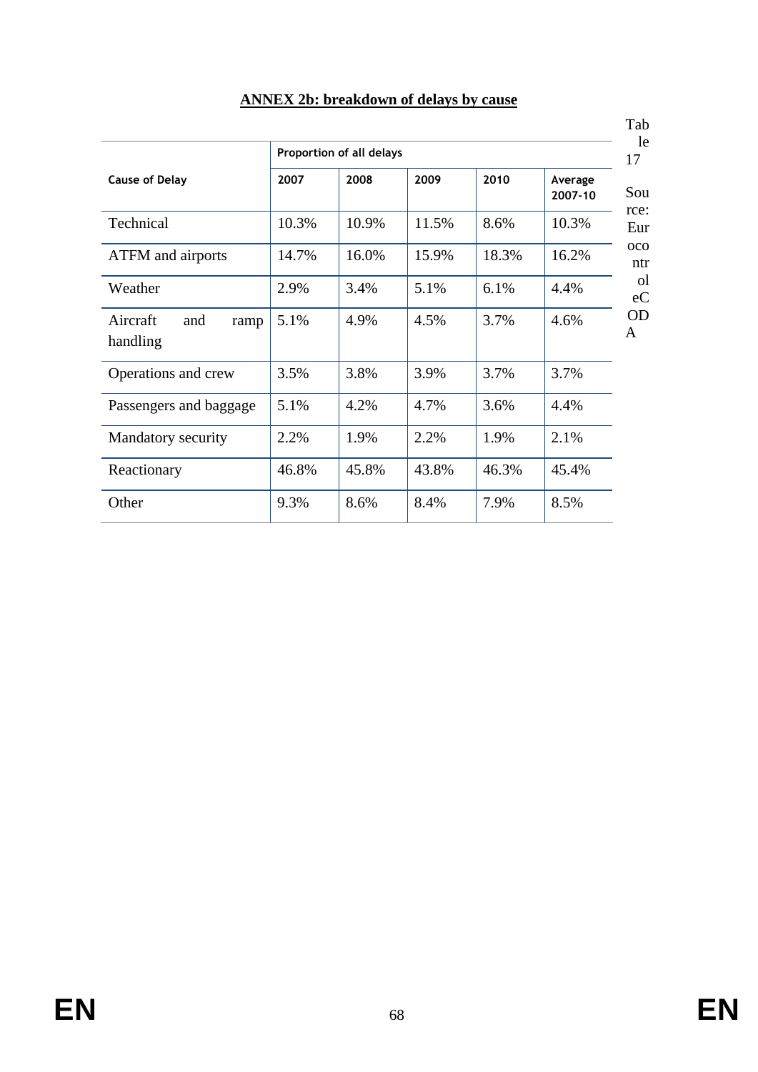## ANNEX 2b: breakdown of delays by cause

Table 17

Source: Eurocontrol eCODA

| Cause of Delay | Proportion of all delays | | | | |
|---|---|---|---|---|---|
| | 2007 | 2008 | 2009 | 2010 | Average 2007-10 |
| Technical | 10.3% | 10.9% | 11.5% | 8.6% | 10.3% |
| ATFM and airports | 14.7% | 16.0% | 15.9% | 18.3% | 16.2% |
| Weather | 2.9% | 3.4% | 5.1% | 6.1% | 4.4% |
| Aircraft and ramp handling | 5.1% | 4.9% | 4.5% | 3.7% | 4.6% |
| Operations and crew | 3.5% | 3.8% | 3.9% | 3.7% | 3.7% |
| Passengers and baggage | 5.1% | 4.2% | 4.7% | 3.6% | 4.4% |
| Mandatory security | 2.2% | 1.9% | 2.2% | 1.9% | 2.1% |
| Reactionary | 46.8% | 45.8% | 43.8% | 46.3% | 45.4% |
| Other | 9.3% | 8.6% | 8.4% | 7.9% | 8.5% |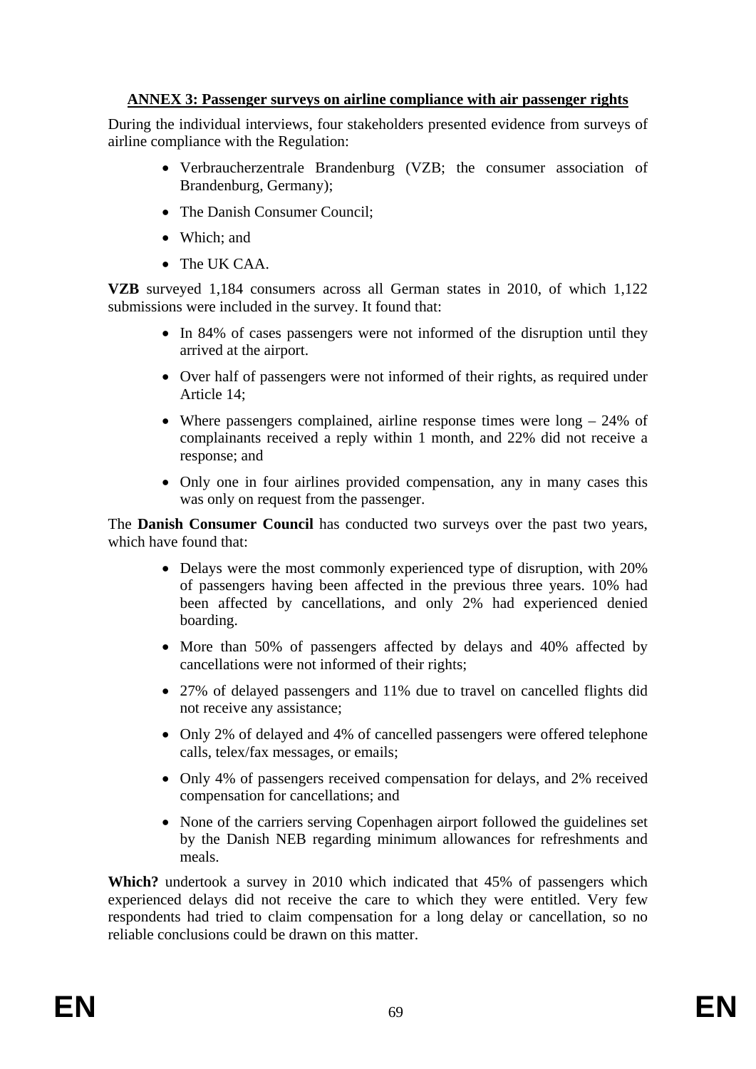**ANNEX 3: Passenger surveys on airline compliance with air passenger rights**

During the individual interviews, four stakeholders presented evidence from surveys of airline compliance with the Regulation:

- Verbraucherzentrale Brandenburg (VZB; the consumer association of Brandenburg, Germany);
- The Danish Consumer Council;
- Which; and
- The UK CAA.

**VZB** surveyed 1,184 consumers across all German states in 2010, of which 1,122 submissions were included in the survey. It found that:

- In 84% of cases passengers were not informed of the disruption until they arrived at the airport.
- Over half of passengers were not informed of their rights, as required under Article 14;
- Where passengers complained, airline response times were long – 24% of complainants received a reply within 1 month, and 22% did not receive a response; and
- Only one in four airlines provided compensation, any in many cases this was only on request from the passenger.

The **Danish Consumer Council** has conducted two surveys over the past two years, which have found that:

- Delays were the most commonly experienced type of disruption, with 20% of passengers having been affected in the previous three years. 10% had been affected by cancellations, and only 2% had experienced denied boarding.
- More than 50% of passengers affected by delays and 40% affected by cancellations were not informed of their rights;
- 27% of delayed passengers and 11% due to travel on cancelled flights did not receive any assistance;
- Only 2% of delayed and 4% of cancelled passengers were offered telephone calls, telex/fax messages, or emails;
- Only 4% of passengers received compensation for delays, and 2% received compensation for cancellations; and
- None of the carriers serving Copenhagen airport followed the guidelines set by the Danish NEB regarding minimum allowances for refreshments and meals.

**Which?** undertook a survey in 2010 which indicated that 45% of passengers which experienced delays did not receive the care to which they were entitled. Very few respondents had tried to claim compensation for a long delay or cancellation, so no reliable conclusions could be drawn on this matter.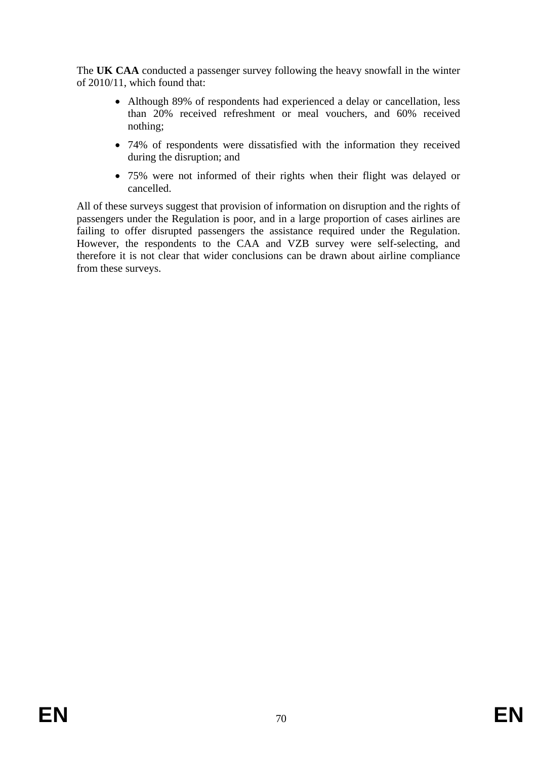The **UK CAA** conducted a passenger survey following the heavy snowfall in the winter of 2010/11, which found that:

- Although 89% of respondents had experienced a delay or cancellation, less than 20% received refreshment or meal vouchers, and 60% received nothing;
- 74% of respondents were dissatisfied with the information they received during the disruption; and
- 75% were not informed of their rights when their flight was delayed or cancelled.

All of these surveys suggest that provision of information on disruption and the rights of passengers under the Regulation is poor, and in a large proportion of cases airlines are failing to offer disrupted passengers the assistance required under the Regulation. However, the respondents to the CAA and VZB survey were self-selecting, and therefore it is not clear that wider conclusions can be drawn about airline compliance from these surveys.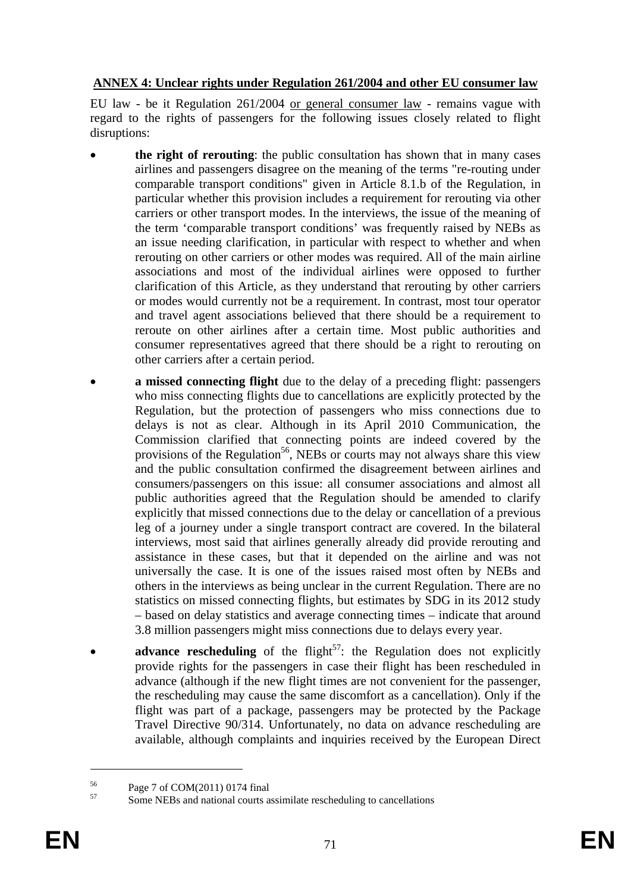**ANNEX 4: Unclear rights under Regulation 261/2004 and other EU consumer law**

EU law - be it Regulation 261/2004 or general consumer law - remains vague with regard to the rights of passengers for the following issues closely related to flight disruptions:

- **the right of rerouting**: the public consultation has shown that in many cases airlines and passengers disagree on the meaning of the terms "re-routing under comparable transport conditions" given in Article 8.1.b of the Regulation, in particular whether this provision includes a requirement for rerouting via other carriers or other transport modes. In the interviews, the issue of the meaning of the term 'comparable transport conditions' was frequently raised by NEBs as an issue needing clarification, in particular with respect to whether and when rerouting on other carriers or other modes was required. All of the main airline associations and most of the individual airlines were opposed to further clarification of this Article, as they understand that rerouting by other carriers or modes would currently not be a requirement. In contrast, most tour operator and travel agent associations believed that there should be a requirement to reroute on other airlines after a certain time. Most public authorities and consumer representatives agreed that there should be a right to rerouting on other carriers after a certain period.

- **a missed connecting flight** due to the delay of a preceding flight: passengers who miss connecting flights due to cancellations are explicitly protected by the Regulation, but the protection of passengers who miss connections due to delays is not as clear. Although in its April 2010 Communication, the Commission clarified that connecting points are indeed covered by the provisions of the Regulation[56], NEBs or courts may not always share this view and the public consultation confirmed the disagreement between airlines and consumers/passengers on this issue: all consumer associations and almost all public authorities agreed that the Regulation should be amended to clarify explicitly that missed connections due to the delay or cancellation of a previous leg of a journey under a single transport contract are covered. In the bilateral interviews, most said that airlines generally already did provide rerouting and assistance in these cases, but that it depended on the airline and was not universally the case. It is one of the issues raised most often by NEBs and others in the interviews as being unclear in the current Regulation. There are no statistics on missed connecting flights, but estimates by SDG in its 2012 study – based on delay statistics and average connecting times – indicate that around 3.8 million passengers might miss connections due to delays every year.

- **advance rescheduling** of the flight[57]: the Regulation does not explicitly provide rights for the passengers in case their flight has been rescheduled in advance (although if the new flight times are not convenient for the passenger, the rescheduling may cause the same discomfort as a cancellation). Only if the flight was part of a package, passengers may be protected by the Package Travel Directive 90/314. Unfortunately, no data on advance rescheduling are available, although complaints and inquiries received by the European Direct

---

[56] Page 7 of COM(2011) 0174 final

[57] Some NEBs and national courts assimilate rescheduling to cancellations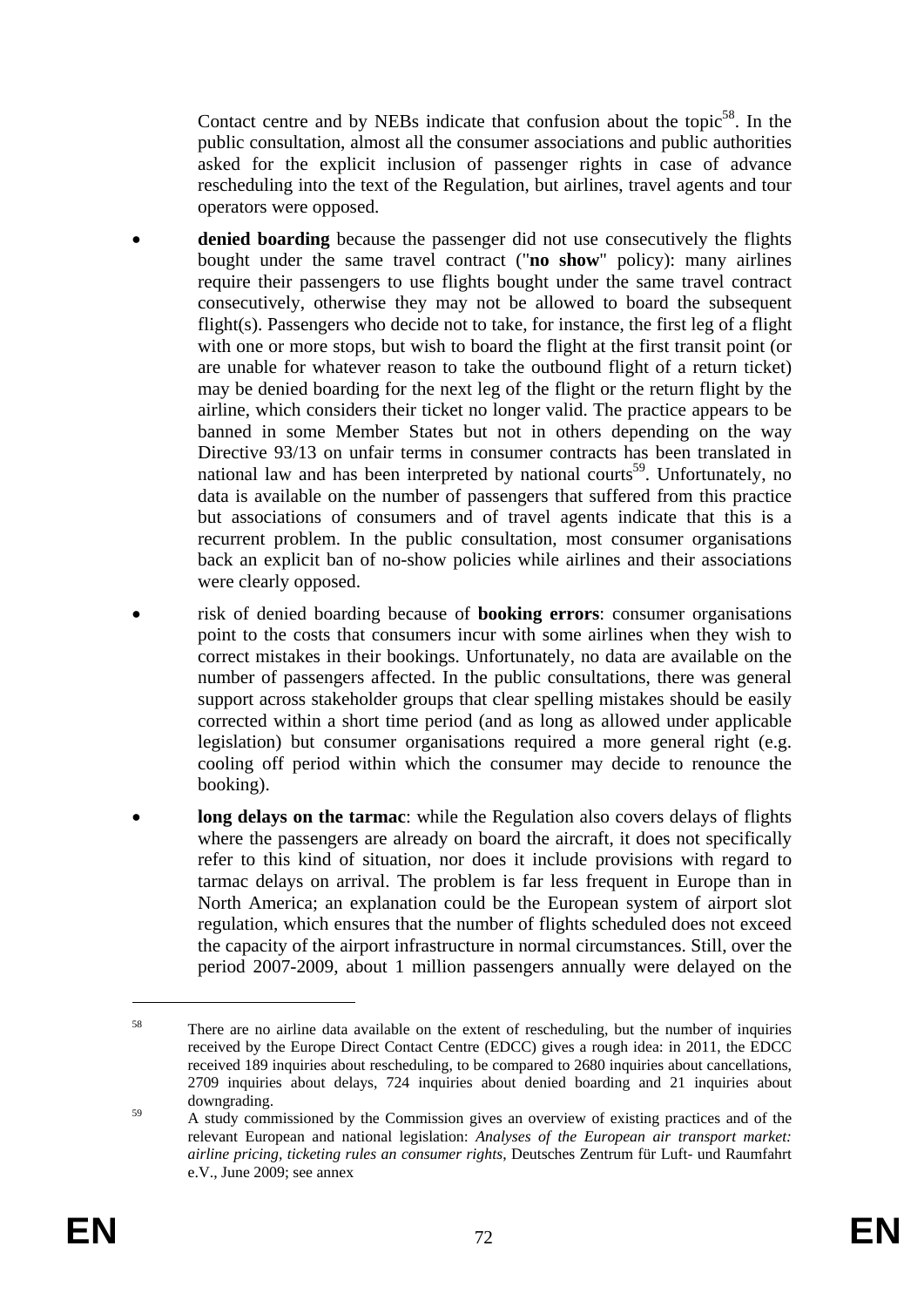Contact centre and by NEBs indicate that confusion about the topic[58]. In the public consultation, almost all the consumer associations and public authorities asked for the explicit inclusion of passenger rights in case of advance rescheduling into the text of the Regulation, but airlines, travel agents and tour operators were opposed.

- **denied boarding** because the passenger did not use consecutively the flights bought under the same travel contract ("**no show**" policy): many airlines require their passengers to use flights bought under the same travel contract consecutively, otherwise they may not be allowed to board the subsequent flight(s). Passengers who decide not to take, for instance, the first leg of a flight with one or more stops, but wish to board the flight at the first transit point (or are unable for whatever reason to take the outbound flight of a return ticket) may be denied boarding for the next leg of the flight or the return flight by the airline, which considers their ticket no longer valid. The practice appears to be banned in some Member States but not in others depending on the way Directive 93/13 on unfair terms in consumer contracts has been translated in national law and has been interpreted by national courts[59]. Unfortunately, no data is available on the number of passengers that suffered from this practice but associations of consumers and of travel agents indicate that this is a recurrent problem. In the public consultation, most consumer organisations back an explicit ban of no-show policies while airlines and their associations were clearly opposed.

- risk of denied boarding because of **booking errors**: consumer organisations point to the costs that consumers incur with some airlines when they wish to correct mistakes in their bookings. Unfortunately, no data are available on the number of passengers affected. In the public consultations, there was general support across stakeholder groups that clear spelling mistakes should be easily corrected within a short time period (and as long as allowed under applicable legislation) but consumer organisations required a more general right (e.g. cooling off period within which the consumer may decide to renounce the booking).

- **long delays on the tarmac**: while the Regulation also covers delays of flights where the passengers are already on board the aircraft, it does not specifically refer to this kind of situation, nor does it include provisions with regard to tarmac delays on arrival. The problem is far less frequent in Europe than in North America; an explanation could be the European system of airport slot regulation, which ensures that the number of flights scheduled does not exceed the capacity of the airport infrastructure in normal circumstances. Still, over the period 2007-2009, about 1 million passengers annually were delayed on the

---

[58] There are no airline data available on the extent of rescheduling, but the number of inquiries received by the Europe Direct Contact Centre (EDCC) gives a rough idea: in 2011, the EDCC received 189 inquiries about rescheduling, to be compared to 2680 inquiries about cancellations, 2709 inquiries about delays, 724 inquiries about denied boarding and 21 inquiries about downgrading.

[59] A study commissioned by the Commission gives an overview of existing practices and of the relevant European and national legislation: *Analyses of the European air transport market: airline pricing, ticketing rules an consumer rights*, Deutsches Zentrum für Luft- und Raumfahrt e.V., June 2009; see annex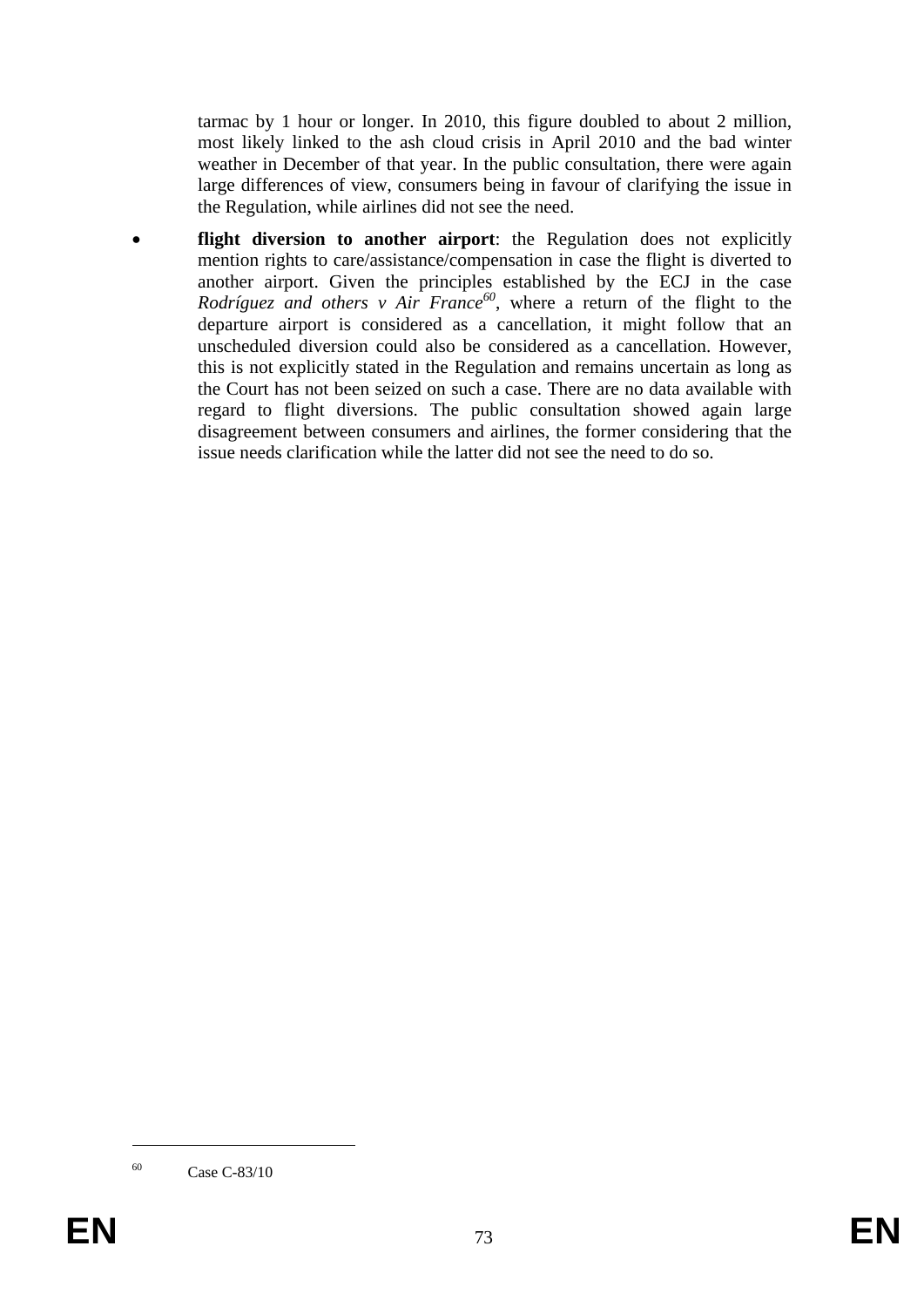tarmac by 1 hour or longer. In 2010, this figure doubled to about 2 million, most likely linked to the ash cloud crisis in April 2010 and the bad winter weather in December of that year. In the public consultation, there were again large differences of view, consumers being in favour of clarifying the issue in the Regulation, while airlines did not see the need.

- **flight diversion to another airport**: the Regulation does not explicitly mention rights to care/assistance/compensation in case the flight is diverted to another airport. Given the principles established by the ECJ in the case *Rodríguez and others v Air France*[60], where a return of the flight to the departure airport is considered as a cancellation, it might follow that an unscheduled diversion could also be considered as a cancellation. However, this is not explicitly stated in the Regulation and remains uncertain as long as the Court has not been seized on such a case. There are no data available with regard to flight diversions. The public consultation showed again large disagreement between consumers and airlines, the former considering that the issue needs clarification while the latter did not see the need to do so.

---

[60] Case C-83/10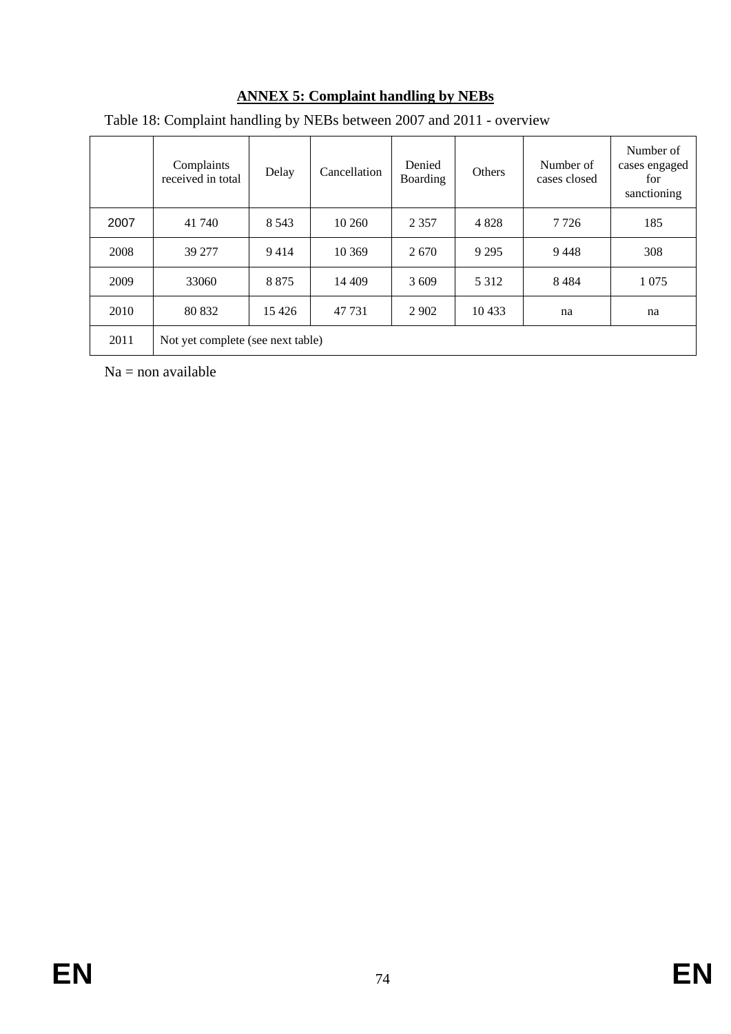# ANNEX 5: Complaint handling by NEBs

Table 18: Complaint handling by NEBs between 2007 and 2011 - overview

| | Complaints received in total | Delay | Cancellation | Denied Boarding | Others | Number of cases closed | Number of cases engaged for sanctioning |
|---|---|---|---|---|---|---|---|
| 2007 | 41 740 | 8 543 | 10 260 | 2 357 | 4 828 | 7 726 | 185 |
| 2008 | 39 277 | 9 414 | 10 369 | 2 670 | 9 295 | 9 448 | 308 |
| 2009 | 33060 | 8 875 | 14 409 | 3 609 | 5 312 | 8 484 | 1 075 |
| 2010 | 80 832 | 15 426 | 47 731 | 2 902 | 10 433 | na | na |
| 2011 | Not yet complete (see next table) | | | | | | |

Na = non available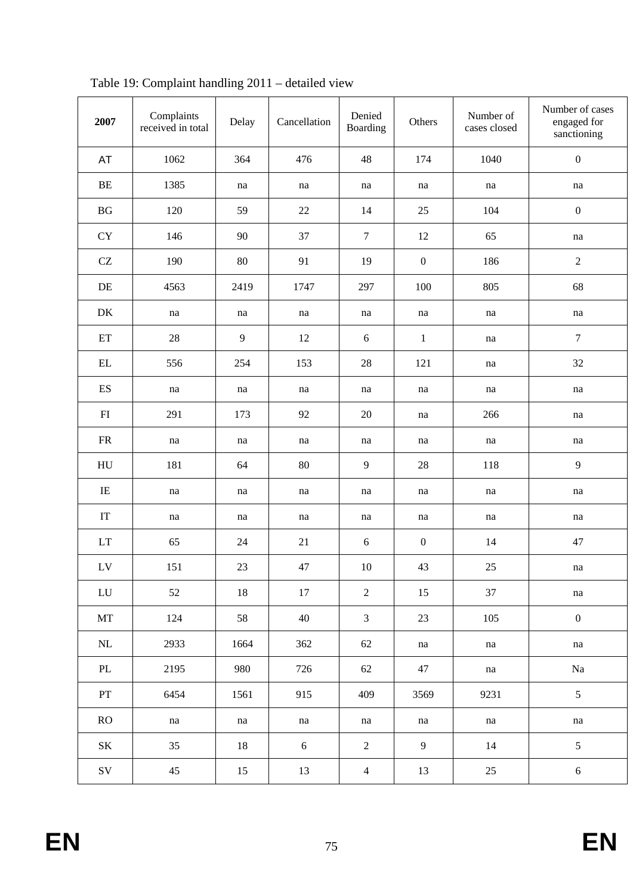Table 19: Complaint handling 2011 – detailed view

| **2007** | Complaints received in total | Delay | Cancellation | Denied Boarding | Others | Number of cases closed | Number of cases engaged for sanctioning |
|---|---|---|---|---|---|---|---|
| AT | 1062 | 364 | 476 | 48 | 174 | 1040 | 0 |
| BE | 1385 | na | na | na | na | na | na |
| BG | 120 | 59 | 22 | 14 | 25 | 104 | 0 |
| CY | 146 | 90 | 37 | 7 | 12 | 65 | na |
| CZ | 190 | 80 | 91 | 19 | 0 | 186 | 2 |
| DE | 4563 | 2419 | 1747 | 297 | 100 | 805 | 68 |
| DK | na | na | na | na | na | na | na |
| ET | 28 | 9 | 12 | 6 | 1 | na | 7 |
| EL | 556 | 254 | 153 | 28 | 121 | na | 32 |
| ES | na | na | na | na | na | na | na |
| FI | 291 | 173 | 92 | 20 | na | 266 | na |
| FR | na | na | na | na | na | na | na |
| HU | 181 | 64 | 80 | 9 | 28 | 118 | 9 |
| IE | na | na | na | na | na | na | na |
| IT | na | na | na | na | na | na | na |
| LT | 65 | 24 | 21 | 6 | 0 | 14 | 47 |
| LV | 151 | 23 | 47 | 10 | 43 | 25 | na |
| LU | 52 | 18 | 17 | 2 | 15 | 37 | na |
| MT | 124 | 58 | 40 | 3 | 23 | 105 | 0 |
| NL | 2933 | 1664 | 362 | 62 | na | na | na |
| PL | 2195 | 980 | 726 | 62 | 47 | na | Na |
| PT | 6454 | 1561 | 915 | 409 | 3569 | 9231 | 5 |
| RO | na | na | na | na | na | na | na |
| SK | 35 | 18 | 6 | 2 | 9 | 14 | 5 |
| SV | 45 | 15 | 13 | 4 | 13 | 25 | 6 |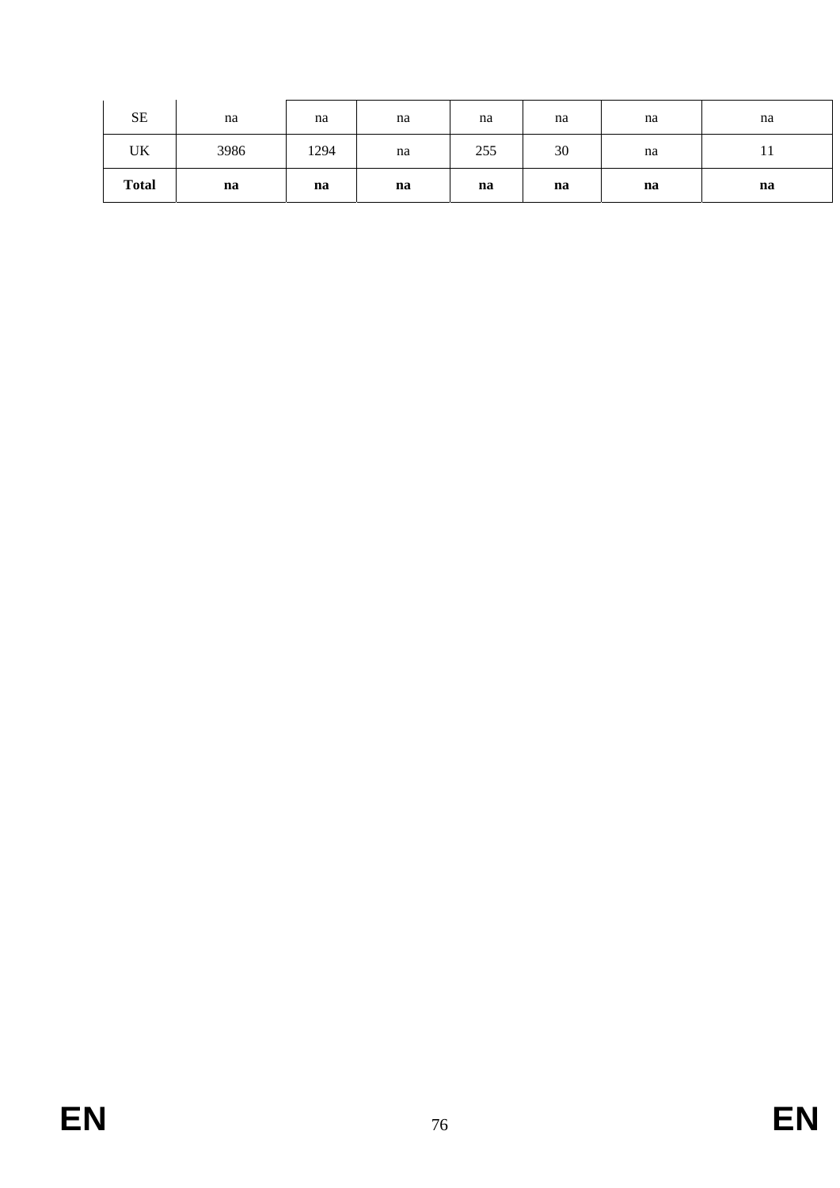| SE | na | na | na | na | na | na | na |
|---|---|---|---|---|---|---|---|
| UK | 3986 | 1294 | na | 255 | 30 | na | 11 |
| **Total** | **na** | **na** | **na** | **na** | **na** | **na** | **na** |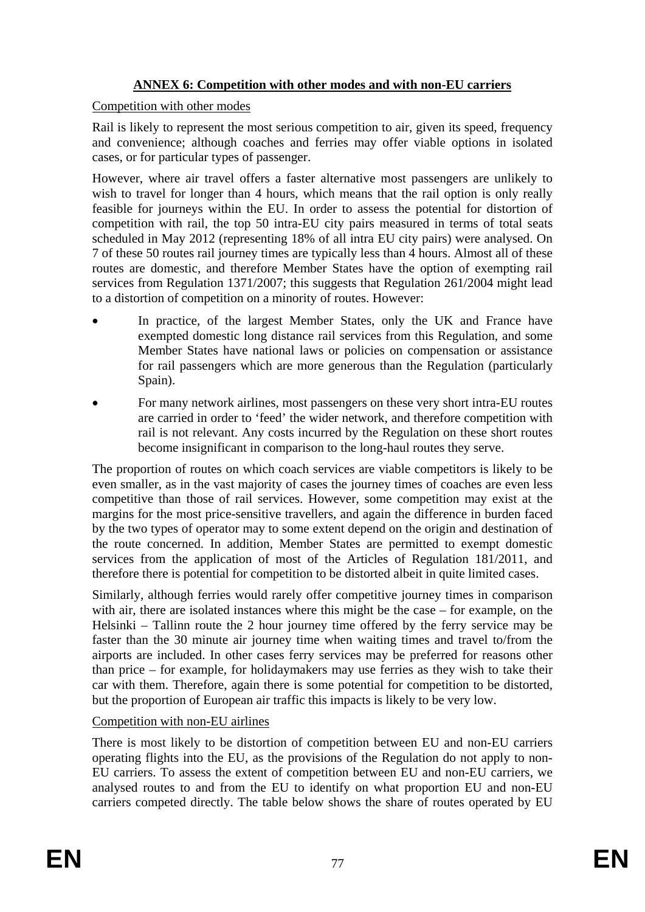## ANNEX 6: Competition with other modes and with non-EU carriers

Competition with other modes

Rail is likely to represent the most serious competition to air, given its speed, frequency and convenience; although coaches and ferries may offer viable options in isolated cases, or for particular types of passenger.

However, where air travel offers a faster alternative most passengers are unlikely to wish to travel for longer than 4 hours, which means that the rail option is only really feasible for journeys within the EU. In order to assess the potential for distortion of competition with rail, the top 50 intra-EU city pairs measured in terms of total seats scheduled in May 2012 (representing 18% of all intra EU city pairs) were analysed. On 7 of these 50 routes rail journey times are typically less than 4 hours. Almost all of these routes are domestic, and therefore Member States have the option of exempting rail services from Regulation 1371/2007; this suggests that Regulation 261/2004 might lead to a distortion of competition on a minority of routes. However:

- In practice, of the largest Member States, only the UK and France have exempted domestic long distance rail services from this Regulation, and some Member States have national laws or policies on compensation or assistance for rail passengers which are more generous than the Regulation (particularly Spain).
- For many network airlines, most passengers on these very short intra-EU routes are carried in order to 'feed' the wider network, and therefore competition with rail is not relevant. Any costs incurred by the Regulation on these short routes become insignificant in comparison to the long-haul routes they serve.

The proportion of routes on which coach services are viable competitors is likely to be even smaller, as in the vast majority of cases the journey times of coaches are even less competitive than those of rail services. However, some competition may exist at the margins for the most price-sensitive travellers, and again the difference in burden faced by the two types of operator may to some extent depend on the origin and destination of the route concerned. In addition, Member States are permitted to exempt domestic services from the application of most of the Articles of Regulation 181/2011, and therefore there is potential for competition to be distorted albeit in quite limited cases.

Similarly, although ferries would rarely offer competitive journey times in comparison with air, there are isolated instances where this might be the case – for example, on the Helsinki – Tallinn route the 2 hour journey time offered by the ferry service may be faster than the 30 minute air journey time when waiting times and travel to/from the airports are included. In other cases ferry services may be preferred for reasons other than price – for example, for holidaymakers may use ferries as they wish to take their car with them. Therefore, again there is some potential for competition to be distorted, but the proportion of European air traffic this impacts is likely to be very low.

Competition with non-EU airlines

There is most likely to be distortion of competition between EU and non-EU carriers operating flights into the EU, as the provisions of the Regulation do not apply to non-EU carriers. To assess the extent of competition between EU and non-EU carriers, we analysed routes to and from the EU to identify on what proportion EU and non-EU carriers competed directly. The table below shows the share of routes operated by EU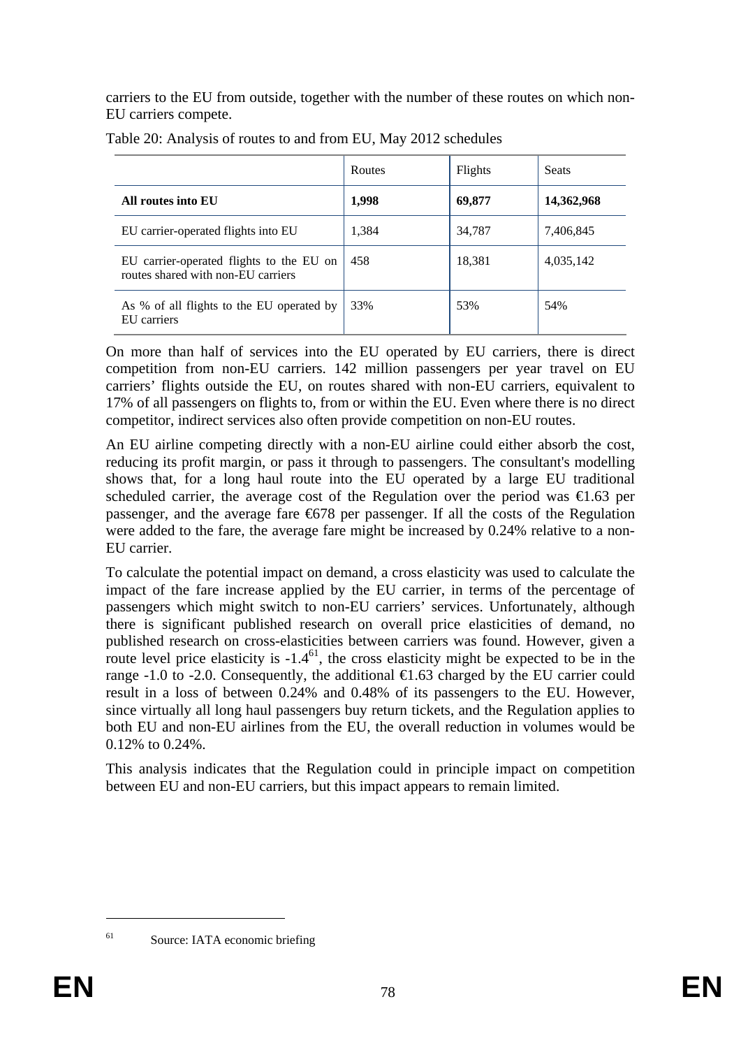carriers to the EU from outside, together with the number of these routes on which non-EU carriers compete.

Table 20: Analysis of routes to and from EU, May 2012 schedules

| | Routes | Flights | Seats |
|---|---|---|---|
| **All routes into EU** | **1,998** | **69,877** | **14,362,968** |
| EU carrier-operated flights into EU | 1,384 | 34,787 | 7,406,845 |
| EU carrier-operated flights to the EU on routes shared with non-EU carriers | 458 | 18,381 | 4,035,142 |
| As % of all flights to the EU operated by EU carriers | 33% | 53% | 54% |

On more than half of services into the EU operated by EU carriers, there is direct competition from non-EU carriers. 142 million passengers per year travel on EU carriers' flights outside the EU, on routes shared with non-EU carriers, equivalent to 17% of all passengers on flights to, from or within the EU. Even where there is no direct competitor, indirect services also often provide competition on non-EU routes.

An EU airline competing directly with a non-EU airline could either absorb the cost, reducing its profit margin, or pass it through to passengers. The consultant's modelling shows that, for a long haul route into the EU operated by a large EU traditional scheduled carrier, the average cost of the Regulation over the period was €1.63 per passenger, and the average fare €678 per passenger. If all the costs of the Regulation were added to the fare, the average fare might be increased by 0.24% relative to a non-EU carrier.

To calculate the potential impact on demand, a cross elasticity was used to calculate the impact of the fare increase applied by the EU carrier, in terms of the percentage of passengers which might switch to non-EU carriers' services. Unfortunately, although there is significant published research on overall price elasticities of demand, no published research on cross-elasticities between carriers was found. However, given a route level price elasticity is -1.4[61], the cross elasticity might be expected to be in the range -1.0 to -2.0. Consequently, the additional €1.63 charged by the EU carrier could result in a loss of between 0.24% and 0.48% of its passengers to the EU. However, since virtually all long haul passengers buy return tickets, and the Regulation applies to both EU and non-EU airlines from the EU, the overall reduction in volumes would be 0.12% to 0.24%.

This analysis indicates that the Regulation could in principle impact on competition between EU and non-EU carriers, but this impact appears to remain limited.

[61] Source: IATA economic briefing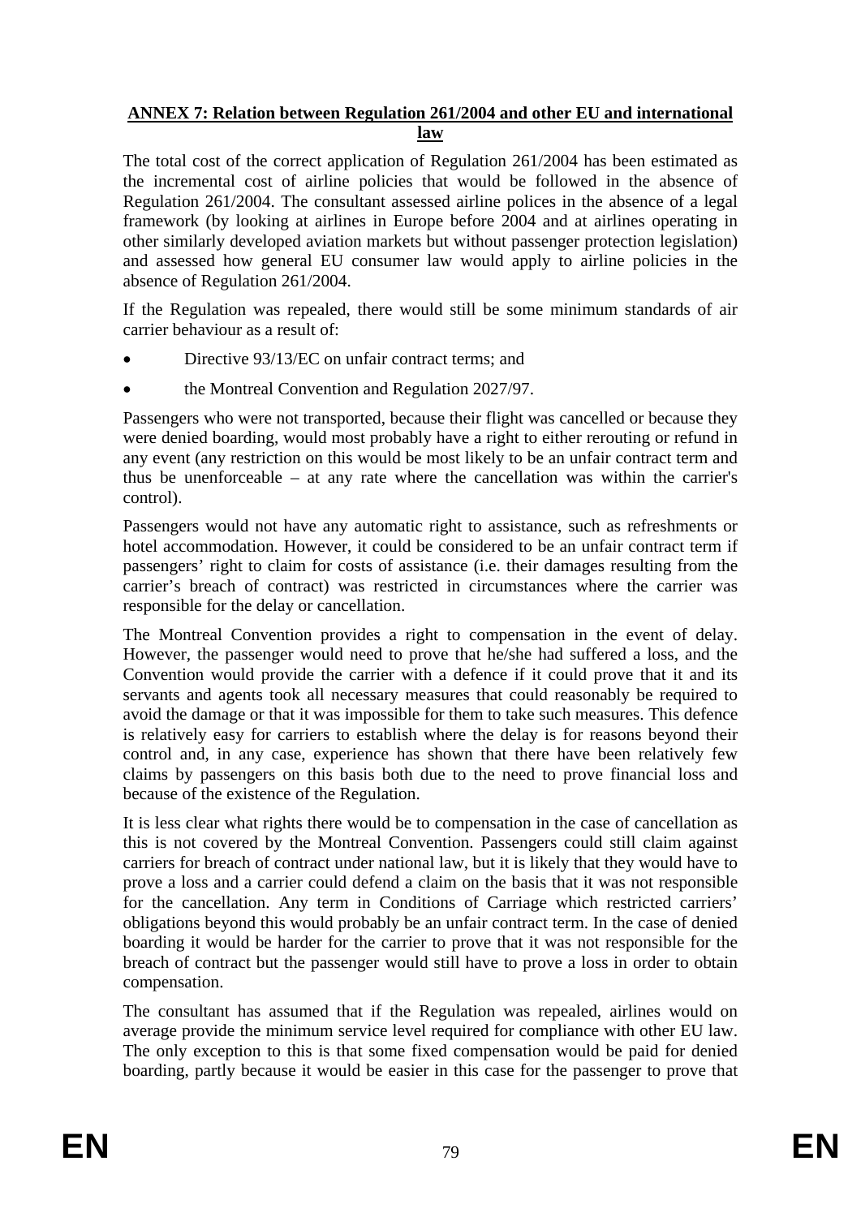## ANNEX 7: Relation between Regulation 261/2004 and other EU and international law

The total cost of the correct application of Regulation 261/2004 has been estimated as the incremental cost of airline policies that would be followed in the absence of Regulation 261/2004. The consultant assessed airline polices in the absence of a legal framework (by looking at airlines in Europe before 2004 and at airlines operating in other similarly developed aviation markets but without passenger protection legislation) and assessed how general EU consumer law would apply to airline policies in the absence of Regulation 261/2004.

If the Regulation was repealed, there would still be some minimum standards of air carrier behaviour as a result of:

- Directive 93/13/EC on unfair contract terms; and
- the Montreal Convention and Regulation 2027/97.

Passengers who were not transported, because their flight was cancelled or because they were denied boarding, would most probably have a right to either rerouting or refund in any event (any restriction on this would be most likely to be an unfair contract term and thus be unenforceable – at any rate where the cancellation was within the carrier's control).

Passengers would not have any automatic right to assistance, such as refreshments or hotel accommodation. However, it could be considered to be an unfair contract term if passengers' right to claim for costs of assistance (i.e. their damages resulting from the carrier's breach of contract) was restricted in circumstances where the carrier was responsible for the delay or cancellation.

The Montreal Convention provides a right to compensation in the event of delay. However, the passenger would need to prove that he/she had suffered a loss, and the Convention would provide the carrier with a defence if it could prove that it and its servants and agents took all necessary measures that could reasonably be required to avoid the damage or that it was impossible for them to take such measures. This defence is relatively easy for carriers to establish where the delay is for reasons beyond their control and, in any case, experience has shown that there have been relatively few claims by passengers on this basis both due to the need to prove financial loss and because of the existence of the Regulation.

It is less clear what rights there would be to compensation in the case of cancellation as this is not covered by the Montreal Convention. Passengers could still claim against carriers for breach of contract under national law, but it is likely that they would have to prove a loss and a carrier could defend a claim on the basis that it was not responsible for the cancellation. Any term in Conditions of Carriage which restricted carriers' obligations beyond this would probably be an unfair contract term. In the case of denied boarding it would be harder for the carrier to prove that it was not responsible for the breach of contract but the passenger would still have to prove a loss in order to obtain compensation.

The consultant has assumed that if the Regulation was repealed, airlines would on average provide the minimum service level required for compliance with other EU law. The only exception to this is that some fixed compensation would be paid for denied boarding, partly because it would be easier in this case for the passenger to prove that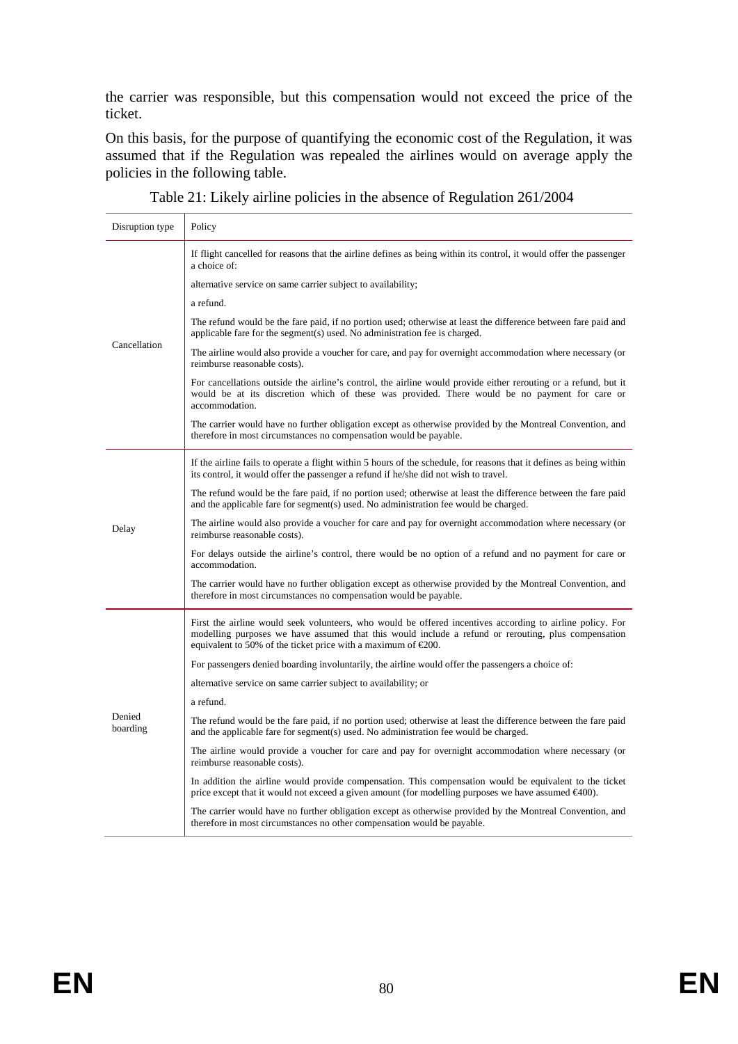the carrier was responsible, but this compensation would not exceed the price of the ticket.

On this basis, for the purpose of quantifying the economic cost of the Regulation, it was assumed that if the Regulation was repealed the airlines would on average apply the policies in the following table.

Table 21: Likely airline policies in the absence of Regulation 261/2004

| Disruption type | Policy |
|---|---|
| Cancellation | If flight cancelled for reasons that the airline defines as being within its control, it would offer the passenger a choice of:<br>alternative service on same carrier subject to availability;<br>a refund.<br>The refund would be the fare paid, if no portion used; otherwise at least the difference between fare paid and applicable fare for the segment(s) used. No administration fee is charged.<br>The airline would also provide a voucher for care, and pay for overnight accommodation where necessary (or reimburse reasonable costs).<br>For cancellations outside the airline's control, the airline would provide either rerouting or a refund, but it would be at its discretion which of these was provided. There would be no payment for care or accommodation.<br>The carrier would have no further obligation except as otherwise provided by the Montreal Convention, and therefore in most circumstances no compensation would be payable. |
| Delay | If the airline fails to operate a flight within 5 hours of the schedule, for reasons that it defines as being within its control, it would offer the passenger a refund if he/she did not wish to travel.<br>The refund would be the fare paid, if no portion used; otherwise at least the difference between the fare paid and the applicable fare for segment(s) used. No administration fee would be charged.<br>The airline would also provide a voucher for care and pay for overnight accommodation where necessary (or reimburse reasonable costs).<br>For delays outside the airline's control, there would be no option of a refund and no payment for care or accommodation.<br>The carrier would have no further obligation except as otherwise provided by the Montreal Convention, and therefore in most circumstances no compensation would be payable. |
| Denied boarding | First the airline would seek volunteers, who would be offered incentives according to airline policy. For modelling purposes we have assumed that this would include a refund or rerouting, plus compensation equivalent to 50% of the ticket price with a maximum of €200.<br>For passengers denied boarding involuntarily, the airline would offer the passengers a choice of:<br>alternative service on same carrier subject to availability; or<br>a refund.<br>The refund would be the fare paid, if no portion used; otherwise at least the difference between the fare paid and the applicable fare for segment(s) used. No administration fee would be charged.<br>The airline would provide a voucher for care and pay for overnight accommodation where necessary (or reimburse reasonable costs).<br>In addition the airline would provide compensation. This compensation would be equivalent to the ticket price except that it would not exceed a given amount (for modelling purposes we have assumed €400).<br>The carrier would have no further obligation except as otherwise provided by the Montreal Convention, and therefore in most circumstances no other compensation would be payable. |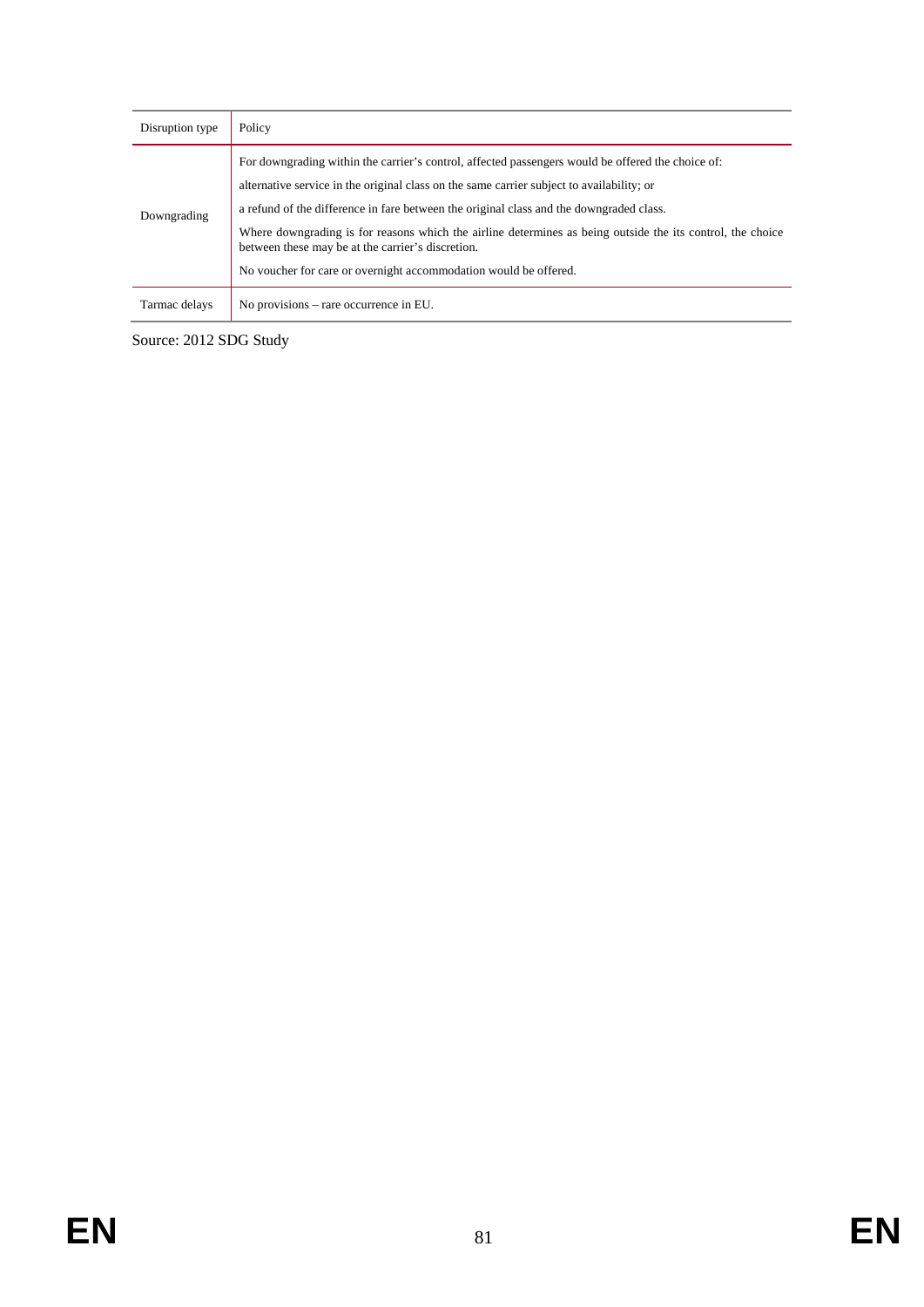| Disruption type | Policy |
|---|---|
| Downgrading | For downgrading within the carrier's control, affected passengers would be offered the choice of:<br>alternative service in the original class on the same carrier subject to availability; or<br>a refund of the difference in fare between the original class and the downgraded class.<br>Where downgrading is for reasons which the airline determines as being outside the its control, the choice between these may be at the carrier's discretion.<br>No voucher for care or overnight accommodation would be offered. |
| Tarmac delays | No provisions – rare occurrence in EU. |

Source: 2012 SDG Study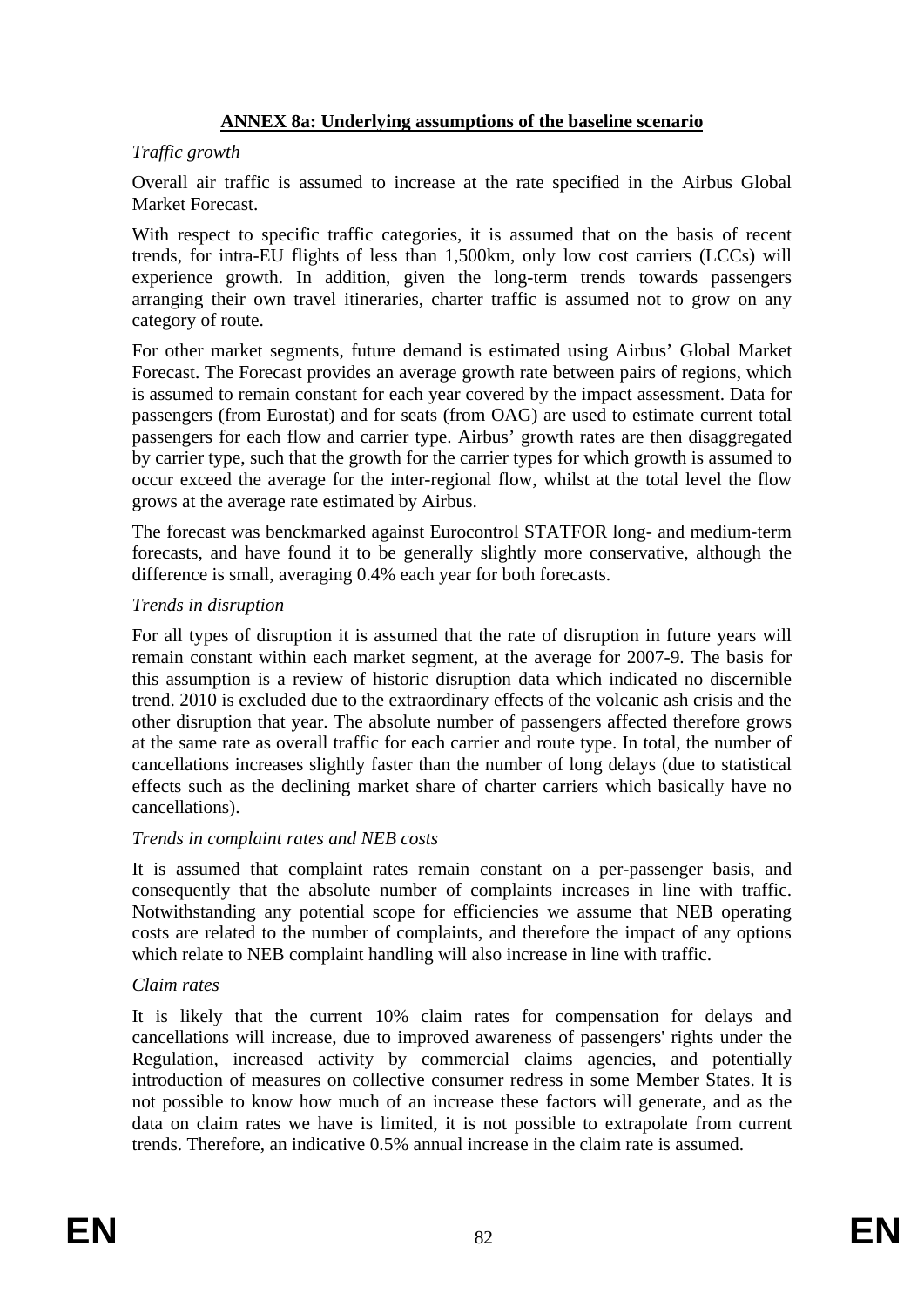## ANNEX 8a: Underlying assumptions of the baseline scenario

*Traffic growth*

Overall air traffic is assumed to increase at the rate specified in the Airbus Global Market Forecast.

With respect to specific traffic categories, it is assumed that on the basis of recent trends, for intra-EU flights of less than 1,500km, only low cost carriers (LCCs) will experience growth. In addition, given the long-term trends towards passengers arranging their own travel itineraries, charter traffic is assumed not to grow on any category of route.

For other market segments, future demand is estimated using Airbus' Global Market Forecast. The Forecast provides an average growth rate between pairs of regions, which is assumed to remain constant for each year covered by the impact assessment. Data for passengers (from Eurostat) and for seats (from OAG) are used to estimate current total passengers for each flow and carrier type. Airbus' growth rates are then disaggregated by carrier type, such that the growth for the carrier types for which growth is assumed to occur exceed the average for the inter-regional flow, whilst at the total level the flow grows at the average rate estimated by Airbus.

The forecast was benckmarked against Eurocontrol STATFOR long- and medium-term forecasts, and have found it to be generally slightly more conservative, although the difference is small, averaging 0.4% each year for both forecasts.

*Trends in disruption*

For all types of disruption it is assumed that the rate of disruption in future years will remain constant within each market segment, at the average for 2007-9. The basis for this assumption is a review of historic disruption data which indicated no discernible trend. 2010 is excluded due to the extraordinary effects of the volcanic ash crisis and the other disruption that year. The absolute number of passengers affected therefore grows at the same rate as overall traffic for each carrier and route type. In total, the number of cancellations increases slightly faster than the number of long delays (due to statistical effects such as the declining market share of charter carriers which basically have no cancellations).

*Trends in complaint rates and NEB costs*

It is assumed that complaint rates remain constant on a per-passenger basis, and consequently that the absolute number of complaints increases in line with traffic. Notwithstanding any potential scope for efficiencies we assume that NEB operating costs are related to the number of complaints, and therefore the impact of any options which relate to NEB complaint handling will also increase in line with traffic.

*Claim rates*

It is likely that the current 10% claim rates for compensation for delays and cancellations will increase, due to improved awareness of passengers' rights under the Regulation, increased activity by commercial claims agencies, and potentially introduction of measures on collective consumer redress in some Member States. It is not possible to know how much of an increase these factors will generate, and as the data on claim rates we have is limited, it is not possible to extrapolate from current trends. Therefore, an indicative 0.5% annual increase in the claim rate is assumed.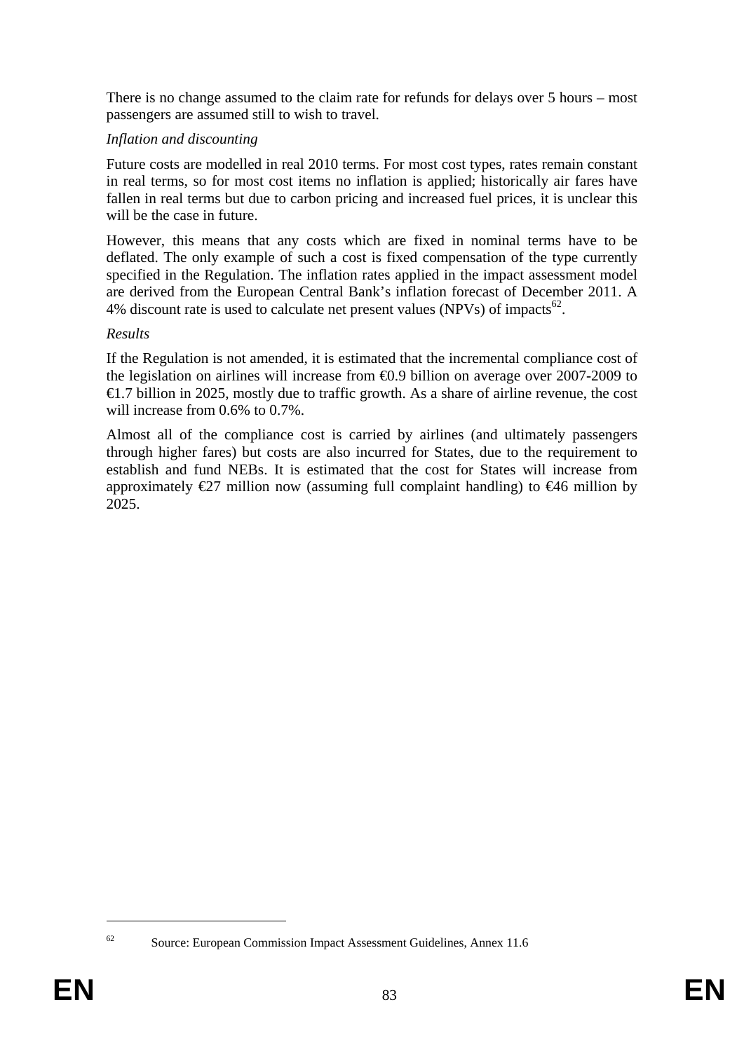There is no change assumed to the claim rate for refunds for delays over 5 hours – most passengers are assumed still to wish to travel.

*Inflation and discounting*

Future costs are modelled in real 2010 terms. For most cost types, rates remain constant in real terms, so for most cost items no inflation is applied; historically air fares have fallen in real terms but due to carbon pricing and increased fuel prices, it is unclear this will be the case in future.

However, this means that any costs which are fixed in nominal terms have to be deflated. The only example of such a cost is fixed compensation of the type currently specified in the Regulation. The inflation rates applied in the impact assessment model are derived from the European Central Bank's inflation forecast of December 2011. A 4% discount rate is used to calculate net present values (NPVs) of impacts[62].

*Results*

If the Regulation is not amended, it is estimated that the incremental compliance cost of the legislation on airlines will increase from €0.9 billion on average over 2007-2009 to €1.7 billion in 2025, mostly due to traffic growth. As a share of airline revenue, the cost will increase from 0.6% to 0.7%.

Almost all of the compliance cost is carried by airlines (and ultimately passengers through higher fares) but costs are also incurred for States, due to the requirement to establish and fund NEBs. It is estimated that the cost for States will increase from approximately €27 million now (assuming full complaint handling) to €46 million by 2025.

---

[62] Source: European Commission Impact Assessment Guidelines, Annex 11.6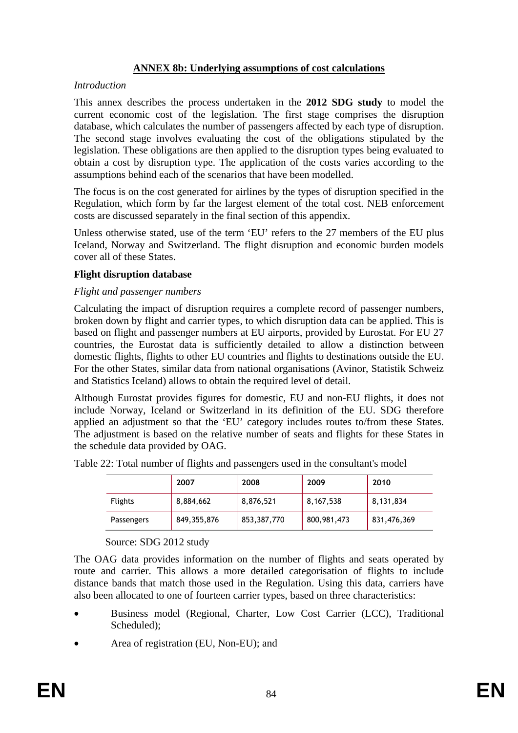## ANNEX 8b: Underlying assumptions of cost calculations

*Introduction*

This annex describes the process undertaken in the **2012 SDG study** to model the current economic cost of the legislation. The first stage comprises the disruption database, which calculates the number of passengers affected by each type of disruption. The second stage involves evaluating the cost of the obligations stipulated by the legislation. These obligations are then applied to the disruption types being evaluated to obtain a cost by disruption type. The application of the costs varies according to the assumptions behind each of the scenarios that have been modelled.

The focus is on the cost generated for airlines by the types of disruption specified in the Regulation, which form by far the largest element of the total cost. NEB enforcement costs are discussed separately in the final section of this appendix.

Unless otherwise stated, use of the term 'EU' refers to the 27 members of the EU plus Iceland, Norway and Switzerland. The flight disruption and economic burden models cover all of these States.

**Flight disruption database**

*Flight and passenger numbers*

Calculating the impact of disruption requires a complete record of passenger numbers, broken down by flight and carrier types, to which disruption data can be applied. This is based on flight and passenger numbers at EU airports, provided by Eurostat. For EU 27 countries, the Eurostat data is sufficiently detailed to allow a distinction between domestic flights, flights to other EU countries and flights to destinations outside the EU. For the other States, similar data from national organisations (Avinor, Statistik Schweiz and Statistics Iceland) allows to obtain the required level of detail.

Although Eurostat provides figures for domestic, EU and non-EU flights, it does not include Norway, Iceland or Switzerland in its definition of the EU. SDG therefore applied an adjustment so that the 'EU' category includes routes to/from these States. The adjustment is based on the relative number of seats and flights for these States in the schedule data provided by OAG.

Table 22: Total number of flights and passengers used in the consultant's model

| | 2007 | 2008 | 2009 | 2010 |
|---|---|---|---|---|
| Flights | 8,884,662 | 8,876,521 | 8,167,538 | 8,131,834 |
| Passengers | 849,355,876 | 853,387,770 | 800,981,473 | 831,476,369 |

Source: SDG 2012 study

The OAG data provides information on the number of flights and seats operated by route and carrier. This allows a more detailed categorisation of flights to include distance bands that match those used in the Regulation. Using this data, carriers have also been allocated to one of fourteen carrier types, based on three characteristics:

- Business model (Regional, Charter, Low Cost Carrier (LCC), Traditional Scheduled);
- Area of registration (EU, Non-EU); and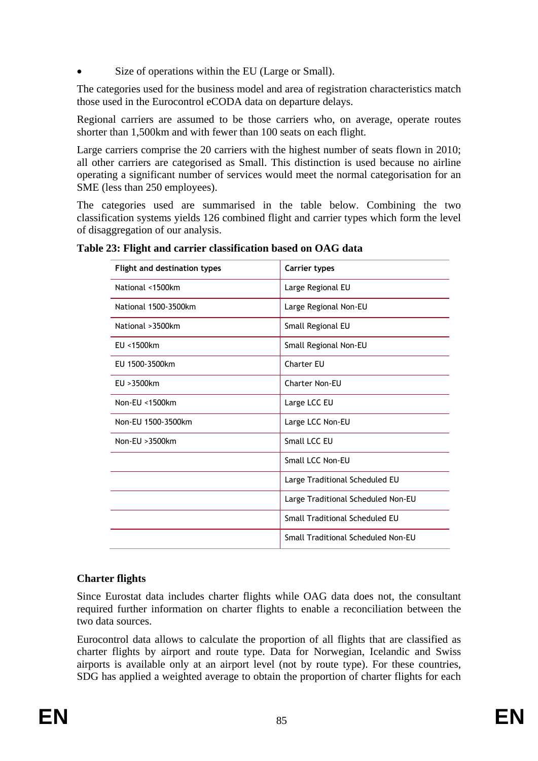- Size of operations within the EU (Large or Small).

The categories used for the business model and area of registration characteristics match those used in the Eurocontrol eCODA data on departure delays.

Regional carriers are assumed to be those carriers who, on average, operate routes shorter than 1,500km and with fewer than 100 seats on each flight.

Large carriers comprise the 20 carriers with the highest number of seats flown in 2010; all other carriers are categorised as Small. This distinction is used because no airline operating a significant number of services would meet the normal categorisation for an SME (less than 250 employees).

The categories used are summarised in the table below. Combining the two classification systems yields 126 combined flight and carrier types which form the level of disaggregation of our analysis.

**Table 23: Flight and carrier classification based on OAG data**

| Flight and destination types | Carrier types |
|---|---|
| National <1500km | Large Regional EU |
| National 1500-3500km | Large Regional Non-EU |
| National >3500km | Small Regional EU |
| EU <1500km | Small Regional Non-EU |
| EU 1500-3500km | Charter EU |
| EU >3500km | Charter Non-EU |
| Non-EU <1500km | Large LCC EU |
| Non-EU 1500-3500km | Large LCC Non-EU |
| Non-EU >3500km | Small LCC EU |
| | Small LCC Non-EU |
| | Large Traditional Scheduled EU |
| | Large Traditional Scheduled Non-EU |
| | Small Traditional Scheduled EU |
| | Small Traditional Scheduled Non-EU |

**Charter flights**

Since Eurostat data includes charter flights while OAG data does not, the consultant required further information on charter flights to enable a reconciliation between the two data sources.

Eurocontrol data allows to calculate the proportion of all flights that are classified as charter flights by airport and route type. Data for Norwegian, Icelandic and Swiss airports is available only at an airport level (not by route type). For these countries, SDG has applied a weighted average to obtain the proportion of charter flights for each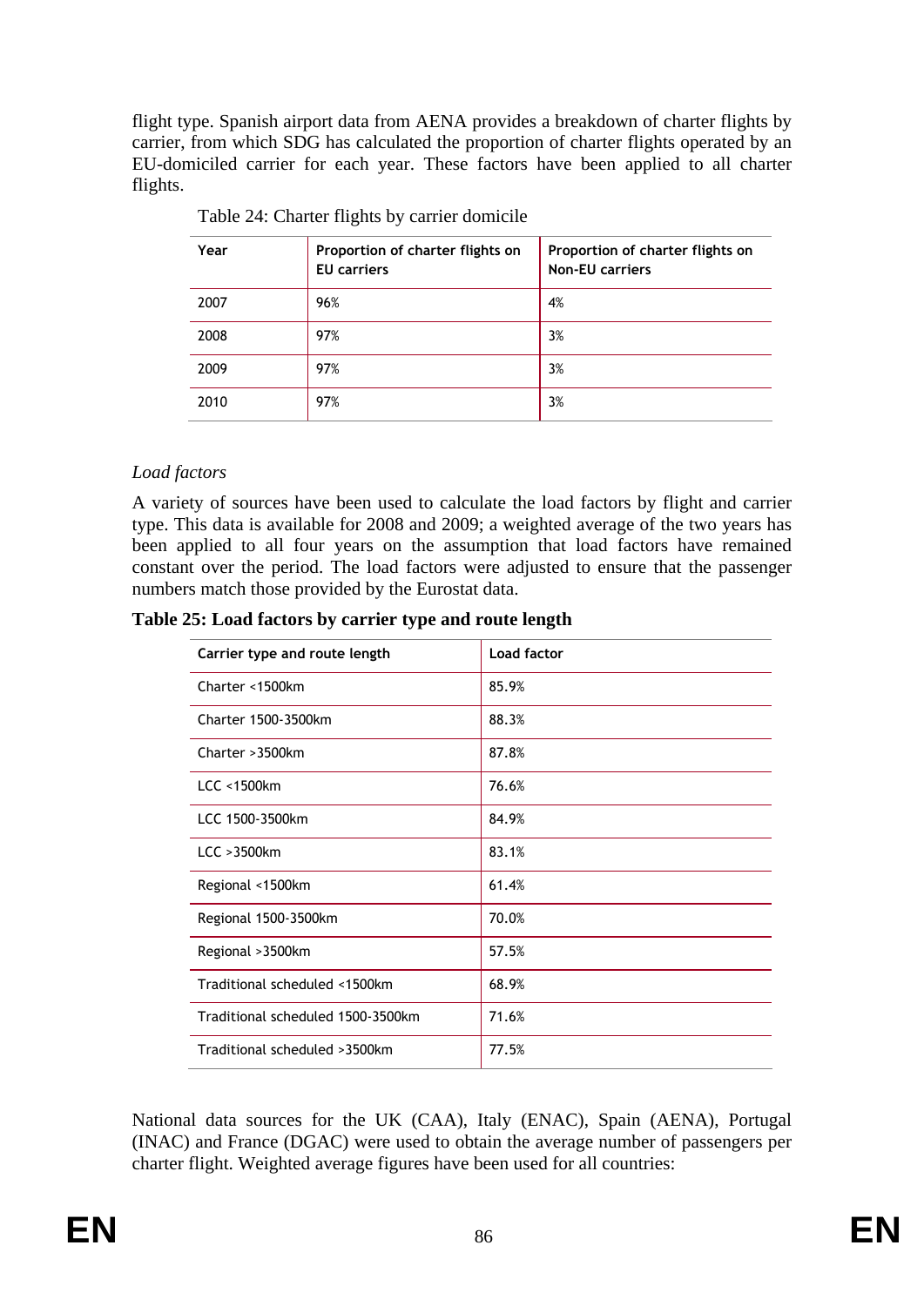flight type. Spanish airport data from AENA provides a breakdown of charter flights by carrier, from which SDG has calculated the proportion of charter flights operated by an EU-domiciled carrier for each year. These factors have been applied to all charter flights.

Table 24: Charter flights by carrier domicile

| Year | Proportion of charter flights on EU carriers | Proportion of charter flights on Non-EU carriers |
|---|---|---|
| 2007 | 96% | 4% |
| 2008 | 97% | 3% |
| 2009 | 97% | 3% |
| 2010 | 97% | 3% |

*Load factors*

A variety of sources have been used to calculate the load factors by flight and carrier type. This data is available for 2008 and 2009; a weighted average of the two years has been applied to all four years on the assumption that load factors have remained constant over the period. The load factors were adjusted to ensure that the passenger numbers match those provided by the Eurostat data.

**Table 25: Load factors by carrier type and route length**

| Carrier type and route length | Load factor |
|---|---|
| Charter <1500km | 85.9% |
| Charter 1500-3500km | 88.3% |
| Charter >3500km | 87.8% |
| LCC <1500km | 76.6% |
| LCC 1500-3500km | 84.9% |
| LCC >3500km | 83.1% |
| Regional <1500km | 61.4% |
| Regional 1500-3500km | 70.0% |
| Regional >3500km | 57.5% |
| Traditional scheduled <1500km | 68.9% |
| Traditional scheduled 1500-3500km | 71.6% |
| Traditional scheduled >3500km | 77.5% |

National data sources for the UK (CAA), Italy (ENAC), Spain (AENA), Portugal (INAC) and France (DGAC) were used to obtain the average number of passengers per charter flight. Weighted average figures have been used for all countries: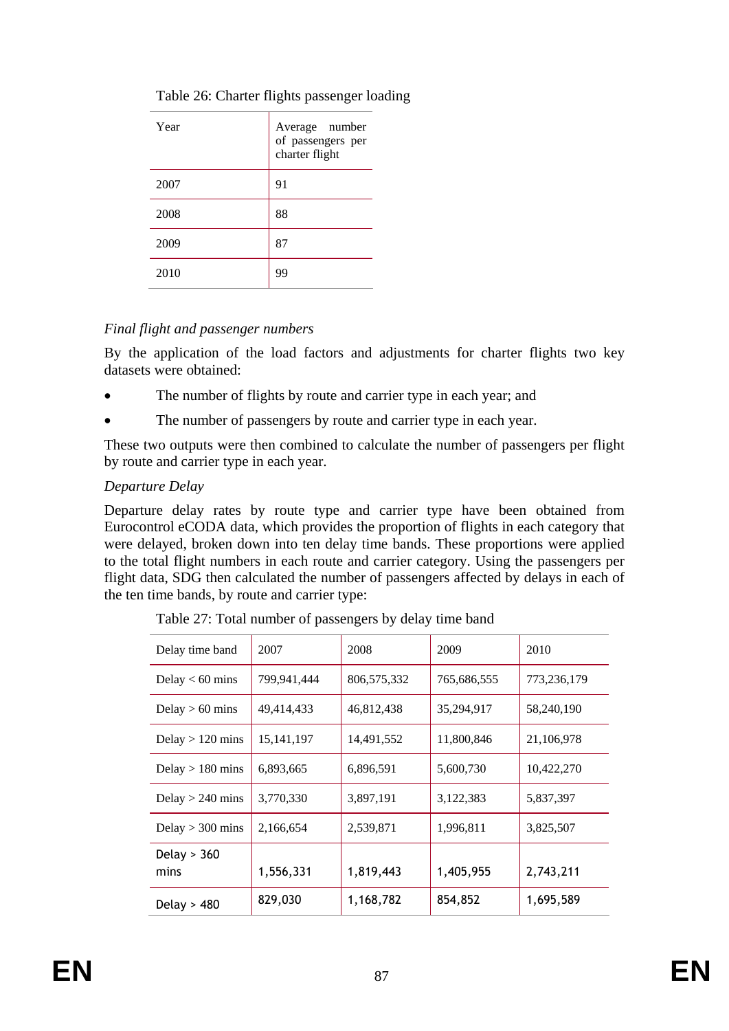Table 26: Charter flights passenger loading

| Year | Average number of passengers per charter flight |
|---|---|
| 2007 | 91 |
| 2008 | 88 |
| 2009 | 87 |
| 2010 | 99 |

*Final flight and passenger numbers*

By the application of the load factors and adjustments for charter flights two key datasets were obtained:

- The number of flights by route and carrier type in each year; and
- The number of passengers by route and carrier type in each year.

These two outputs were then combined to calculate the number of passengers per flight by route and carrier type in each year.

*Departure Delay*

Departure delay rates by route type and carrier type have been obtained from Eurocontrol eCODA data, which provides the proportion of flights in each category that were delayed, broken down into ten delay time bands. These proportions were applied to the total flight numbers in each route and carrier category. Using the passengers per flight data, SDG then calculated the number of passengers affected by delays in each of the ten time bands, by route and carrier type:

Table 27: Total number of passengers by delay time band

| Delay time band | 2007 | 2008 | 2009 | 2010 |
|---|---|---|---|---|
| Delay < 60 mins | 799,941,444 | 806,575,332 | 765,686,555 | 773,236,179 |
| Delay > 60 mins | 49,414,433 | 46,812,438 | 35,294,917 | 58,240,190 |
| Delay > 120 mins | 15,141,197 | 14,491,552 | 11,800,846 | 21,106,978 |
| Delay > 180 mins | 6,893,665 | 6,896,591 | 5,600,730 | 10,422,270 |
| Delay > 240 mins | 3,770,330 | 3,897,191 | 3,122,383 | 5,837,397 |
| Delay > 300 mins | 2,166,654 | 2,539,871 | 1,996,811 | 3,825,507 |
| Delay > 360 mins | 1,556,331 | 1,819,443 | 1,405,955 | 2,743,211 |
| Delay > 480 | 829,030 | 1,168,782 | 854,852 | 1,695,589 |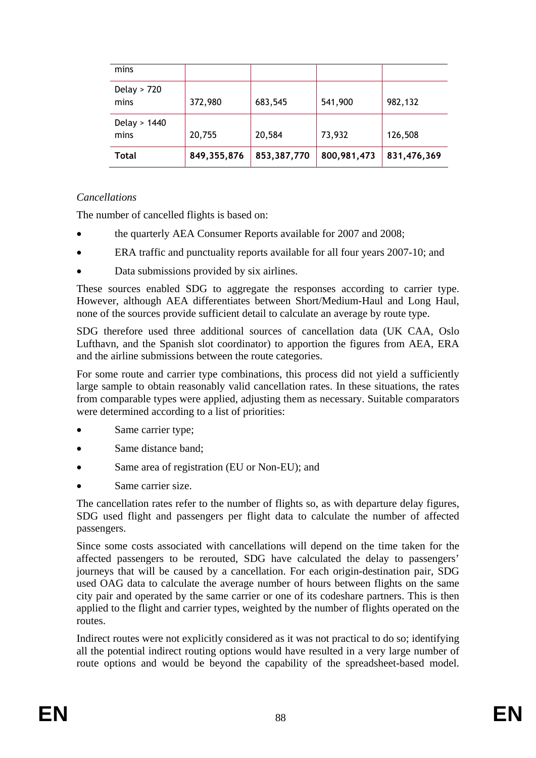| mins | | | | |
|---|---|---|---|---|
| Delay > 720 mins | 372,980 | 683,545 | 541,900 | 982,132 |
| Delay > 1440 mins | 20,755 | 20,584 | 73,932 | 126,508 |
| **Total** | **849,355,876** | **853,387,770** | **800,981,473** | **831,476,369** |

*Cancellations*

The number of cancelled flights is based on:

- the quarterly AEA Consumer Reports available for 2007 and 2008;
- ERA traffic and punctuality reports available for all four years 2007-10; and
- Data submissions provided by six airlines.

These sources enabled SDG to aggregate the responses according to carrier type. However, although AEA differentiates between Short/Medium-Haul and Long Haul, none of the sources provide sufficient detail to calculate an average by route type.

SDG therefore used three additional sources of cancellation data (UK CAA, Oslo Lufthavn, and the Spanish slot coordinator) to apportion the figures from AEA, ERA and the airline submissions between the route categories.

For some route and carrier type combinations, this process did not yield a sufficiently large sample to obtain reasonably valid cancellation rates. In these situations, the rates from comparable types were applied, adjusting them as necessary. Suitable comparators were determined according to a list of priorities:

- Same carrier type;
- Same distance band;
- Same area of registration (EU or Non-EU); and
- Same carrier size.

The cancellation rates refer to the number of flights so, as with departure delay figures, SDG used flight and passengers per flight data to calculate the number of affected passengers.

Since some costs associated with cancellations will depend on the time taken for the affected passengers to be rerouted, SDG have calculated the delay to passengers' journeys that will be caused by a cancellation. For each origin-destination pair, SDG used OAG data to calculate the average number of hours between flights on the same city pair and operated by the same carrier or one of its codeshare partners. This is then applied to the flight and carrier types, weighted by the number of flights operated on the routes.

Indirect routes were not explicitly considered as it was not practical to do so; identifying all the potential indirect routing options would have resulted in a very large number of route options and would be beyond the capability of the spreadsheet-based model.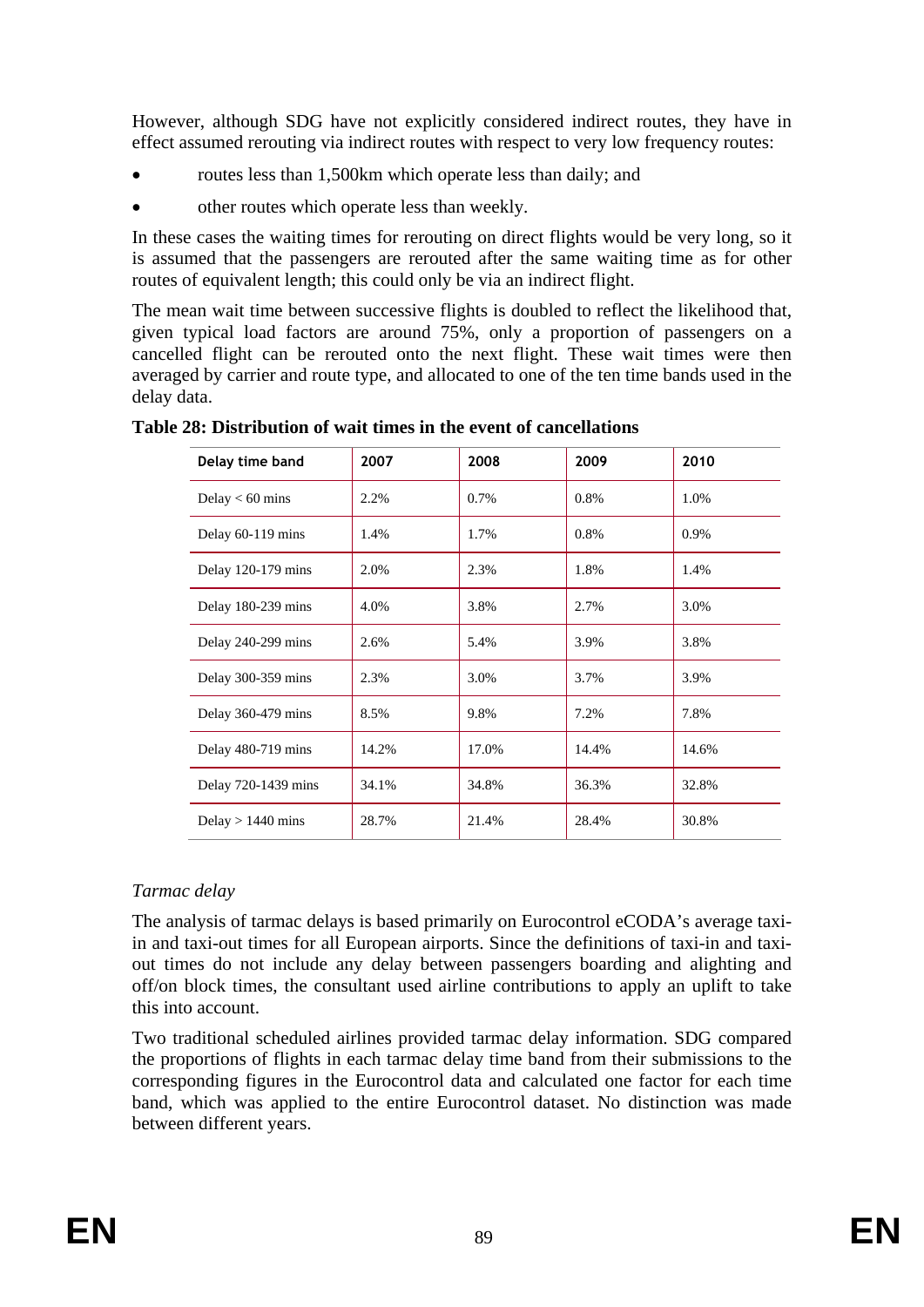However, although SDG have not explicitly considered indirect routes, they have in effect assumed rerouting via indirect routes with respect to very low frequency routes:

- routes less than 1,500km which operate less than daily; and
- other routes which operate less than weekly.

In these cases the waiting times for rerouting on direct flights would be very long, so it is assumed that the passengers are rerouted after the same waiting time as for other routes of equivalent length; this could only be via an indirect flight.

The mean wait time between successive flights is doubled to reflect the likelihood that, given typical load factors are around 75%, only a proportion of passengers on a cancelled flight can be rerouted onto the next flight. These wait times were then averaged by carrier and route type, and allocated to one of the ten time bands used in the delay data.

**Table 28: Distribution of wait times in the event of cancellations**

| Delay time band | 2007 | 2008 | 2009 | 2010 |
|---|---|---|---|---|
| Delay < 60 mins | 2.2% | 0.7% | 0.8% | 1.0% |
| Delay 60-119 mins | 1.4% | 1.7% | 0.8% | 0.9% |
| Delay 120-179 mins | 2.0% | 2.3% | 1.8% | 1.4% |
| Delay 180-239 mins | 4.0% | 3.8% | 2.7% | 3.0% |
| Delay 240-299 mins | 2.6% | 5.4% | 3.9% | 3.8% |
| Delay 300-359 mins | 2.3% | 3.0% | 3.7% | 3.9% |
| Delay 360-479 mins | 8.5% | 9.8% | 7.2% | 7.8% |
| Delay 480-719 mins | 14.2% | 17.0% | 14.4% | 14.6% |
| Delay 720-1439 mins | 34.1% | 34.8% | 36.3% | 32.8% |
| Delay > 1440 mins | 28.7% | 21.4% | 28.4% | 30.8% |

*Tarmac delay*

The analysis of tarmac delays is based primarily on Eurocontrol eCODA's average taxi-in and taxi-out times for all European airports. Since the definitions of taxi-in and taxi-out times do not include any delay between passengers boarding and alighting and off/on block times, the consultant used airline contributions to apply an uplift to take this into account.

Two traditional scheduled airlines provided tarmac delay information. SDG compared the proportions of flights in each tarmac delay time band from their submissions to the corresponding figures in the Eurocontrol data and calculated one factor for each time band, which was applied to the entire Eurocontrol dataset. No distinction was made between different years.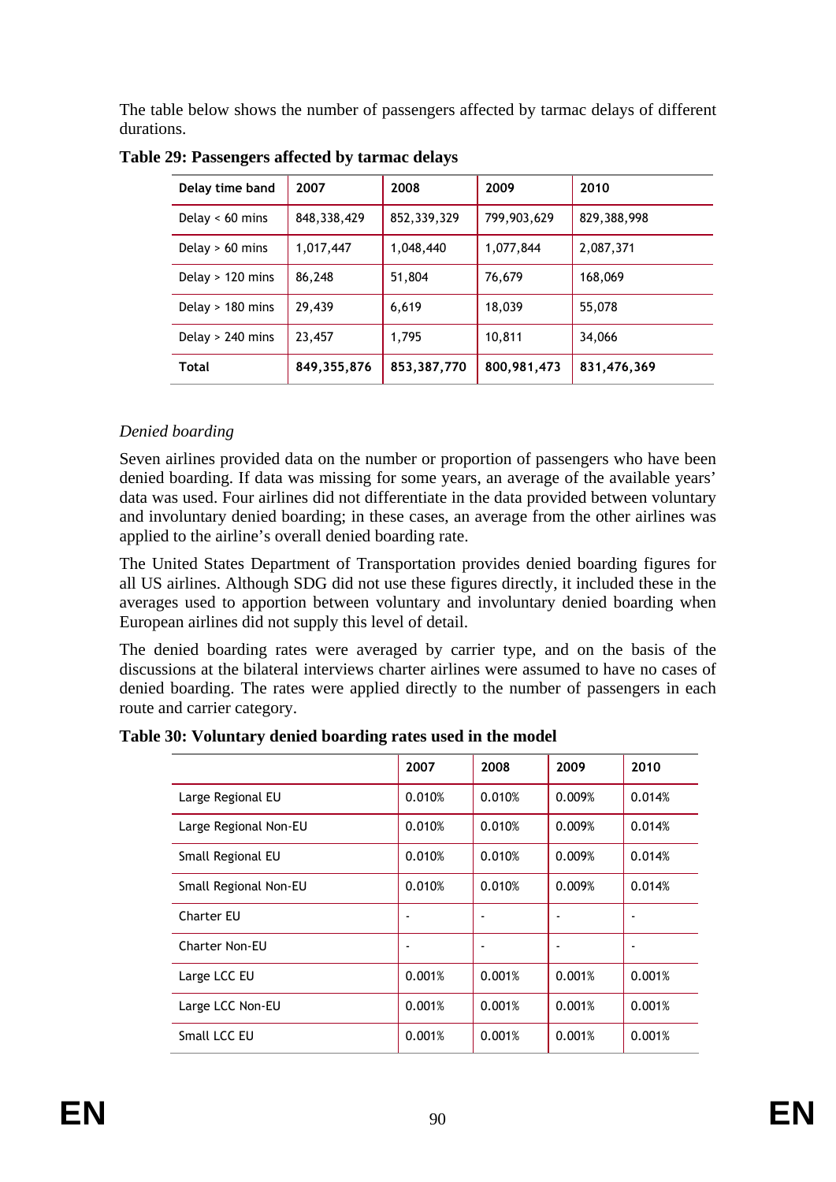The table below shows the number of passengers affected by tarmac delays of different durations.

**Table 29: Passengers affected by tarmac delays**

| Delay time band | 2007 | 2008 | 2009 | 2010 |
|---|---|---|---|---|
| Delay < 60 mins | 848,338,429 | 852,339,329 | 799,903,629 | 829,388,998 |
| Delay > 60 mins | 1,017,447 | 1,048,440 | 1,077,844 | 2,087,371 |
| Delay > 120 mins | 86,248 | 51,804 | 76,679 | 168,069 |
| Delay > 180 mins | 29,439 | 6,619 | 18,039 | 55,078 |
| Delay > 240 mins | 23,457 | 1,795 | 10,811 | 34,066 |
| **Total** | **849,355,876** | **853,387,770** | **800,981,473** | **831,476,369** |

*Denied boarding*

Seven airlines provided data on the number or proportion of passengers who have been denied boarding. If data was missing for some years, an average of the available years' data was used. Four airlines did not differentiate in the data provided between voluntary and involuntary denied boarding; in these cases, an average from the other airlines was applied to the airline's overall denied boarding rate.

The United States Department of Transportation provides denied boarding figures for all US airlines. Although SDG did not use these figures directly, it included these in the averages used to apportion between voluntary and involuntary denied boarding when European airlines did not supply this level of detail.

The denied boarding rates were averaged by carrier type, and on the basis of the discussions at the bilateral interviews charter airlines were assumed to have no cases of denied boarding. The rates were applied directly to the number of passengers in each route and carrier category.

**Table 30: Voluntary denied boarding rates used in the model**

| | 2007 | 2008 | 2009 | 2010 |
|---|---|---|---|---|
| Large Regional EU | 0.010% | 0.010% | 0.009% | 0.014% |
| Large Regional Non-EU | 0.010% | 0.010% | 0.009% | 0.014% |
| Small Regional EU | 0.010% | 0.010% | 0.009% | 0.014% |
| Small Regional Non-EU | 0.010% | 0.010% | 0.009% | 0.014% |
| Charter EU | - | - | - | - |
| Charter Non-EU | - | - | - | - |
| Large LCC EU | 0.001% | 0.001% | 0.001% | 0.001% |
| Large LCC Non-EU | 0.001% | 0.001% | 0.001% | 0.001% |
| Small LCC EU | 0.001% | 0.001% | 0.001% | 0.001% |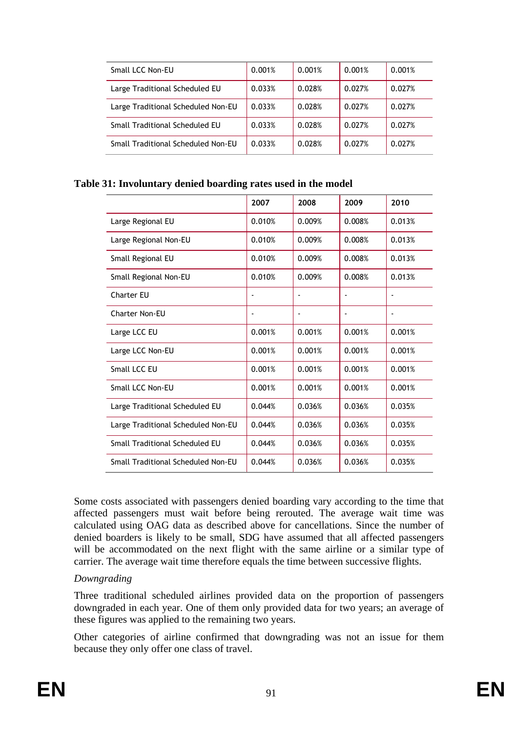| | | | | |
|---|---|---|---|---|
| Small LCC Non-EU | 0.001% | 0.001% | 0.001% | 0.001% |
| Large Traditional Scheduled EU | 0.033% | 0.028% | 0.027% | 0.027% |
| Large Traditional Scheduled Non-EU | 0.033% | 0.028% | 0.027% | 0.027% |
| Small Traditional Scheduled EU | 0.033% | 0.028% | 0.027% | 0.027% |
| Small Traditional Scheduled Non-EU | 0.033% | 0.028% | 0.027% | 0.027% |

**Table 31: Involuntary denied boarding rates used in the model**

| | 2007 | 2008 | 2009 | 2010 |
|---|---|---|---|---|
| Large Regional EU | 0.010% | 0.009% | 0.008% | 0.013% |
| Large Regional Non-EU | 0.010% | 0.009% | 0.008% | 0.013% |
| Small Regional EU | 0.010% | 0.009% | 0.008% | 0.013% |
| Small Regional Non-EU | 0.010% | 0.009% | 0.008% | 0.013% |
| Charter EU | - | - | - | - |
| Charter Non-EU | - | - | - | - |
| Large LCC EU | 0.001% | 0.001% | 0.001% | 0.001% |
| Large LCC Non-EU | 0.001% | 0.001% | 0.001% | 0.001% |
| Small LCC EU | 0.001% | 0.001% | 0.001% | 0.001% |
| Small LCC Non-EU | 0.001% | 0.001% | 0.001% | 0.001% |
| Large Traditional Scheduled EU | 0.044% | 0.036% | 0.036% | 0.035% |
| Large Traditional Scheduled Non-EU | 0.044% | 0.036% | 0.036% | 0.035% |
| Small Traditional Scheduled EU | 0.044% | 0.036% | 0.036% | 0.035% |
| Small Traditional Scheduled Non-EU | 0.044% | 0.036% | 0.036% | 0.035% |

Some costs associated with passengers denied boarding vary according to the time that affected passengers must wait before being rerouted. The average wait time was calculated using OAG data as described above for cancellations. Since the number of denied boarders is likely to be small, SDG have assumed that all affected passengers will be accommodated on the next flight with the same airline or a similar type of carrier. The average wait time therefore equals the time between successive flights.

*Downgrading*

Three traditional scheduled airlines provided data on the proportion of passengers downgraded in each year. One of them only provided data for two years; an average of these figures was applied to the remaining two years.

Other categories of airline confirmed that downgrading was not an issue for them because they only offer one class of travel.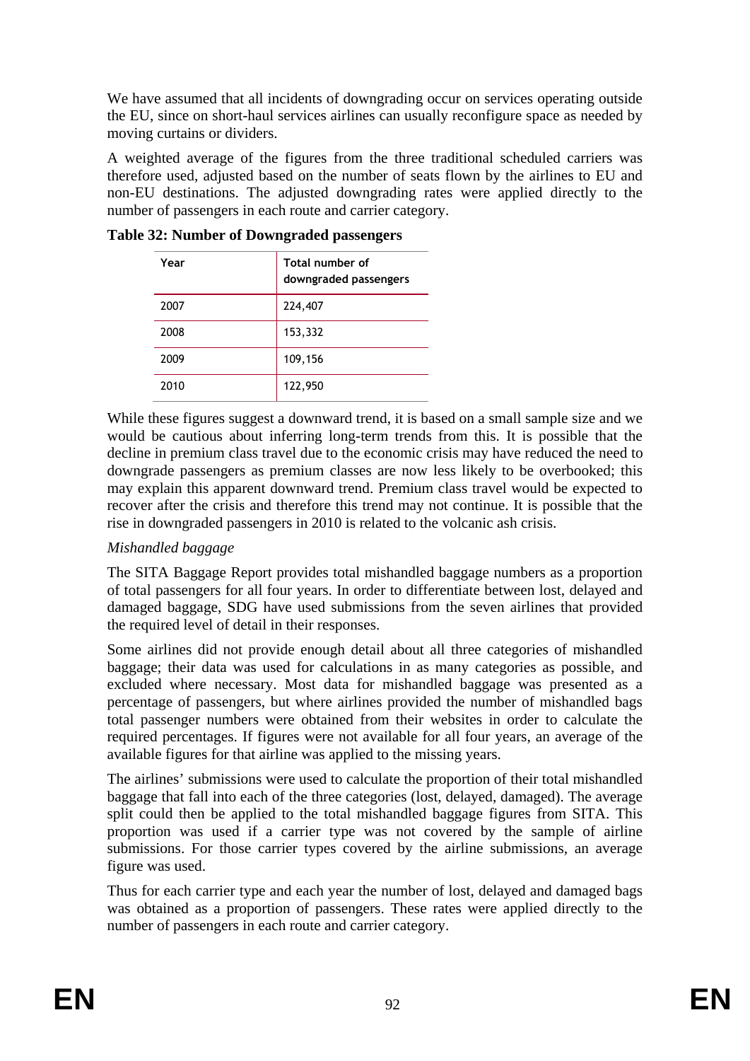We have assumed that all incidents of downgrading occur on services operating outside the EU, since on short-haul services airlines can usually reconfigure space as needed by moving curtains or dividers.

A weighted average of the figures from the three traditional scheduled carriers was therefore used, adjusted based on the number of seats flown by the airlines to EU and non-EU destinations. The adjusted downgrading rates were applied directly to the number of passengers in each route and carrier category.

**Table 32: Number of Downgraded passengers**

| Year | Total number of downgraded passengers |
|---|---|
| 2007 | 224,407 |
| 2008 | 153,332 |
| 2009 | 109,156 |
| 2010 | 122,950 |

While these figures suggest a downward trend, it is based on a small sample size and we would be cautious about inferring long-term trends from this. It is possible that the decline in premium class travel due to the economic crisis may have reduced the need to downgrade passengers as premium classes are now less likely to be overbooked; this may explain this apparent downward trend. Premium class travel would be expected to recover after the crisis and therefore this trend may not continue. It is possible that the rise in downgraded passengers in 2010 is related to the volcanic ash crisis.

*Mishandled baggage*

The SITA Baggage Report provides total mishandled baggage numbers as a proportion of total passengers for all four years. In order to differentiate between lost, delayed and damaged baggage, SDG have used submissions from the seven airlines that provided the required level of detail in their responses.

Some airlines did not provide enough detail about all three categories of mishandled baggage; their data was used for calculations in as many categories as possible, and excluded where necessary. Most data for mishandled baggage was presented as a percentage of passengers, but where airlines provided the number of mishandled bags total passenger numbers were obtained from their websites in order to calculate the required percentages. If figures were not available for all four years, an average of the available figures for that airline was applied to the missing years.

The airlines' submissions were used to calculate the proportion of their total mishandled baggage that fall into each of the three categories (lost, delayed, damaged). The average split could then be applied to the total mishandled baggage figures from SITA. This proportion was used if a carrier type was not covered by the sample of airline submissions. For those carrier types covered by the airline submissions, an average figure was used.

Thus for each carrier type and each year the number of lost, delayed and damaged bags was obtained as a proportion of passengers. These rates were applied directly to the number of passengers in each route and carrier category.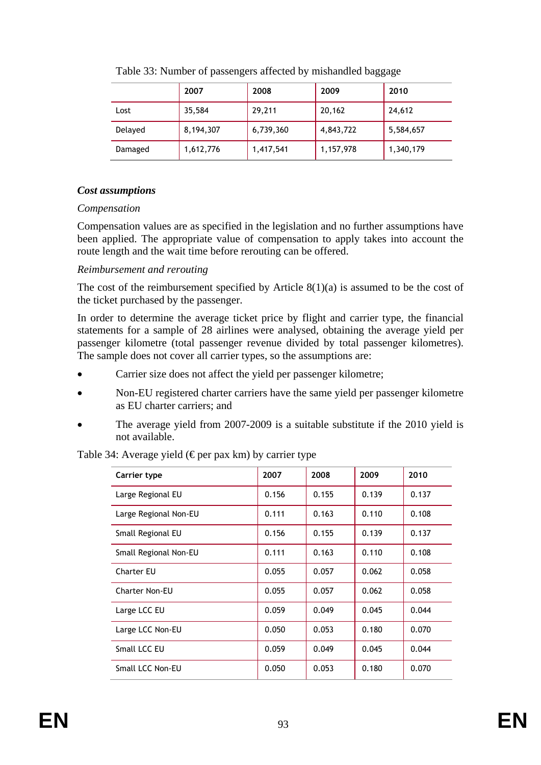Table 33: Number of passengers affected by mishandled baggage

| | 2007 | 2008 | 2009 | 2010 |
|---|---|---|---|---|
| Lost | 35,584 | 29,211 | 20,162 | 24,612 |
| Delayed | 8,194,307 | 6,739,360 | 4,843,722 | 5,584,657 |
| Damaged | 1,612,776 | 1,417,541 | 1,157,978 | 1,340,179 |

***Cost assumptions***

*Compensation*

Compensation values are as specified in the legislation and no further assumptions have been applied. The appropriate value of compensation to apply takes into account the route length and the wait time before rerouting can be offered.

*Reimbursement and rerouting*

The cost of the reimbursement specified by Article 8(1)(a) is assumed to be the cost of the ticket purchased by the passenger.

In order to determine the average ticket price by flight and carrier type, the financial statements for a sample of 28 airlines were analysed, obtaining the average yield per passenger kilometre (total passenger revenue divided by total passenger kilometres). The sample does not cover all carrier types, so the assumptions are:

- Carrier size does not affect the yield per passenger kilometre;
- Non-EU registered charter carriers have the same yield per passenger kilometre as EU charter carriers; and
- The average yield from 2007-2009 is a suitable substitute if the 2010 yield is not available.

Table 34: Average yield (€ per pax km) by carrier type

| Carrier type | 2007 | 2008 | 2009 | 2010 |
|---|---|---|---|---|
| Large Regional EU | 0.156 | 0.155 | 0.139 | 0.137 |
| Large Regional Non-EU | 0.111 | 0.163 | 0.110 | 0.108 |
| Small Regional EU | 0.156 | 0.155 | 0.139 | 0.137 |
| Small Regional Non-EU | 0.111 | 0.163 | 0.110 | 0.108 |
| Charter EU | 0.055 | 0.057 | 0.062 | 0.058 |
| Charter Non-EU | 0.055 | 0.057 | 0.062 | 0.058 |
| Large LCC EU | 0.059 | 0.049 | 0.045 | 0.044 |
| Large LCC Non-EU | 0.050 | 0.053 | 0.180 | 0.070 |
| Small LCC EU | 0.059 | 0.049 | 0.045 | 0.044 |
| Small LCC Non-EU | 0.050 | 0.053 | 0.180 | 0.070 |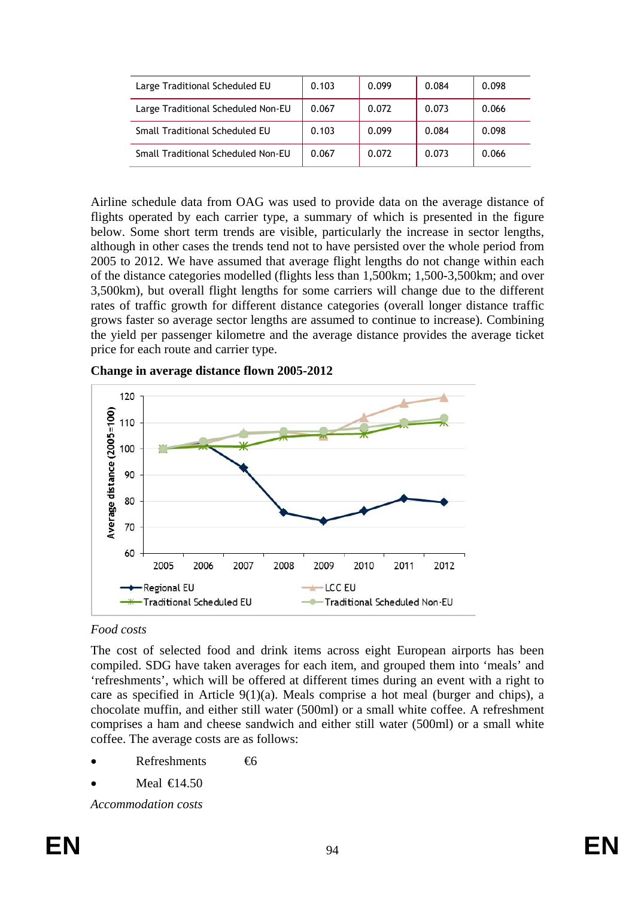| Large Traditional Scheduled EU | 0.103 | 0.099 | 0.084 | 0.098 |
|---|---|---|---|---|
| Large Traditional Scheduled Non-EU | 0.067 | 0.072 | 0.073 | 0.066 |
| Small Traditional Scheduled EU | 0.103 | 0.099 | 0.084 | 0.098 |
| Small Traditional Scheduled Non-EU | 0.067 | 0.072 | 0.073 | 0.066 |

Airline schedule data from OAG was used to provide data on the average distance of flights operated by each carrier type, a summary of which is presented in the figure below. Some short term trends are visible, particularly the increase in sector lengths, although in other cases the trends tend not to have persisted over the whole period from 2005 to 2012. We have assumed that average flight lengths do not change within each of the distance categories modelled (flights less than 1,500km; 1,500-3,500km; and over 3,500km), but overall flight lengths for some carriers will change due to the different rates of traffic growth for different distance categories (overall longer distance traffic grows faster so average sector lengths are assumed to continue to increase). Combining the yield per passenger kilometre and the average distance provides the average ticket price for each route and carrier type.

**Change in average distance flown 2005-2012**

*Food costs*

The cost of selected food and drink items across eight European airports has been compiled. SDG have taken averages for each item, and grouped them into 'meals' and 'refreshments', which will be offered at different times during an event with a right to care as specified in Article 9(1)(a). Meals comprise a hot meal (burger and chips), a chocolate muffin, and either still water (500ml) or a small white coffee. A refreshment comprises a ham and cheese sandwich and either still water (500ml) or a small white coffee. The average costs are as follows:

- Refreshments €6
- Meal €14.50

*Accommodation costs*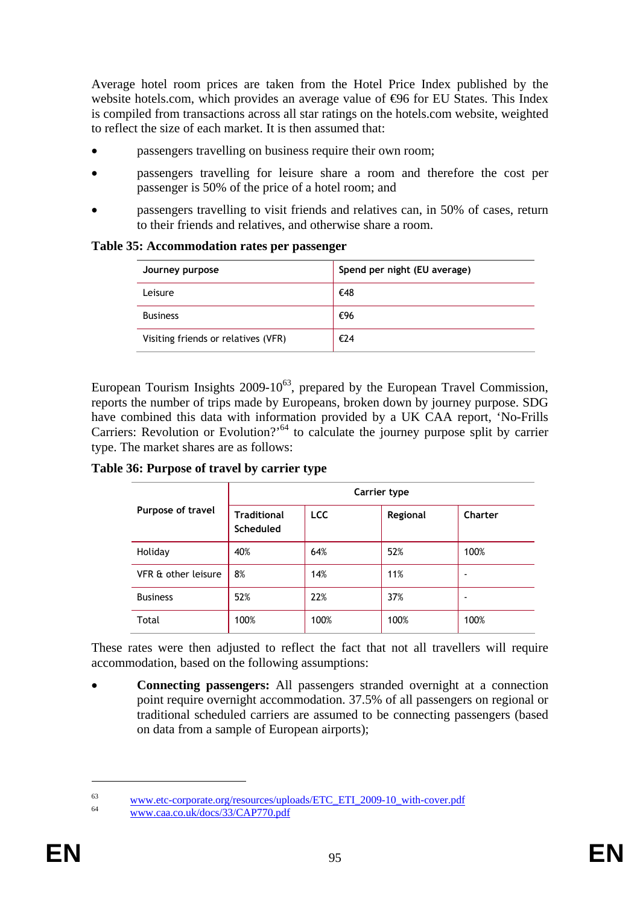Average hotel room prices are taken from the Hotel Price Index published by the website hotels.com, which provides an average value of €96 for EU States. This Index is compiled from transactions across all star ratings on the hotels.com website, weighted to reflect the size of each market. It is then assumed that:

- passengers travelling on business require their own room;
- passengers travelling for leisure share a room and therefore the cost per passenger is 50% of the price of a hotel room; and
- passengers travelling to visit friends and relatives can, in 50% of cases, return to their friends and relatives, and otherwise share a room.

**Table 35: Accommodation rates per passenger**

| Journey purpose | Spend per night (EU average) |
|---|---|
| Leisure | €48 |
| Business | €96 |
| Visiting friends or relatives (VFR) | €24 |

European Tourism Insights 2009-10[63], prepared by the European Travel Commission, reports the number of trips made by Europeans, broken down by journey purpose. SDG have combined this data with information provided by a UK CAA report, 'No-Frills Carriers: Revolution or Evolution?'[64] to calculate the journey purpose split by carrier type. The market shares are as follows:

**Table 36: Purpose of travel by carrier type**

| Purpose of travel | Carrier type | | | |
|---|---|---|---|---|
| | Traditional Scheduled | LCC | Regional | Charter |
| Holiday | 40% | 64% | 52% | 100% |
| VFR & other leisure | 8% | 14% | 11% | - |
| Business | 52% | 22% | 37% | - |
| Total | 100% | 100% | 100% | 100% |

These rates were then adjusted to reflect the fact that not all travellers will require accommodation, based on the following assumptions:

- **Connecting passengers:** All passengers stranded overnight at a connection point require overnight accommodation. 37.5% of all passengers on regional or traditional scheduled carriers are assumed to be connecting passengers (based on data from a sample of European airports);

[63] www.etc-corporate.org/resources/uploads/ETC_ETI_2009-10_with-cover.pdf
[64] www.caa.co.uk/docs/33/CAP770.pdf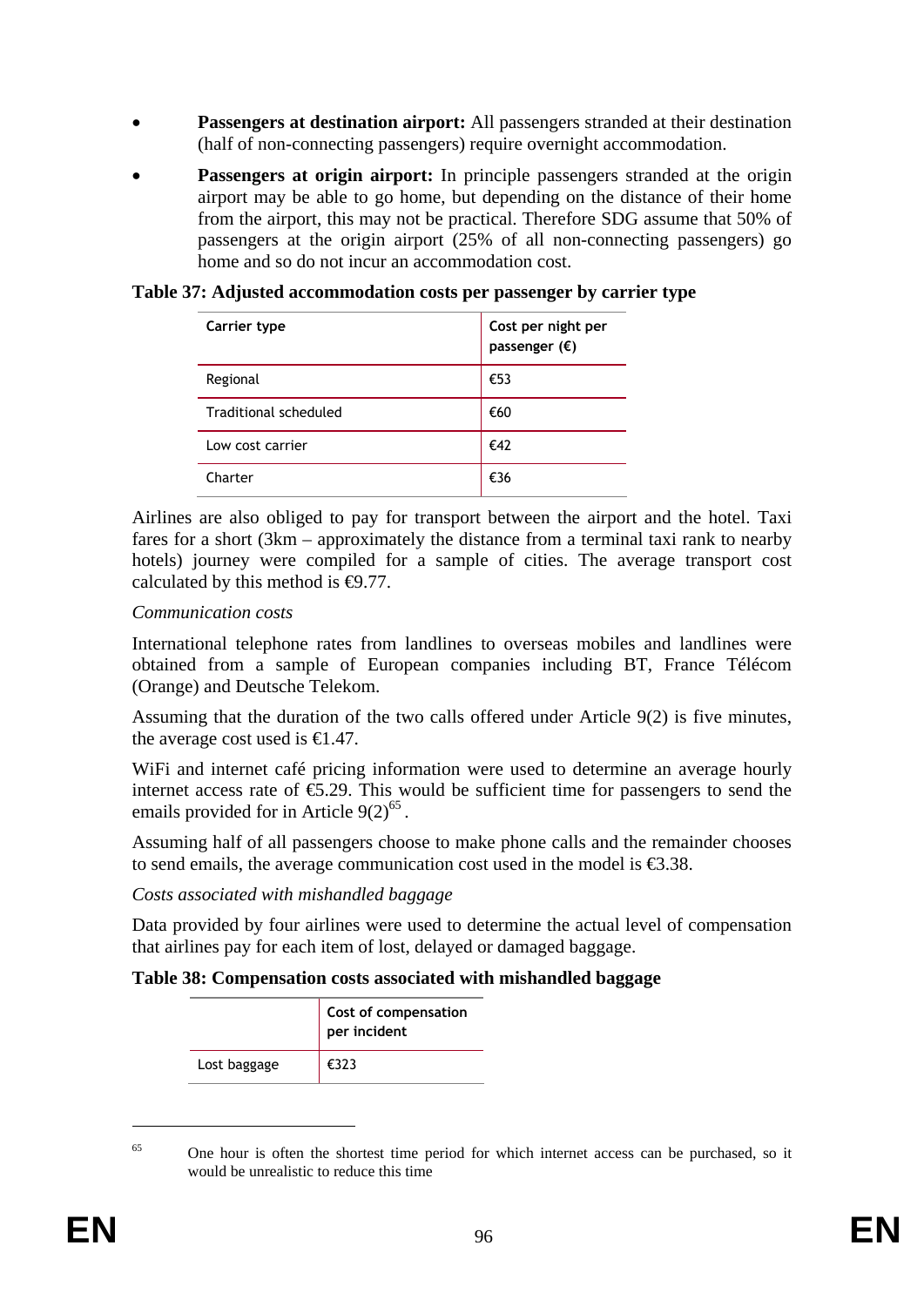- **Passengers at destination airport:** All passengers stranded at their destination (half of non-connecting passengers) require overnight accommodation.
- **Passengers at origin airport:** In principle passengers stranded at the origin airport may be able to go home, but depending on the distance of their home from the airport, this may not be practical. Therefore SDG assume that 50% of passengers at the origin airport (25% of all non-connecting passengers) go home and so do not incur an accommodation cost.

**Table 37: Adjusted accommodation costs per passenger by carrier type**

| Carrier type | Cost per night per passenger (€) |
|---|---|
| Regional | €53 |
| Traditional scheduled | €60 |
| Low cost carrier | €42 |
| Charter | €36 |

Airlines are also obliged to pay for transport between the airport and the hotel. Taxi fares for a short (3km – approximately the distance from a terminal taxi rank to nearby hotels) journey were compiled for a sample of cities. The average transport cost calculated by this method is €9.77.

*Communication costs*

International telephone rates from landlines to overseas mobiles and landlines were obtained from a sample of European companies including BT, France Télécom (Orange) and Deutsche Telekom.

Assuming that the duration of the two calls offered under Article 9(2) is five minutes, the average cost used is €1.47.

WiFi and internet café pricing information were used to determine an average hourly internet access rate of €5.29. This would be sufficient time for passengers to send the emails provided for in Article 9(2)[65].

Assuming half of all passengers choose to make phone calls and the remainder chooses to send emails, the average communication cost used in the model is €3.38.

*Costs associated with mishandled baggage*

Data provided by four airlines were used to determine the actual level of compensation that airlines pay for each item of lost, delayed or damaged baggage.

**Table 38: Compensation costs associated with mishandled baggage**

| | Cost of compensation per incident |
|---|---|
| Lost baggage | €323 |

[65] One hour is often the shortest time period for which internet access can be purchased, so it would be unrealistic to reduce this time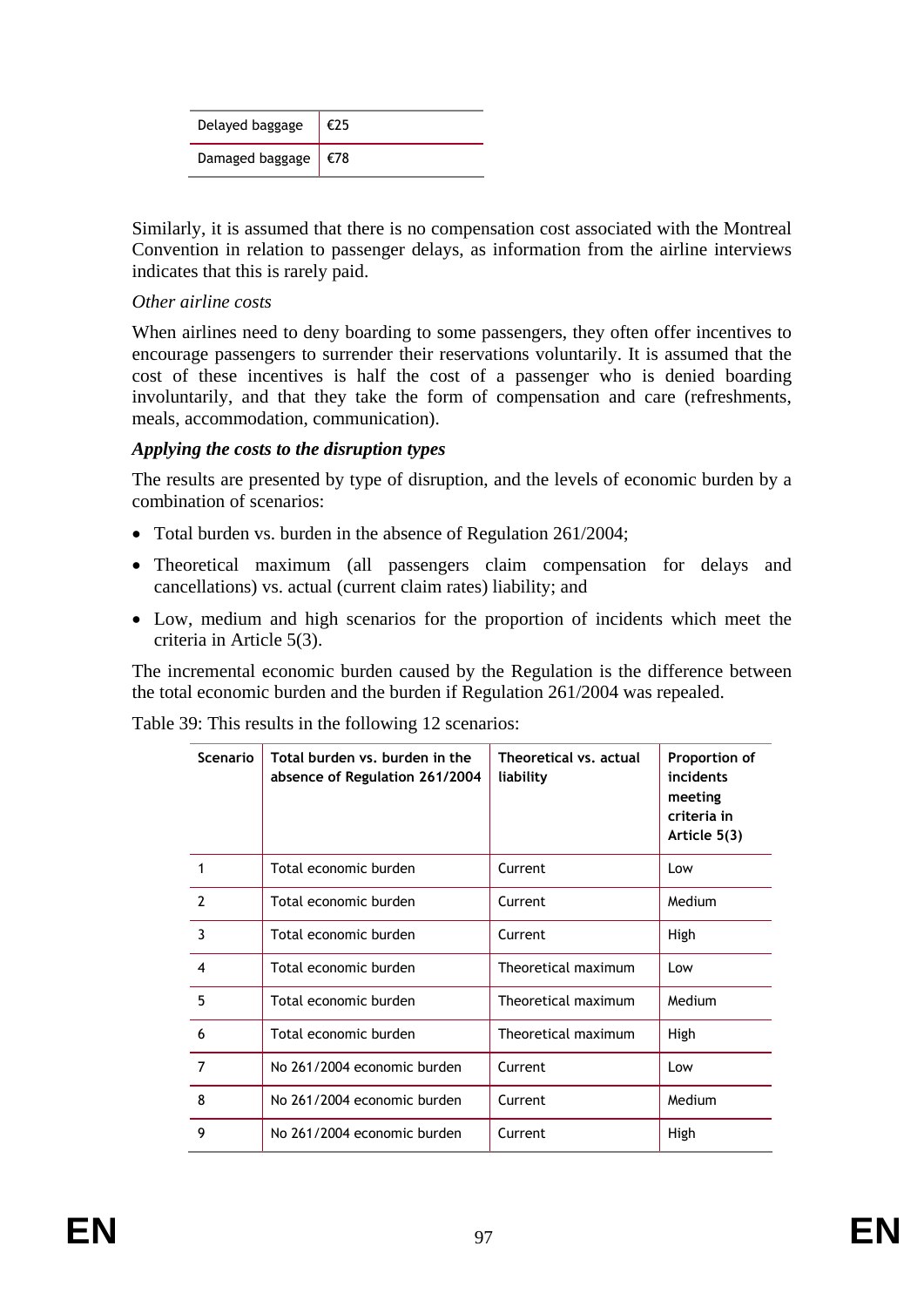| Delayed baggage | €25 |
|---|---|
| Damaged baggage | €78 |

Similarly, it is assumed that there is no compensation cost associated with the Montreal Convention in relation to passenger delays, as information from the airline interviews indicates that this is rarely paid.

*Other airline costs*

When airlines need to deny boarding to some passengers, they often offer incentives to encourage passengers to surrender their reservations voluntarily. It is assumed that the cost of these incentives is half the cost of a passenger who is denied boarding involuntarily, and that they take the form of compensation and care (refreshments, meals, accommodation, communication).

***Applying the costs to the disruption types***

The results are presented by type of disruption, and the levels of economic burden by a combination of scenarios:

- Total burden vs. burden in the absence of Regulation 261/2004;
- Theoretical maximum (all passengers claim compensation for delays and cancellations) vs. actual (current claim rates) liability; and
- Low, medium and high scenarios for the proportion of incidents which meet the criteria in Article 5(3).

The incremental economic burden caused by the Regulation is the difference between the total economic burden and the burden if Regulation 261/2004 was repealed.

Table 39: This results in the following 12 scenarios:

| Scenario | Total burden vs. burden in the absence of Regulation 261/2004 | Theoretical vs. actual liability | Proportion of incidents meeting criteria in Article 5(3) |
|---|---|---|---|
| 1 | Total economic burden | Current | Low |
| 2 | Total economic burden | Current | Medium |
| 3 | Total economic burden | Current | High |
| 4 | Total economic burden | Theoretical maximum | Low |
| 5 | Total economic burden | Theoretical maximum | Medium |
| 6 | Total economic burden | Theoretical maximum | High |
| 7 | No 261/2004 economic burden | Current | Low |
| 8 | No 261/2004 economic burden | Current | Medium |
| 9 | No 261/2004 economic burden | Current | High |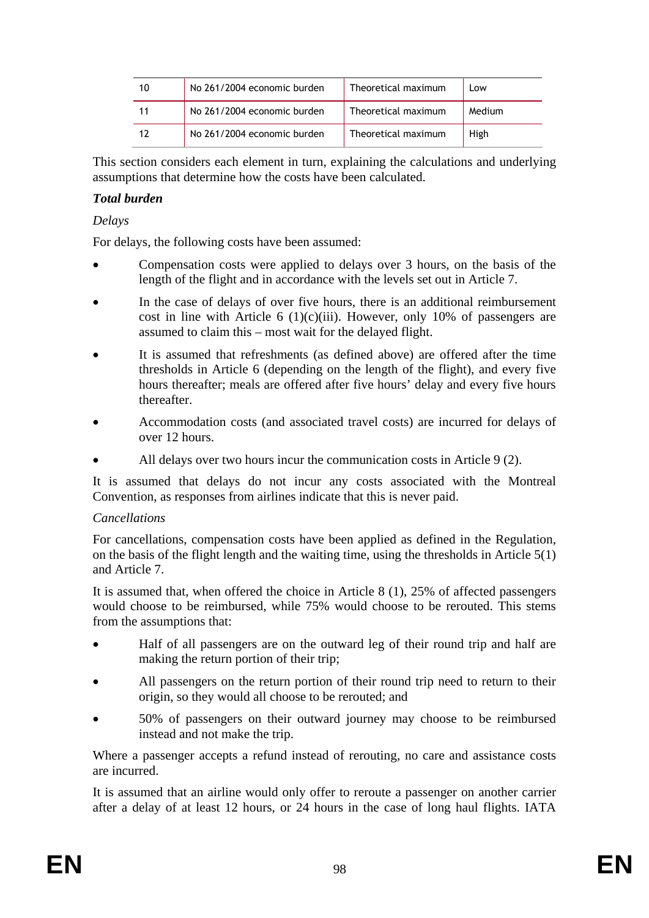| 10 | No 261/2004 economic burden | Theoretical maximum | Low |
|---|---|---|---|
| 11 | No 261/2004 economic burden | Theoretical maximum | Medium |
| 12 | No 261/2004 economic burden | Theoretical maximum | High |

This section considers each element in turn, explaining the calculations and underlying assumptions that determine how the costs have been calculated.

***Total burden***

*Delays*

For delays, the following costs have been assumed:

- Compensation costs were applied to delays over 3 hours, on the basis of the length of the flight and in accordance with the levels set out in Article 7.
- In the case of delays of over five hours, there is an additional reimbursement cost in line with Article 6 (1)(c)(iii). However, only 10% of passengers are assumed to claim this – most wait for the delayed flight.
- It is assumed that refreshments (as defined above) are offered after the time thresholds in Article 6 (depending on the length of the flight), and every five hours thereafter; meals are offered after five hours' delay and every five hours thereafter.
- Accommodation costs (and associated travel costs) are incurred for delays of over 12 hours.
- All delays over two hours incur the communication costs in Article 9 (2).

It is assumed that delays do not incur any costs associated with the Montreal Convention, as responses from airlines indicate that this is never paid.

*Cancellations*

For cancellations, compensation costs have been applied as defined in the Regulation, on the basis of the flight length and the waiting time, using the thresholds in Article 5(1) and Article 7.

It is assumed that, when offered the choice in Article 8 (1), 25% of affected passengers would choose to be reimbursed, while 75% would choose to be rerouted. This stems from the assumptions that:

- Half of all passengers are on the outward leg of their round trip and half are making the return portion of their trip;
- All passengers on the return portion of their round trip need to return to their origin, so they would all choose to be rerouted; and
- 50% of passengers on their outward journey may choose to be reimbursed instead and not make the trip.

Where a passenger accepts a refund instead of rerouting, no care and assistance costs are incurred.

It is assumed that an airline would only offer to reroute a passenger on another carrier after a delay of at least 12 hours, or 24 hours in the case of long haul flights. IATA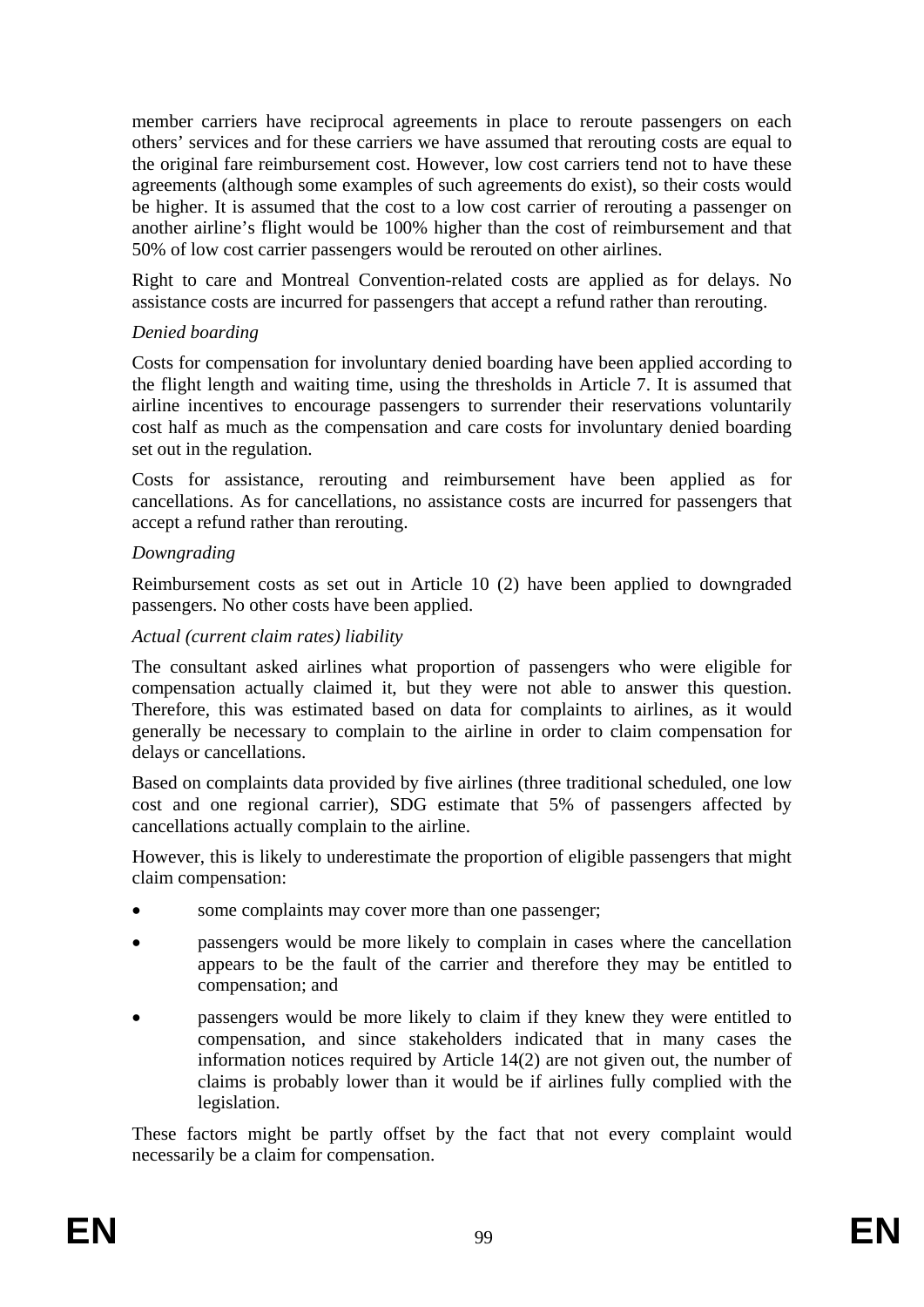member carriers have reciprocal agreements in place to reroute passengers on each others' services and for these carriers we have assumed that rerouting costs are equal to the original fare reimbursement cost. However, low cost carriers tend not to have these agreements (although some examples of such agreements do exist), so their costs would be higher. It is assumed that the cost to a low cost carrier of rerouting a passenger on another airline's flight would be 100% higher than the cost of reimbursement and that 50% of low cost carrier passengers would be rerouted on other airlines.

Right to care and Montreal Convention-related costs are applied as for delays. No assistance costs are incurred for passengers that accept a refund rather than rerouting.

*Denied boarding*

Costs for compensation for involuntary denied boarding have been applied according to the flight length and waiting time, using the thresholds in Article 7. It is assumed that airline incentives to encourage passengers to surrender their reservations voluntarily cost half as much as the compensation and care costs for involuntary denied boarding set out in the regulation.

Costs for assistance, rerouting and reimbursement have been applied as for cancellations. As for cancellations, no assistance costs are incurred for passengers that accept a refund rather than rerouting.

*Downgrading*

Reimbursement costs as set out in Article 10 (2) have been applied to downgraded passengers. No other costs have been applied.

*Actual (current claim rates) liability*

The consultant asked airlines what proportion of passengers who were eligible for compensation actually claimed it, but they were not able to answer this question. Therefore, this was estimated based on data for complaints to airlines, as it would generally be necessary to complain to the airline in order to claim compensation for delays or cancellations.

Based on complaints data provided by five airlines (three traditional scheduled, one low cost and one regional carrier), SDG estimate that 5% of passengers affected by cancellations actually complain to the airline.

However, this is likely to underestimate the proportion of eligible passengers that might claim compensation:

- some complaints may cover more than one passenger;
- passengers would be more likely to complain in cases where the cancellation appears to be the fault of the carrier and therefore they may be entitled to compensation; and
- passengers would be more likely to claim if they knew they were entitled to compensation, and since stakeholders indicated that in many cases the information notices required by Article 14(2) are not given out, the number of claims is probably lower than it would be if airlines fully complied with the legislation.

These factors might be partly offset by the fact that not every complaint would necessarily be a claim for compensation.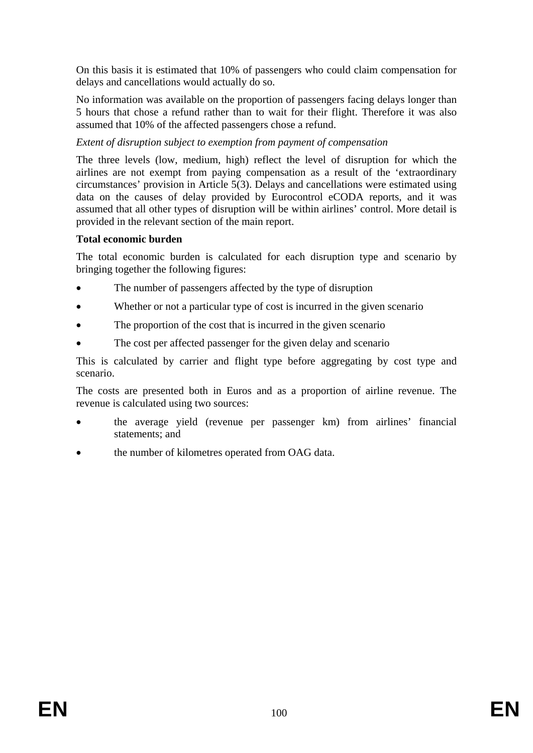On this basis it is estimated that 10% of passengers who could claim compensation for delays and cancellations would actually do so.

No information was available on the proportion of passengers facing delays longer than 5 hours that chose a refund rather than to wait for their flight. Therefore it was also assumed that 10% of the affected passengers chose a refund.

*Extent of disruption subject to exemption from payment of compensation*

The three levels (low, medium, high) reflect the level of disruption for which the airlines are not exempt from paying compensation as a result of the 'extraordinary circumstances' provision in Article 5(3). Delays and cancellations were estimated using data on the causes of delay provided by Eurocontrol eCODA reports, and it was assumed that all other types of disruption will be within airlines' control. More detail is provided in the relevant section of the main report.

**Total economic burden**

The total economic burden is calculated for each disruption type and scenario by bringing together the following figures:

- The number of passengers affected by the type of disruption
- Whether or not a particular type of cost is incurred in the given scenario
- The proportion of the cost that is incurred in the given scenario
- The cost per affected passenger for the given delay and scenario

This is calculated by carrier and flight type before aggregating by cost type and scenario.

The costs are presented both in Euros and as a proportion of airline revenue. The revenue is calculated using two sources:

- the average yield (revenue per passenger km) from airlines' financial statements; and
- the number of kilometres operated from OAG data.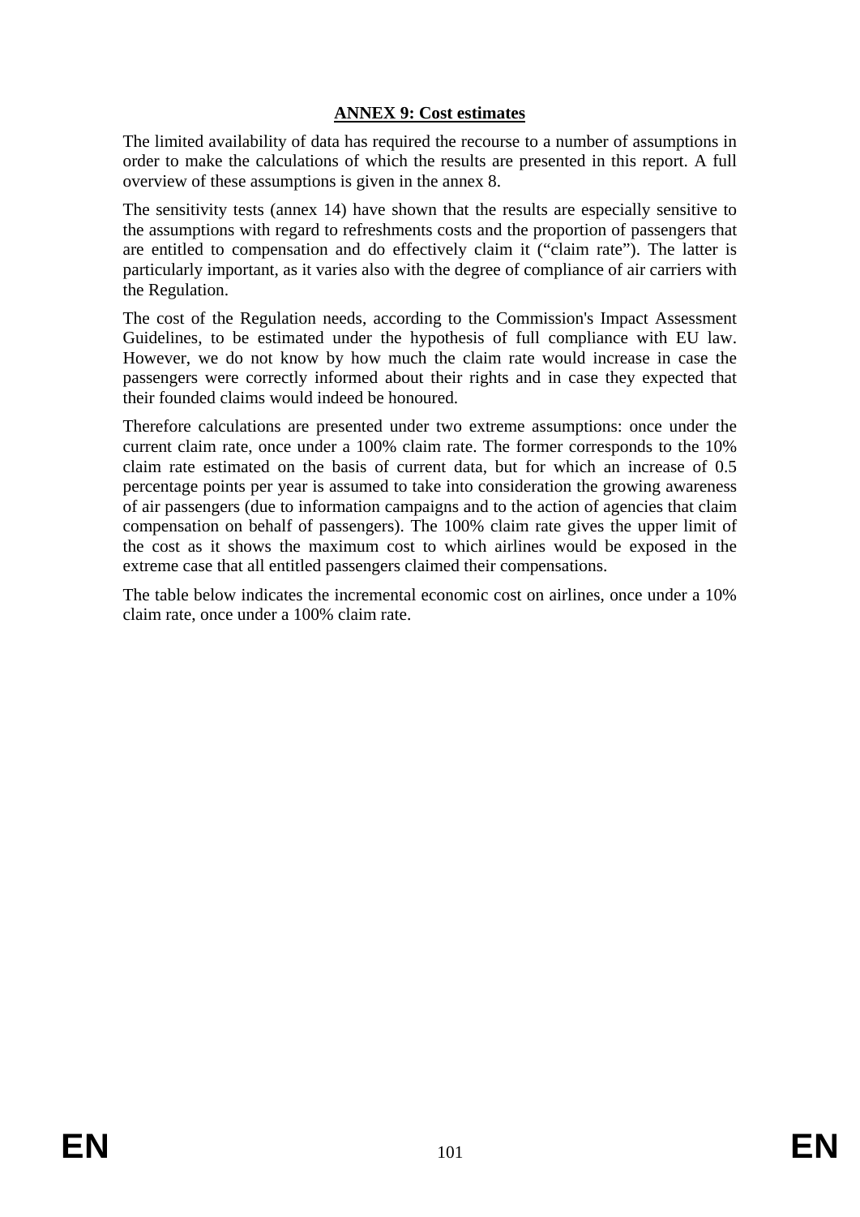## ANNEX 9: Cost estimates

The limited availability of data has required the recourse to a number of assumptions in order to make the calculations of which the results are presented in this report. A full overview of these assumptions is given in the annex 8.

The sensitivity tests (annex 14) have shown that the results are especially sensitive to the assumptions with regard to refreshments costs and the proportion of passengers that are entitled to compensation and do effectively claim it ("claim rate"). The latter is particularly important, as it varies also with the degree of compliance of air carriers with the Regulation.

The cost of the Regulation needs, according to the Commission's Impact Assessment Guidelines, to be estimated under the hypothesis of full compliance with EU law. However, we do not know by how much the claim rate would increase in case the passengers were correctly informed about their rights and in case they expected that their founded claims would indeed be honoured.

Therefore calculations are presented under two extreme assumptions: once under the current claim rate, once under a 100% claim rate. The former corresponds to the 10% claim rate estimated on the basis of current data, but for which an increase of 0.5 percentage points per year is assumed to take into consideration the growing awareness of air passengers (due to information campaigns and to the action of agencies that claim compensation on behalf of passengers). The 100% claim rate gives the upper limit of the cost as it shows the maximum cost to which airlines would be exposed in the extreme case that all entitled passengers claimed their compensations.

The table below indicates the incremental economic cost on airlines, once under a 10% claim rate, once under a 100% claim rate.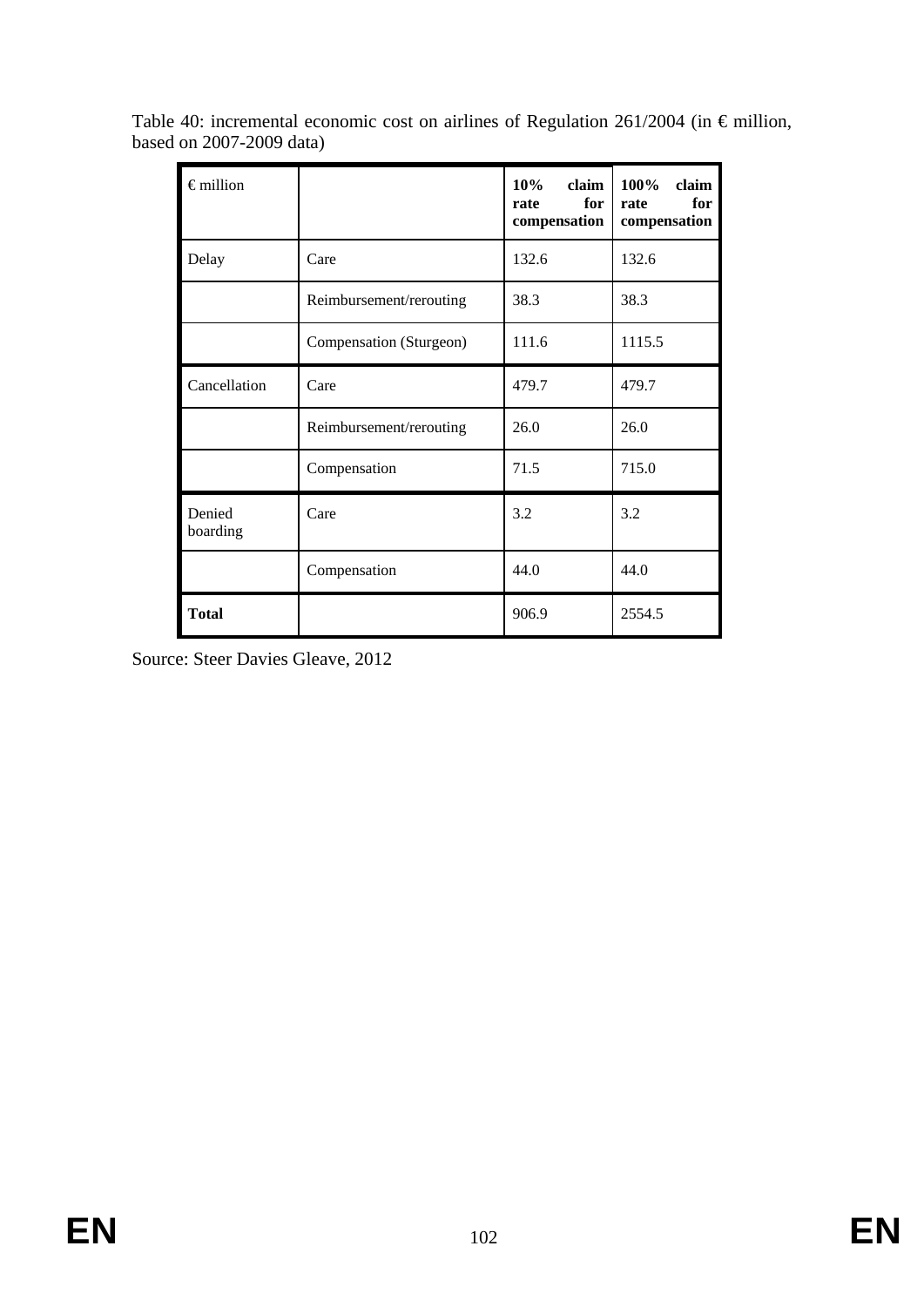Table 40: incremental economic cost on airlines of Regulation 261/2004 (in € million, based on 2007-2009 data)

| € million | | **10% claim rate for compensation** | **100% claim rate for compensation** |
|---|---|---|---|
| Delay | Care | 132.6 | 132.6 |
| | Reimbursement/rerouting | 38.3 | 38.3 |
| | Compensation (Sturgeon) | 111.6 | 1115.5 |
| Cancellation | Care | 479.7 | 479.7 |
| | Reimbursement/rerouting | 26.0 | 26.0 |
| | Compensation | 71.5 | 715.0 |
| Denied boarding | Care | 3.2 | 3.2 |
| | Compensation | 44.0 | 44.0 |
| **Total** | | 906.9 | 2554.5 |

Source: Steer Davies Gleave, 2012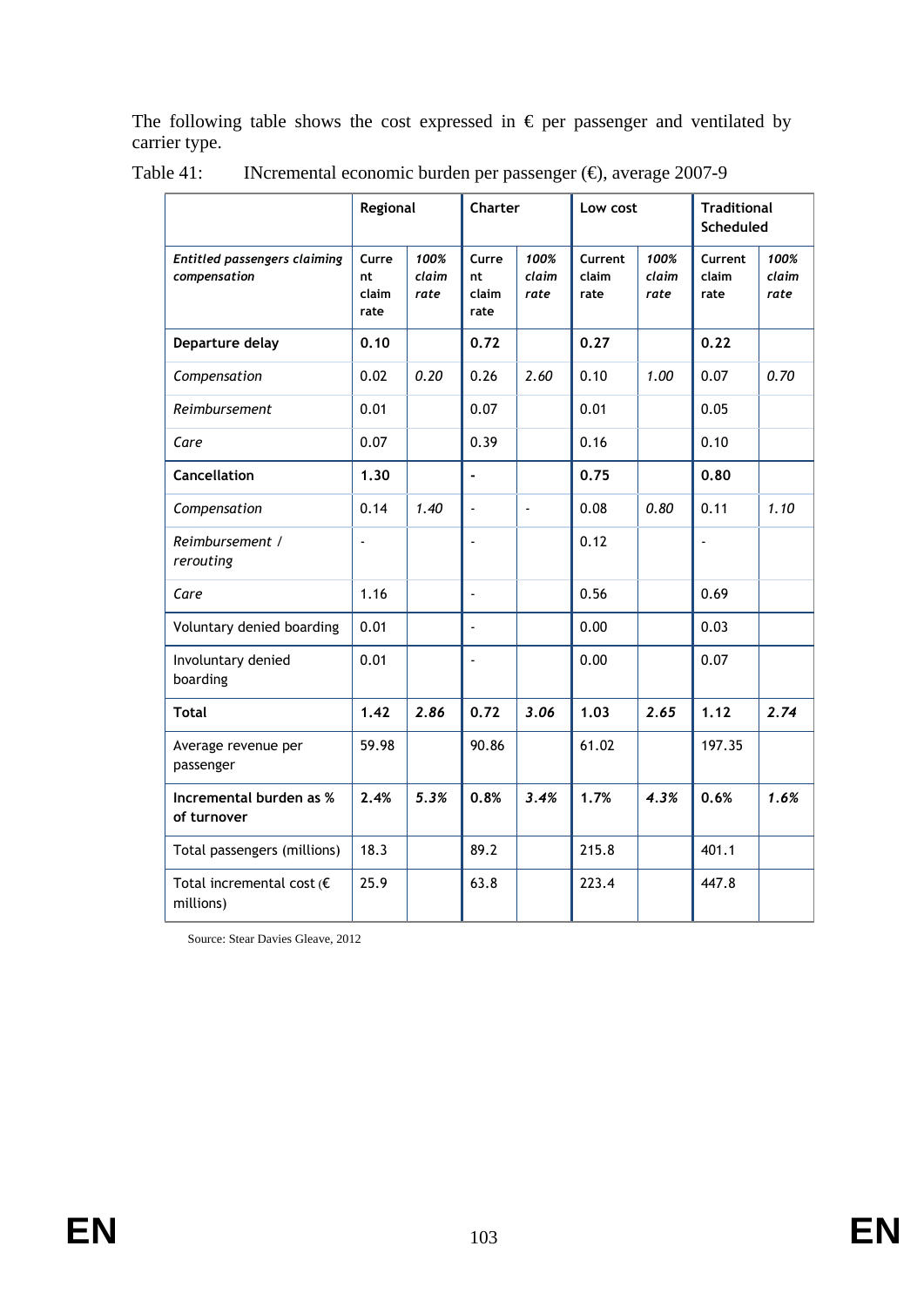The following table shows the cost expressed in € per passenger and ventilated by carrier type.

Table 41: INcremental economic burden per passenger (€), average 2007-9

| | **Regional** | | **Charter** | | **Low cost** | | **Traditional Scheduled** | |
|---|---|---|---|---|---|---|---|---|
| ***Entitled passengers claiming compensation*** | **Current claim rate** | ***100% claim rate*** | **Current claim rate** | ***100% claim rate*** | **Current claim rate** | ***100% claim rate*** | **Current claim rate** | ***100% claim rate*** |
| **Departure delay** | **0.10** | | **0.72** | | **0.27** | | **0.22** | |
| *Compensation* | 0.02 | *0.20* | 0.26 | *2.60* | 0.10 | *1.00* | 0.07 | *0.70* |
| *Reimbursement* | 0.01 | | 0.07 | | 0.01 | | 0.05 | |
| *Care* | 0.07 | | 0.39 | | 0.16 | | 0.10 | |
| **Cancellation** | **1.30** | | **-** | | **0.75** | | **0.80** | |
| *Compensation* | 0.14 | *1.40* | - | - | 0.08 | *0.80* | 0.11 | *1.10* |
| *Reimbursement / rerouting* | - | | - | | 0.12 | | - | |
| *Care* | 1.16 | | - | | 0.56 | | 0.69 | |
| Voluntary denied boarding | 0.01 | | - | | 0.00 | | 0.03 | |
| Involuntary denied boarding | 0.01 | | - | | 0.00 | | 0.07 | |
| **Total** | **1.42** | ***2.86*** | **0.72** | ***3.06*** | **1.03** | ***2.65*** | **1.12** | ***2.74*** |
| Average revenue per passenger | 59.98 | | 90.86 | | 61.02 | | 197.35 | |
| **Incremental burden as % of turnover** | **2.4%** | ***5.3%*** | **0.8%** | ***3.4%*** | **1.7%** | ***4.3%*** | **0.6%** | ***1.6%*** |
| Total passengers (millions) | 18.3 | | 89.2 | | 215.8 | | 401.1 | |
| Total incremental cost (€ millions) | 25.9 | | 63.8 | | 223.4 | | 447.8 | |

Source: Stear Davies Gleave, 2012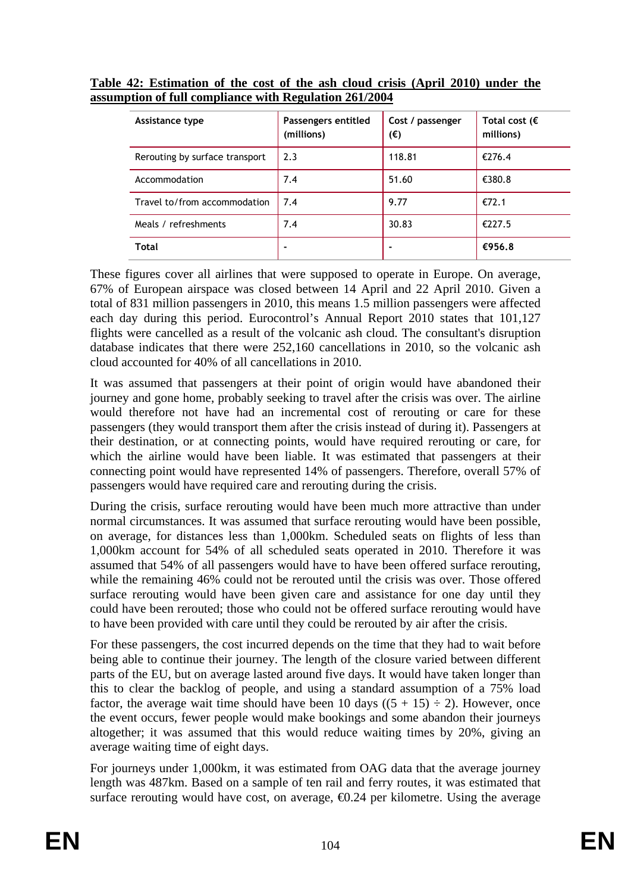**Table 42: Estimation of the cost of the ash cloud crisis (April 2010) under the assumption of full compliance with Regulation 261/2004**

| Assistance type | Passengers entitled (millions) | Cost / passenger (€) | Total cost (€ millions) |
|---|---|---|---|
| Rerouting by surface transport | 2.3 | 118.81 | €276.4 |
| Accommodation | 7.4 | 51.60 | €380.8 |
| Travel to/from accommodation | 7.4 | 9.77 | €72.1 |
| Meals / refreshments | 7.4 | 30.83 | €227.5 |
| **Total** | - | - | **€956.8** |

These figures cover all airlines that were supposed to operate in Europe. On average, 67% of European airspace was closed between 14 April and 22 April 2010. Given a total of 831 million passengers in 2010, this means 1.5 million passengers were affected each day during this period. Eurocontrol's Annual Report 2010 states that 101,127 flights were cancelled as a result of the volcanic ash cloud. The consultant's disruption database indicates that there were 252,160 cancellations in 2010, so the volcanic ash cloud accounted for 40% of all cancellations in 2010.

It was assumed that passengers at their point of origin would have abandoned their journey and gone home, probably seeking to travel after the crisis was over. The airline would therefore not have had an incremental cost of rerouting or care for these passengers (they would transport them after the crisis instead of during it). Passengers at their destination, or at connecting points, would have required rerouting or care, for which the airline would have been liable. It was estimated that passengers at their connecting point would have represented 14% of passengers. Therefore, overall 57% of passengers would have required care and rerouting during the crisis.

During the crisis, surface rerouting would have been much more attractive than under normal circumstances. It was assumed that surface rerouting would have been possible, on average, for distances less than 1,000km. Scheduled seats on flights of less than 1,000km account for 54% of all scheduled seats operated in 2010. Therefore it was assumed that 54% of all passengers would have to have been offered surface rerouting, while the remaining 46% could not be rerouted until the crisis was over. Those offered surface rerouting would have been given care and assistance for one day until they could have been rerouted; those who could not be offered surface rerouting would have to have been provided with care until they could be rerouted by air after the crisis.

For these passengers, the cost incurred depends on the time that they had to wait before being able to continue their journey. The length of the closure varied between different parts of the EU, but on average lasted around five days. It would have taken longer than this to clear the backlog of people, and using a standard assumption of a 75% load factor, the average wait time should have been 10 days ($(5 + 15) \div 2$). However, once the event occurs, fewer people would make bookings and some abandon their journeys altogether; it was assumed that this would reduce waiting times by 20%, giving an average waiting time of eight days.

For journeys under 1,000km, it was estimated from OAG data that the average journey length was 487km. Based on a sample of ten rail and ferry routes, it was estimated that surface rerouting would have cost, on average, €0.24 per kilometre. Using the average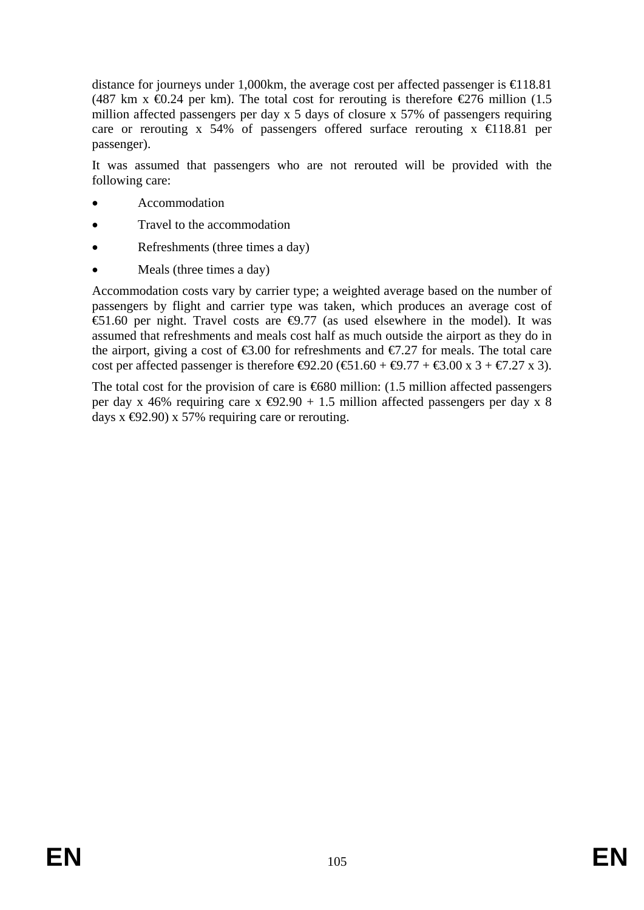distance for journeys under 1,000km, the average cost per affected passenger is €118.81 (487 km x €0.24 per km). The total cost for rerouting is therefore €276 million (1.5 million affected passengers per day x 5 days of closure x 57% of passengers requiring care or rerouting x 54% of passengers offered surface rerouting x €118.81 per passenger).

It was assumed that passengers who are not rerouted will be provided with the following care:

- Accommodation
- Travel to the accommodation
- Refreshments (three times a day)
- Meals (three times a day)

Accommodation costs vary by carrier type; a weighted average based on the number of passengers by flight and carrier type was taken, which produces an average cost of €51.60 per night. Travel costs are €9.77 (as used elsewhere in the model). It was assumed that refreshments and meals cost half as much outside the airport as they do in the airport, giving a cost of €3.00 for refreshments and €7.27 for meals. The total care cost per affected passenger is therefore €92.20 (€51.60 + €9.77 + €3.00 x 3 + €7.27 x 3).

The total cost for the provision of care is €680 million: (1.5 million affected passengers per day x 46% requiring care x €92.90 + 1.5 million affected passengers per day x 8 days x €92.90) x 57% requiring care or rerouting.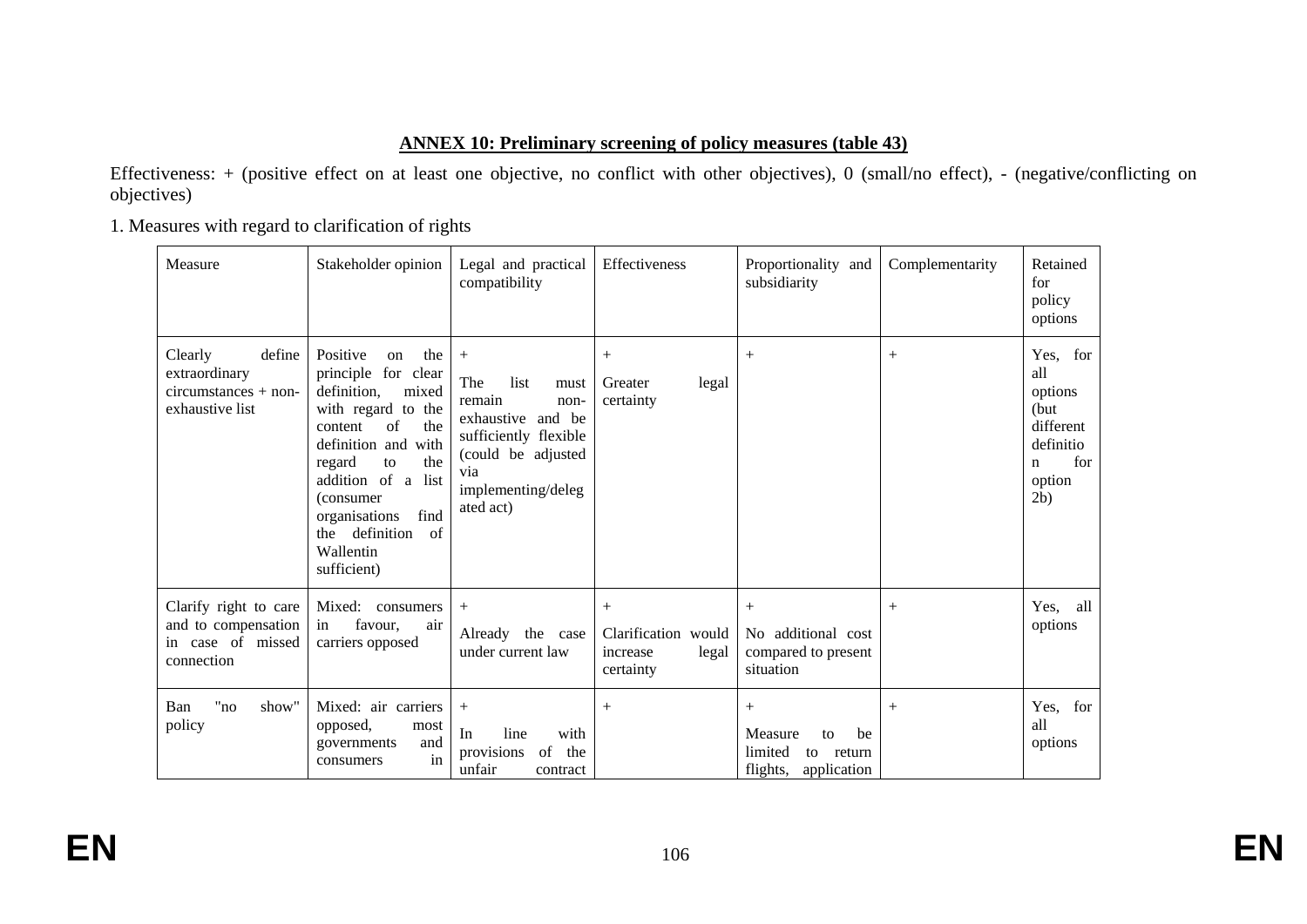**ANNEX 10: Preliminary screening of policy measures (table 43)**

Effectiveness: + (positive effect on at least one objective, no conflict with other objectives), 0 (small/no effect), - (negative/conflicting on objectives)

1. Measures with regard to clarification of rights

| Measure | Stakeholder opinion | Legal and practical compatibility | Effectiveness | Proportionality and subsidiarity | Complementarity | Retained for policy options |
|---|---|---|---|---|---|---|
| Clearly define extraordinary circumstances + non-exhaustive list | Positive on the principle for clear definition, mixed with regard to the content of the definition and with regard to the addition of a list (consumer organisations find the definition of Wallentin sufficient) | + The list must remain non-exhaustive and be sufficiently flexible (could be adjusted via implementing/delegated act) | + Greater legal certainty | + | + | Yes, for all options (but different definition for option 2b) |
| Clarify right to care and to compensation in case of missed connection | Mixed: consumers in favour, air carriers opposed | + Already the case under current law | + Clarification would increase legal certainty | + No additional cost compared to present situation | + | Yes, all options |
| Ban "no show" policy | Mixed: air carriers opposed, most governments and consumers in | + In line with provisions of the unfair contract | + | + Measure to be limited to return flights, application | + | Yes, for all options |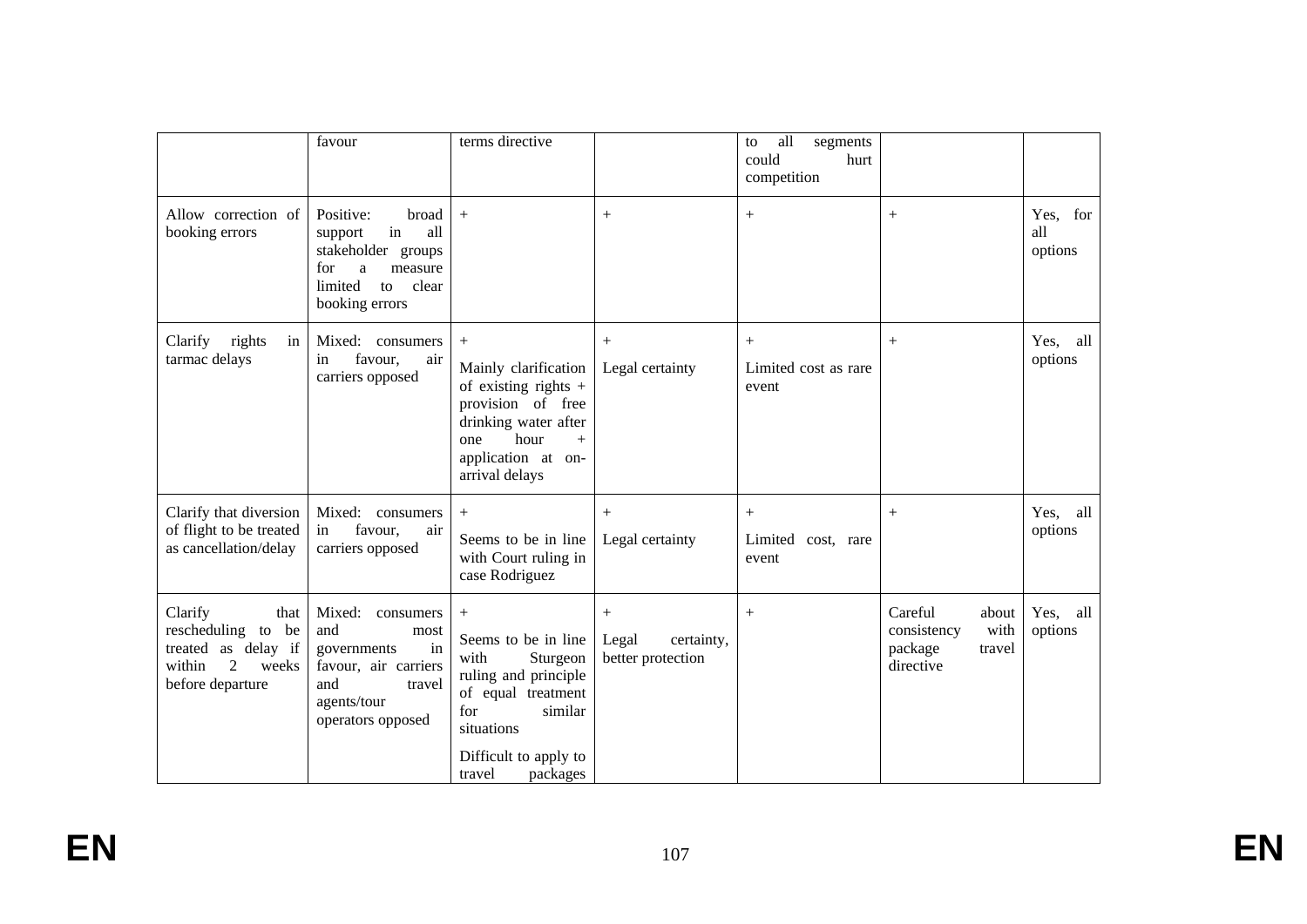| | | | | | | |
|---|---|---|---|---|---|---|
| | favour | terms directive | | to all segments could hurt competition | | |
| Allow correction of booking errors | Positive: broad support in all stakeholder groups for a measure limited to clear booking errors | + | + | + | + | Yes, for all options |
| Clarify rights in tarmac delays | Mixed: consumers in favour, air carriers opposed | + <br><br> Mainly clarification of existing rights + provision of free drinking water after one hour + application at on-arrival delays | + <br><br> Legal certainty | + <br><br> Limited cost as rare event | + | Yes, all options |
| Clarify that diversion of flight to be treated as cancellation/delay | Mixed: consumers in favour, air carriers opposed | + <br><br> Seems to be in line with Court ruling in case Rodriguez | + <br><br> Legal certainty | + <br><br> Limited cost, rare event | + | Yes, all options |
| Clarify that rescheduling to be treated as delay if within 2 weeks before departure | Mixed: consumers and most governments in favour, air carriers and travel agents/tour operators opposed | + <br><br> Seems to be in line with Sturgeon ruling and principle of equal treatment for similar situations <br><br> Difficult to apply to travel packages | + <br><br> Legal certainty, better protection | + | Careful about consistency with package travel directive | Yes, all options |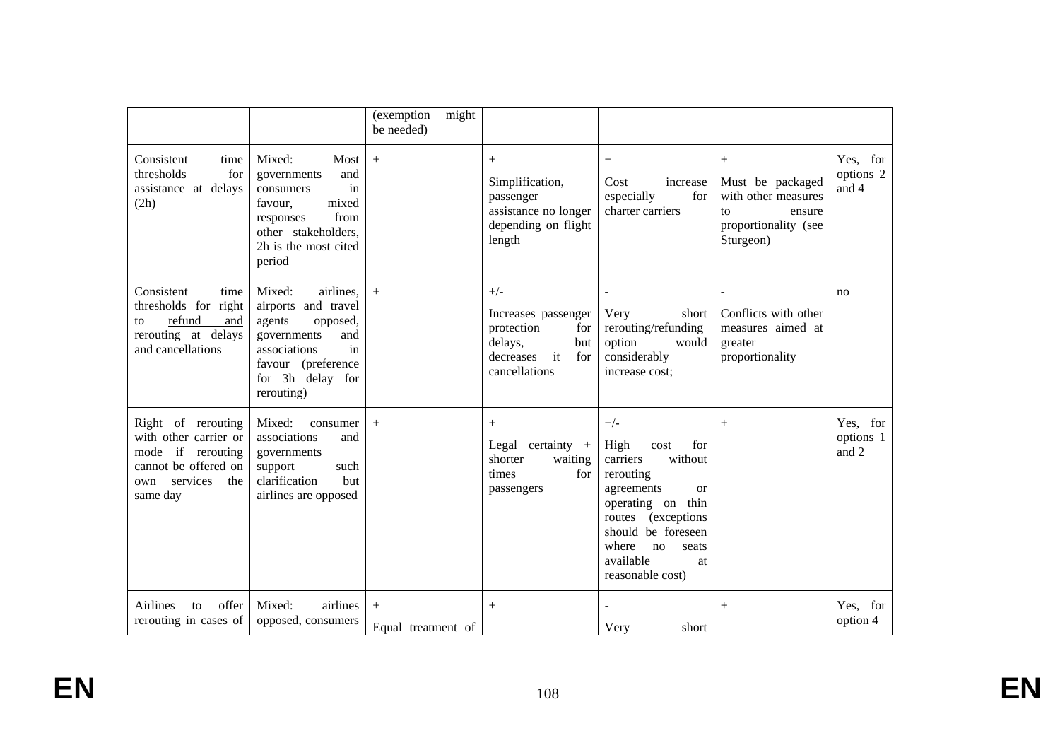| | | (exemption might be needed) | | | | |
|---|---|---|---|---|---|---|
| Consistent time thresholds for assistance at delays (2h) | Mixed: Most governments and consumers in favour, mixed responses from other stakeholders, 2h is the most cited period | + | + Simplification, passenger assistance no longer depending on flight length | + Cost increase especially for charter carriers | + Must be packaged with other measures to ensure proportionality (see Sturgeon) | Yes, for options 2 and 4 |
| Consistent time thresholds for right to refund and rerouting at delays and cancellations | Mixed: airlines, airports and travel agents opposed, governments and associations in favour (preference for 3h delay for rerouting) | + | +/- Increases passenger protection for delays, but decreases it for cancellations | - Very short rerouting/refunding option would considerably increase cost; | - Conflicts with other measures aimed at greater proportionality | no |
| Right of rerouting with other carrier or mode if rerouting cannot be offered on own services the same day | Mixed: consumer associations and governments support such clarification but airlines are opposed | + | + Legal certainty + shorter waiting times for passengers | +/- High cost for carriers without rerouting agreements or operating on thin routes (exceptions should be foreseen where no seats available at reasonable cost) | + | Yes, for options 1 and 2 |
| Airlines to offer rerouting in cases of | Mixed: airlines opposed, consumers | + Equal treatment of | + | - Very short | + | Yes, for option 4 |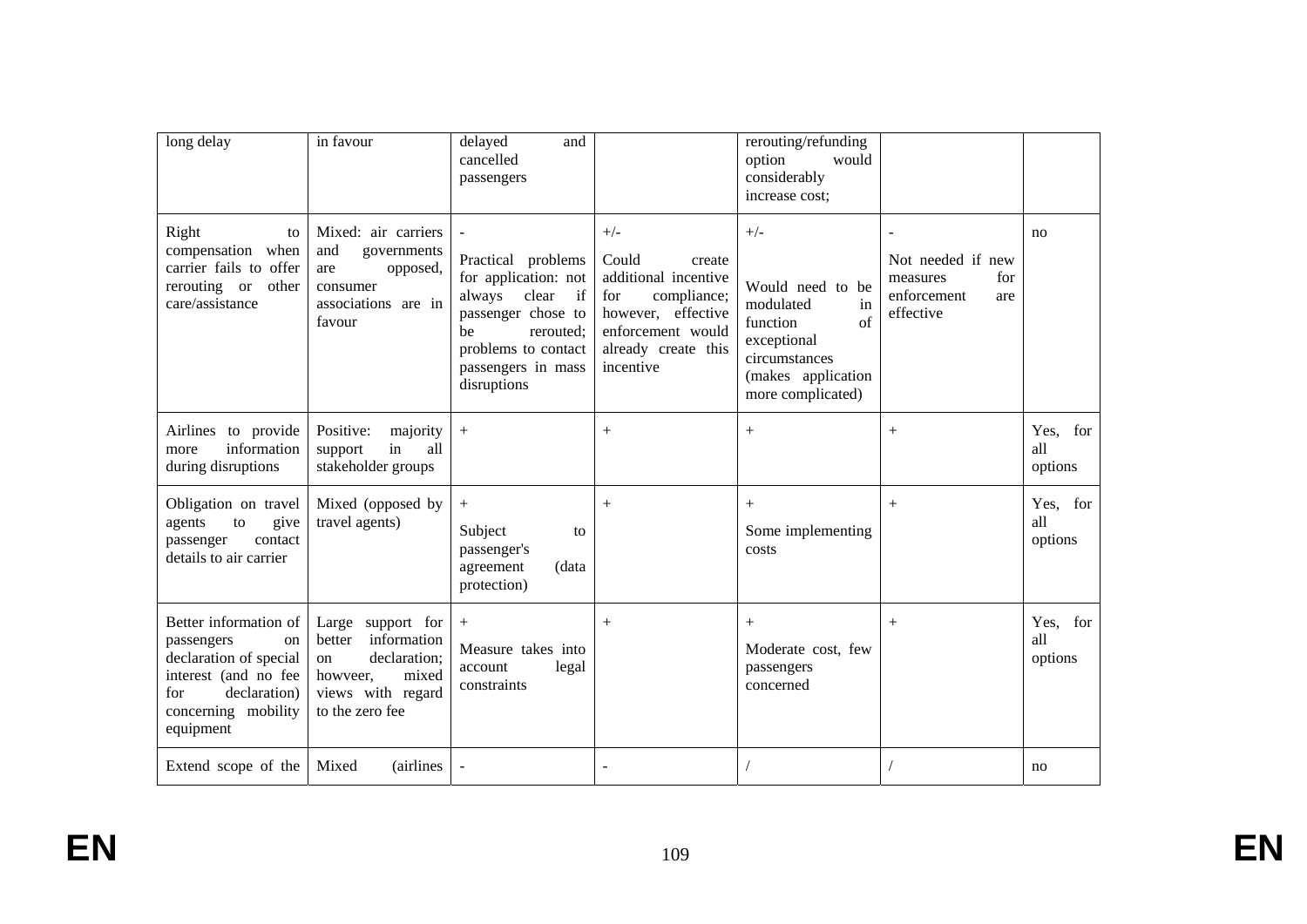| | | | | | | |
|---|---|---|---|---|---|---|
| long delay | in favour | delayed and cancelled passengers | | rerouting/refunding option would considerably increase cost; | | |
| Right to compensation when carrier fails to offer rerouting or other care/assistance | Mixed: air carriers and governments are opposed, consumer associations are in favour | - Practical problems for application: not always clear if passenger chose to be rerouted; problems to contact passengers in mass disruptions | +/- Could create additional incentive for compliance; however, effective enforcement would already create this incentive | +/- Would need to be modulated in function of exceptional circumstances (makes application more complicated) | - Not needed if new measures for enforcement are effective | no |
| Airlines to provide more information during disruptions | Positive: majority support in all stakeholder groups | + | + | + | + | Yes, for all options |
| Obligation on travel agents to give passenger contact details to air carrier | Mixed (opposed by travel agents) | + Subject to passenger's agreement (data protection) | + | + Some implementing costs | + | Yes, for all options |
| Better information of passengers on declaration of special interest (and no fee for declaration) concerning mobility equipment | Large support for better information on declaration; howveer, mixed views with regard to the zero fee | + Measure takes into account legal constraints | + | + Moderate cost, few passengers concerned | + | Yes, for all options |
| Extend scope of the | Mixed (airlines | - | - | / | / | no |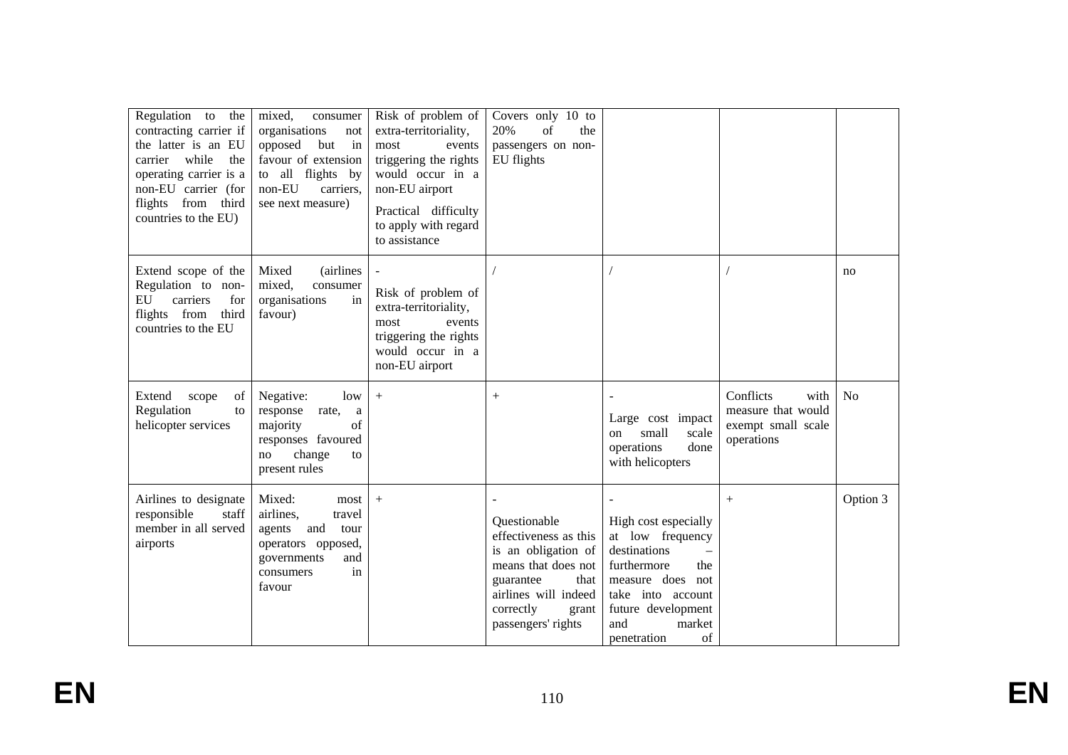| | | | | | | |
|---|---|---|---|---|---|---|
| Regulation to the contracting carrier if the latter is an EU carrier while the operating carrier is a non-EU carrier (for flights from third countries to the EU) | mixed, consumer organisations not opposed but in favour of extension to all flights by non-EU carriers, see next measure) | Risk of problem of extra-territoriality, most events triggering the rights would occur in a non-EU airport<br><br>Practical difficulty to apply with regard to assistance | Covers only 10 to 20% of the passengers on non-EU flights | | | |
| Extend scope of the Regulation to non-EU carriers for flights from third countries to the EU | Mixed (airlines mixed, consumer organisations in favour) | -<br><br>Risk of problem of extra-territoriality, most events triggering the rights would occur in a non-EU airport | / | / | / | no |
| Extend scope of Regulation to helicopter services | Negative: low response rate, a majority of responses favoured no change to present rules | + | + | -<br><br>Large cost impact on small scale operations done with helicopters | Conflicts with measure that would exempt small scale operations | No |
| Airlines to designate responsible staff member in all served airports | Mixed: most airlines, travel agents and tour operators opposed, governments and consumers in favour | + | -<br><br>Questionable effectiveness as this is an obligation of means that does not guarantee that airlines will indeed correctly grant passengers' rights | -<br><br>High cost especially at low frequency destinations – furthermore the measure does not take into account future development and market penetration of | + | Option 3 |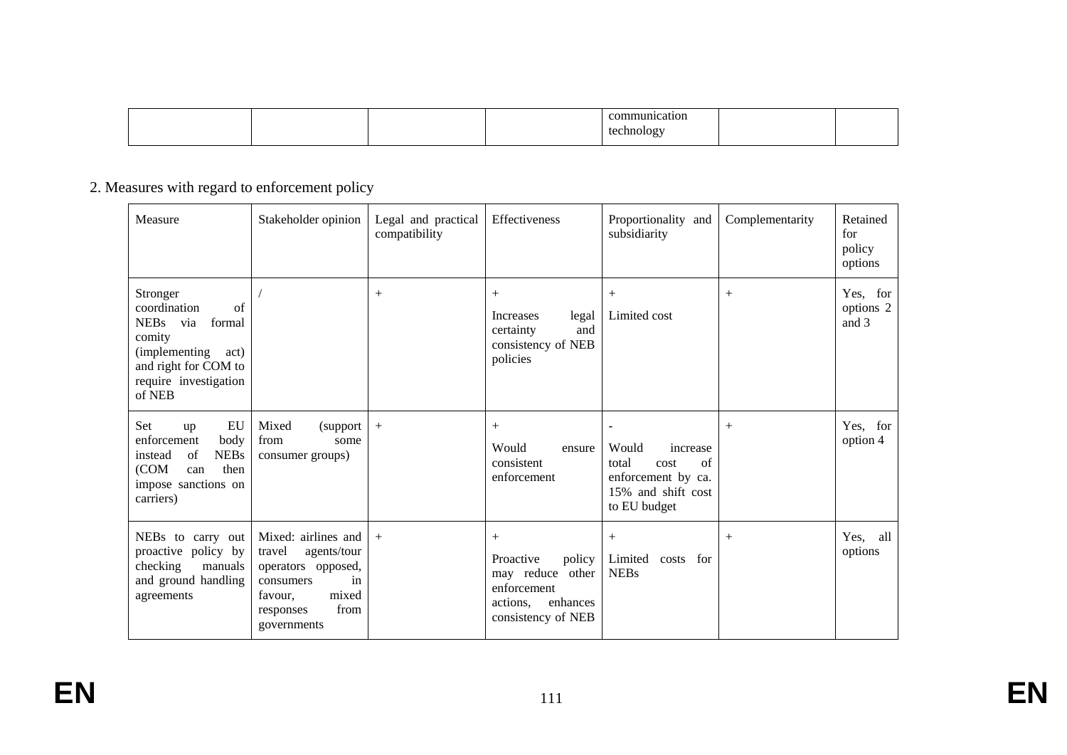| | | | | communication technology | | |
|---|---|---|---|---|---|---|

2. Measures with regard to enforcement policy

| Measure | Stakeholder opinion | Legal and practical compatibility | Effectiveness | Proportionality and subsidiarity | Complementarity | Retained for policy options |
|---|---|---|---|---|---|---|
| Stronger coordination of NEBs via formal comity (implementing act) and right for COM to require investigation of NEB | / | + | + Increases legal certainty and consistency of NEB policies | + Limited cost | + | Yes, for options 2 and 3 |
| Set up EU enforcement body instead of NEBs (COM can then impose sanctions on carriers) | Mixed (support from some consumer groups) | + | + Would ensure consistent enforcement | - Would increase total cost of enforcement by ca. 15% and shift cost to EU budget | + | Yes, for option 4 |
| NEBs to carry out proactive policy by checking manuals and ground handling agreements | Mixed: airlines and travel agents/tour operators opposed, consumers in favour, mixed responses from governments | + | + Proactive policy may reduce other enforcement actions, enhances consistency of NEB | + Limited costs for NEBs | + | Yes, all options |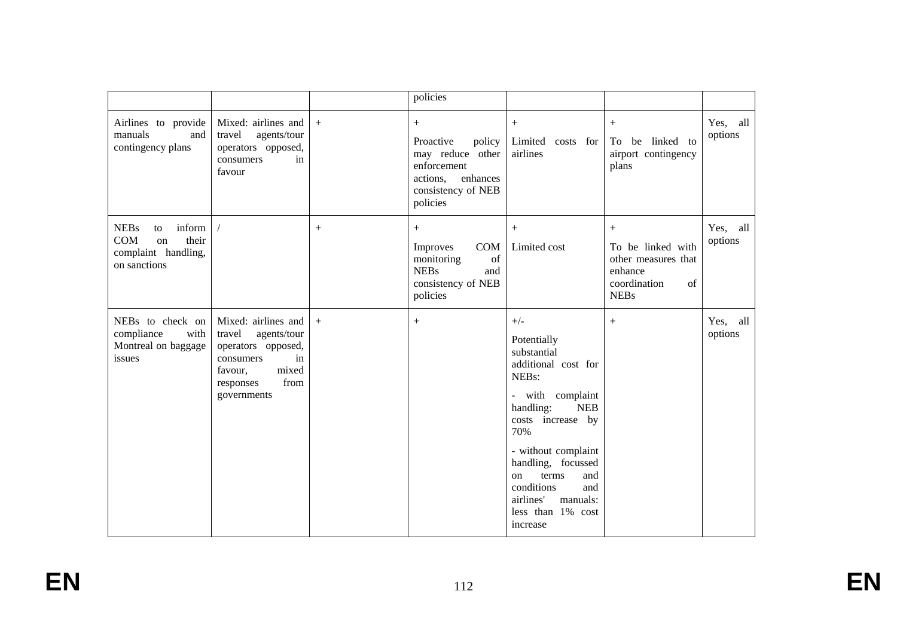| | | | | | | |
|---|---|---|---|---|---|---|
| | | | policies | | | |
| Airlines to provide manuals and contingency plans | Mixed: airlines and travel agents/tour operators opposed, consumers in favour | + | + Proactive policy may reduce other enforcement actions, enhances consistency of NEB policies | + Limited costs for airlines | + To be linked to airport contingency plans | Yes, all options |
| NEBs to inform COM on their complaint handling, on sanctions | / | + | + Improves COM monitoring of NEBs and consistency of NEB policies | + Limited cost | + To be linked with other measures that enhance coordination of NEBs | Yes, all options |
| NEBs to check on compliance with Montreal on baggage issues | Mixed: airlines and travel agents/tour operators opposed, consumers in favour, mixed responses from governments | + | + | +/- Potentially substantial additional cost for NEBs: - with complaint handling: NEB costs increase by 70% - without complaint handling, focussed on terms and conditions and airlines' manuals: less than 1% cost increase | + | Yes, all options |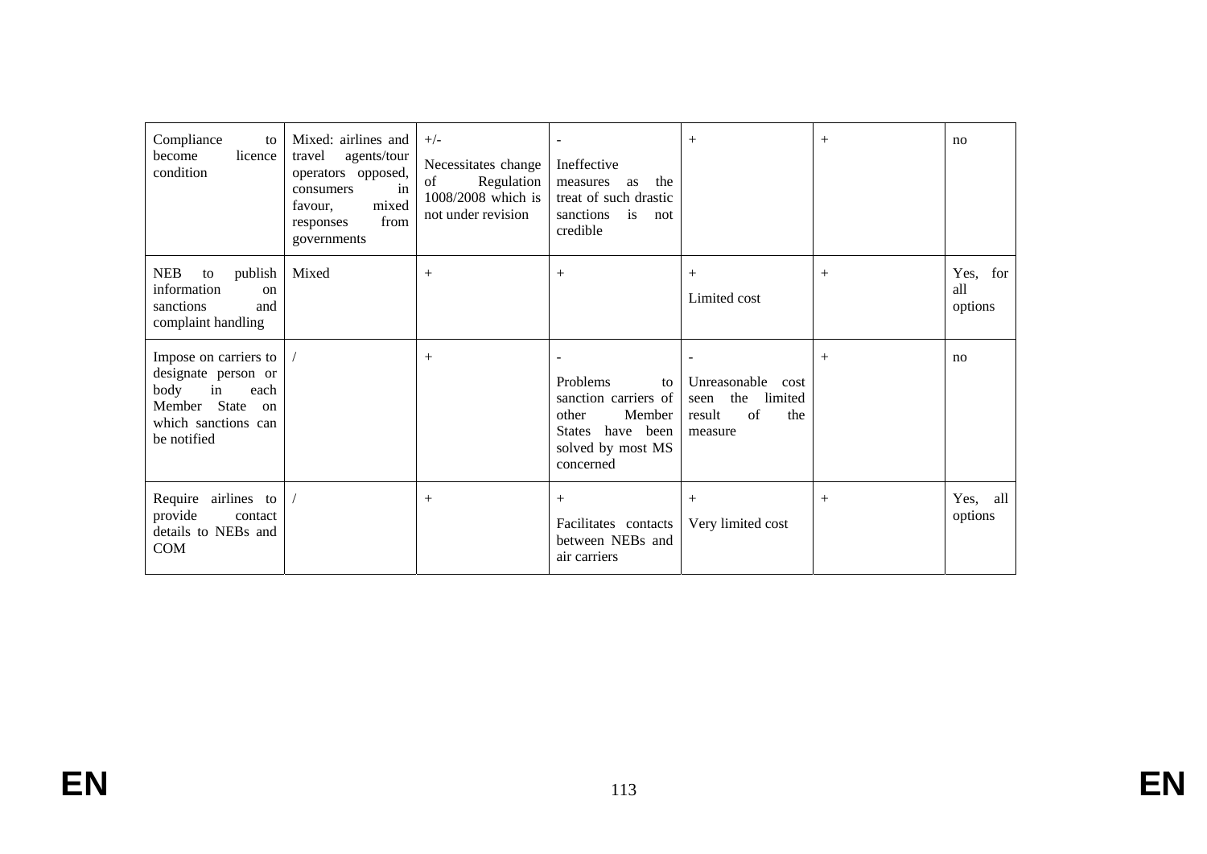| Compliance to become licence condition | Mixed: airlines and travel agents/tour operators opposed, consumers in favour, mixed responses from governments | +/- Necessitates change of Regulation 1008/2008 which is not under revision | - Ineffective measures as the treat of such drastic sanctions is not credible | + | + | no |
|---|---|---|---|---|---|---|
| NEB to publish information on sanctions and complaint handling | Mixed | + | + | + Limited cost | + | Yes, for all options |
| Impose on carriers to designate person or body in each Member State on which sanctions can be notified | / | + | - Problems to sanction carriers of other Member States have been solved by most MS concerned | - Unreasonable cost seen the limited result of the measure | + | no |
| Require airlines to provide contact details to NEBs and COM | / | + | + Facilitates contacts between NEBs and air carriers | + Very limited cost | + | Yes, all options |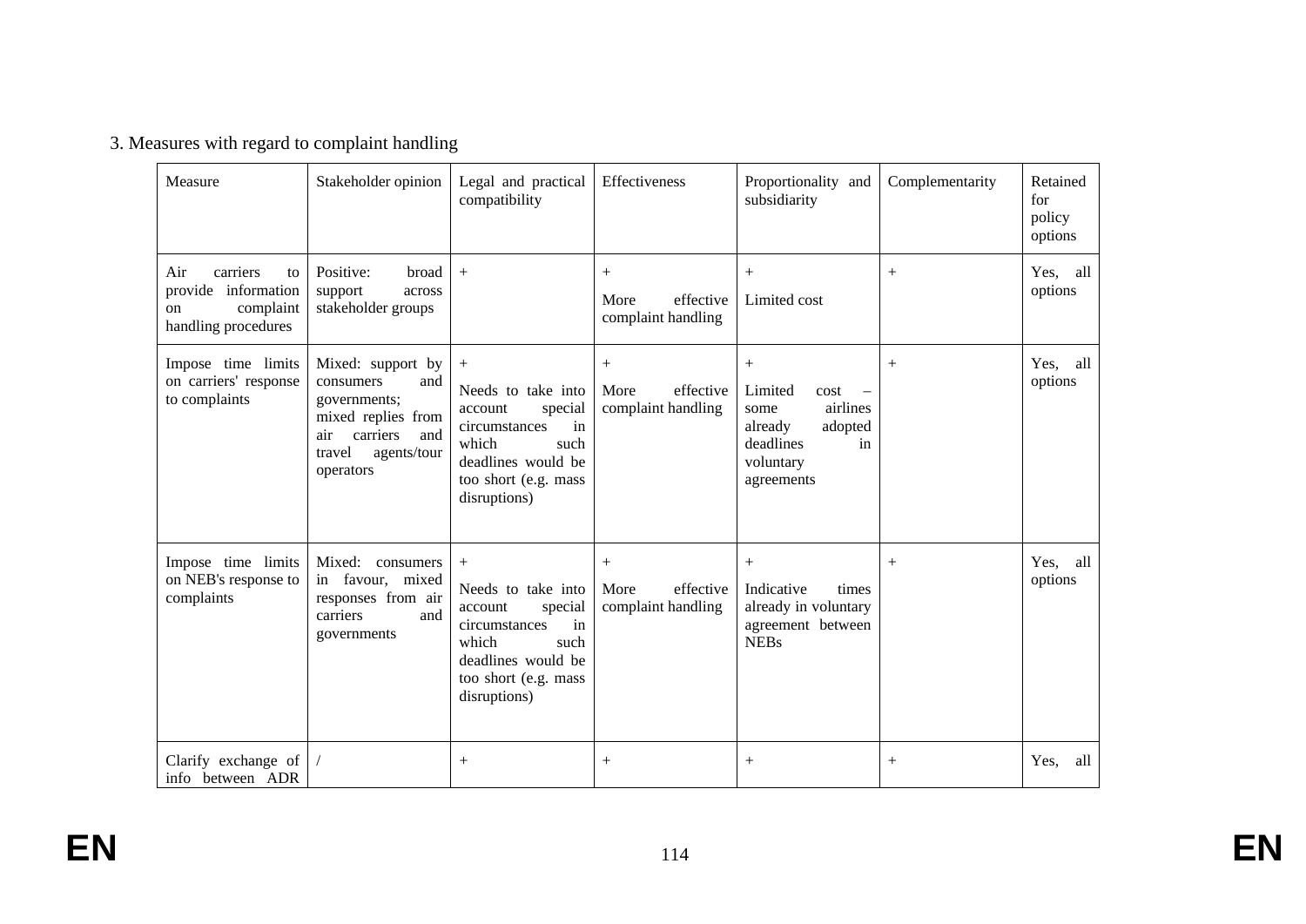3. Measures with regard to complaint handling

| Measure | Stakeholder opinion | Legal and practical compatibility | Effectiveness | Proportionality and subsidiarity | Complementarity | Retained for policy options |
|---|---|---|---|---|---|---|
| Air carriers to provide information on complaint handling procedures | Positive: broad support across stakeholder groups | + | + More effective complaint handling | + Limited cost | + | Yes, all options |
| Impose time limits on carriers' response to complaints | Mixed: support by consumers and governments; mixed replies from air carriers and travel agents/tour operators | + Needs to take into account special circumstances in which such deadlines would be too short (e.g. mass disruptions) | + More effective complaint handling | + Limited cost – some airlines already adopted deadlines in voluntary agreements | + | Yes, all options |
| Impose time limits on NEB's response to complaints | Mixed: consumers in favour, mixed responses from air carriers and governments | + Needs to take into account special circumstances in which such deadlines would be too short (e.g. mass disruptions) | + More effective complaint handling | + Indicative times already in voluntary agreement between NEBs | + | Yes, all options |
| Clarify exchange of info between ADR | / | + | + | + | + | Yes, all |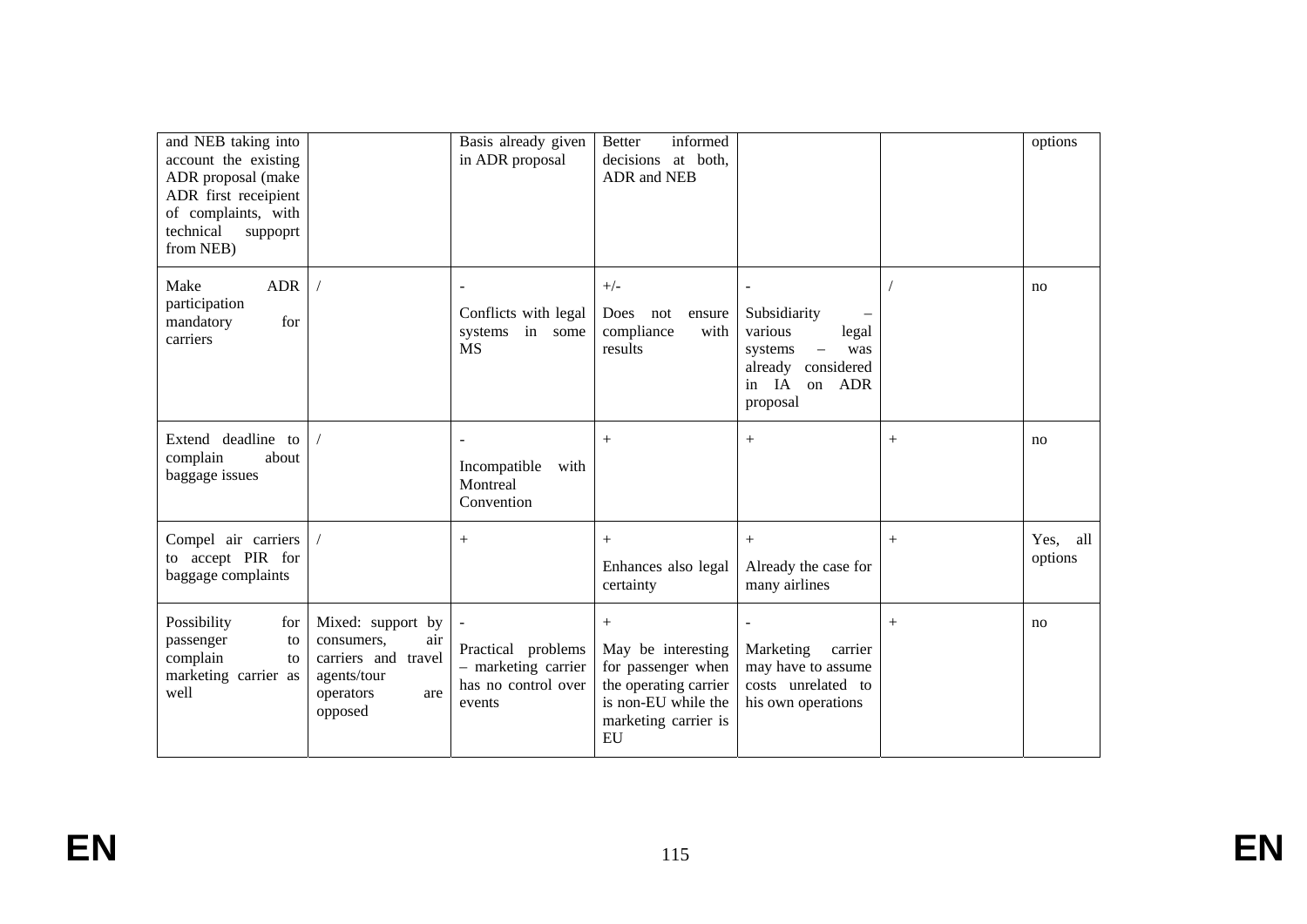| | | | | | | |
|---|---|---|---|---|---|---|
| and NEB taking into account the existing ADR proposal (make ADR first receipient of complaints, with technical suppoprt from NEB) | | Basis already given in ADR proposal | Better informed decisions at both, ADR and NEB | | | options |
| Make ADR participation mandatory for carriers | / | -<br>Conflicts with legal systems in some MS | +/-<br>Does not ensure compliance with results | -<br>Subsidiarity – various legal systems – was already considered in IA on ADR proposal | / | no |
| Extend deadline to complain about baggage issues | / | -<br>Incompatible with Montreal Convention | + | + | + | no |
| Compel air carriers to accept PIR for baggage complaints | / | + | +<br>Enhances also legal certainty | +<br>Already the case for many airlines | + | Yes, all options |
| Possibility for passenger to complain to marketing carrier as well | Mixed: support by consumers, air carriers and travel agents/tour operators are opposed | -<br>Practical problems – marketing carrier has no control over events | +<br>May be interesting for passenger when the operating carrier is non-EU while the marketing carrier is EU | -<br>Marketing carrier may have to assume costs unrelated to his own operations | + | no |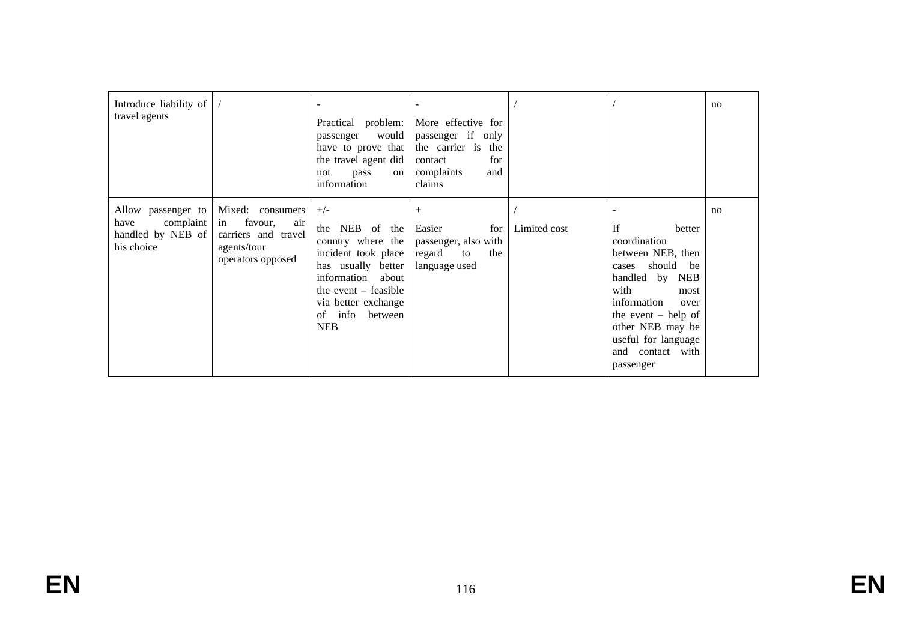| Introduce liability of travel agents | / | - Practical problem: passenger would have to prove that the travel agent did not pass on information | - More effective for passenger if only the carrier is the contact for complaints and claims | / | / | no |
|---|---|---|---|---|---|---|
| Allow passenger to have complaint <u>handled</u> by NEB of his choice | Mixed: consumers in favour, air carriers and travel agents/tour operators opposed | +/- the NEB of the country where the incident took place has usually better information about the event – feasible via better exchange of info between NEB | + Easier for passenger, also with regard to the language used | / Limited cost | - If better coordination between NEB, then cases should be handled by NEB with most information over the event – help of other NEB may be useful for language and contact with passenger | no |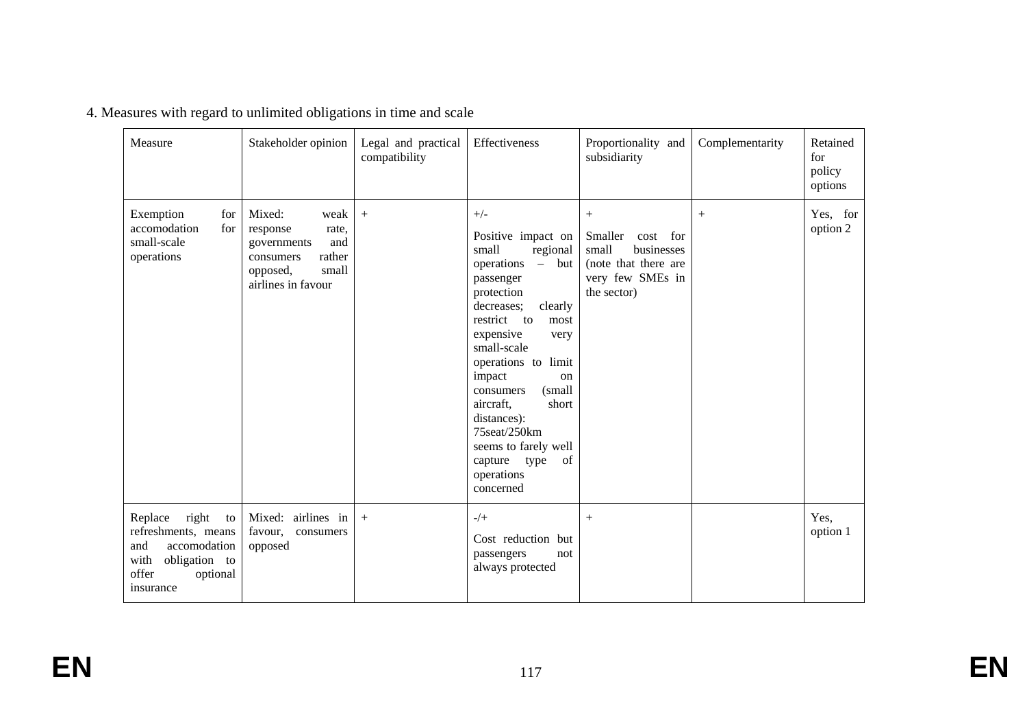4. Measures with regard to unlimited obligations in time and scale

| Measure | Stakeholder opinion | Legal and practical compatibility | Effectiveness | Proportionality and subsidiarity | Complementarity | Retained for policy options |
|---|---|---|---|---|---|---|
| Exemption for accomodation for small-scale operations | Mixed: weak response rate, governments and consumers rather opposed, small airlines in favour | + | +/- Positive impact on small regional operations – but passenger protection decreases; clearly restrict to most expensive very small-scale operations to limit impact on consumers (small aircraft, short distances): 75seat/250km seems to farely well capture type of operations concerned | + Smaller cost for small businesses (note that there are very few SMEs in the sector) | + | Yes, for option 2 |
| Replace right to refreshments, means and accomodation with obligation to offer optional insurance | Mixed: airlines in favour, consumers opposed | + | -/+ Cost reduction but passengers not always protected | + | | Yes, option 1 |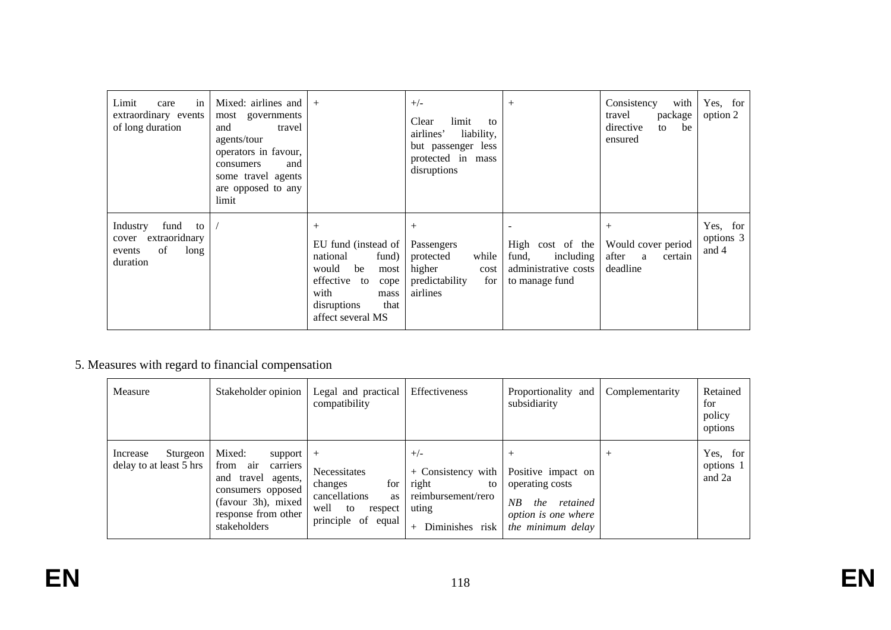| | | | | | | |
|---|---|---|---|---|---|---|
| Limit care in extraordinary events of long duration | Mixed: airlines and most governments and travel agents/tour operators in favour, consumers and some travel agents are opposed to any limit | + | +/- Clear limit to airlines' liability, but passenger less protected in mass disruptions | + | Consistency with travel package directive to be ensured | Yes, for option 2 |
| Industry fund to cover extraoridnary events of long duration | / | + EU fund (instead of national fund) would be most effective to cope with mass disruptions that affect several MS | + Passengers protected while higher cost predictability for airlines | - High cost of the fund, including administrative costs to manage fund | + Would cover period after a certain deadline | Yes, for options 3 and 4 |

5. Measures with regard to financial compensation

| Measure | Stakeholder opinion | Legal and practical compatibility | Effectiveness | Proportionality and subsidiarity | Complementarity | Retained for policy options |
|---|---|---|---|---|---|---|
| Increase Sturgeon delay to at least 5 hrs | Mixed: support from air carriers and travel agents, consumers opposed (favour 3h), mixed response from other stakeholders | + Necessitates changes for cancellations as well to respect principle of equal | +/- + Consistency with right to reimbursement/rerouting + Diminishes risk | + Positive impact on operating costs *NB the retained option is one where the minimum delay* | + | Yes, for options 1 and 2a |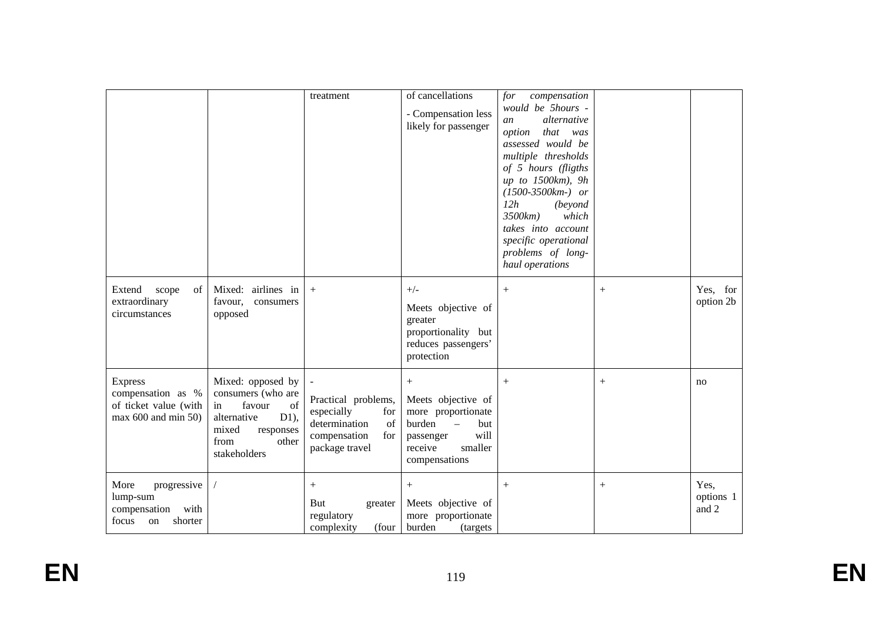| | | | | | | |
|---|---|---|---|---|---|---|
| | | treatment | of cancellations<br>- Compensation less likely for passenger | *for compensation would be 5hours - an alternative option that was assessed would be multiple thresholds of 5 hours (fligths up to 1500km), 9h (1500-3500km-) or 12h (beyond 3500km) which takes into account specific operational problems of long-haul operations* | | |
| Extend scope of extraordinary circumstances | Mixed: airlines in favour, consumers opposed | + | +/-<br>Meets objective of greater proportionality but reduces passengers' protection | + | + | Yes, for option 2b |
| Express compensation as % of ticket value (with max 600 and min 50) | Mixed: opposed by consumers (who are in favour of alternative D1), mixed responses from other stakeholders | -<br>Practical problems, especially for determination of compensation for package travel | +<br>Meets objective of more proportionate burden – but passenger will receive smaller compensations | + | + | no |
| More progressive lump-sum compensation with focus on shorter | / | +<br>But greater regulatory complexity (four | +<br>Meets objective of more proportionate burden (targets | + | + | Yes, options 1 and 2 |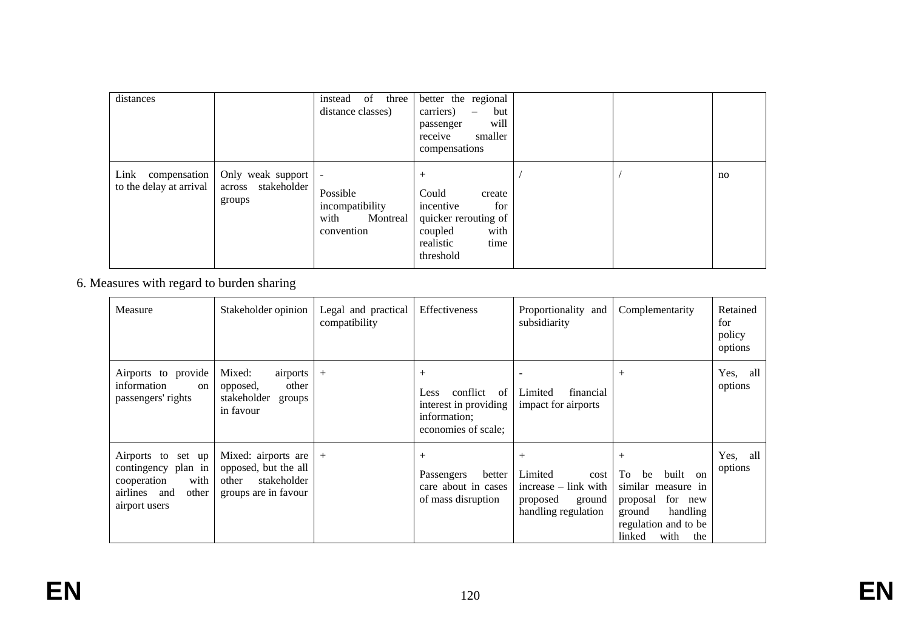| distances | | instead of three distance classes) | better the regional carriers) – but passenger will receive smaller compensations | | | |
|---|---|---|---|---|---|---|
| Link compensation to the delay at arrival | Only weak support across stakeholder groups | - Possible incompatibility with Montreal convention | + Could create incentive for quicker rerouting of coupled with realistic time threshold | / | / | no |

6. Measures with regard to burden sharing

| Measure | Stakeholder opinion | Legal and practical compatibility | Effectiveness | Proportionality and subsidiarity | Complementarity | Retained for policy options |
|---|---|---|---|---|---|---|
| Airports to provide information on passengers' rights | Mixed: airports opposed, other stakeholder groups in favour | + | + Less conflict of interest in providing information; economies of scale; | - Limited financial impact for airports | + | Yes, all options |
| Airports to set up contingency plan in cooperation with airlines and other airport users | Mixed: airports are opposed, but the all other stakeholder groups are in favour | + | + Passengers better care about in cases of mass disruption | + Limited cost increase – link with proposed ground handling regulation | + To be built on similar measure in proposal for new ground handling regulation and to be linked with the | Yes, all options |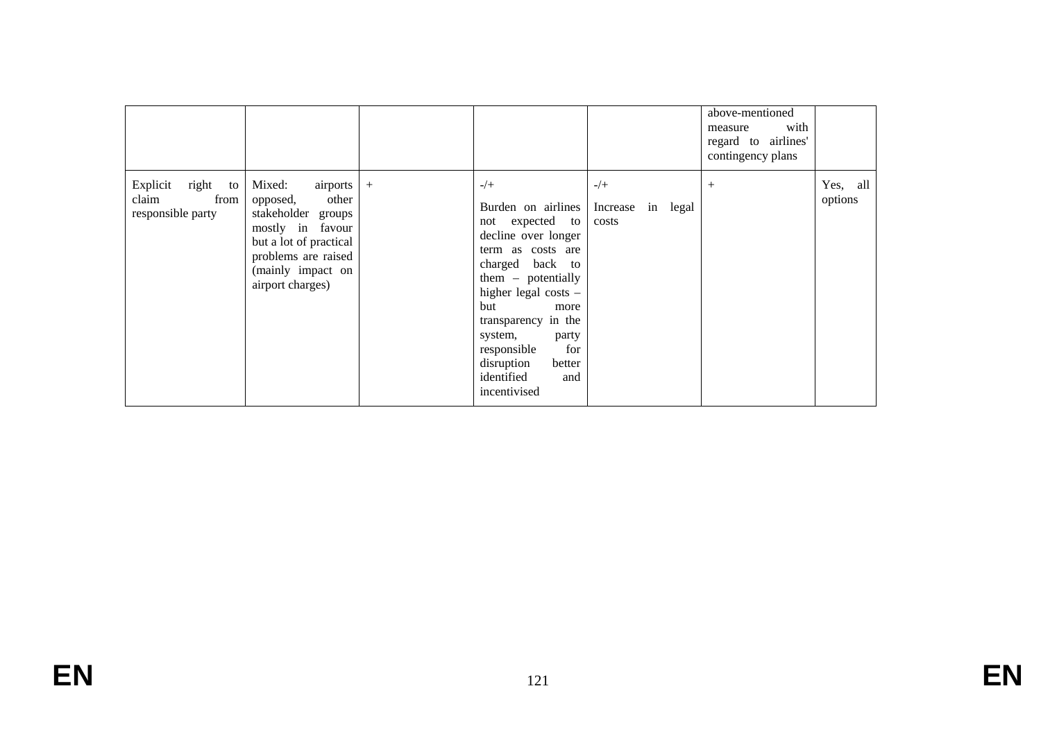| | | | | | | |
|---|---|---|---|---|---|---|
| | | | | | above-mentioned measure with regard to airlines' contingency plans | |
| Explicit right to claim from responsible party | Mixed: airports opposed, other stakeholder groups mostly in favour but a lot of practical problems are raised (mainly impact on airport charges) | + | -/+<br><br>Burden on airlines not expected to decline over longer term as costs are charged back to them – potentially higher legal costs – but more transparency in the system, party responsible for disruption better identified and incentivised | -/+<br><br>Increase in legal costs | + | Yes, all options |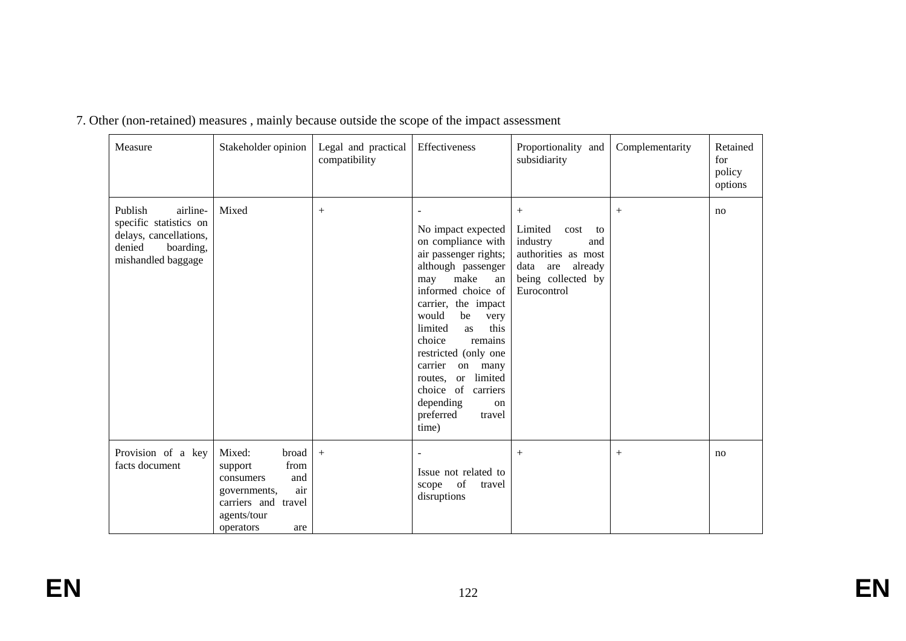7. Other (non-retained) measures , mainly because outside the scope of the impact assessment

| Measure | Stakeholder opinion | Legal and practical compatibility | Effectiveness | Proportionality and subsidiarity | Complementarity | Retained for policy options |
|---|---|---|---|---|---|---|
| Publish airline-specific statistics on delays, cancellations, denied boarding, mishandled baggage | Mixed | + | - No impact expected on compliance with air passenger rights; although passenger may make an informed choice of carrier, the impact would be very limited as this choice remains restricted (only one carrier on many routes, or limited choice of carriers depending on preferred travel time) | + Limited cost to industry and authorities as most data are already being collected by Eurocontrol | + | no |
| Provision of a key facts document | Mixed: broad support from consumers and governments, air carriers and travel agents/tour operators are | + | - Issue not related to scope of travel disruptions | + | + | no |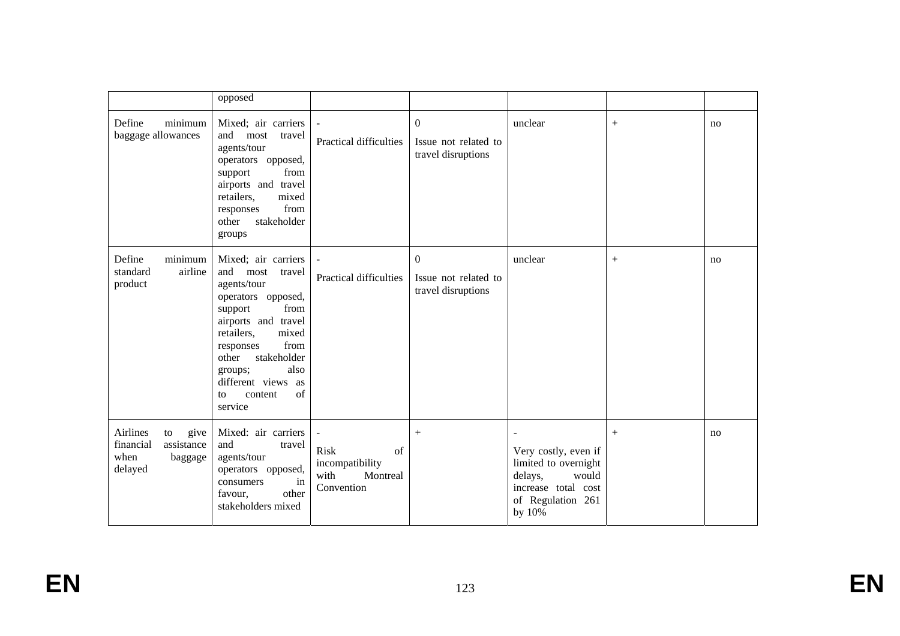|  | opposed |  |  |  |  |  |
|---|---|---|---|---|---|---|
| Define minimum baggage allowances | Mixed; air carriers and most travel agents/tour operators opposed, support from airports and travel retailers, mixed responses from other stakeholder groups | - Practical difficulties | 0 Issue not related to travel disruptions | unclear | + | no |
| Define minimum standard airline product | Mixed; air carriers and most travel agents/tour operators opposed, support from airports and travel retailers, mixed responses from other stakeholder groups; also different views as to content of service | - Practical difficulties | 0 Issue not related to travel disruptions | unclear | + | no |
| Airlines to give financial assistance when baggage delayed | Mixed: air carriers and travel agents/tour operators opposed, consumers in favour, other stakeholders mixed | - Risk of incompatibility with Montreal Convention | + | - Very costly, even if limited to overnight delays, would increase total cost of Regulation 261 by 10% | + | no |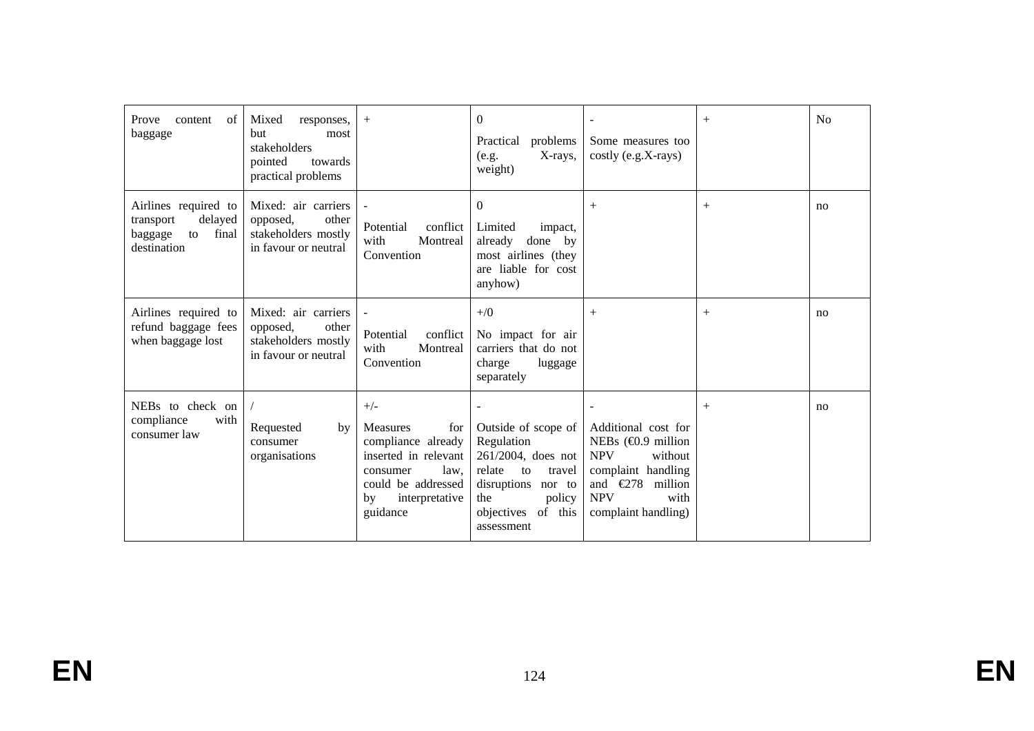| Prove content of baggage | Mixed responses, but most stakeholders pointed towards practical problems | + | 0<br>Practical problems (e.g. X-rays, weight) | -<br>Some measures too costly (e.g.X-rays) | + | No |
|---|---|---|---|---|---|---|
| Airlines required to transport delayed baggage to final destination | Mixed: air carriers opposed, other stakeholders mostly in favour or neutral | -<br>Potential conflict with Montreal Convention | 0<br>Limited impact, already done by most airlines (they are liable for cost anyhow) | + | + | no |
| Airlines required to refund baggage fees when baggage lost | Mixed: air carriers opposed, other stakeholders mostly in favour or neutral | -<br>Potential conflict with Montreal Convention | +/0<br>No impact for air carriers that do not charge luggage separately | + | + | no |
| NEBs to check on compliance with consumer law | /<br>Requested by consumer organisations | +/-<br>Measures for compliance already inserted in relevant consumer law, could be addressed by interpretative guidance | -<br>Outside of scope of Regulation 261/2004, does not relate to travel disruptions nor to the policy objectives of this assessment | -<br>Additional cost for NEBs (€0.9 million NPV without complaint handling and €278 million NPV with complaint handling) | + | no |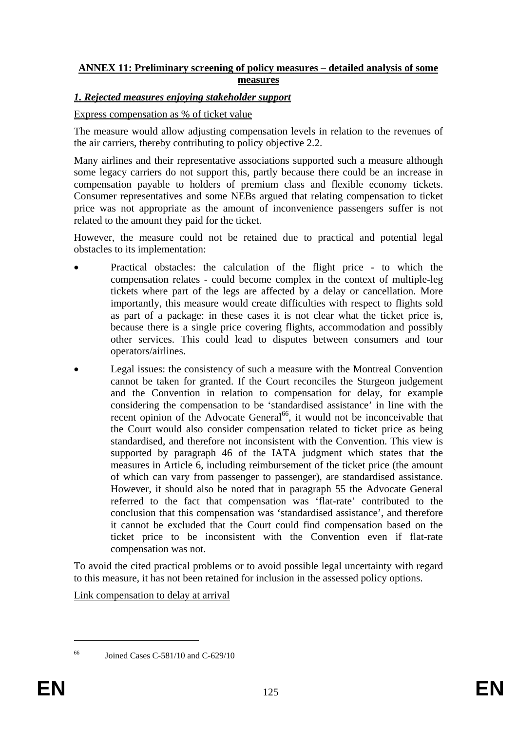## ANNEX 11: Preliminary screening of policy measures – detailed analysis of some measures

### *1. Rejected measures enjoying stakeholder support*

Express compensation as % of ticket value

The measure would allow adjusting compensation levels in relation to the revenues of the air carriers, thereby contributing to policy objective 2.2.

Many airlines and their representative associations supported such a measure although some legacy carriers do not support this, partly because there could be an increase in compensation payable to holders of premium class and flexible economy tickets. Consumer representatives and some NEBs argued that relating compensation to ticket price was not appropriate as the amount of inconvenience passengers suffer is not related to the amount they paid for the ticket.

However, the measure could not be retained due to practical and potential legal obstacles to its implementation:

- Practical obstacles: the calculation of the flight price - to which the compensation relates - could become complex in the context of multiple-leg tickets where part of the legs are affected by a delay or cancellation. More importantly, this measure would create difficulties with respect to flights sold as part of a package: in these cases it is not clear what the ticket price is, because there is a single price covering flights, accommodation and possibly other services. This could lead to disputes between consumers and tour operators/airlines.
- Legal issues: the consistency of such a measure with the Montreal Convention cannot be taken for granted. If the Court reconciles the Sturgeon judgement and the Convention in relation to compensation for delay, for example considering the compensation to be 'standardised assistance' in line with the recent opinion of the Advocate General[66], it would not be inconceivable that the Court would also consider compensation related to ticket price as being standardised, and therefore not inconsistent with the Convention. This view is supported by paragraph 46 of the IATA judgment which states that the measures in Article 6, including reimbursement of the ticket price (the amount of which can vary from passenger to passenger), are standardised assistance. However, it should also be noted that in paragraph 55 the Advocate General referred to the fact that compensation was 'flat-rate' contributed to the conclusion that this compensation was 'standardised assistance', and therefore it cannot be excluded that the Court could find compensation based on the ticket price to be inconsistent with the Convention even if flat-rate compensation was not.

To avoid the cited practical problems or to avoid possible legal uncertainty with regard to this measure, it has not been retained for inclusion in the assessed policy options.

Link compensation to delay at arrival

[66] Joined Cases C-581/10 and C-629/10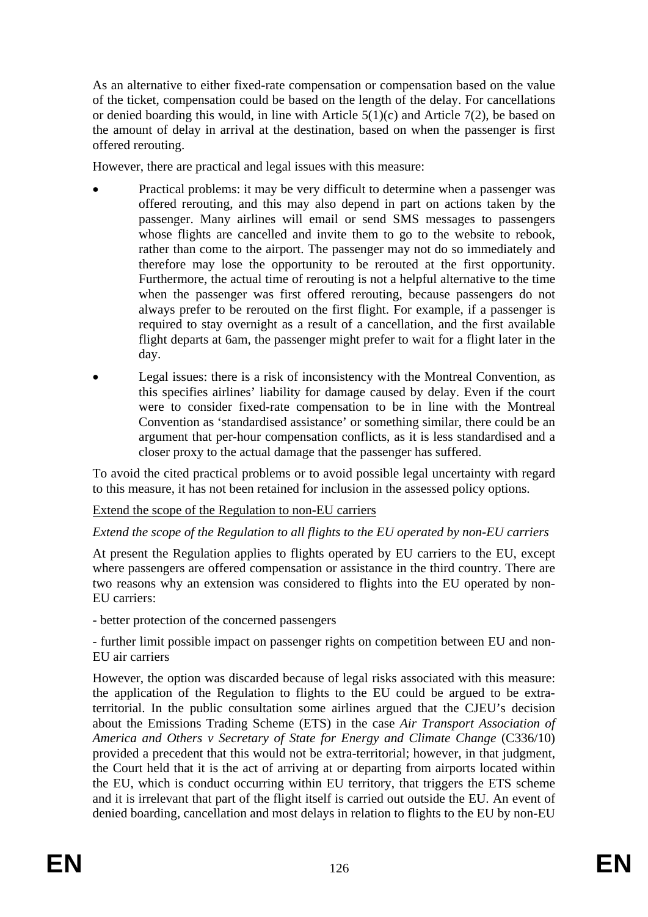As an alternative to either fixed-rate compensation or compensation based on the value of the ticket, compensation could be based on the length of the delay. For cancellations or denied boarding this would, in line with Article 5(1)(c) and Article 7(2), be based on the amount of delay in arrival at the destination, based on when the passenger is first offered rerouting.

However, there are practical and legal issues with this measure:

- Practical problems: it may be very difficult to determine when a passenger was offered rerouting, and this may also depend in part on actions taken by the passenger. Many airlines will email or send SMS messages to passengers whose flights are cancelled and invite them to go to the website to rebook, rather than come to the airport. The passenger may not do so immediately and therefore may lose the opportunity to be rerouted at the first opportunity. Furthermore, the actual time of rerouting is not a helpful alternative to the time when the passenger was first offered rerouting, because passengers do not always prefer to be rerouted on the first flight. For example, if a passenger is required to stay overnight as a result of a cancellation, and the first available flight departs at 6am, the passenger might prefer to wait for a flight later in the day.
- Legal issues: there is a risk of inconsistency with the Montreal Convention, as this specifies airlines' liability for damage caused by delay. Even if the court were to consider fixed-rate compensation to be in line with the Montreal Convention as 'standardised assistance' or something similar, there could be an argument that per-hour compensation conflicts, as it is less standardised and a closer proxy to the actual damage that the passenger has suffered.

To avoid the cited practical problems or to avoid possible legal uncertainty with regard to this measure, it has not been retained for inclusion in the assessed policy options.

<u>Extend the scope of the Regulation to non-EU carriers</u>

*Extend the scope of the Regulation to all flights to the EU operated by non-EU carriers*

At present the Regulation applies to flights operated by EU carriers to the EU, except where passengers are offered compensation or assistance in the third country. There are two reasons why an extension was considered to flights into the EU operated by non-EU carriers:

- better protection of the concerned passengers

- further limit possible impact on passenger rights on competition between EU and non-EU air carriers

However, the option was discarded because of legal risks associated with this measure: the application of the Regulation to flights to the EU could be argued to be extra-territorial. In the public consultation some airlines argued that the CJEU's decision about the Emissions Trading Scheme (ETS) in the case *Air Transport Association of America and Others v Secretary of State for Energy and Climate Change* (C336/10) provided a precedent that this would not be extra-territorial; however, in that judgment, the Court held that it is the act of arriving at or departing from airports located within the EU, which is conduct occurring within EU territory, that triggers the ETS scheme and it is irrelevant that part of the flight itself is carried out outside the EU. An event of denied boarding, cancellation and most delays in relation to flights to the EU by non-EU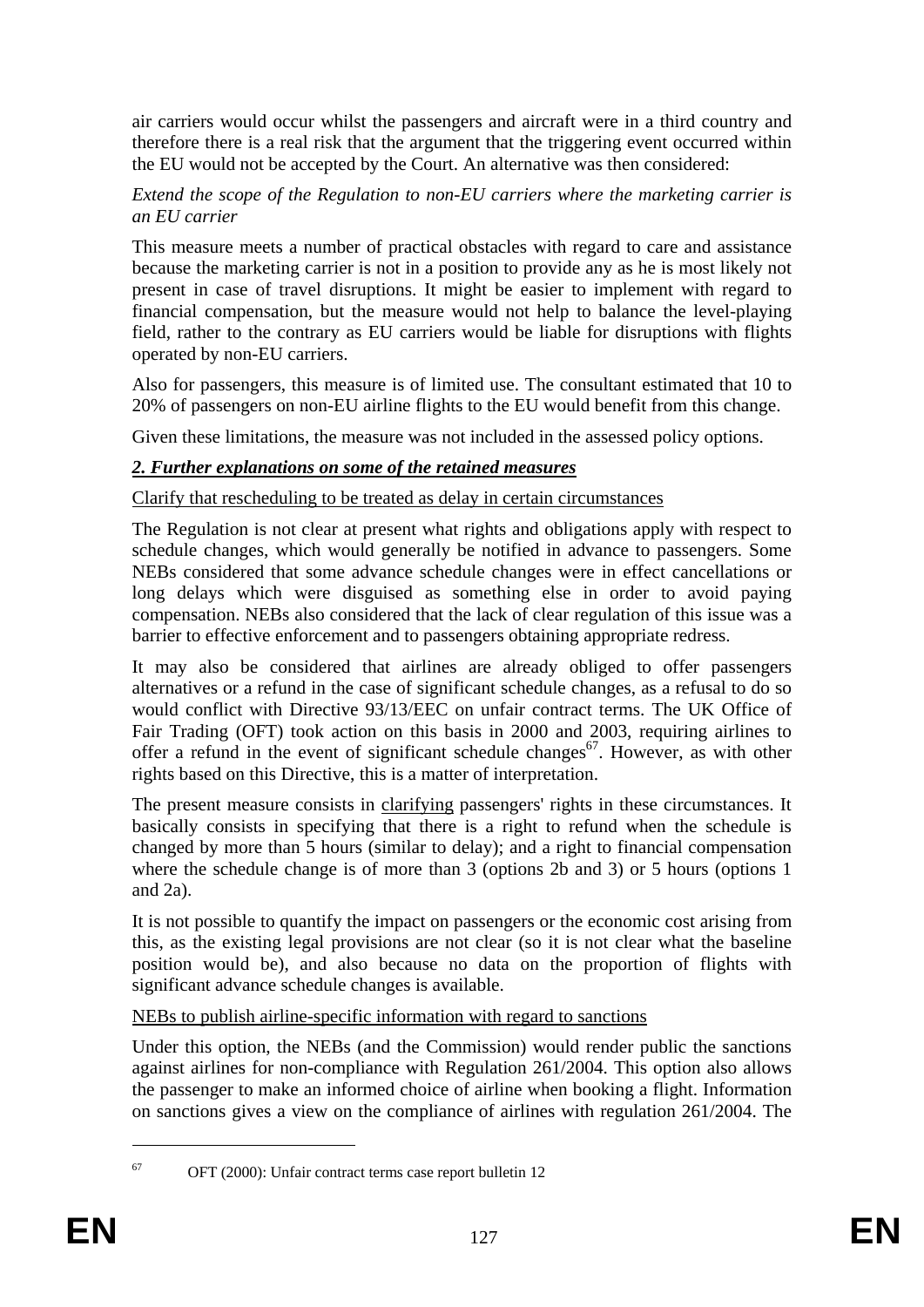air carriers would occur whilst the passengers and aircraft were in a third country and therefore there is a real risk that the argument that the triggering event occurred within the EU would not be accepted by the Court. An alternative was then considered:

*Extend the scope of the Regulation to non-EU carriers where the marketing carrier is an EU carrier*

This measure meets a number of practical obstacles with regard to care and assistance because the marketing carrier is not in a position to provide any as he is most likely not present in case of travel disruptions. It might be easier to implement with regard to financial compensation, but the measure would not help to balance the level-playing field, rather to the contrary as EU carriers would be liable for disruptions with flights operated by non-EU carriers.

Also for passengers, this measure is of limited use. The consultant estimated that 10 to 20% of passengers on non-EU airline flights to the EU would benefit from this change.

Given these limitations, the measure was not included in the assessed policy options.

***2. Further explanations on some of the retained measures***

Clarify that rescheduling to be treated as delay in certain circumstances

The Regulation is not clear at present what rights and obligations apply with respect to schedule changes, which would generally be notified in advance to passengers. Some NEBs considered that some advance schedule changes were in effect cancellations or long delays which were disguised as something else in order to avoid paying compensation. NEBs also considered that the lack of clear regulation of this issue was a barrier to effective enforcement and to passengers obtaining appropriate redress.

It may also be considered that airlines are already obliged to offer passengers alternatives or a refund in the case of significant schedule changes, as a refusal to do so would conflict with Directive 93/13/EEC on unfair contract terms. The UK Office of Fair Trading (OFT) took action on this basis in 2000 and 2003, requiring airlines to offer a refund in the event of significant schedule changes[67]. However, as with other rights based on this Directive, this is a matter of interpretation.

The present measure consists in clarifying passengers' rights in these circumstances. It basically consists in specifying that there is a right to refund when the schedule is changed by more than 5 hours (similar to delay); and a right to financial compensation where the schedule change is of more than 3 (options 2b and 3) or 5 hours (options 1 and 2a).

It is not possible to quantify the impact on passengers or the economic cost arising from this, as the existing legal provisions are not clear (so it is not clear what the baseline position would be), and also because no data on the proportion of flights with significant advance schedule changes is available.

NEBs to publish airline-specific information with regard to sanctions

Under this option, the NEBs (and the Commission) would render public the sanctions against airlines for non-compliance with Regulation 261/2004. This option also allows the passenger to make an informed choice of airline when booking a flight. Information on sanctions gives a view on the compliance of airlines with regulation 261/2004. The

[67] OFT (2000): Unfair contract terms case report bulletin 12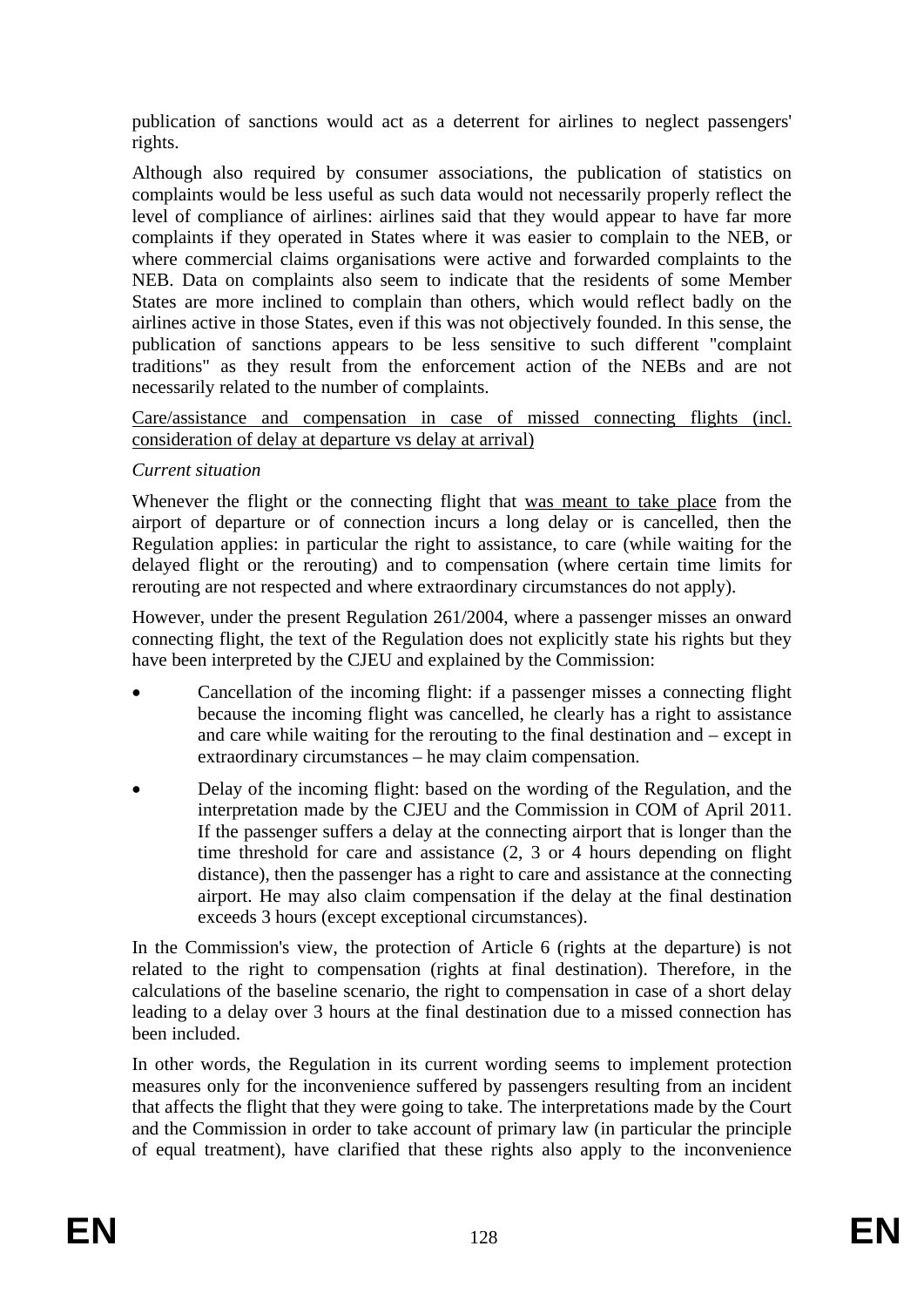publication of sanctions would act as a deterrent for airlines to neglect passengers' rights.

Although also required by consumer associations, the publication of statistics on complaints would be less useful as such data would not necessarily properly reflect the level of compliance of airlines: airlines said that they would appear to have far more complaints if they operated in States where it was easier to complain to the NEB, or where commercial claims organisations were active and forwarded complaints to the NEB. Data on complaints also seem to indicate that the residents of some Member States are more inclined to complain than others, which would reflect badly on the airlines active in those States, even if this was not objectively founded. In this sense, the publication of sanctions appears to be less sensitive to such different "complaint traditions" as they result from the enforcement action of the NEBs and are not necessarily related to the number of complaints.

<u>Care/assistance and compensation in case of missed connecting flights (incl. consideration of delay at departure vs delay at arrival)</u>

*Current situation*

Whenever the flight or the connecting flight that <u>was meant to take place</u> from the airport of departure or of connection incurs a long delay or is cancelled, then the Regulation applies: in particular the right to assistance, to care (while waiting for the delayed flight or the rerouting) and to compensation (where certain time limits for rerouting are not respected and where extraordinary circumstances do not apply).

However, under the present Regulation 261/2004, where a passenger misses an onward connecting flight, the text of the Regulation does not explicitly state his rights but they have been interpreted by the CJEU and explained by the Commission:

- Cancellation of the incoming flight: if a passenger misses a connecting flight because the incoming flight was cancelled, he clearly has a right to assistance and care while waiting for the rerouting to the final destination and – except in extraordinary circumstances – he may claim compensation.
- Delay of the incoming flight: based on the wording of the Regulation, and the interpretation made by the CJEU and the Commission in COM of April 2011. If the passenger suffers a delay at the connecting airport that is longer than the time threshold for care and assistance (2, 3 or 4 hours depending on flight distance), then the passenger has a right to care and assistance at the connecting airport. He may also claim compensation if the delay at the final destination exceeds 3 hours (except exceptional circumstances).

In the Commission's view, the protection of Article 6 (rights at the departure) is not related to the right to compensation (rights at final destination). Therefore, in the calculations of the baseline scenario, the right to compensation in case of a short delay leading to a delay over 3 hours at the final destination due to a missed connection has been included.

In other words, the Regulation in its current wording seems to implement protection measures only for the inconvenience suffered by passengers resulting from an incident that affects the flight that they were going to take. The interpretations made by the Court and the Commission in order to take account of primary law (in particular the principle of equal treatment), have clarified that these rights also apply to the inconvenience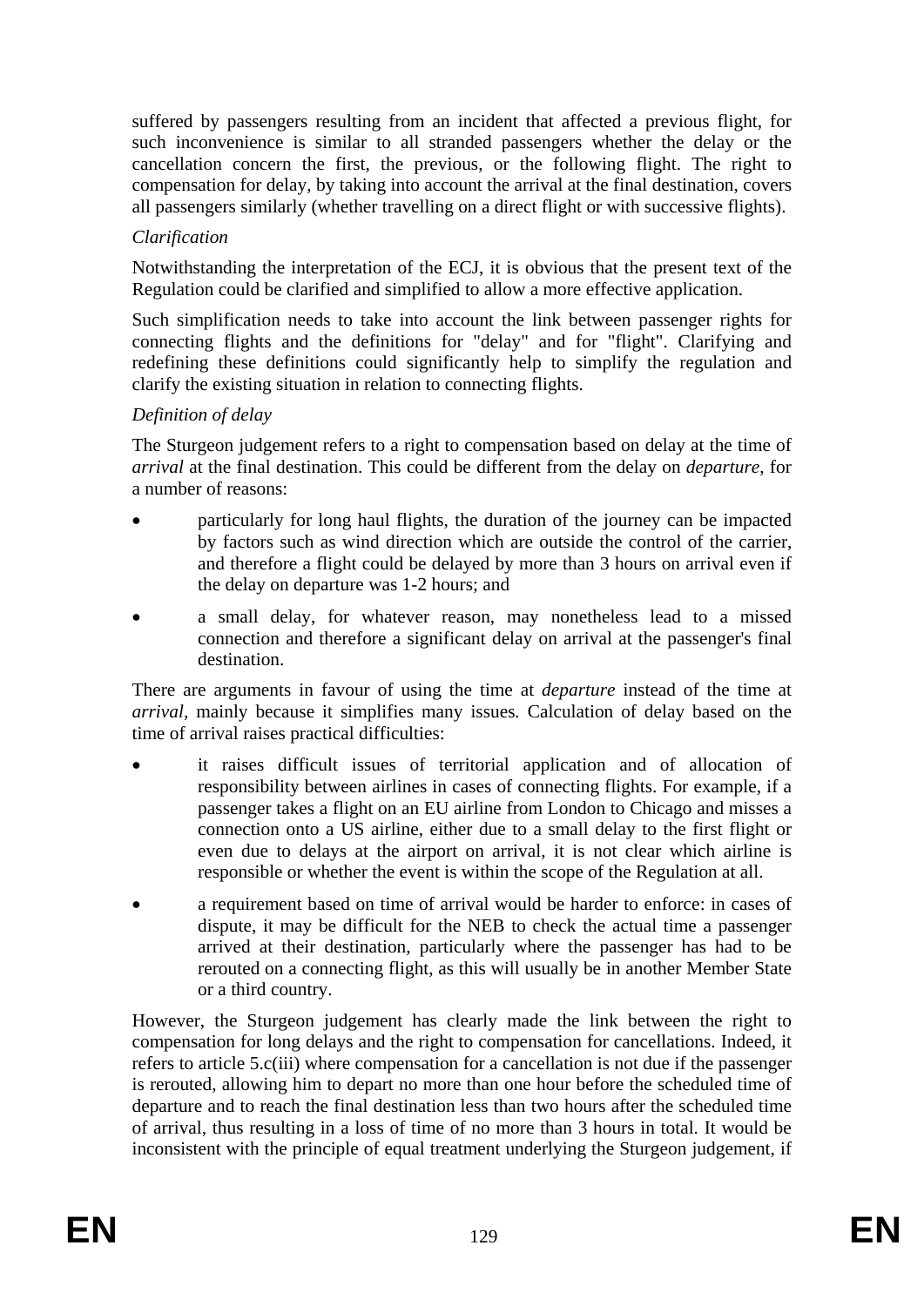suffered by passengers resulting from an incident that affected a previous flight, for such inconvenience is similar to all stranded passengers whether the delay or the cancellation concern the first, the previous, or the following flight. The right to compensation for delay, by taking into account the arrival at the final destination, covers all passengers similarly (whether travelling on a direct flight or with successive flights).

*Clarification*

Notwithstanding the interpretation of the ECJ, it is obvious that the present text of the Regulation could be clarified and simplified to allow a more effective application.

Such simplification needs to take into account the link between passenger rights for connecting flights and the definitions for "delay" and for "flight". Clarifying and redefining these definitions could significantly help to simplify the regulation and clarify the existing situation in relation to connecting flights.

*Definition of delay*

The Sturgeon judgement refers to a right to compensation based on delay at the time of *arrival* at the final destination. This could be different from the delay on *departure*, for a number of reasons:

- particularly for long haul flights, the duration of the journey can be impacted by factors such as wind direction which are outside the control of the carrier, and therefore a flight could be delayed by more than 3 hours on arrival even if the delay on departure was 1-2 hours; and
- a small delay, for whatever reason, may nonetheless lead to a missed connection and therefore a significant delay on arrival at the passenger's final destination.

There are arguments in favour of using the time at *departure* instead of the time at *arrival*, mainly because it simplifies many issues. Calculation of delay based on the time of arrival raises practical difficulties:

- it raises difficult issues of territorial application and of allocation of responsibility between airlines in cases of connecting flights. For example, if a passenger takes a flight on an EU airline from London to Chicago and misses a connection onto a US airline, either due to a small delay to the first flight or even due to delays at the airport on arrival, it is not clear which airline is responsible or whether the event is within the scope of the Regulation at all.
- a requirement based on time of arrival would be harder to enforce: in cases of dispute, it may be difficult for the NEB to check the actual time a passenger arrived at their destination, particularly where the passenger has had to be rerouted on a connecting flight, as this will usually be in another Member State or a third country.

However, the Sturgeon judgement has clearly made the link between the right to compensation for long delays and the right to compensation for cancellations. Indeed, it refers to article 5.c(iii) where compensation for a cancellation is not due if the passenger is rerouted, allowing him to depart no more than one hour before the scheduled time of departure and to reach the final destination less than two hours after the scheduled time of arrival, thus resulting in a loss of time of no more than 3 hours in total. It would be inconsistent with the principle of equal treatment underlying the Sturgeon judgement, if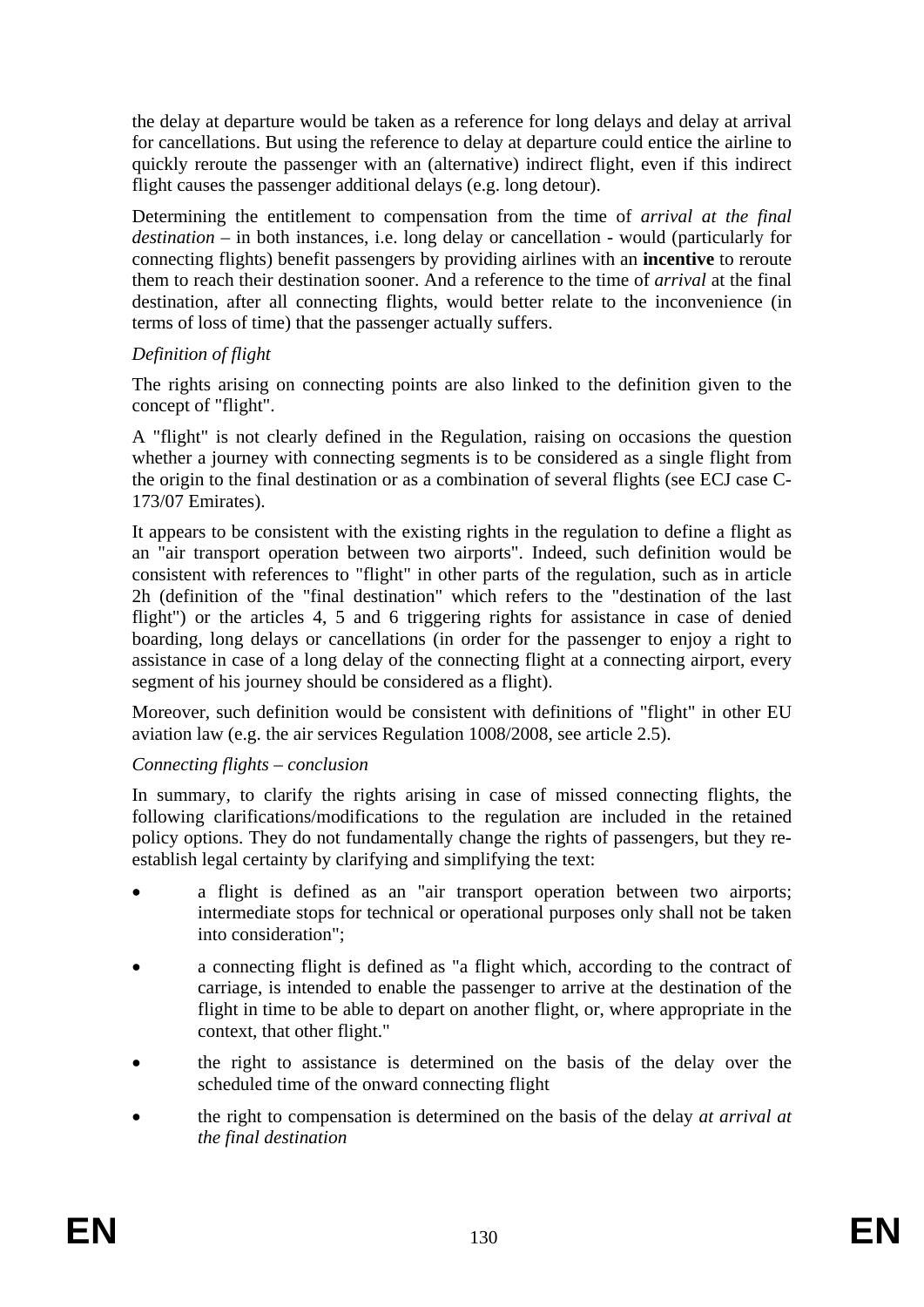the delay at departure would be taken as a reference for long delays and delay at arrival for cancellations. But using the reference to delay at departure could entice the airline to quickly reroute the passenger with an (alternative) indirect flight, even if this indirect flight causes the passenger additional delays (e.g. long detour).

Determining the entitlement to compensation from the time of *arrival at the final destination* – in both instances, i.e. long delay or cancellation - would (particularly for connecting flights) benefit passengers by providing airlines with an **incentive** to reroute them to reach their destination sooner. And a reference to the time of *arrival* at the final destination, after all connecting flights, would better relate to the inconvenience (in terms of loss of time) that the passenger actually suffers.

*Definition of flight*

The rights arising on connecting points are also linked to the definition given to the concept of "flight".

A "flight" is not clearly defined in the Regulation, raising on occasions the question whether a journey with connecting segments is to be considered as a single flight from the origin to the final destination or as a combination of several flights (see ECJ case C-173/07 Emirates).

It appears to be consistent with the existing rights in the regulation to define a flight as an "air transport operation between two airports". Indeed, such definition would be consistent with references to "flight" in other parts of the regulation, such as in article 2h (definition of the "final destination" which refers to the "destination of the last flight") or the articles 4, 5 and 6 triggering rights for assistance in case of denied boarding, long delays or cancellations (in order for the passenger to enjoy a right to assistance in case of a long delay of the connecting flight at a connecting airport, every segment of his journey should be considered as a flight).

Moreover, such definition would be consistent with definitions of "flight" in other EU aviation law (e.g. the air services Regulation 1008/2008, see article 2.5).

*Connecting flights – conclusion*

In summary, to clarify the rights arising in case of missed connecting flights, the following clarifications/modifications to the regulation are included in the retained policy options. They do not fundamentally change the rights of passengers, but they re-establish legal certainty by clarifying and simplifying the text:

- a flight is defined as an "air transport operation between two airports; intermediate stops for technical or operational purposes only shall not be taken into consideration";
- a connecting flight is defined as "a flight which, according to the contract of carriage, is intended to enable the passenger to arrive at the destination of the flight in time to be able to depart on another flight, or, where appropriate in the context, that other flight."
- the right to assistance is determined on the basis of the delay over the scheduled time of the onward connecting flight
- the right to compensation is determined on the basis of the delay *at arrival at the final destination*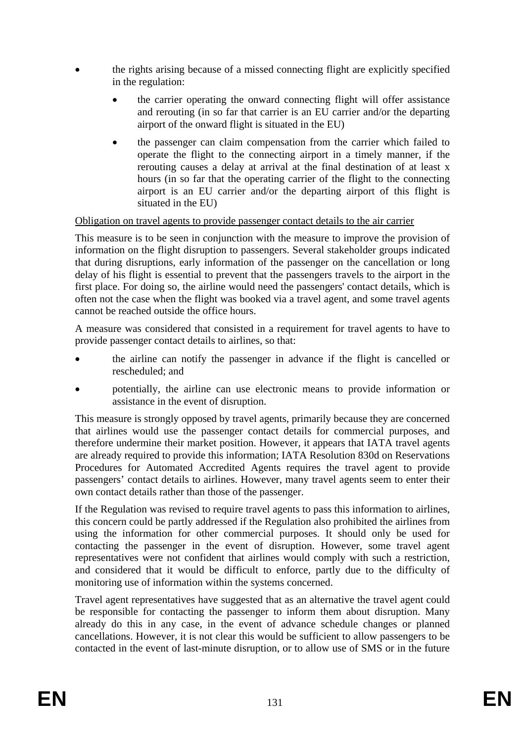- the rights arising because of a missed connecting flight are explicitly specified in the regulation:
  - the carrier operating the onward connecting flight will offer assistance and rerouting (in so far that carrier is an EU carrier and/or the departing airport of the onward flight is situated in the EU)
  - the passenger can claim compensation from the carrier which failed to operate the flight to the connecting airport in a timely manner, if the rerouting causes a delay at arrival at the final destination of at least x hours (in so far that the operating carrier of the flight to the connecting airport is an EU carrier and/or the departing airport of this flight is situated in the EU)

<u>Obligation on travel agents to provide passenger contact details to the air carrier</u>

This measure is to be seen in conjunction with the measure to improve the provision of information on the flight disruption to passengers. Several stakeholder groups indicated that during disruptions, early information of the passenger on the cancellation or long delay of his flight is essential to prevent that the passengers travels to the airport in the first place. For doing so, the airline would need the passengers' contact details, which is often not the case when the flight was booked via a travel agent, and some travel agents cannot be reached outside the office hours.

A measure was considered that consisted in a requirement for travel agents to have to provide passenger contact details to airlines, so that:

- the airline can notify the passenger in advance if the flight is cancelled or rescheduled; and
- potentially, the airline can use electronic means to provide information or assistance in the event of disruption.

This measure is strongly opposed by travel agents, primarily because they are concerned that airlines would use the passenger contact details for commercial purposes, and therefore undermine their market position. However, it appears that IATA travel agents are already required to provide this information; IATA Resolution 830d on Reservations Procedures for Automated Accredited Agents requires the travel agent to provide passengers' contact details to airlines. However, many travel agents seem to enter their own contact details rather than those of the passenger.

If the Regulation was revised to require travel agents to pass this information to airlines, this concern could be partly addressed if the Regulation also prohibited the airlines from using the information for other commercial purposes. It should only be used for contacting the passenger in the event of disruption. However, some travel agent representatives were not confident that airlines would comply with such a restriction, and considered that it would be difficult to enforce, partly due to the difficulty of monitoring use of information within the systems concerned.

Travel agent representatives have suggested that as an alternative the travel agent could be responsible for contacting the passenger to inform them about disruption. Many already do this in any case, in the event of advance schedule changes or planned cancellations. However, it is not clear this would be sufficient to allow passengers to be contacted in the event of last-minute disruption, or to allow use of SMS or in the future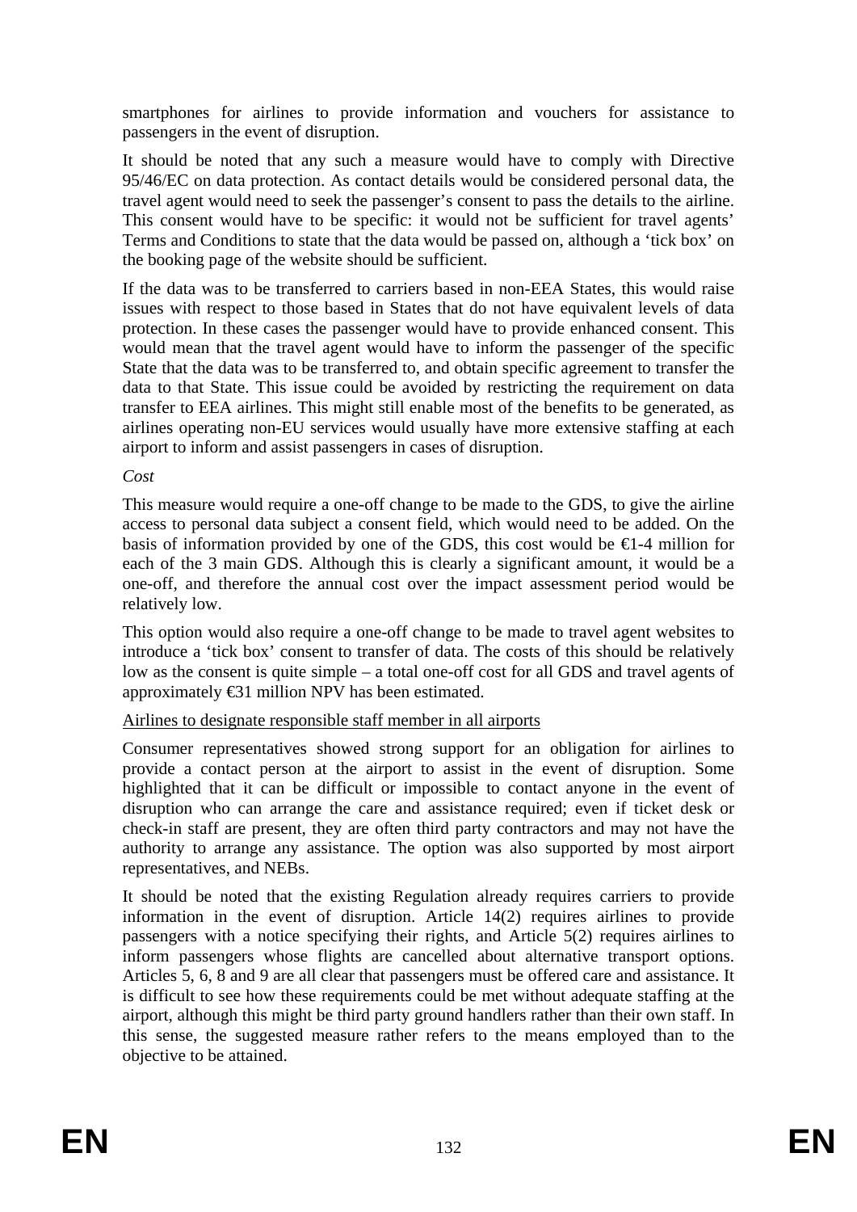smartphones for airlines to provide information and vouchers for assistance to passengers in the event of disruption.

It should be noted that any such a measure would have to comply with Directive 95/46/EC on data protection. As contact details would be considered personal data, the travel agent would need to seek the passenger's consent to pass the details to the airline. This consent would have to be specific: it would not be sufficient for travel agents' Terms and Conditions to state that the data would be passed on, although a 'tick box' on the booking page of the website should be sufficient.

If the data was to be transferred to carriers based in non-EEA States, this would raise issues with respect to those based in States that do not have equivalent levels of data protection. In these cases the passenger would have to provide enhanced consent. This would mean that the travel agent would have to inform the passenger of the specific State that the data was to be transferred to, and obtain specific agreement to transfer the data to that State. This issue could be avoided by restricting the requirement on data transfer to EEA airlines. This might still enable most of the benefits to be generated, as airlines operating non-EU services would usually have more extensive staffing at each airport to inform and assist passengers in cases of disruption.

*Cost*

This measure would require a one-off change to be made to the GDS, to give the airline access to personal data subject a consent field, which would need to be added. On the basis of information provided by one of the GDS, this cost would be €1-4 million for each of the 3 main GDS. Although this is clearly a significant amount, it would be a one-off, and therefore the annual cost over the impact assessment period would be relatively low.

This option would also require a one-off change to be made to travel agent websites to introduce a 'tick box' consent to transfer of data. The costs of this should be relatively low as the consent is quite simple – a total one-off cost for all GDS and travel agents of approximately €31 million NPV has been estimated.

<u>Airlines to designate responsible staff member in all airports</u>

Consumer representatives showed strong support for an obligation for airlines to provide a contact person at the airport to assist in the event of disruption. Some highlighted that it can be difficult or impossible to contact anyone in the event of disruption who can arrange the care and assistance required; even if ticket desk or check-in staff are present, they are often third party contractors and may not have the authority to arrange any assistance. The option was also supported by most airport representatives, and NEBs.

It should be noted that the existing Regulation already requires carriers to provide information in the event of disruption. Article 14(2) requires airlines to provide passengers with a notice specifying their rights, and Article 5(2) requires airlines to inform passengers whose flights are cancelled about alternative transport options. Articles 5, 6, 8 and 9 are all clear that passengers must be offered care and assistance. It is difficult to see how these requirements could be met without adequate staffing at the airport, although this might be third party ground handlers rather than their own staff. In this sense, the suggested measure rather refers to the means employed than to the objective to be attained.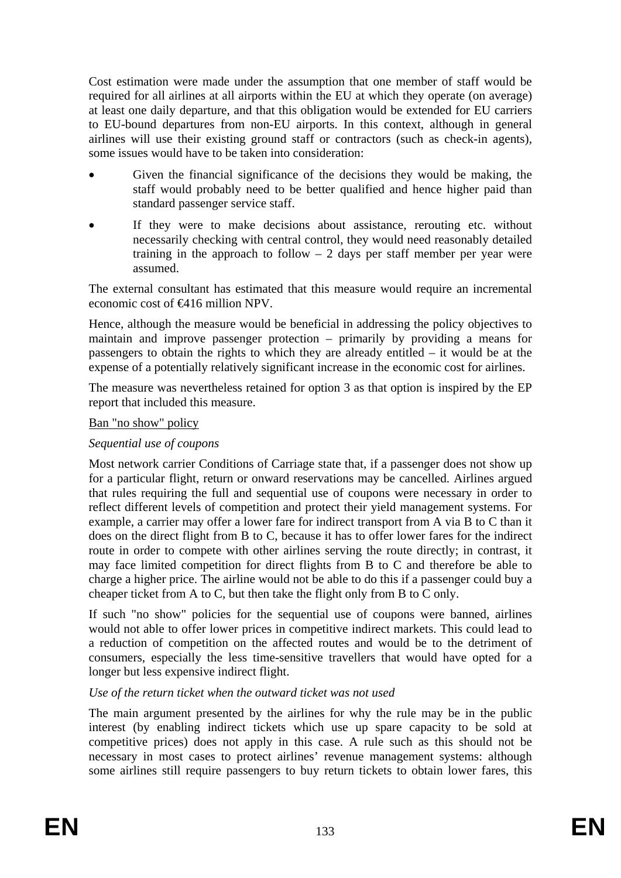Cost estimation were made under the assumption that one member of staff would be required for all airlines at all airports within the EU at which they operate (on average) at least one daily departure, and that this obligation would be extended for EU carriers to EU-bound departures from non-EU airports. In this context, although in general airlines will use their existing ground staff or contractors (such as check-in agents), some issues would have to be taken into consideration:

- Given the financial significance of the decisions they would be making, the staff would probably need to be better qualified and hence higher paid than standard passenger service staff.
- If they were to make decisions about assistance, rerouting etc. without necessarily checking with central control, they would need reasonably detailed training in the approach to follow – 2 days per staff member per year were assumed.

The external consultant has estimated that this measure would require an incremental economic cost of €416 million NPV.

Hence, although the measure would be beneficial in addressing the policy objectives to maintain and improve passenger protection – primarily by providing a means for passengers to obtain the rights to which they are already entitled – it would be at the expense of a potentially relatively significant increase in the economic cost for airlines.

The measure was nevertheless retained for option 3 as that option is inspired by the EP report that included this measure.

Ban "no show" policy

*Sequential use of coupons*

Most network carrier Conditions of Carriage state that, if a passenger does not show up for a particular flight, return or onward reservations may be cancelled. Airlines argued that rules requiring the full and sequential use of coupons were necessary in order to reflect different levels of competition and protect their yield management systems. For example, a carrier may offer a lower fare for indirect transport from A via B to C than it does on the direct flight from B to C, because it has to offer lower fares for the indirect route in order to compete with other airlines serving the route directly; in contrast, it may face limited competition for direct flights from B to C and therefore be able to charge a higher price. The airline would not be able to do this if a passenger could buy a cheaper ticket from A to C, but then take the flight only from B to C only.

If such "no show" policies for the sequential use of coupons were banned, airlines would not able to offer lower prices in competitive indirect markets. This could lead to a reduction of competition on the affected routes and would be to the detriment of consumers, especially the less time-sensitive travellers that would have opted for a longer but less expensive indirect flight.

*Use of the return ticket when the outward ticket was not used*

The main argument presented by the airlines for why the rule may be in the public interest (by enabling indirect tickets which use up spare capacity to be sold at competitive prices) does not apply in this case. A rule such as this should not be necessary in most cases to protect airlines' revenue management systems: although some airlines still require passengers to buy return tickets to obtain lower fares, this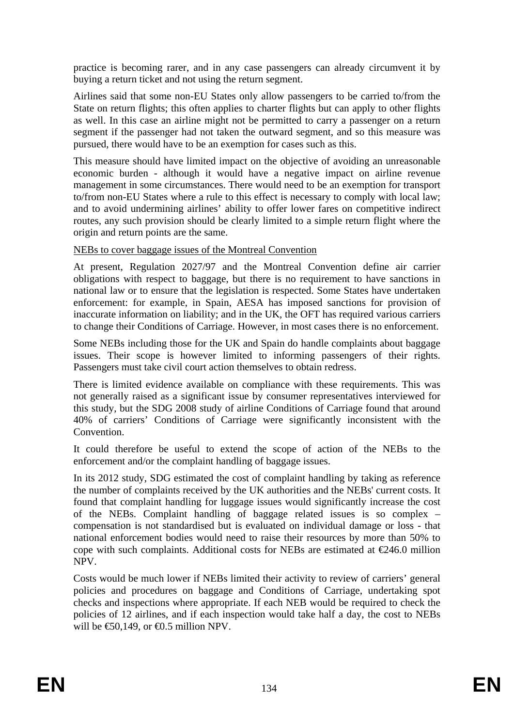practice is becoming rarer, and in any case passengers can already circumvent it by buying a return ticket and not using the return segment.

Airlines said that some non-EU States only allow passengers to be carried to/from the State on return flights; this often applies to charter flights but can apply to other flights as well. In this case an airline might not be permitted to carry a passenger on a return segment if the passenger had not taken the outward segment, and so this measure was pursued, there would have to be an exemption for cases such as this.

This measure should have limited impact on the objective of avoiding an unreasonable economic burden - although it would have a negative impact on airline revenue management in some circumstances. There would need to be an exemption for transport to/from non-EU States where a rule to this effect is necessary to comply with local law; and to avoid undermining airlines' ability to offer lower fares on competitive indirect routes, any such provision should be clearly limited to a simple return flight where the origin and return points are the same.

NEBs to cover baggage issues of the Montreal Convention

At present, Regulation 2027/97 and the Montreal Convention define air carrier obligations with respect to baggage, but there is no requirement to have sanctions in national law or to ensure that the legislation is respected. Some States have undertaken enforcement: for example, in Spain, AESA has imposed sanctions for provision of inaccurate information on liability; and in the UK, the OFT has required various carriers to change their Conditions of Carriage. However, in most cases there is no enforcement.

Some NEBs including those for the UK and Spain do handle complaints about baggage issues. Their scope is however limited to informing passengers of their rights. Passengers must take civil court action themselves to obtain redress.

There is limited evidence available on compliance with these requirements. This was not generally raised as a significant issue by consumer representatives interviewed for this study, but the SDG 2008 study of airline Conditions of Carriage found that around 40% of carriers' Conditions of Carriage were significantly inconsistent with the Convention.

It could therefore be useful to extend the scope of action of the NEBs to the enforcement and/or the complaint handling of baggage issues.

In its 2012 study, SDG estimated the cost of complaint handling by taking as reference the number of complaints received by the UK authorities and the NEBs' current costs. It found that complaint handling for luggage issues would significantly increase the cost of the NEBs. Complaint handling of baggage related issues is so complex – compensation is not standardised but is evaluated on individual damage or loss - that national enforcement bodies would need to raise their resources by more than 50% to cope with such complaints. Additional costs for NEBs are estimated at €246.0 million NPV.

Costs would be much lower if NEBs limited their activity to review of carriers' general policies and procedures on baggage and Conditions of Carriage, undertaking spot checks and inspections where appropriate. If each NEB would be required to check the policies of 12 airlines, and if each inspection would take half a day, the cost to NEBs will be €50,149, or €0.5 million NPV.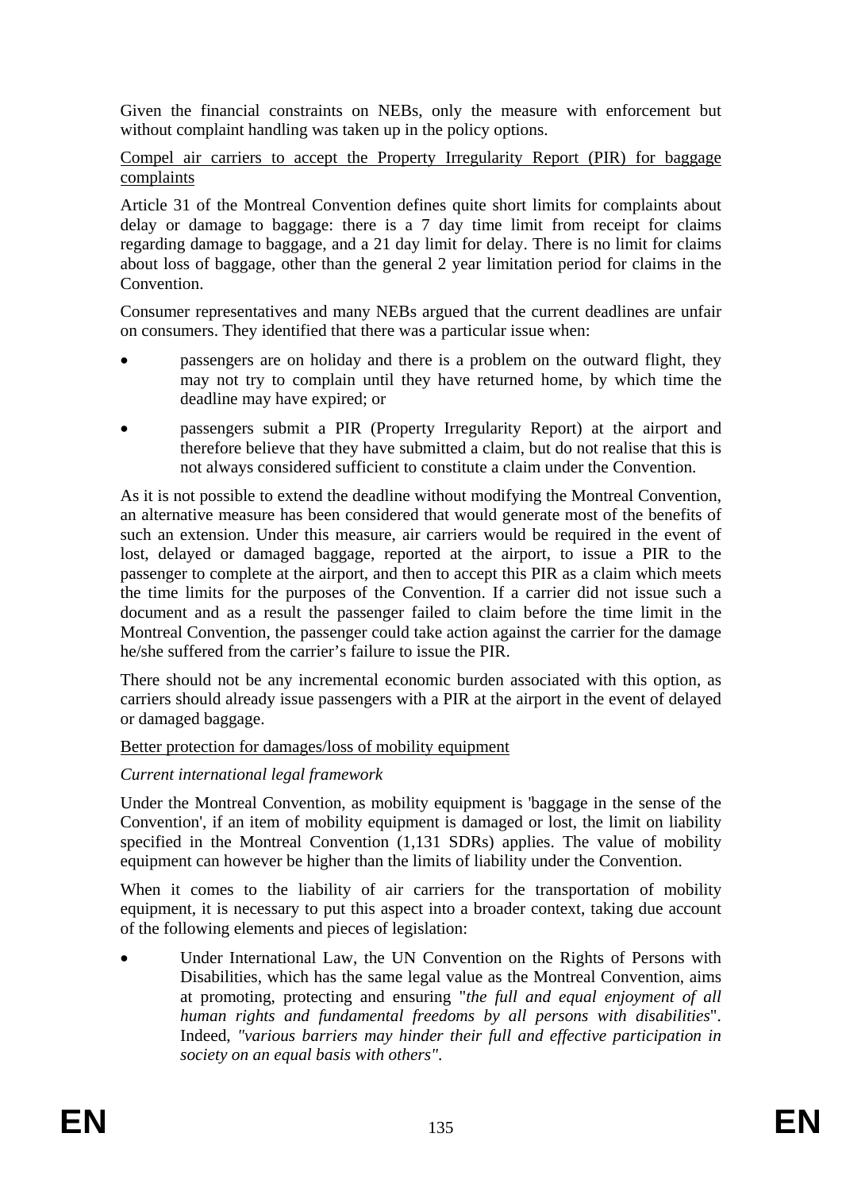Given the financial constraints on NEBs, only the measure with enforcement but without complaint handling was taken up in the policy options.

Compel air carriers to accept the Property Irregularity Report (PIR) for baggage complaints

Article 31 of the Montreal Convention defines quite short limits for complaints about delay or damage to baggage: there is a 7 day time limit from receipt for claims regarding damage to baggage, and a 21 day limit for delay. There is no limit for claims about loss of baggage, other than the general 2 year limitation period for claims in the Convention.

Consumer representatives and many NEBs argued that the current deadlines are unfair on consumers. They identified that there was a particular issue when:

- passengers are on holiday and there is a problem on the outward flight, they may not try to complain until they have returned home, by which time the deadline may have expired; or
- passengers submit a PIR (Property Irregularity Report) at the airport and therefore believe that they have submitted a claim, but do not realise that this is not always considered sufficient to constitute a claim under the Convention.

As it is not possible to extend the deadline without modifying the Montreal Convention, an alternative measure has been considered that would generate most of the benefits of such an extension. Under this measure, air carriers would be required in the event of lost, delayed or damaged baggage, reported at the airport, to issue a PIR to the passenger to complete at the airport, and then to accept this PIR as a claim which meets the time limits for the purposes of the Convention. If a carrier did not issue such a document and as a result the passenger failed to claim before the time limit in the Montreal Convention, the passenger could take action against the carrier for the damage he/she suffered from the carrier's failure to issue the PIR.

There should not be any incremental economic burden associated with this option, as carriers should already issue passengers with a PIR at the airport in the event of delayed or damaged baggage.

Better protection for damages/loss of mobility equipment

*Current international legal framework*

Under the Montreal Convention, as mobility equipment is 'baggage in the sense of the Convention', if an item of mobility equipment is damaged or lost, the limit on liability specified in the Montreal Convention (1,131 SDRs) applies. The value of mobility equipment can however be higher than the limits of liability under the Convention.

When it comes to the liability of air carriers for the transportation of mobility equipment, it is necessary to put this aspect into a broader context, taking due account of the following elements and pieces of legislation:

- Under International Law, the UN Convention on the Rights of Persons with Disabilities, which has the same legal value as the Montreal Convention, aims at promoting, protecting and ensuring "*the full and equal enjoyment of all human rights and fundamental freedoms by all persons with disabilities*". Indeed, *"various barriers may hinder their full and effective participation in society on an equal basis with others"*.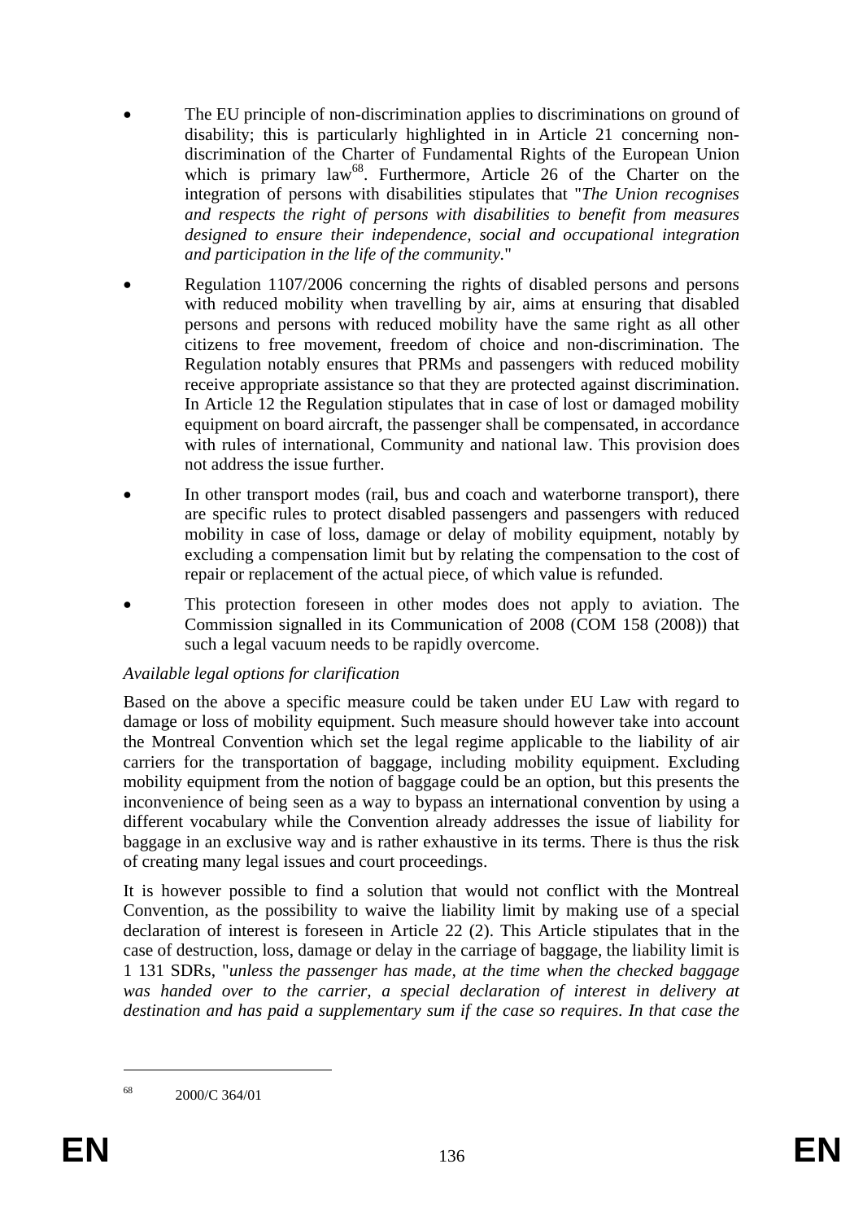- The EU principle of non-discrimination applies to discriminations on ground of disability; this is particularly highlighted in in Article 21 concerning non-discrimination of the Charter of Fundamental Rights of the European Union which is primary law[68]. Furthermore, Article 26 of the Charter on the integration of persons with disabilities stipulates that "*The Union recognises and respects the right of persons with disabilities to benefit from measures designed to ensure their independence, social and occupational integration and participation in the life of the community.*"

- Regulation 1107/2006 concerning the rights of disabled persons and persons with reduced mobility when travelling by air, aims at ensuring that disabled persons and persons with reduced mobility have the same right as all other citizens to free movement, freedom of choice and non-discrimination. The Regulation notably ensures that PRMs and passengers with reduced mobility receive appropriate assistance so that they are protected against discrimination. In Article 12 the Regulation stipulates that in case of lost or damaged mobility equipment on board aircraft, the passenger shall be compensated, in accordance with rules of international, Community and national law. This provision does not address the issue further.

- In other transport modes (rail, bus and coach and waterborne transport), there are specific rules to protect disabled passengers and passengers with reduced mobility in case of loss, damage or delay of mobility equipment, notably by excluding a compensation limit but by relating the compensation to the cost of repair or replacement of the actual piece, of which value is refunded.

- This protection foreseen in other modes does not apply to aviation. The Commission signalled in its Communication of 2008 (COM 158 (2008)) that such a legal vacuum needs to be rapidly overcome.

*Available legal options for clarification*

Based on the above a specific measure could be taken under EU Law with regard to damage or loss of mobility equipment. Such measure should however take into account the Montreal Convention which set the legal regime applicable to the liability of air carriers for the transportation of baggage, including mobility equipment. Excluding mobility equipment from the notion of baggage could be an option, but this presents the inconvenience of being seen as a way to bypass an international convention by using a different vocabulary while the Convention already addresses the issue of liability for baggage in an exclusive way and is rather exhaustive in its terms. There is thus the risk of creating many legal issues and court proceedings.

It is however possible to find a solution that would not conflict with the Montreal Convention, as the possibility to waive the liability limit by making use of a special declaration of interest is foreseen in Article 22 (2). This Article stipulates that in the case of destruction, loss, damage or delay in the carriage of baggage, the liability limit is 1 131 SDRs, "*unless the passenger has made, at the time when the checked baggage was handed over to the carrier, a special declaration of interest in delivery at destination and has paid a supplementary sum if the case so requires. In that case the*

---

[68] 2000/C 364/01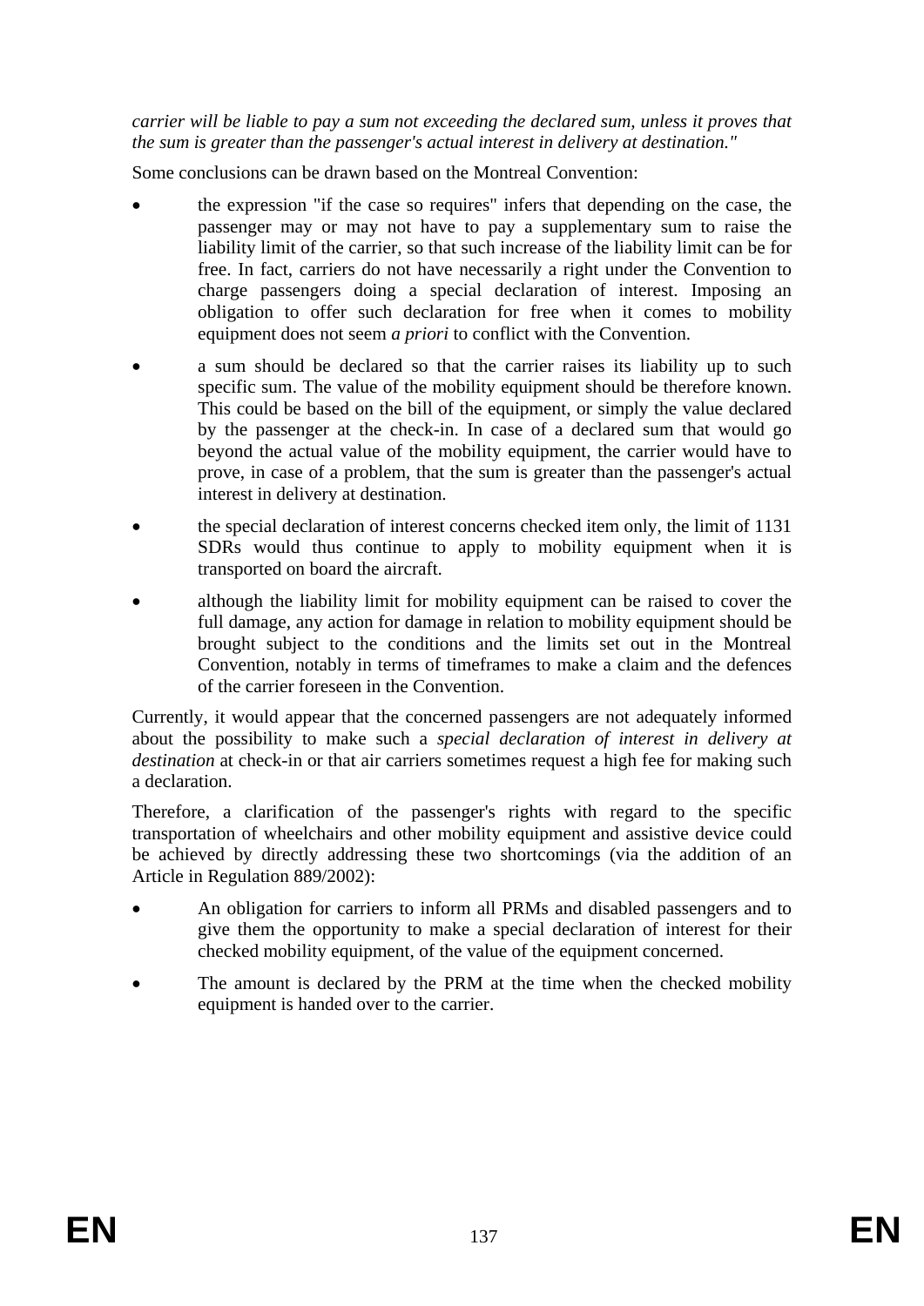*carrier will be liable to pay a sum not exceeding the declared sum, unless it proves that the sum is greater than the passenger's actual interest in delivery at destination."*

Some conclusions can be drawn based on the Montreal Convention:

- the expression "if the case so requires" infers that depending on the case, the passenger may or may not have to pay a supplementary sum to raise the liability limit of the carrier, so that such increase of the liability limit can be for free. In fact, carriers do not have necessarily a right under the Convention to charge passengers doing a special declaration of interest. Imposing an obligation to offer such declaration for free when it comes to mobility equipment does not seem *a priori* to conflict with the Convention.
- a sum should be declared so that the carrier raises its liability up to such specific sum. The value of the mobility equipment should be therefore known. This could be based on the bill of the equipment, or simply the value declared by the passenger at the check-in. In case of a declared sum that would go beyond the actual value of the mobility equipment, the carrier would have to prove, in case of a problem, that the sum is greater than the passenger's actual interest in delivery at destination.
- the special declaration of interest concerns checked item only, the limit of 1131 SDRs would thus continue to apply to mobility equipment when it is transported on board the aircraft.
- although the liability limit for mobility equipment can be raised to cover the full damage, any action for damage in relation to mobility equipment should be brought subject to the conditions and the limits set out in the Montreal Convention, notably in terms of timeframes to make a claim and the defences of the carrier foreseen in the Convention.

Currently, it would appear that the concerned passengers are not adequately informed about the possibility to make such a *special declaration of interest in delivery at destination* at check-in or that air carriers sometimes request a high fee for making such a declaration.

Therefore, a clarification of the passenger's rights with regard to the specific transportation of wheelchairs and other mobility equipment and assistive device could be achieved by directly addressing these two shortcomings (via the addition of an Article in Regulation 889/2002):

- An obligation for carriers to inform all PRMs and disabled passengers and to give them the opportunity to make a special declaration of interest for their checked mobility equipment, of the value of the equipment concerned.
- The amount is declared by the PRM at the time when the checked mobility equipment is handed over to the carrier.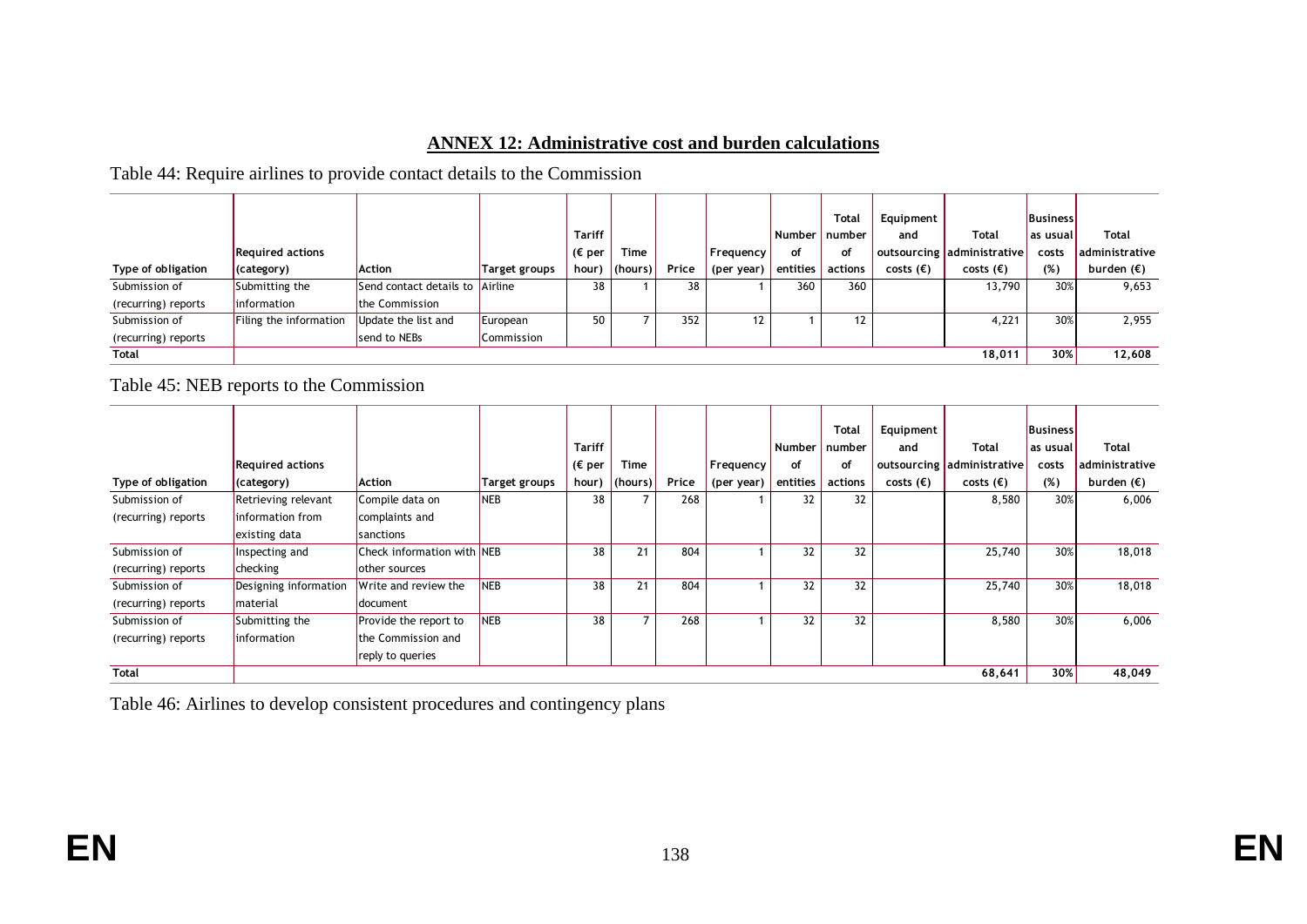## ANNEX 12: Administrative cost and burden calculations

Table 44: Require airlines to provide contact details to the Commission

| Type of obligation | Required actions (category) | Action | Target groups | Tariff (€ per hour) | Time (hours) | Price | Frequency (per year) | Number of entities | Total number of actions | Equipment and outsourcing costs (€) | Total administrative costs (€) | Business as usual costs (%) | Total administrative burden (€) |
|---|---|---|---|---|---|---|---|---|---|---|---|---|---|
| Submission of (recurring) reports | Submitting the information | Send contact details to the Commission | Airline | 38 | 1 | 38 | 1 | 360 | 360 | | 13,790 | 30% | 9,653 |
| Submission of (recurring) reports | Filing the information | Update the list and send to NEBs | European Commission | 50 | 7 | 352 | 12 | 1 | 12 | | 4,221 | 30% | 2,955 |
| Total | | | | | | | | | | | 18,011 | 30% | 12,608 |

Table 45: NEB reports to the Commission

| Type of obligation | Required actions (category) | Action | Target groups | Tariff (€ per hour) | Time (hours) | Price | Frequency (per year) | Number of entities | Total number of actions | Equipment and outsourcing costs (€) | Total administrative costs (€) | Business as usual costs (%) | Total administrative burden (€) |
|---|---|---|---|---|---|---|---|---|---|---|---|---|---|
| Submission of (recurring) reports | Retrieving relevant information from existing data | Compile data on complaints and sanctions | NEB | 38 | 7 | 268 | 1 | 32 | 32 | | 8,580 | 30% | 6,006 |
| Submission of (recurring) reports | Inspecting and checking | Check information with other sources | NEB | 38 | 21 | 804 | 1 | 32 | 32 | | 25,740 | 30% | 18,018 |
| Submission of (recurring) reports | Designing information material | Write and review the document | NEB | 38 | 21 | 804 | 1 | 32 | 32 | | 25,740 | 30% | 18,018 |
| Submission of (recurring) reports | Submitting the information | Provide the report to the Commission and reply to queries | NEB | 38 | 7 | 268 | 1 | 32 | 32 | | 8,580 | 30% | 6,006 |
| Total | | | | | | | | | | | 68,641 | 30% | 48,049 |

Table 46: Airlines to develop consistent procedures and contingency plans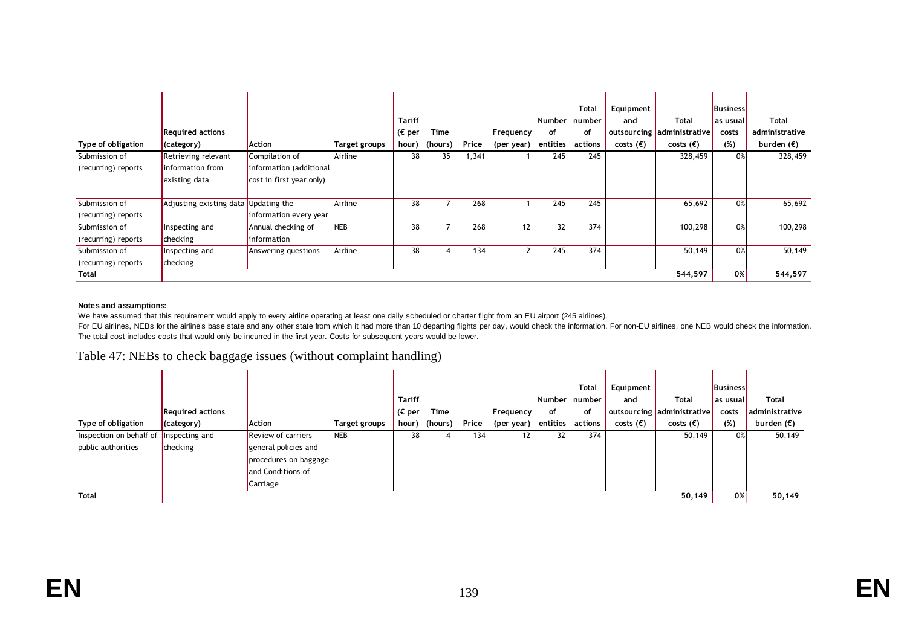| Type of obligation | Required actions (category) | Action | Target groups | Tariff (€ per hour) | Time (hours) | Price | Frequency (per year) | Number of entities | Total number of actions | Equipment and outsourcing costs (€) | Total administrative costs (€) | Business as usual costs (%) | Total administrative burden (€) |
|---|---|---|---|---|---|---|---|---|---|---|---|---|---|
| Submission of (recurring) reports | Retrieving relevant information from existing data | Compilation of information (additional cost in first year only) | Airline | 38 | 35 | 1,341 | 1 | 245 | 245 | | 328,459 | 0% | 328,459 |
| Submission of (recurring) reports | Adjusting existing data | Updating the information every year | Airline | 38 | 7 | 268 | 1 | 245 | 245 | | 65,692 | 0% | 65,692 |
| Submission of (recurring) reports | Inspecting and checking | Annual checking of information | NEB | 38 | 7 | 268 | 12 | 32 | 374 | | 100,298 | 0% | 100,298 |
| Submission of (recurring) reports | Inspecting and checking | Answering questions | Airline | 38 | 4 | 134 | 2 | 245 | 374 | | 50,149 | 0% | 50,149 |
| **Total** | | | | | | | | | | | **544,597** | **0%** | **544,597** |

**Notes and assumptions:**

We have assumed that this requirement would apply to every airline operating at least one daily scheduled or charter flight from an EU airport (245 airlines).

For EU airlines, NEBs for the airline's base state and any other state from which it had more than 10 departing flights per day, would check the information. For non-EU airlines, one NEB would check the information.

The total cost includes costs that would only be incurred in the first year. Costs for subsequent years would be lower.

Table 47: NEBs to check baggage issues (without complaint handling)

| Type of obligation | Required actions (category) | Action | Target groups | Tariff (€ per hour) | Time (hours) | Price | Frequency (per year) | Number of entities | Total number of actions | Equipment and outsourcing costs (€) | Total administrative costs (€) | Business as usual costs (%) | Total administrative burden (€) |
|---|---|---|---|---|---|---|---|---|---|---|---|---|---|
| Inspection on behalf of public authorities | Inspecting and checking | Review of carriers' general policies and procedures on baggage and Conditions of Carriage | NEB | 38 | 4 | 134 | 12 | 32 | 374 | | 50,149 | 0% | 50,149 |
| **Total** | | | | | | | | | | | **50,149** | **0%** | **50,149** |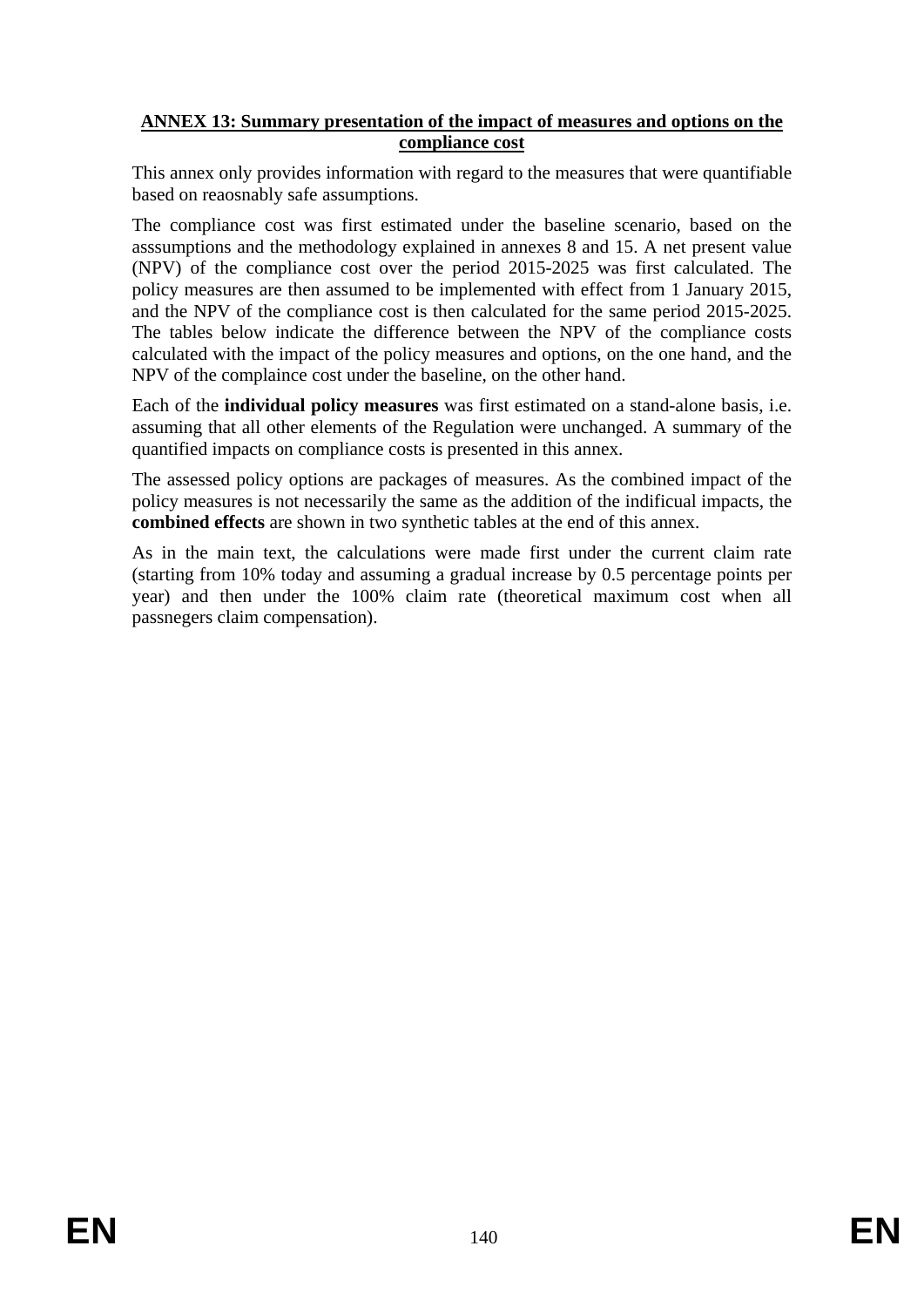**ANNEX 13: Summary presentation of the impact of measures and options on the compliance cost**

This annex only provides information with regard to the measures that were quantifiable based on reaosnably safe assumptions.

The compliance cost was first estimated under the baseline scenario, based on the asssumptions and the methodology explained in annexes 8 and 15. A net present value (NPV) of the compliance cost over the period 2015-2025 was first calculated. The policy measures are then assumed to be implemented with effect from 1 January 2015, and the NPV of the compliance cost is then calculated for the same period 2015-2025. The tables below indicate the difference between the NPV of the compliance costs calculated with the impact of the policy measures and options, on the one hand, and the NPV of the complaince cost under the baseline, on the other hand.

Each of the **individual policy measures** was first estimated on a stand-alone basis, i.e. assuming that all other elements of the Regulation were unchanged. A summary of the quantified impacts on compliance costs is presented in this annex.

The assessed policy options are packages of measures. As the combined impact of the policy measures is not necessarily the same as the addition of the indificual impacts, the **combined effects** are shown in two synthetic tables at the end of this annex.

As in the main text, the calculations were made first under the current claim rate (starting from 10% today and assuming a gradual increase by 0.5 percentage points per year) and then under the 100% claim rate (theoretical maximum cost when all passnegers claim compensation).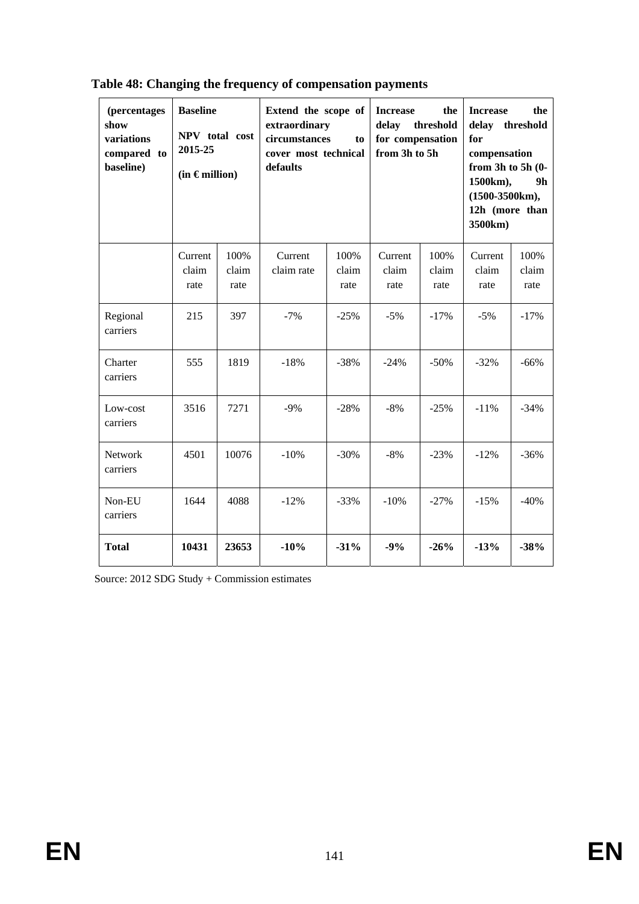**Table 48: Changing the frequency of compensation payments**

| (percentages show variations compared to baseline) | Baseline NPV total cost 2015-25 (in € million) | | Extend the scope of extraordinary circumstances to cover most technical defaults | | Increase the delay threshold for compensation from 3h to 5h | | Increase the delay threshold for compensation from 3h to 5h (0-1500km), 9h (1500-3500km), 12h (more than 3500km) | |
|---|---|---|---|---|---|---|---|---|
| | Current claim rate | 100% claim rate | Current claim rate | 100% claim rate | Current claim rate | 100% claim rate | Current claim rate | 100% claim rate |
| Regional carriers | 215 | 397 | -7% | -25% | -5% | -17% | -5% | -17% |
| Charter carriers | 555 | 1819 | -18% | -38% | -24% | -50% | -32% | -66% |
| Low-cost carriers | 3516 | 7271 | -9% | -28% | -8% | -25% | -11% | -34% |
| Network carriers | 4501 | 10076 | -10% | -30% | -8% | -23% | -12% | -36% |
| Non-EU carriers | 1644 | 4088 | -12% | -33% | -10% | -27% | -15% | -40% |
| **Total** | **10431** | **23653** | **-10%** | **-31%** | **-9%** | **-26%** | **-13%** | **-38%** |

Source: 2012 SDG Study + Commission estimates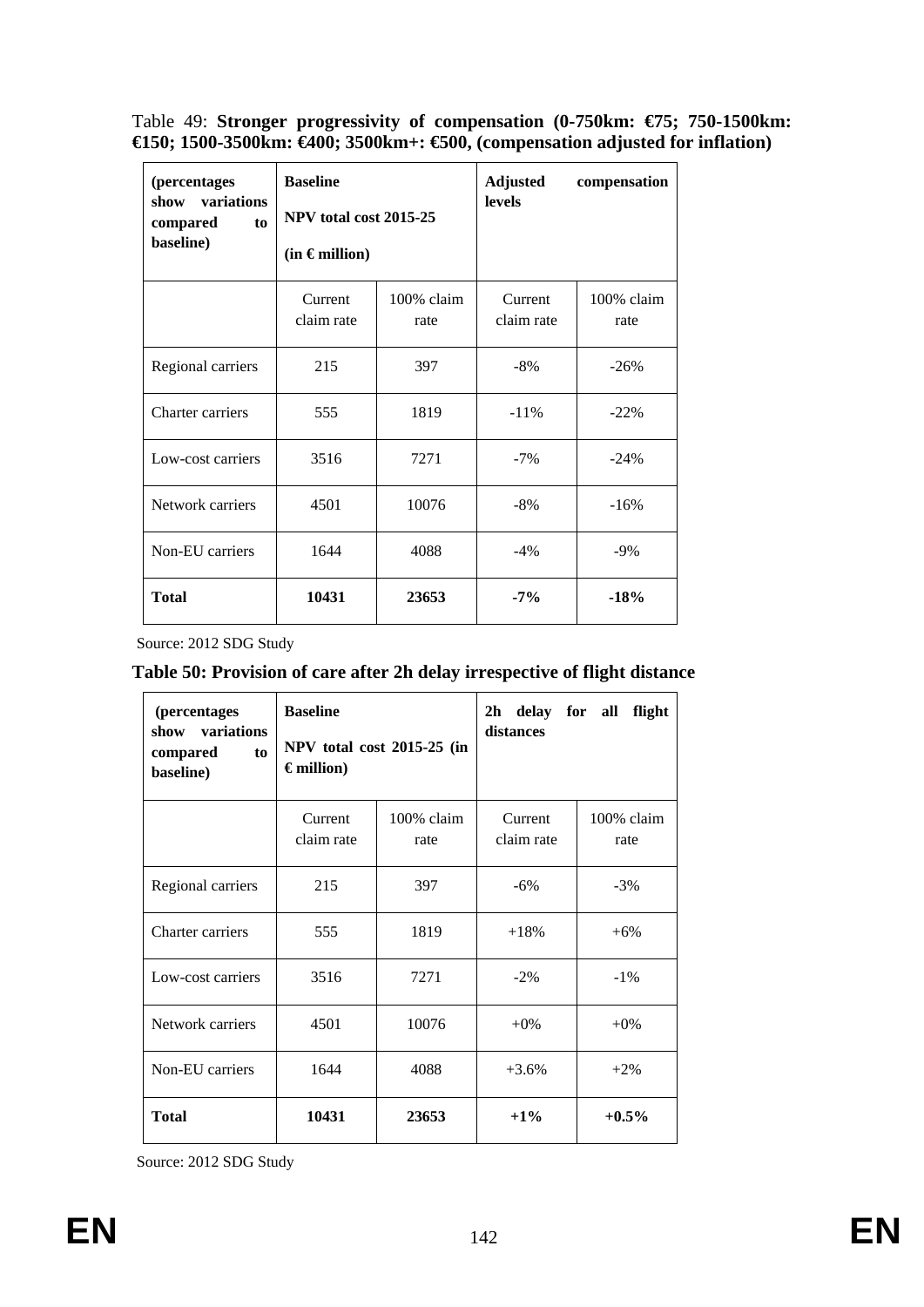Table 49: **Stronger progressivity of compensation (0-750km: €75; 750-1500km: €150; 1500-3500km: €400; 3500km+: €500, (compensation adjusted for inflation)**

| **(percentages show variations compared to baseline)** | **Baseline NPV total cost 2015-25 (in € million)** | | **Adjusted compensation levels** | |
|---|---|---|---|---|
| | Current claim rate | 100% claim rate | Current claim rate | 100% claim rate |
| Regional carriers | 215 | 397 | -8% | -26% |
| Charter carriers | 555 | 1819 | -11% | -22% |
| Low-cost carriers | 3516 | 7271 | -7% | -24% |
| Network carriers | 4501 | 10076 | -8% | -16% |
| Non-EU carriers | 1644 | 4088 | -4% | -9% |
| **Total** | **10431** | **23653** | **-7%** | **-18%** |

Source: 2012 SDG Study

**Table 50: Provision of care after 2h delay irrespective of flight distance**

| **(percentages show variations compared to baseline)** | **Baseline NPV total cost 2015-25 (in € million)** | | **2h delay for all flight distances** | |
|---|---|---|---|---|
| | Current claim rate | 100% claim rate | Current claim rate | 100% claim rate |
| Regional carriers | 215 | 397 | -6% | -3% |
| Charter carriers | 555 | 1819 | +18% | +6% |
| Low-cost carriers | 3516 | 7271 | -2% | -1% |
| Network carriers | 4501 | 10076 | +0% | +0% |
| Non-EU carriers | 1644 | 4088 | +3.6% | +2% |
| **Total** | **10431** | **23653** | **+1%** | **+0.5%** |

Source: 2012 SDG Study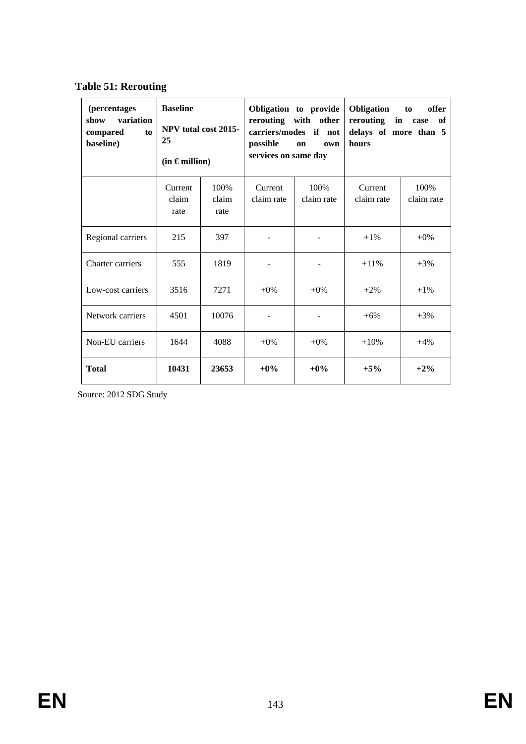**Table 51: Rerouting**

| (percentages show variation compared to baseline) | Baseline NPV total cost 2015-25 (in € million) | | Obligation to provide rerouting with other carriers/modes if not possible on own services on same day | | Obligation to offer rerouting in case of delays of more than 5 hours | |
|---|---|---|---|---|---|---|
| | Current claim rate | 100% claim rate | Current claim rate | 100% claim rate | Current claim rate | 100% claim rate |
| Regional carriers | 215 | 397 | - | - | +1% | +0% |
| Charter carriers | 555 | 1819 | - | - | +11% | +3% |
| Low-cost carriers | 3516 | 7271 | +0% | +0% | +2% | +1% |
| Network carriers | 4501 | 10076 | - | - | +6% | +3% |
| Non-EU carriers | 1644 | 4088 | +0% | +0% | +10% | +4% |
| **Total** | **10431** | **23653** | **+0%** | **+0%** | **+5%** | **+2%** |

Source: 2012 SDG Study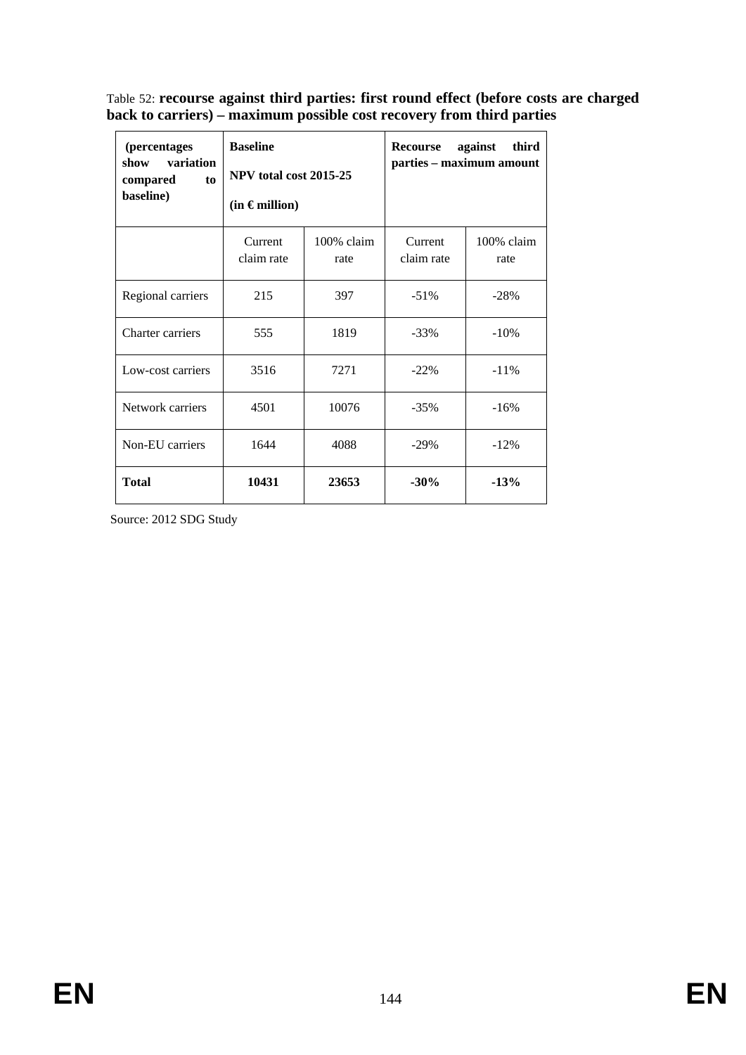Table 52: **recourse against third parties: first round effect (before costs are charged back to carriers) – maximum possible cost recovery from third parties**

| **(percentages show variation compared to baseline)** | **Baseline NPV total cost 2015-25 (in € million)** | | **Recourse against third parties – maximum amount** | |
|---|---|---|---|---|
| | Current claim rate | 100% claim rate | Current claim rate | 100% claim rate |
| Regional carriers | 215 | 397 | -51% | -28% |
| Charter carriers | 555 | 1819 | -33% | -10% |
| Low-cost carriers | 3516 | 7271 | -22% | -11% |
| Network carriers | 4501 | 10076 | -35% | -16% |
| Non-EU carriers | 1644 | 4088 | -29% | -12% |
| **Total** | **10431** | **23653** | **-30%** | **-13%** |

Source: 2012 SDG Study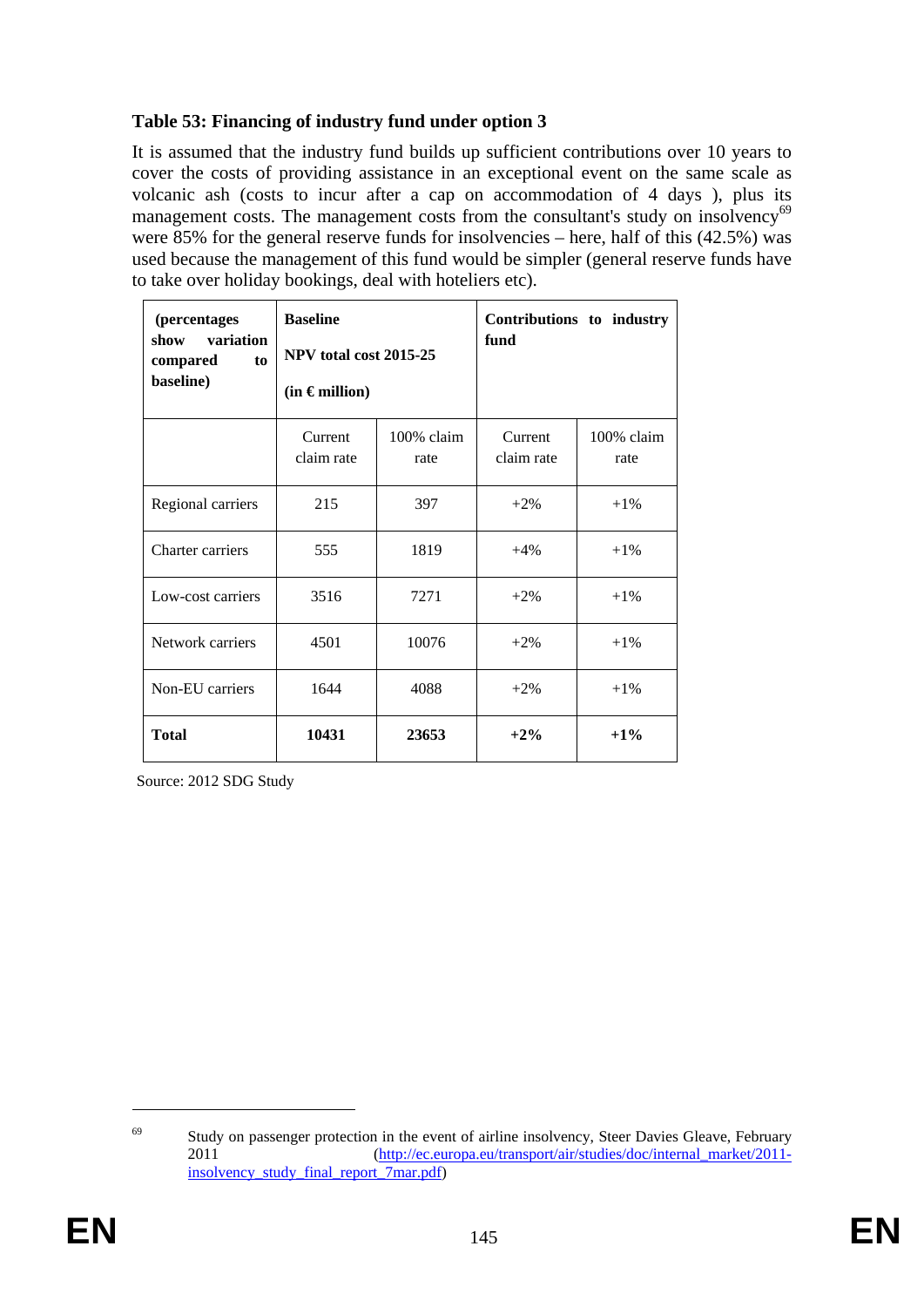**Table 53: Financing of industry fund under option 3**

It is assumed that the industry fund builds up sufficient contributions over 10 years to cover the costs of providing assistance in an exceptional event on the same scale as volcanic ash (costs to incur after a cap on accommodation of 4 days ), plus its management costs. The management costs from the consultant's study on insolvency[69] were 85% for the general reserve funds for insolvencies – here, half of this (42.5%) was used because the management of this fund would be simpler (general reserve funds have to take over holiday bookings, deal with hoteliers etc).

| **(percentages show variation compared to baseline)** | **Baseline NPV total cost 2015-25 (in € million)** | | **Contributions to industry fund** | |
|---|---|---|---|---|
| | Current claim rate | 100% claim rate | Current claim rate | 100% claim rate |
| Regional carriers | 215 | 397 | +2% | +1% |
| Charter carriers | 555 | 1819 | +4% | +1% |
| Low-cost carriers | 3516 | 7271 | +2% | +1% |
| Network carriers | 4501 | 10076 | +2% | +1% |
| Non-EU carriers | 1644 | 4088 | +2% | +1% |
| **Total** | **10431** | **23653** | **+2%** | **+1%** |

Source: 2012 SDG Study

---

[69] Study on passenger protection in the event of airline insolvency, Steer Davies Gleave, February 2011 (http://ec.europa.eu/transport/air/studies/doc/internal_market/2011-insolvency_study_final_report_7mar.pdf)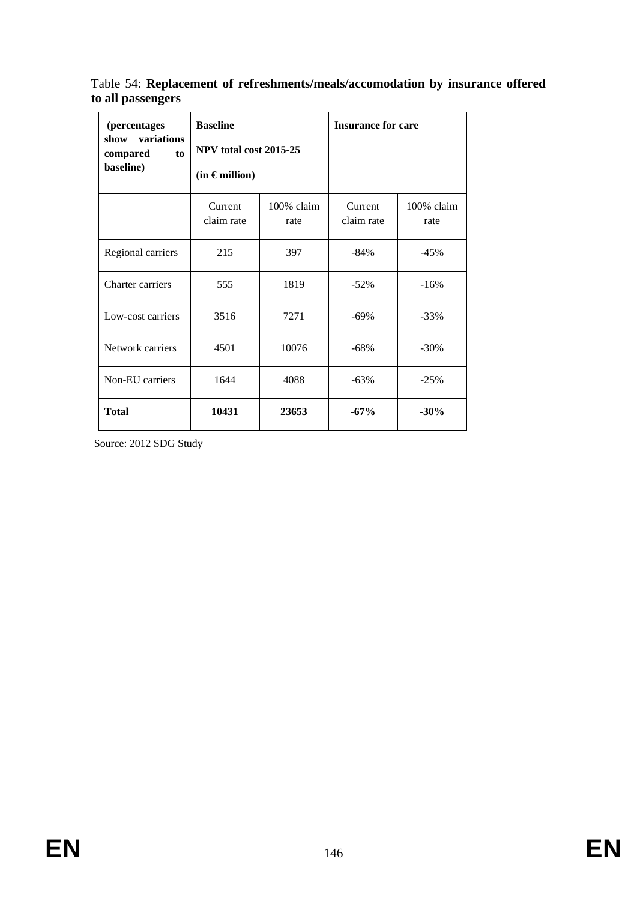Table 54: **Replacement of refreshments/meals/accomodation by insurance offered to all passengers**

| **(percentages show variations compared to baseline)** | **Baseline NPV total cost 2015-25 (in € million)** | | **Insurance for care** | |
|---|---|---|---|---|
| | Current claim rate | 100% claim rate | Current claim rate | 100% claim rate |
| Regional carriers | 215 | 397 | -84% | -45% |
| Charter carriers | 555 | 1819 | -52% | -16% |
| Low-cost carriers | 3516 | 7271 | -69% | -33% |
| Network carriers | 4501 | 10076 | -68% | -30% |
| Non-EU carriers | 1644 | 4088 | -63% | -25% |
| **Total** | **10431** | **23653** | **-67%** | **-30%** |

Source: 2012 SDG Study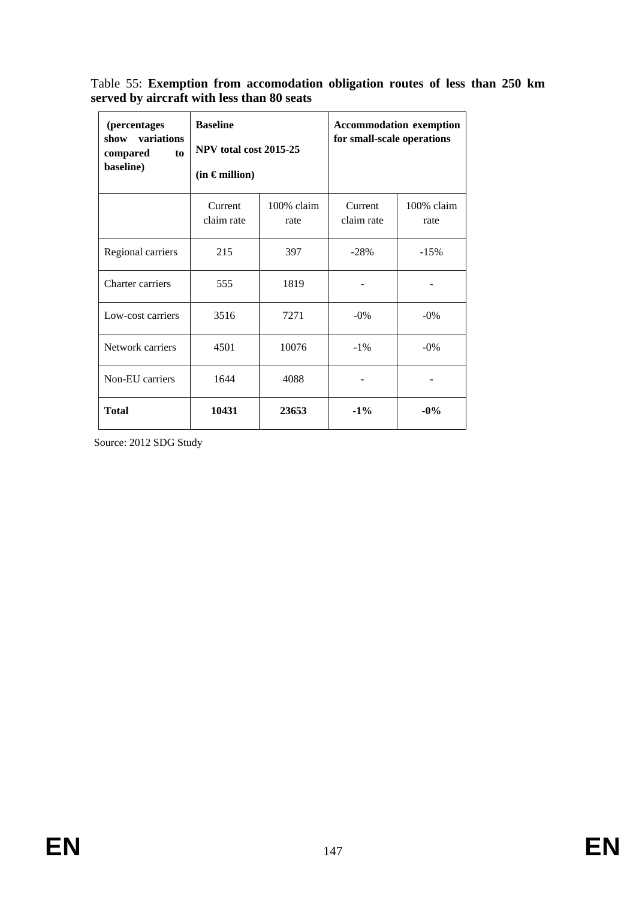Table 55: **Exemption from accomodation obligation routes of less than 250 km served by aircraft with less than 80 seats**

| **(percentages show variations compared to baseline)** | **Baseline NPV total cost 2015-25 (in € million)** | | **Accommodation exemption for small-scale operations** | |
|---|---|---|---|---|
| | Current claim rate | 100% claim rate | Current claim rate | 100% claim rate |
| Regional carriers | 215 | 397 | -28% | -15% |
| Charter carriers | 555 | 1819 | - | - |
| Low-cost carriers | 3516 | 7271 | -0% | -0% |
| Network carriers | 4501 | 10076 | -1% | -0% |
| Non-EU carriers | 1644 | 4088 | - | - |
| **Total** | **10431** | **23653** | **-1%** | **-0%** |

Source: 2012 SDG Study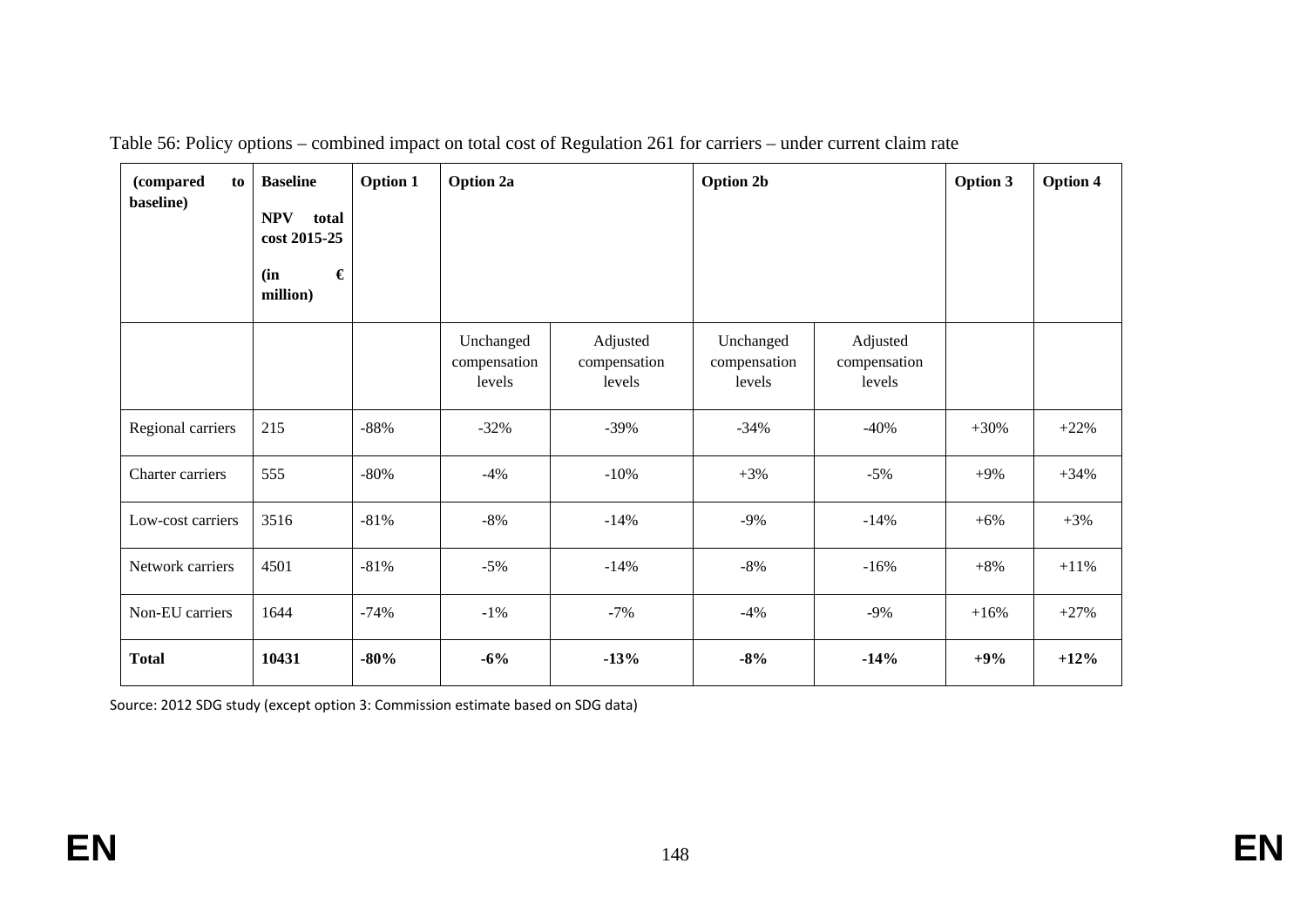Table 56: Policy options – combined impact on total cost of Regulation 261 for carriers – under current claim rate

| (compared to baseline) | Baseline NPV total cost 2015-25 (in € million) | Option 1 | Option 2a | | Option 2b | | Option 3 | Option 4 |
|---|---|---|---|---|---|---|---|---|
| | | | Unchanged compensation levels | Adjusted compensation levels | Unchanged compensation levels | Adjusted compensation levels | | |
| Regional carriers | 215 | -88% | -32% | -39% | -34% | -40% | +30% | +22% |
| Charter carriers | 555 | -80% | -4% | -10% | +3% | -5% | +9% | +34% |
| Low-cost carriers | 3516 | -81% | -8% | -14% | -9% | -14% | +6% | +3% |
| Network carriers | 4501 | -81% | -5% | -14% | -8% | -16% | +8% | +11% |
| Non-EU carriers | 1644 | -74% | -1% | -7% | -4% | -9% | +16% | +27% |
| **Total** | **10431** | **-80%** | **-6%** | **-13%** | **-8%** | **-14%** | **+9%** | **+12%** |

Source: 2012 SDG study (except option 3: Commission estimate based on SDG data)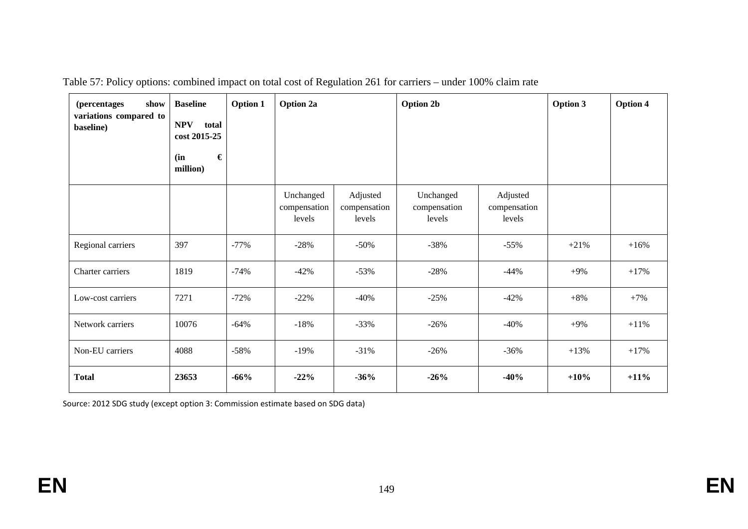Table 57: Policy options: combined impact on total cost of Regulation 261 for carriers – under 100% claim rate

| **(percentages show variations compared to baseline)** | **Baseline NPV total cost 2015-25 (in € million)** | **Option 1** | **Option 2a** | | **Option 2b** | | **Option 3** | **Option 4** |
|---|---|---|---|---|---|---|---|---|
| | | | Unchanged compensation levels | Adjusted compensation levels | Unchanged compensation levels | Adjusted compensation levels | | |
| Regional carriers | 397 | -77% | -28% | -50% | -38% | -55% | +21% | +16% |
| Charter carriers | 1819 | -74% | -42% | -53% | -28% | -44% | +9% | +17% |
| Low-cost carriers | 7271 | -72% | -22% | -40% | -25% | -42% | +8% | +7% |
| Network carriers | 10076 | -64% | -18% | -33% | -26% | -40% | +9% | +11% |
| Non-EU carriers | 4088 | -58% | -19% | -31% | -26% | -36% | +13% | +17% |
| **Total** | **23653** | **-66%** | **-22%** | **-36%** | **-26%** | **-40%** | **+10%** | **+11%** |

Source: 2012 SDG study (except option 3: Commission estimate based on SDG data)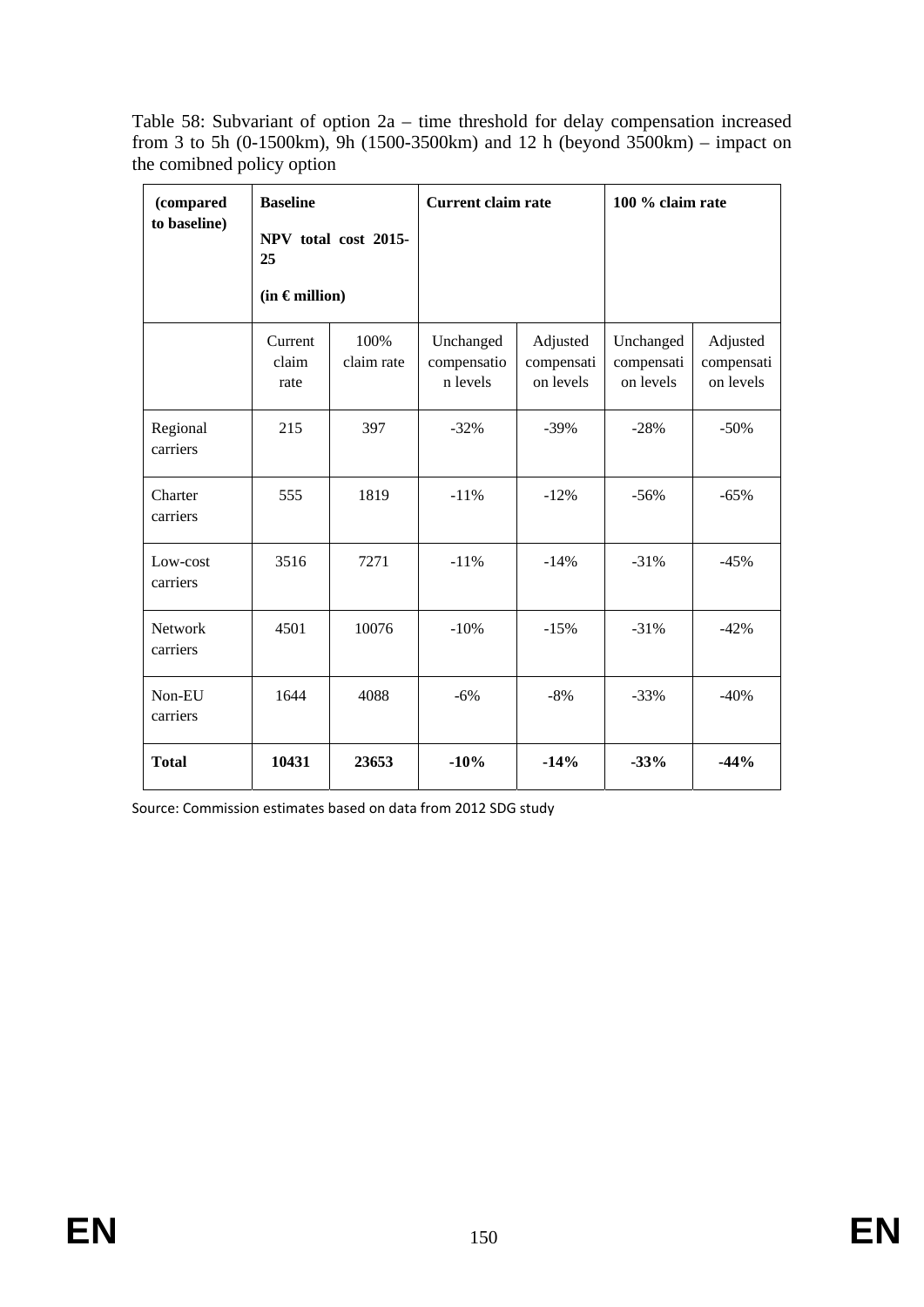Table 58: Subvariant of option 2a – time threshold for delay compensation increased from 3 to 5h (0-1500km), 9h (1500-3500km) and 12 h (beyond 3500km) – impact on the comibned policy option

| **(compared to baseline)** | **Baseline NPV total cost 2015-25 (in € million)** | | **Current claim rate** | | **100 % claim rate** | |
|---|---|---|---|---|---|---|
| | Current claim rate | 100% claim rate | Unchanged compensation levels | Adjusted compensation levels | Unchanged compensation levels | Adjusted compensation levels |
| Regional carriers | 215 | 397 | -32% | -39% | -28% | -50% |
| Charter carriers | 555 | 1819 | -11% | -12% | -56% | -65% |
| Low-cost carriers | 3516 | 7271 | -11% | -14% | -31% | -45% |
| Network carriers | 4501 | 10076 | -10% | -15% | -31% | -42% |
| Non-EU carriers | 1644 | 4088 | -6% | -8% | -33% | -40% |
| **Total** | **10431** | **23653** | **-10%** | **-14%** | **-33%** | **-44%** |

Source: Commission estimates based on data from 2012 SDG study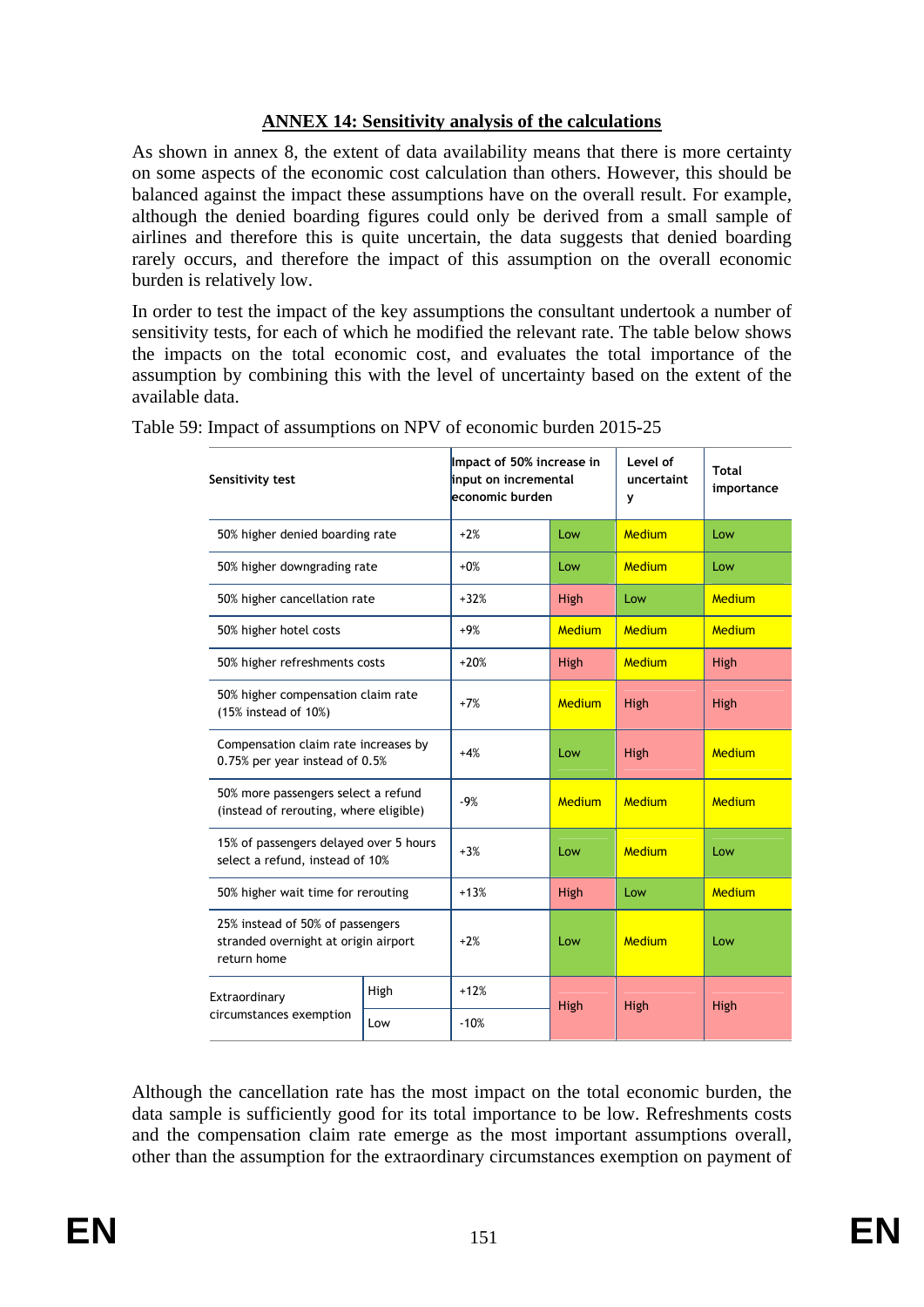## ANNEX 14: Sensitivity analysis of the calculations

As shown in annex 8, the extent of data availability means that there is more certainty on some aspects of the economic cost calculation than others. However, this should be balanced against the impact these assumptions have on the overall result. For example, although the denied boarding figures could only be derived from a small sample of airlines and therefore this is quite uncertain, the data suggests that denied boarding rarely occurs, and therefore the impact of this assumption on the overall economic burden is relatively low.

In order to test the impact of the key assumptions the consultant undertook a number of sensitivity tests, for each of which he modified the relevant rate. The table below shows the impacts on the total economic cost, and evaluates the total importance of the assumption by combining this with the level of uncertainty based on the extent of the available data.

Table 59: Impact of assumptions on NPV of economic burden 2015-25

| Sensitivity test | | Impact of 50% increase in input on incremental economic burden | | Level of uncertainty | Total importance |
|---|---|---|---|---|---|
| 50% higher denied boarding rate | | +2% | Low | Medium | Low |
| 50% higher downgrading rate | | +0% | Low | Medium | Low |
| 50% higher cancellation rate | | +32% | High | Low | Medium |
| 50% higher hotel costs | | +9% | Medium | Medium | Medium |
| 50% higher refreshments costs | | +20% | High | Medium | High |
| 50% higher compensation claim rate (15% instead of 10%) | | +7% | Medium | High | High |
| Compensation claim rate increases by 0.75% per year instead of 0.5% | | +4% | Low | High | Medium |
| 50% more passengers select a refund (instead of rerouting, where eligible) | | -9% | Medium | Medium | Medium |
| 15% of passengers delayed over 5 hours select a refund, instead of 10% | | +3% | Low | Medium | Low |
| 50% higher wait time for rerouting | | +13% | High | Low | Medium |
| 25% instead of 50% of passengers stranded overnight at origin airport return home | | +2% | Low | Medium | Low |
| Extraordinary circumstances exemption | High | +12% | High | High | High |
| | Low | -10% | | | |

Although the cancellation rate has the most impact on the total economic burden, the data sample is sufficiently good for its total importance to be low. Refreshments costs and the compensation claim rate emerge as the most important assumptions overall, other than the assumption for the extraordinary circumstances exemption on payment of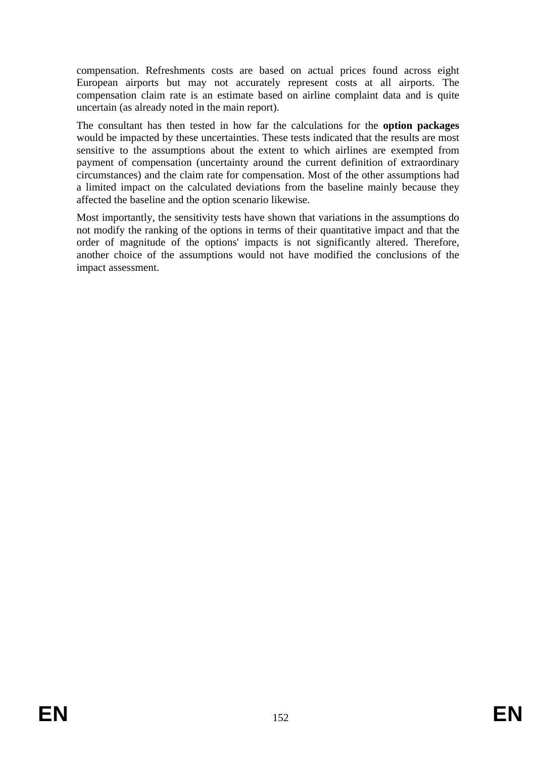compensation. Refreshments costs are based on actual prices found across eight European airports but may not accurately represent costs at all airports. The compensation claim rate is an estimate based on airline complaint data and is quite uncertain (as already noted in the main report).

The consultant has then tested in how far the calculations for the **option packages** would be impacted by these uncertainties. These tests indicated that the results are most sensitive to the assumptions about the extent to which airlines are exempted from payment of compensation (uncertainty around the current definition of extraordinary circumstances) and the claim rate for compensation. Most of the other assumptions had a limited impact on the calculated deviations from the baseline mainly because they affected the baseline and the option scenario likewise.

Most importantly, the sensitivity tests have shown that variations in the assumptions do not modify the ranking of the options in terms of their quantitative impact and that the order of magnitude of the options' impacts is not significantly altered. Therefore, another choice of the assumptions would not have modified the conclusions of the impact assessment.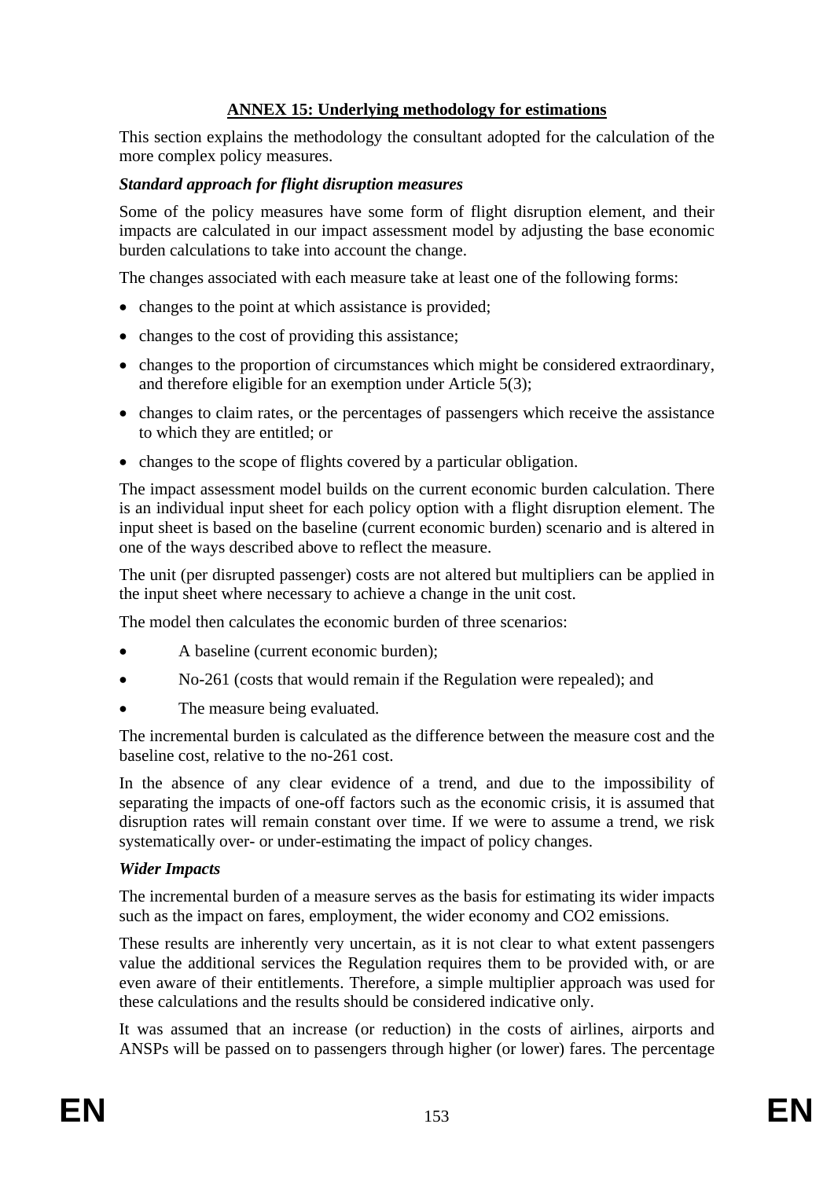## ANNEX 15: Underlying methodology for estimations

This section explains the methodology the consultant adopted for the calculation of the more complex policy measures.

***Standard approach for flight disruption measures***

Some of the policy measures have some form of flight disruption element, and their impacts are calculated in our impact assessment model by adjusting the base economic burden calculations to take into account the change.

The changes associated with each measure take at least one of the following forms:

- changes to the point at which assistance is provided;
- changes to the cost of providing this assistance;
- changes to the proportion of circumstances which might be considered extraordinary, and therefore eligible for an exemption under Article 5(3);
- changes to claim rates, or the percentages of passengers which receive the assistance to which they are entitled; or
- changes to the scope of flights covered by a particular obligation.

The impact assessment model builds on the current economic burden calculation. There is an individual input sheet for each policy option with a flight disruption element. The input sheet is based on the baseline (current economic burden) scenario and is altered in one of the ways described above to reflect the measure.

The unit (per disrupted passenger) costs are not altered but multipliers can be applied in the input sheet where necessary to achieve a change in the unit cost.

The model then calculates the economic burden of three scenarios:

- A baseline (current economic burden);
- No-261 (costs that would remain if the Regulation were repealed); and
- The measure being evaluated.

The incremental burden is calculated as the difference between the measure cost and the baseline cost, relative to the no-261 cost.

In the absence of any clear evidence of a trend, and due to the impossibility of separating the impacts of one-off factors such as the economic crisis, it is assumed that disruption rates will remain constant over time. If we were to assume a trend, we risk systematically over- or under-estimating the impact of policy changes.

***Wider Impacts***

The incremental burden of a measure serves as the basis for estimating its wider impacts such as the impact on fares, employment, the wider economy and CO2 emissions.

These results are inherently very uncertain, as it is not clear to what extent passengers value the additional services the Regulation requires them to be provided with, or are even aware of their entitlements. Therefore, a simple multiplier approach was used for these calculations and the results should be considered indicative only.

It was assumed that an increase (or reduction) in the costs of airlines, airports and ANSPs will be passed on to passengers through higher (or lower) fares. The percentage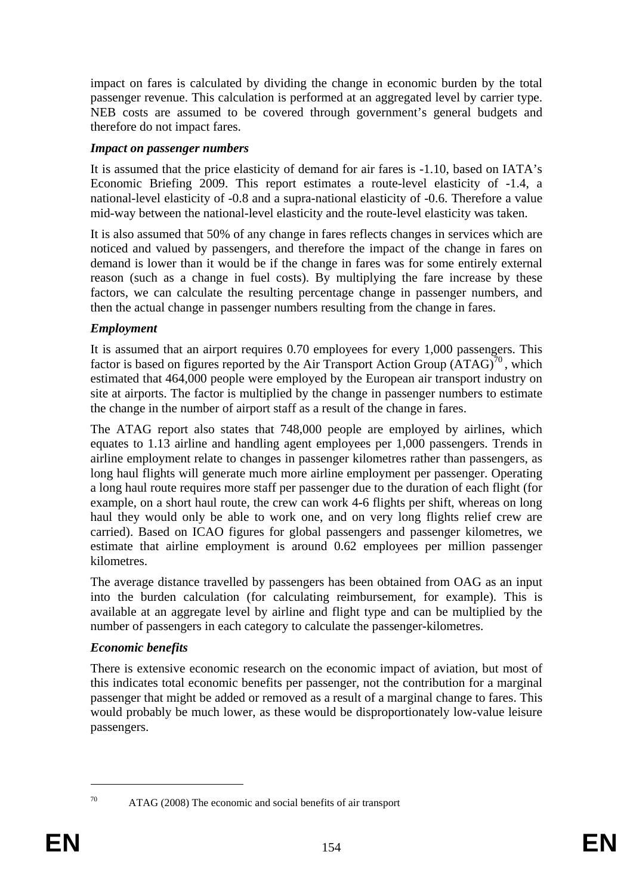impact on fares is calculated by dividing the change in economic burden by the total passenger revenue. This calculation is performed at an aggregated level by carrier type. NEB costs are assumed to be covered through government's general budgets and therefore do not impact fares.

***Impact on passenger numbers***

It is assumed that the price elasticity of demand for air fares is -1.10, based on IATA's Economic Briefing 2009. This report estimates a route-level elasticity of -1.4, a national-level elasticity of -0.8 and a supra-national elasticity of -0.6. Therefore a value mid-way between the national-level elasticity and the route-level elasticity was taken.

It is also assumed that 50% of any change in fares reflects changes in services which are noticed and valued by passengers, and therefore the impact of the change in fares on demand is lower than it would be if the change in fares was for some entirely external reason (such as a change in fuel costs). By multiplying the fare increase by these factors, we can calculate the resulting percentage change in passenger numbers, and then the actual change in passenger numbers resulting from the change in fares.

***Employment***

It is assumed that an airport requires 0.70 employees for every 1,000 passengers. This factor is based on figures reported by the Air Transport Action Group (ATAG)[70], which estimated that 464,000 people were employed by the European air transport industry on site at airports. The factor is multiplied by the change in passenger numbers to estimate the change in the number of airport staff as a result of the change in fares.

The ATAG report also states that 748,000 people are employed by airlines, which equates to 1.13 airline and handling agent employees per 1,000 passengers. Trends in airline employment relate to changes in passenger kilometres rather than passengers, as long haul flights will generate much more airline employment per passenger. Operating a long haul route requires more staff per passenger due to the duration of each flight (for example, on a short haul route, the crew can work 4-6 flights per shift, whereas on long haul they would only be able to work one, and on very long flights relief crew are carried). Based on ICAO figures for global passengers and passenger kilometres, we estimate that airline employment is around 0.62 employees per million passenger kilometres.

The average distance travelled by passengers has been obtained from OAG as an input into the burden calculation (for calculating reimbursement, for example). This is available at an aggregate level by airline and flight type and can be multiplied by the number of passengers in each category to calculate the passenger-kilometres.

***Economic benefits***

There is extensive economic research on the economic impact of aviation, but most of this indicates total economic benefits per passenger, not the contribution for a marginal passenger that might be added or removed as a result of a marginal change to fares. This would probably be much lower, as these would be disproportionately low-value leisure passengers.

---

[70] ATAG (2008) The economic and social benefits of air transport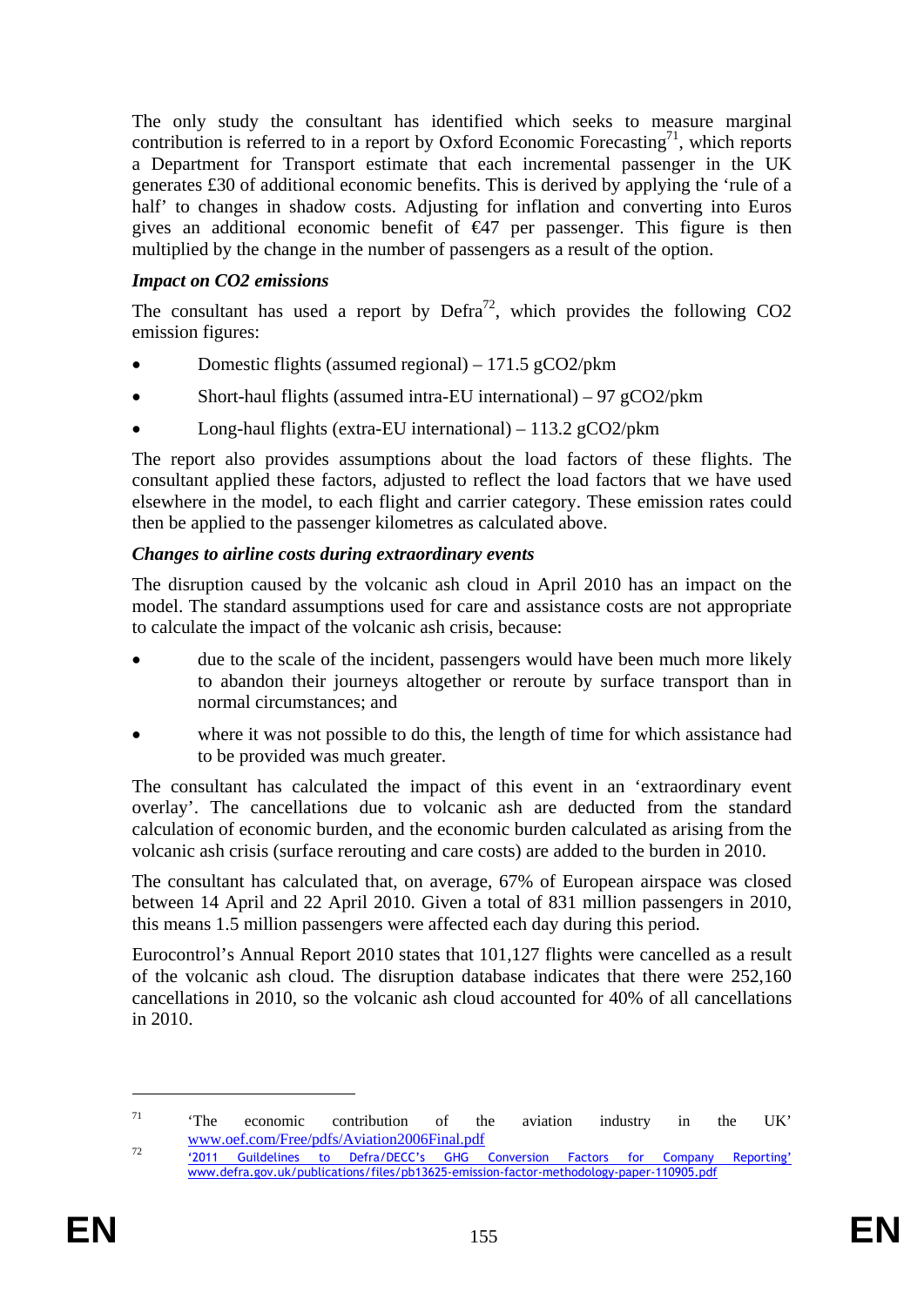The only study the consultant has identified which seeks to measure marginal contribution is referred to in a report by Oxford Economic Forecasting[71], which reports a Department for Transport estimate that each incremental passenger in the UK generates £30 of additional economic benefits. This is derived by applying the 'rule of a half' to changes in shadow costs. Adjusting for inflation and converting into Euros gives an additional economic benefit of €47 per passenger. This figure is then multiplied by the change in the number of passengers as a result of the option.

***Impact on CO2 emissions***

The consultant has used a report by Defra[72], which provides the following CO2 emission figures:

- Domestic flights (assumed regional) – 171.5 gCO2/pkm
- Short-haul flights (assumed intra-EU international) – 97 gCO2/pkm
- Long-haul flights (extra-EU international) – 113.2 gCO2/pkm

The report also provides assumptions about the load factors of these flights. The consultant applied these factors, adjusted to reflect the load factors that we have used elsewhere in the model, to each flight and carrier category. These emission rates could then be applied to the passenger kilometres as calculated above.

***Changes to airline costs during extraordinary events***

The disruption caused by the volcanic ash cloud in April 2010 has an impact on the model. The standard assumptions used for care and assistance costs are not appropriate to calculate the impact of the volcanic ash crisis, because:

- due to the scale of the incident, passengers would have been much more likely to abandon their journeys altogether or reroute by surface transport than in normal circumstances; and
- where it was not possible to do this, the length of time for which assistance had to be provided was much greater.

The consultant has calculated the impact of this event in an 'extraordinary event overlay'. The cancellations due to volcanic ash are deducted from the standard calculation of economic burden, and the economic burden calculated as arising from the volcanic ash crisis (surface rerouting and care costs) are added to the burden in 2010.

The consultant has calculated that, on average, 67% of European airspace was closed between 14 April and 22 April 2010. Given a total of 831 million passengers in 2010, this means 1.5 million passengers were affected each day during this period.

Eurocontrol's Annual Report 2010 states that 101,127 flights were cancelled as a result of the volcanic ash cloud. The disruption database indicates that there were 252,160 cancellations in 2010, so the volcanic ash cloud accounted for 40% of all cancellations in 2010.

---

[71] 'The economic contribution of the aviation industry in the UK' www.oef.com/Free/pdfs/Aviation2006Final.pdf

[72] '2011 Guildelines to Defra/DECC's GHG Conversion Factors for Company Reporting' www.defra.gov.uk/publications/files/pb13625-emission-factor-methodology-paper-110905.pdf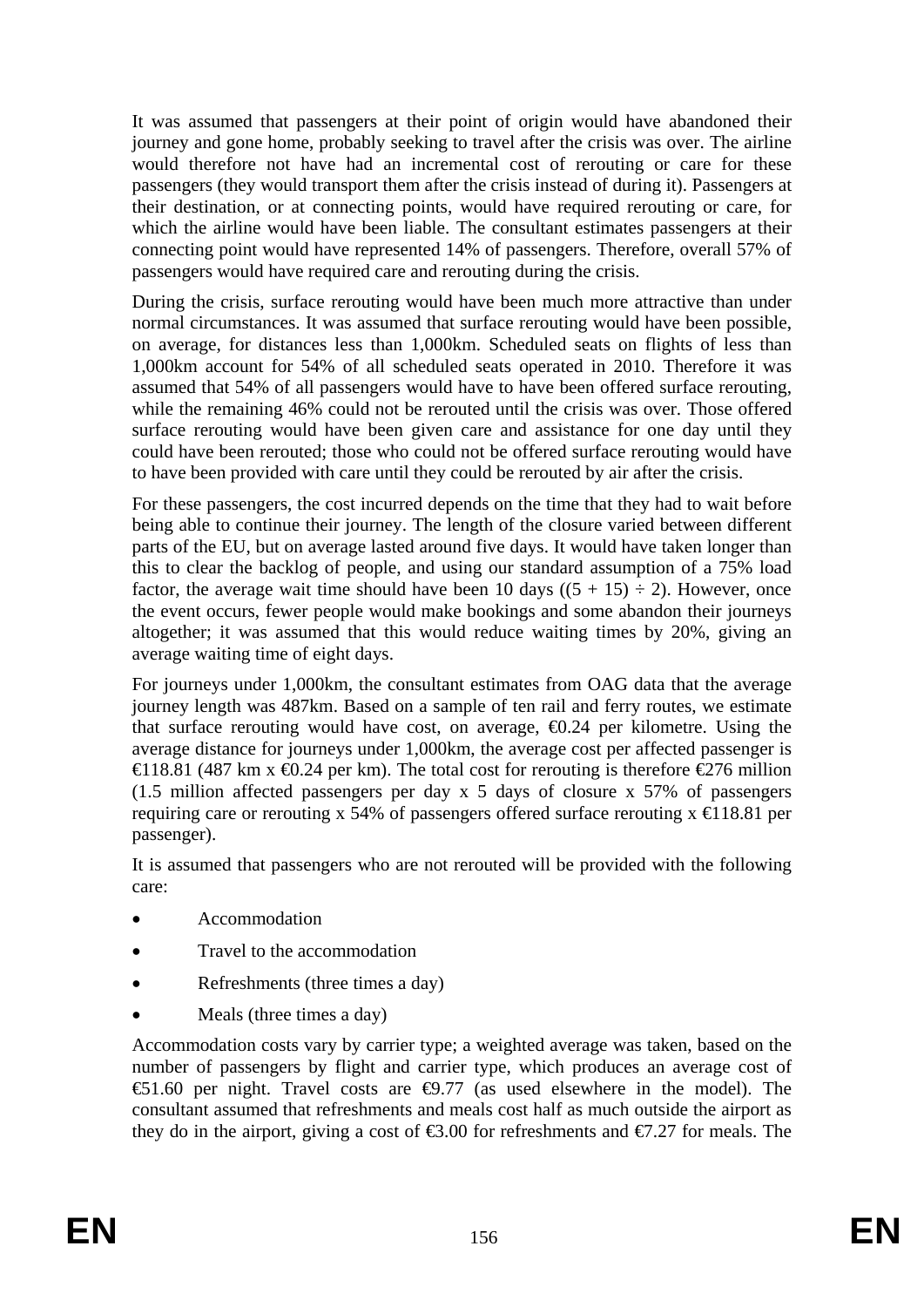It was assumed that passengers at their point of origin would have abandoned their journey and gone home, probably seeking to travel after the crisis was over. The airline would therefore not have had an incremental cost of rerouting or care for these passengers (they would transport them after the crisis instead of during it). Passengers at their destination, or at connecting points, would have required rerouting or care, for which the airline would have been liable. The consultant estimates passengers at their connecting point would have represented 14% of passengers. Therefore, overall 57% of passengers would have required care and rerouting during the crisis.

During the crisis, surface rerouting would have been much more attractive than under normal circumstances. It was assumed that surface rerouting would have been possible, on average, for distances less than 1,000km. Scheduled seats on flights of less than 1,000km account for 54% of all scheduled seats operated in 2010. Therefore it was assumed that 54% of all passengers would have to have been offered surface rerouting, while the remaining 46% could not be rerouted until the crisis was over. Those offered surface rerouting would have been given care and assistance for one day until they could have been rerouted; those who could not be offered surface rerouting would have to have been provided with care until they could be rerouted by air after the crisis.

For these passengers, the cost incurred depends on the time that they had to wait before being able to continue their journey. The length of the closure varied between different parts of the EU, but on average lasted around five days. It would have taken longer than this to clear the backlog of people, and using our standard assumption of a 75% load factor, the average wait time should have been 10 days ((5 + 15) ÷ 2). However, once the event occurs, fewer people would make bookings and some abandon their journeys altogether; it was assumed that this would reduce waiting times by 20%, giving an average waiting time of eight days.

For journeys under 1,000km, the consultant estimates from OAG data that the average journey length was 487km. Based on a sample of ten rail and ferry routes, we estimate that surface rerouting would have cost, on average, €0.24 per kilometre. Using the average distance for journeys under 1,000km, the average cost per affected passenger is €118.81 (487 km x €0.24 per km). The total cost for rerouting is therefore €276 million (1.5 million affected passengers per day x 5 days of closure x 57% of passengers requiring care or rerouting x 54% of passengers offered surface rerouting x €118.81 per passenger).

It is assumed that passengers who are not rerouted will be provided with the following care:

- Accommodation
- Travel to the accommodation
- Refreshments (three times a day)
- Meals (three times a day)

Accommodation costs vary by carrier type; a weighted average was taken, based on the number of passengers by flight and carrier type, which produces an average cost of €51.60 per night. Travel costs are €9.77 (as used elsewhere in the model). The consultant assumed that refreshments and meals cost half as much outside the airport as they do in the airport, giving a cost of €3.00 for refreshments and €7.27 for meals. The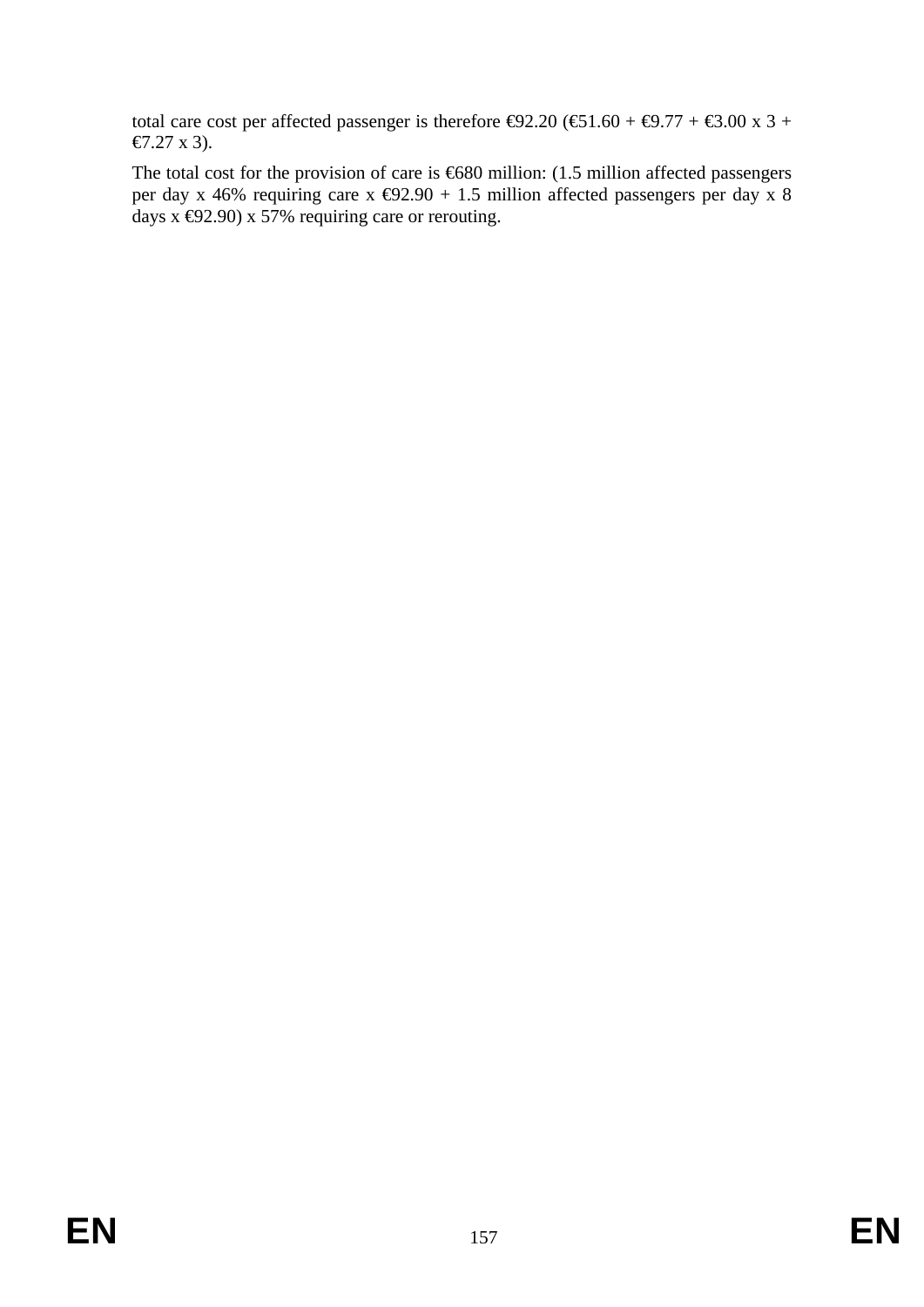total care cost per affected passenger is therefore €92.20 (€51.60 + €9.77 + €3.00 x 3 + €7.27 x 3).

The total cost for the provision of care is €680 million: (1.5 million affected passengers per day x 46% requiring care x €92.90 + 1.5 million affected passengers per day x 8 days x €92.90) x 57% requiring care or rerouting.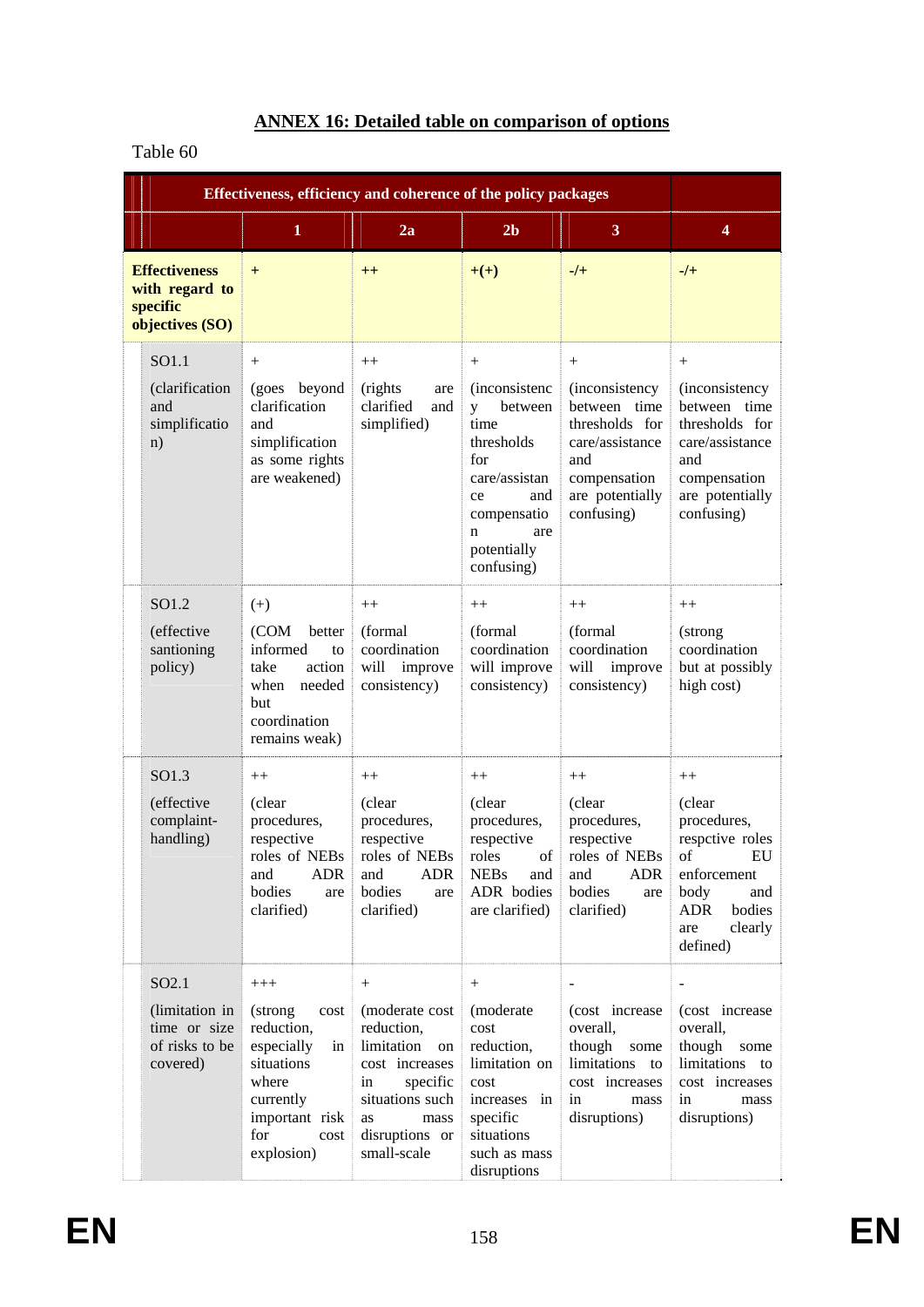## ANNEX 16: Detailed table on comparison of options

Table 60

| Effectiveness, efficiency and coherence of the policy packages | | | | | |
|---|---|---|---|---|---|
| | 1 | 2a | 2b | 3 | 4 |
| **Effectiveness with regard to specific objectives (SO)** | + | ++ | +(+) | -/+ | -/+ |
| SO1.1 (clarification and simplification) | + (goes beyond clarification and simplification as some rights are weakened) | ++ (rights are clarified and simplified) | + (inconsistency between time thresholds for care/assistance and compensation are potentially confusing) | + (inconsistency between time thresholds for care/assistance and compensation are potentially confusing) | + (inconsistency between time thresholds for care/assistance and compensation are potentially confusing) |
| SO1.2 (effective santioning policy) | (+) (COM better informed to take action when needed but coordination remains weak) | ++ (formal coordination will improve consistency) | ++ (formal coordination will improve consistency) | ++ (formal coordination will improve consistency) | ++ (strong coordination but at possibly high cost) |
| SO1.3 (effective complaint-handling) | ++ (clear procedures, respective roles of NEBs and ADR bodies are clarified) | ++ (clear procedures, respective roles of NEBs and ADR bodies are clarified) | ++ (clear procedures, respective roles of NEBs and ADR bodies are clarified) | ++ (clear procedures, respective roles of NEBs and ADR bodies are clarified) | ++ (clear procedures, respctive roles of EU enforcement body and ADR bodies are clearly defined) |
| SO2.1 (limitation in time or size of risks to be covered) | +++ (strong cost reduction, especially in situations where currently important risk for cost explosion) | + (moderate cost reduction, limitation on cost increases in specific situations such as mass disruptions or small-scale | + (moderate cost reduction, limitation on cost increases in specific situations such as mass disruptions | - (cost increase overall, though some limitations to cost increases in mass disruptions) | - (cost increase overall, though some limitations to cost increases in mass disruptions) |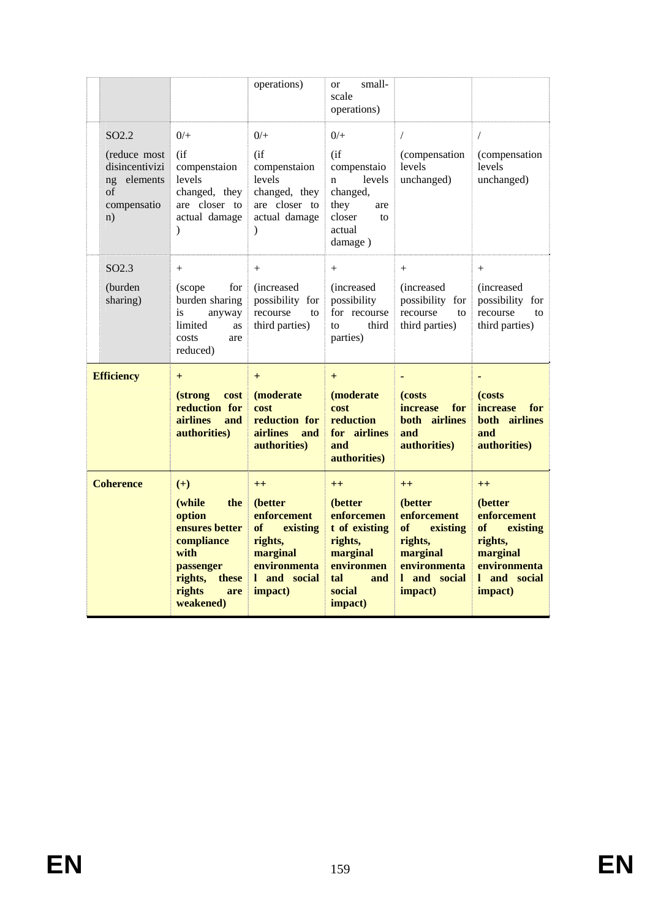| | | | | | |
|---|---|---|---|---|---|
| | | operations) | or small-scale operations) | | |
| SO2.2 (reduce most disincentivizing elements of compensation) | 0/+ (if compensaion levels changed, they are closer to actual damage ) | 0/+ (if compensaion levels changed, they are closer to actual damage ) | 0/+ (if compensaion levels changed, they are closer to actual damage ) | / (compensation levels unchanged) | / (compensation levels unchanged) |
| SO2.3 (burden sharing) | + (scope for burden sharing is anyway limited as costs are reduced) | + (increased possibility for recourse to third parties) | + (increased possibility for recourse to third parties) | + (increased possibility for recourse to third parties) | + (increased possibility for recourse to third parties) |
| **Efficiency** | **+ (strong cost reduction for airlines and authorities)** | **+ (moderate cost reduction for airlines and authorities)** | **+ (moderate cost reduction for airlines and authorities)** | **- (costs increase for both airlines and authorities)** | **- (costs increase for both airlines and authorities)** |
| **Coherence** | **(+) (while the option ensures better compliance with passenger rights, these rights are weakened)** | **++ (better enforcement of existing rights, marginal environmental and social impact)** | **++ (better enforcement of existing rights, marginal environmental and social impact)** | **++ (better enforcement of existing rights, marginal environmental and social impact)** | **++ (better enforcement of existing rights, marginal environmental and social impact)** |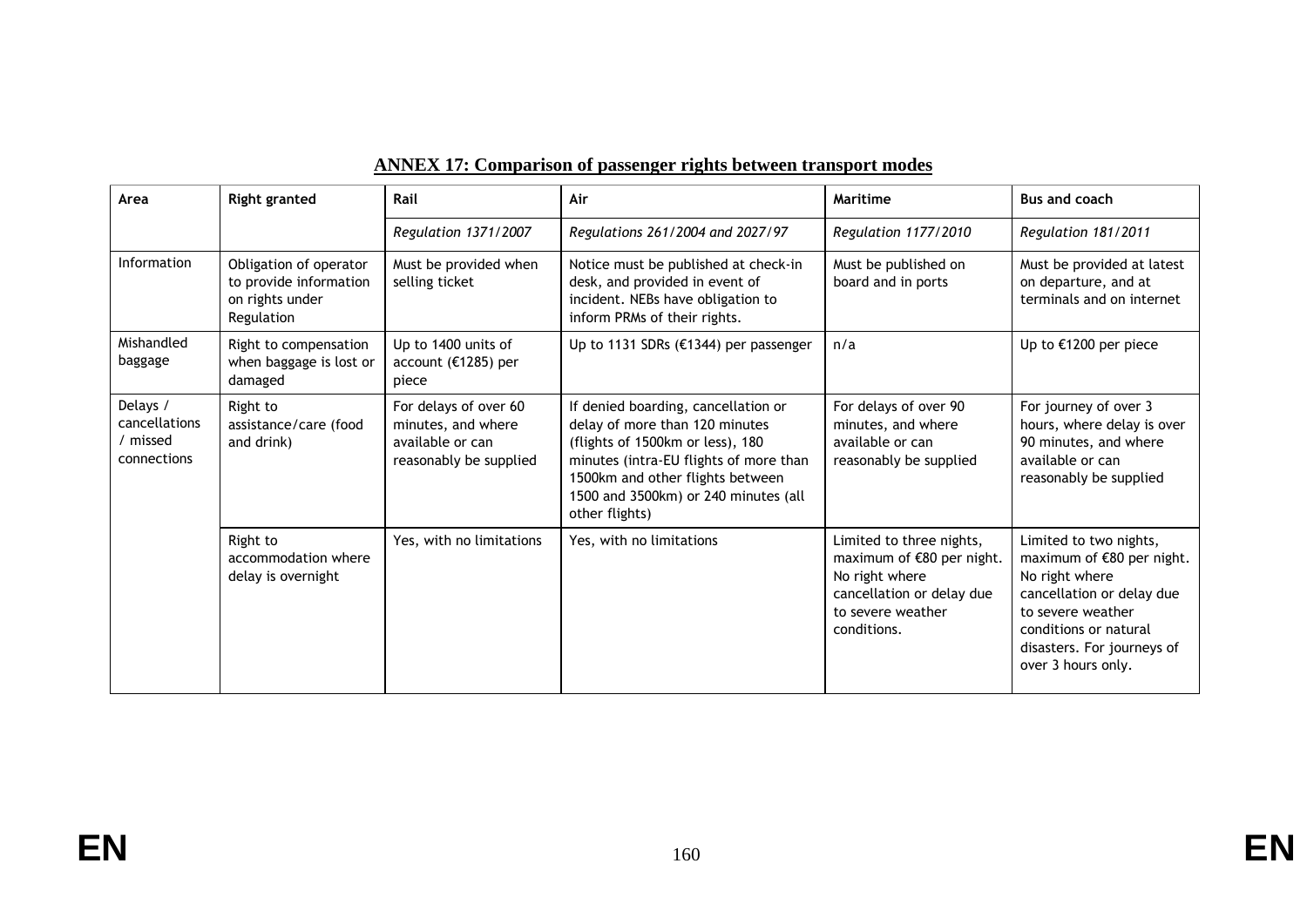**ANNEX 17: Comparison of passenger rights between transport modes**

| Area | Right granted | Rail | Air | Maritime | Bus and coach |
|---|---|---|---|---|---|
| | | *Regulation 1371/2007* | *Regulations 261/2004 and 2027/97* | *Regulation 1177/2010* | *Regulation 181/2011* |
| Information | Obligation of operator to provide information on rights under Regulation | Must be provided when selling ticket | Notice must be published at check-in desk, and provided in event of incident. NEBs have obligation to inform PRMs of their rights. | Must be published on board and in ports | Must be provided at latest on departure, and at terminals and on internet |
| Mishandled baggage | Right to compensation when baggage is lost or damaged | Up to 1400 units of account (€1285) per piece | Up to 1131 SDRs (€1344) per passenger | n/a | Up to €1200 per piece |
| Delays / cancellations / missed connections | Right to assistance/care (food and drink) | For delays of over 60 minutes, and where available or can reasonably be supplied | If denied boarding, cancellation or delay of more than 120 minutes (flights of 1500km or less), 180 minutes (intra-EU flights of more than 1500km and other flights between 1500 and 3500km) or 240 minutes (all other flights) | For delays of over 90 minutes, and where available or can reasonably be supplied | For journey of over 3 hours, where delay is over 90 minutes, and where available or can reasonably be supplied |
| | Right to accommodation where delay is overnight | Yes, with no limitations | Yes, with no limitations | Limited to three nights, maximum of €80 per night. No right where cancellation or delay due to severe weather conditions. | Limited to two nights, maximum of €80 per night. No right where cancellation or delay due to severe weather conditions or natural disasters. For journeys of over 3 hours only. |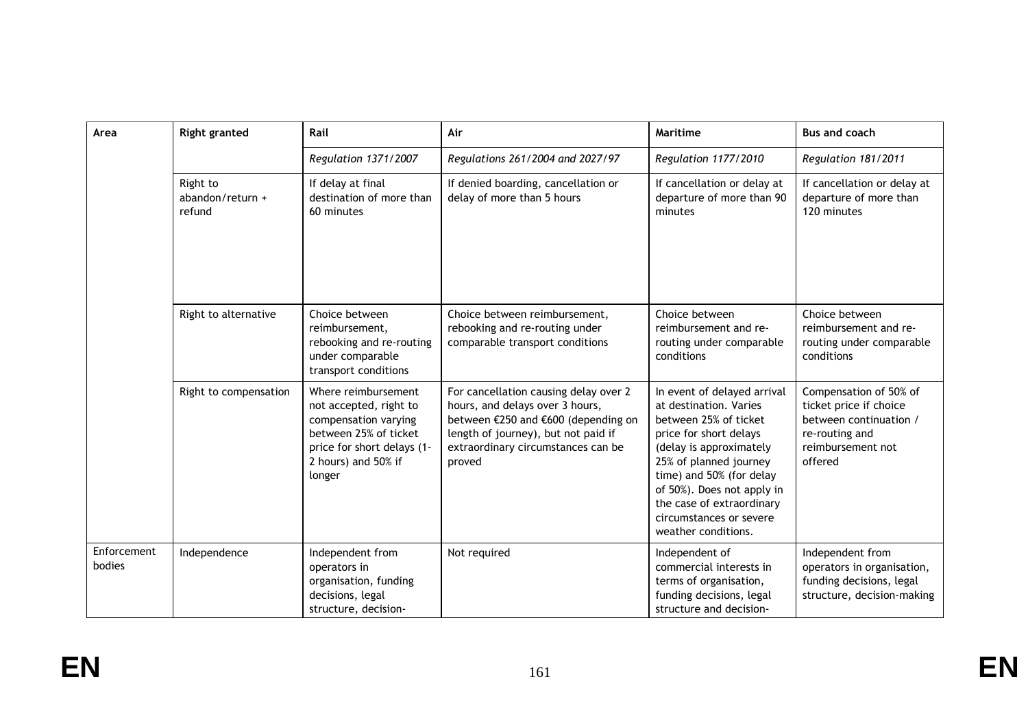| Area | Right granted | Rail | Air | Maritime | Bus and coach |
|---|---|---|---|---|---|
| | | *Regulation 1371/2007* | *Regulations 261/2004 and 2027/97* | *Regulation 1177/2010* | *Regulation 181/2011* |
| | Right to abandon/return + refund | If delay at final destination of more than 60 minutes | If denied boarding, cancellation or delay of more than 5 hours | If cancellation or delay at departure of more than 90 minutes | If cancellation or delay at departure of more than 120 minutes |
| | Right to alternative | Choice between reimbursement, rebooking and re-routing under comparable transport conditions | Choice between reimbursement, rebooking and re-routing under comparable transport conditions | Choice between reimbursement and re-routing under comparable conditions | Choice between reimbursement and re-routing under comparable conditions |
| | Right to compensation | Where reimbursement not accepted, right to compensation varying between 25% of ticket price for short delays (1-2 hours) and 50% if longer | For cancellation causing delay over 2 hours, and delays over 3 hours, between €250 and €600 (depending on length of journey), but not paid if extraordinary circumstances can be proved | In event of delayed arrival at destination. Varies between 25% of ticket price for short delays (delay is approximately 25% of planned journey time) and 50% (for delay of 50%). Does not apply in the case of extraordinary circumstances or severe weather conditions. | Compensation of 50% of ticket price if choice between continuation / re-routing and reimbursement not offered |
| Enforcement bodies | Independence | Independent from operators in organisation, funding decisions, legal structure, decision- | Not required | Independent of commercial interests in terms of organisation, funding decisions, legal structure and decision- | Independent from operators in organisation, funding decisions, legal structure, decision-making |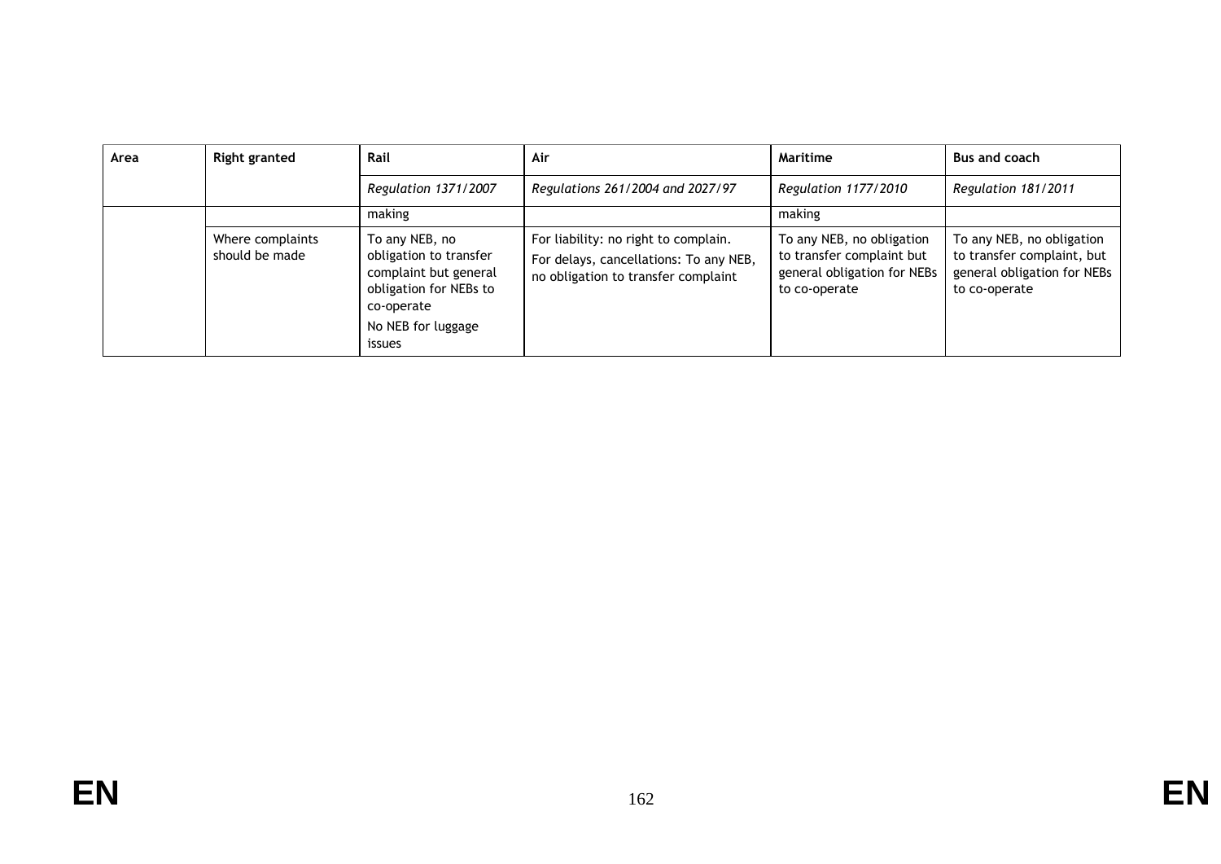| Area | Right granted | Rail | Air | Maritime | Bus and coach |
|---|---|---|---|---|---|
| | | *Regulation 1371/2007* | *Regulations 261/2004 and 2027/97* | *Regulation 1177/2010* | *Regulation 181/2011* |
| | | making | | making | |
| | Where complaints should be made | To any NEB, no obligation to transfer complaint but general obligation for NEBs to co-operate<br>No NEB for luggage issues | For liability: no right to complain.<br>For delays, cancellations: To any NEB, no obligation to transfer complaint | To any NEB, no obligation to transfer complaint but general obligation for NEBs to co-operate | To any NEB, no obligation to transfer complaint, but general obligation for NEBs to co-operate |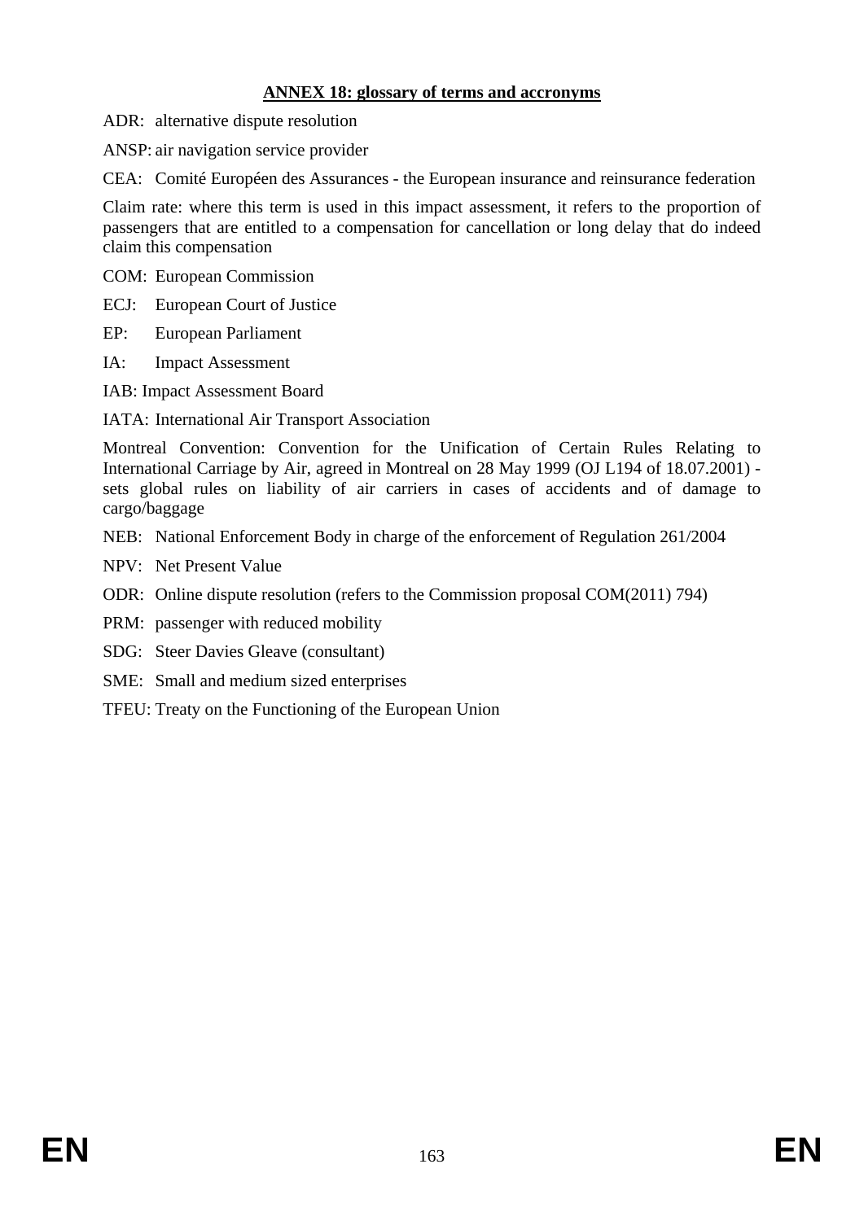**ANNEX 18: glossary of terms and accronyms**

ADR: alternative dispute resolution

ANSP: air navigation service provider

CEA: Comité Européen des Assurances - the European insurance and reinsurance federation

Claim rate: where this term is used in this impact assessment, it refers to the proportion of passengers that are entitled to a compensation for cancellation or long delay that do indeed claim this compensation

COM: European Commission

ECJ: European Court of Justice

EP: European Parliament

IA: Impact Assessment

IAB: Impact Assessment Board

IATA: International Air Transport Association

Montreal Convention: Convention for the Unification of Certain Rules Relating to International Carriage by Air, agreed in Montreal on 28 May 1999 (OJ L194 of 18.07.2001) - sets global rules on liability of air carriers in cases of accidents and of damage to cargo/baggage

NEB: National Enforcement Body in charge of the enforcement of Regulation 261/2004

NPV: Net Present Value

ODR: Online dispute resolution (refers to the Commission proposal COM(2011) 794)

PRM: passenger with reduced mobility

SDG: Steer Davies Gleave (consultant)

SME: Small and medium sized enterprises

TFEU: Treaty on the Functioning of the European Union